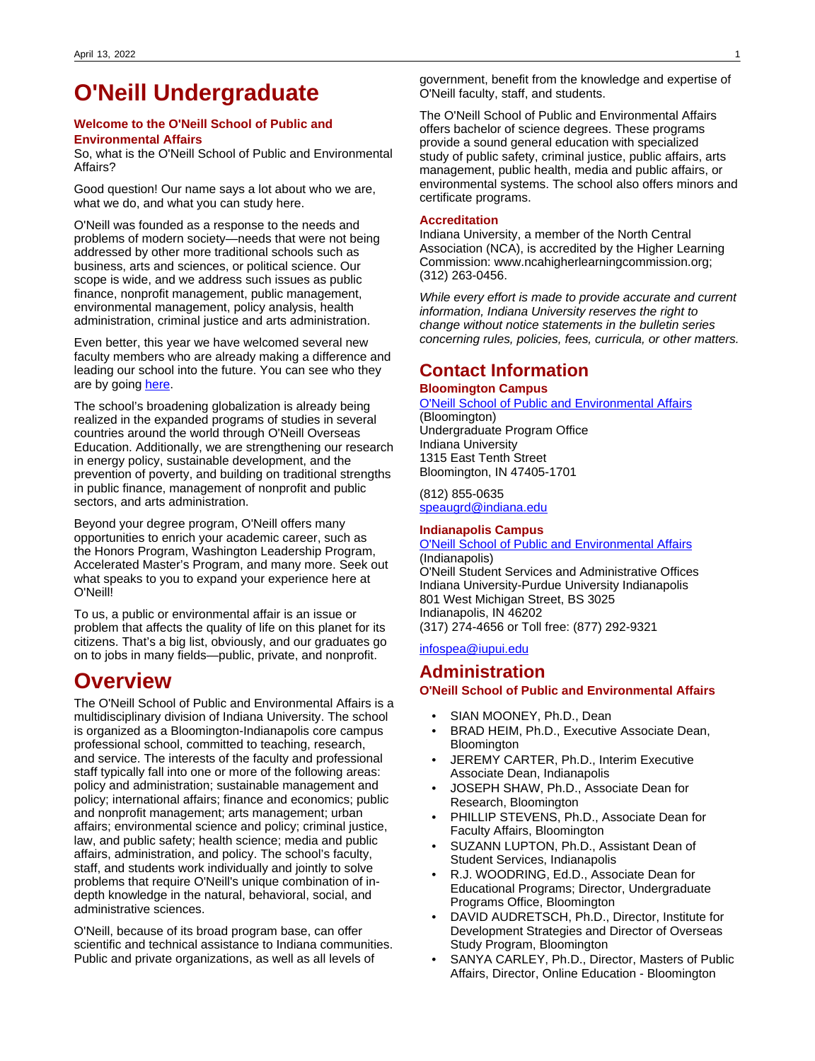# O'Neill Undergraduate

### Welcome to the O'Neill School of Public and Environmental Affairs

So, what is the O'Neill School of Public and Environmental Affairs?

Good question! Our name says a lot about who we are, what we do, and what you can study here.

O'Neill was founded as a response to the needs and problems of modern society—needs that were not being addressed by other more traditional schools such as business, arts and sciences, or political science. Our scope is wide, and we address such issues as public finance, nonprofit management, public management, environmental management, policy analysis, health administration, criminal justice and arts administration.

Even better, this year we have welcomed several new faculty members who are already making a difference and leading our school into the future. You can see who they are by going [here](#).

The school's broadening globalization is already being realized in the expanded programs of studies in several countries around the world through O'Neill Overseas Education. Additionally, we are strengthening our research in energy policy, sustainable development, and the prevention of poverty, and building on traditional strengths in public finance, management of nonprofit and public sectors, and arts administration.

Beyond your degree program, O'Neill offers many opportunities to enrich your academic career, such as the Honors Program, Washington Leadership Program, Accelerated Master's Program, and many more. Seek out what speaks to you to expand your experience here at O'Neill!

To us, a public or environmental affair is an issue or problem that affects the quality of life on this planet for its citizens. That's a big list, obviously, and our graduates go on to jobs in many fields—public, private, and nonprofit.

# Overview

The O'Neill School of Public and Environmental Affairs is a multidisciplinary division of Indiana University. The school is organized as a Bloomington-Indianapolis core campus professional school, committed to teaching, research, and service. The interests of the faculty and professional staff typically fall into one or more of the following areas: policy and administration; sustainable management and policy; international affairs; finance and economics; public and nonprofit management; arts management; urban affairs; environmental science and policy; criminal justice, law, and public safety; health science; media and public affairs, administration, and policy. The school's faculty, staff, and students work individually and jointly to solve problems that require O'Neill's unique combination of in-depth knowledge in the natural, behavioral, social, and administrative sciences.

O'Neill, because of its broad program base, can offer scientific and technical assistance to Indiana communities. Public and private organizations, as well as all levels of government, benefit from the knowledge and expertise of O'Neill faculty, staff, and students.

The O'Neill School of Public and Environmental Affairs offers bachelor of science degrees. These programs provide a sound general education with specialized study of public safety, criminal justice, public affairs, arts management, public health, media and public affairs, or environmental systems. The school also offers minors and certificate programs.

### Accreditation

Indiana University, a member of the North Central Association (NCA), is accredited by the Higher Learning Commission: www.ncahigherlearningcommission.org; (312) 263-0456.

*While every effort is made to provide accurate and current information, Indiana University reserves the right to change without notice statements in the bulletin series concerning rules, policies, fees, curricula, or other matters.*

# Contact Information

### Bloomington Campus

[O'Neill School of Public and Environmental Affairs](#) (Bloomington)
Undergraduate Program Office
Indiana University
1315 East Tenth Street
Bloomington, IN 47405-1701

(812) 855-0635
[speaugrd@indiana.edu](mailto:speaugrd@indiana.edu)

### Indianapolis Campus

[O'Neill School of Public and Environmental Affairs](#) (Indianapolis)
O'Neill Student Services and Administrative Offices
Indiana University-Purdue University Indianapolis
801 West Michigan Street, BS 3025
Indianapolis, IN 46202
(317) 274-4656 or Toll free: (877) 292-9321

[infospea@iupui.edu](mailto:infospea@iupui.edu)

# Administration

### O'Neill School of Public and Environmental Affairs

- SIAN MOONEY, Ph.D., Dean
- BRAD HEIM, Ph.D., Executive Associate Dean, Bloomington
- JEREMY CARTER, Ph.D., Interim Executive Associate Dean, Indianapolis
- JOSEPH SHAW, Ph.D., Associate Dean for Research, Bloomington
- PHILLIP STEVENS, Ph.D., Associate Dean for Faculty Affairs, Bloomington
- SUZANN LUPTON, Ph.D., Assistant Dean of Student Services, Indianapolis
- R.J. WOODRING, Ed.D., Associate Dean for Educational Programs; Director, Undergraduate Programs Office, Bloomington
- DAVID AUDRETSCH, Ph.D., Director, Institute for Development Strategies and Director of Overseas Study Program, Bloomington
- SANYA CARLEY, Ph.D., Director, Masters of Public Affairs, Director, Online Education - Bloomington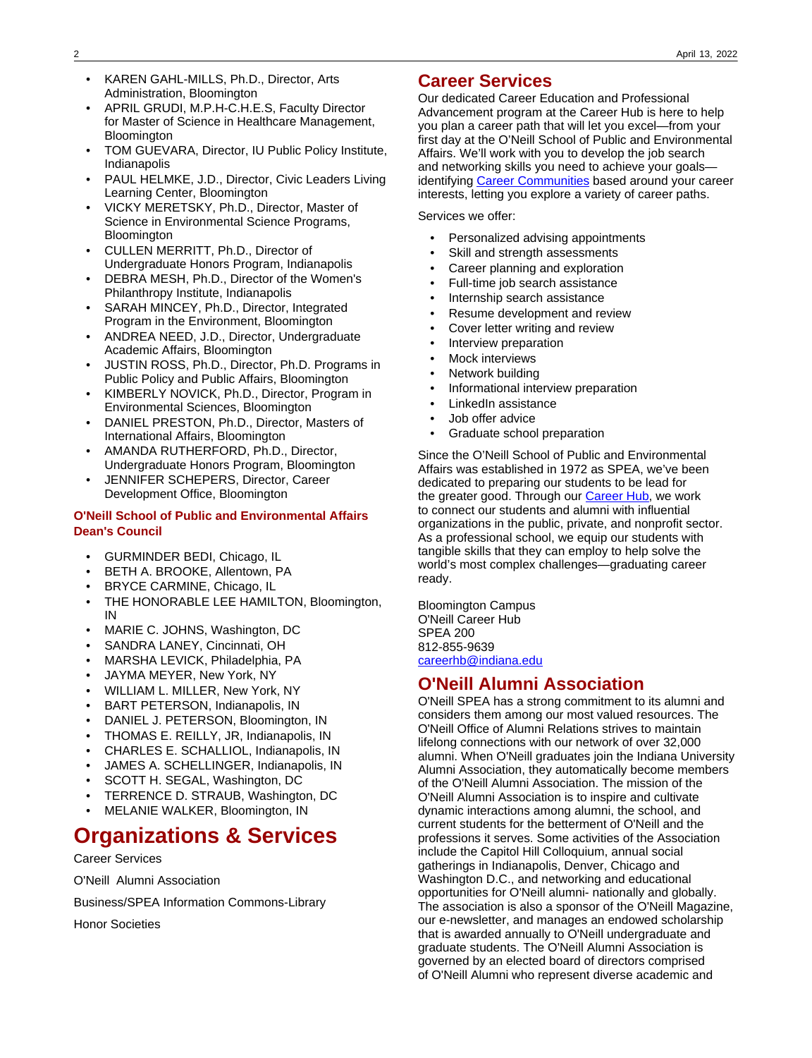- KAREN GAHL-MILLS, Ph.D., Director, Arts Administration, Bloomington
- APRIL GRUDI, M.P.H-C.H.E.S, Faculty Director for Master of Science in Healthcare Management, Bloomington
- TOM GUEVARA, Director, IU Public Policy Institute, Indianapolis
- PAUL HELMKE, J.D., Director, Civic Leaders Living Learning Center, Bloomington
- VICKY MERETSKY, Ph.D., Director, Master of Science in Environmental Science Programs, Bloomington
- CULLEN MERRITT, Ph.D., Director of Undergraduate Honors Program, Indianapolis
- DEBRA MESH, Ph.D., Director of the Women's Philanthropy Institute, Indianapolis
- SARAH MINCEY, Ph.D., Director, Integrated Program in the Environment, Bloomington
- ANDREA NEED, J.D., Director, Undergraduate Academic Affairs, Bloomington
- JUSTIN ROSS, Ph.D., Director, Ph.D. Programs in Public Policy and Public Affairs, Bloomington
- KIMBERLY NOVICK, Ph.D., Director, Program in Environmental Sciences, Bloomington
- DANIEL PRESTON, Ph.D., Director, Masters of International Affairs, Bloomington
- AMANDA RUTHERFORD, Ph.D., Director, Undergraduate Honors Program, Bloomington
- JENNIFER SCHEPERS, Director, Career Development Office, Bloomington

**O'Neill School of Public and Environmental Affairs Dean's Council**

- GURMINDER BEDI, Chicago, IL
- BETH A. BROOKE, Allentown, PA
- BRYCE CARMINE, Chicago, IL
- THE HONORABLE LEE HAMILTON, Bloomington, IN
- MARIE C. JOHNS, Washington, DC
- SANDRA LANEY, Cincinnati, OH
- MARSHA LEVICK, Philadelphia, PA
- JAYMA MEYER, New York, NY
- WILLIAM L. MILLER, New York, NY
- BART PETERSON, Indianapolis, IN
- DANIEL J. PETERSON, Bloomington, IN
- THOMAS E. REILLY, JR, Indianapolis, IN
- CHARLES E. SCHALLIOL, Indianapolis, IN
- JAMES A. SCHELLINGER, Indianapolis, IN
- SCOTT H. SEGAL, Washington, DC
- TERRENCE D. STRAUB, Washington, DC
- MELANIE WALKER, Bloomington, IN

# Organizations & Services

Career Services

O'Neill Alumni Association

Business/SPEA Information Commons-Library

Honor Societies

## Career Services

Our dedicated Career Education and Professional Advancement program at the Career Hub is here to help you plan a career path that will let you excel—from your first day at the O'Neill School of Public and Environmental Affairs. We'll work with you to develop the job search and networking skills you need to achieve your goals—identifying Career Communities based around your career interests, letting you explore a variety of career paths.

Services we offer:

- Personalized advising appointments
- Skill and strength assessments
- Career planning and exploration
- Full-time job search assistance
- Internship search assistance
- Resume development and review
- Cover letter writing and review
- Interview preparation
- Mock interviews
- Network building
- Informational interview preparation
- LinkedIn assistance
- Job offer advice
- Graduate school preparation

Since the O'Neill School of Public and Environmental Affairs was established in 1972 as SPEA, we've been dedicated to preparing our students to be lead for the greater good. Through our Career Hub, we work to connect our students and alumni with influential organizations in the public, private, and nonprofit sector. As a professional school, we equip our students with tangible skills that they can employ to help solve the world's most complex challenges—graduating career ready.

Bloomington Campus
O'Neill Career Hub
SPEA 200
812-855-9639
careerhb@indiana.edu

## O'Neill Alumni Association

O'Neill SPEA has a strong commitment to its alumni and considers them among our most valued resources. The O'Neill Office of Alumni Relations strives to maintain lifelong connections with our network of over 32,000 alumni. When O'Neill graduates join the Indiana University Alumni Association, they automatically become members of the O'Neill Alumni Association. The mission of the O'Neill Alumni Association is to inspire and cultivate dynamic interactions among alumni, the school, and current students for the betterment of O'Neill and the professions it serves. Some activities of the Association include the Capitol Hill Colloquium, annual social gatherings in Indianapolis, Denver, Chicago and Washington D.C., and networking and educational opportunities for O'Neill alumni- nationally and globally. The association is also a sponsor of the O'Neill Magazine, our e-newsletter, and manages an endowed scholarship that is awarded annually to O'Neill undergraduate and graduate students. The O'Neill Alumni Association is governed by an elected board of directors comprised of O'Neill Alumni who represent diverse academic and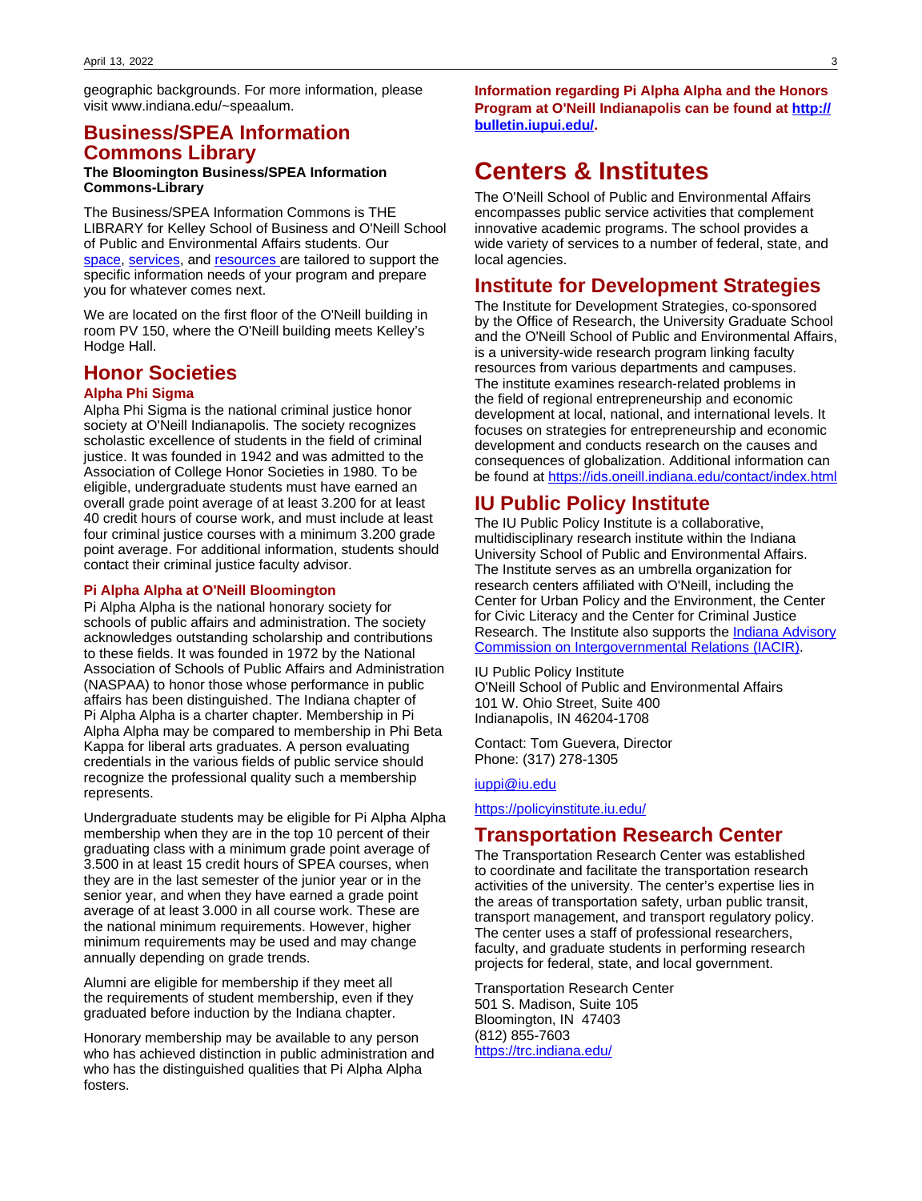geographic backgrounds. For more information, please visit www.indiana.edu/~speaalum.

## Business/SPEA Information Commons Library

**The Bloomington Business/SPEA Information Commons-Library**

The Business/SPEA Information Commons is THE LIBRARY for Kelley School of Business and O'Neill School of Public and Environmental Affairs students. Our space, services, and resources are tailored to support the specific information needs of your program and prepare you for whatever comes next.

We are located on the first floor of the O'Neill building in room PV 150, where the O'Neill building meets Kelley's Hodge Hall.

## Honor Societies

### Alpha Phi Sigma

Alpha Phi Sigma is the national criminal justice honor society at O'Neill Indianapolis. The society recognizes scholastic excellence of students in the field of criminal justice. It was founded in 1942 and was admitted to the Association of College Honor Societies in 1980. To be eligible, undergraduate students must have earned an overall grade point average of at least 3.200 for at least 40 credit hours of course work, and must include at least four criminal justice courses with a minimum 3.200 grade point average. For additional information, students should contact their criminal justice faculty advisor.

### Pi Alpha Alpha at O'Neill Bloomington

Pi Alpha Alpha is the national honorary society for schools of public affairs and administration. The society acknowledges outstanding scholarship and contributions to these fields. It was founded in 1972 by the National Association of Schools of Public Affairs and Administration (NASPAA) to honor those whose performance in public affairs has been distinguished. The Indiana chapter of Pi Alpha Alpha is a charter chapter. Membership in Pi Alpha Alpha may be compared to membership in Phi Beta Kappa for liberal arts graduates. A person evaluating credentials in the various fields of public service should recognize the professional quality such a membership represents.

Undergraduate students may be eligible for Pi Alpha Alpha membership when they are in the top 10 percent of their graduating class with a minimum grade point average of 3.500 in at least 15 credit hours of SPEA courses, when they are in the last semester of the junior year or in the senior year, and when they have earned a grade point average of at least 3.000 in all course work. These are the national minimum requirements. However, higher minimum requirements may be used and may change annually depending on grade trends.

Alumni are eligible for membership if they meet all the requirements of student membership, even if they graduated before induction by the Indiana chapter.

Honorary membership may be available to any person who has achieved distinction in public administration and who has the distinguished qualities that Pi Alpha Alpha fosters.

**Information regarding Pi Alpha Alpha and the Honors Program at O'Neill Indianapolis can be found at http://bulletin.iupui.edu/.**

# Centers & Institutes

The O'Neill School of Public and Environmental Affairs encompasses public service activities that complement innovative academic programs. The school provides a wide variety of services to a number of federal, state, and local agencies.

## Institute for Development Strategies

The Institute for Development Strategies, co-sponsored by the Office of Research, the University Graduate School and the O'Neill School of Public and Environmental Affairs, is a university-wide research program linking faculty resources from various departments and campuses. The institute examines research-related problems in the field of regional entrepreneurship and economic development at local, national, and international levels. It focuses on strategies for entrepreneurship and economic development and conducts research on the causes and consequences of globalization. Additional information can be found at https://ids.oneill.indiana.edu/contact/index.html

## IU Public Policy Institute

The IU Public Policy Institute is a collaborative, multidisciplinary research institute within the Indiana University School of Public and Environmental Affairs. The Institute serves as an umbrella organization for research centers affiliated with O'Neill, including the Center for Urban Policy and the Environment, the Center for Civic Literacy and the Center for Criminal Justice Research. The Institute also supports the Indiana Advisory Commission on Intergovernmental Relations (IACIR).

IU Public Policy Institute
O'Neill School of Public and Environmental Affairs
101 W. Ohio Street, Suite 400
Indianapolis, IN 46204-1708

Contact: Tom Guevera, Director
Phone: (317) 278-1305

iuppi@iu.edu

https://policyinstitute.iu.edu/

## Transportation Research Center

The Transportation Research Center was established to coordinate and facilitate the transportation research activities of the university. The center's expertise lies in the areas of transportation safety, urban public transit, transport management, and transport regulatory policy. The center uses a staff of professional researchers, faculty, and graduate students in performing research projects for federal, state, and local government.

Transportation Research Center
501 S. Madison, Suite 105
Bloomington, IN 47403
(812) 855-7603
https://trc.indiana.edu/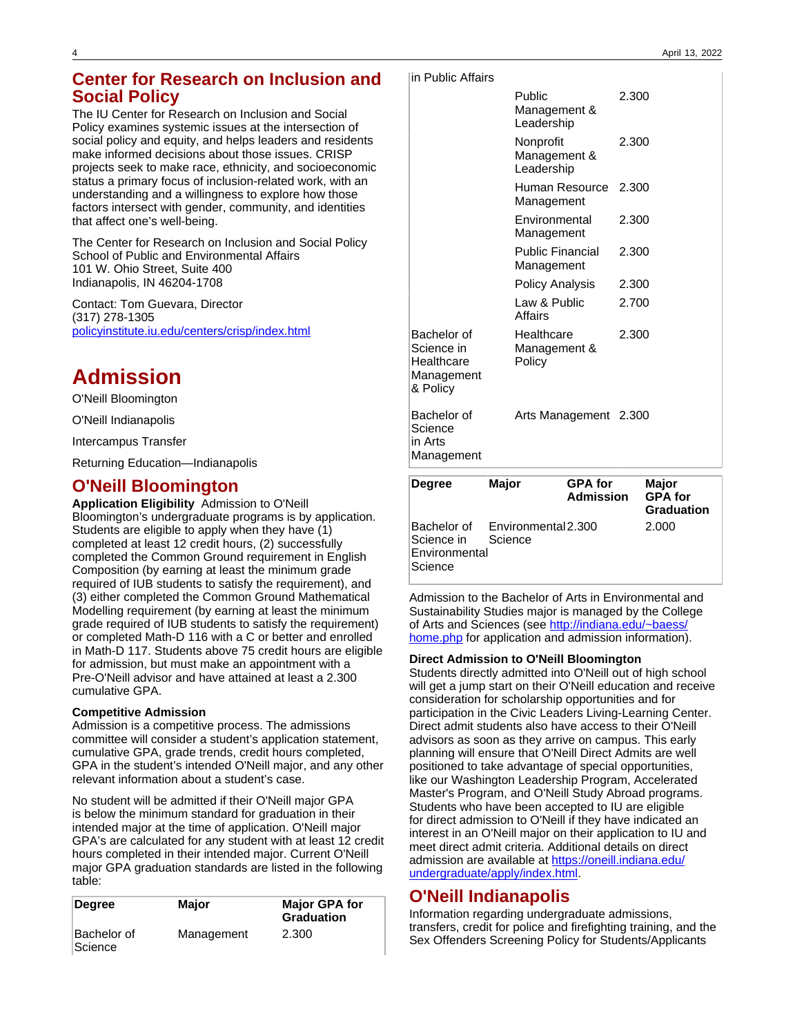## Center for Research on Inclusion and Social Policy

The IU Center for Research on Inclusion and Social Policy examines systemic issues at the intersection of social policy and equity, and helps leaders and residents make informed decisions about those issues. CRISP projects seek to make race, ethnicity, and socioeconomic status a primary focus of inclusion-related work, with an understanding and a willingness to explore how those factors intersect with gender, community, and identities that affect one's well-being.

The Center for Research on Inclusion and Social Policy
School of Public and Environmental Affairs
101 W. Ohio Street, Suite 400
Indianapolis, IN 46204-1708

Contact: Tom Guevara, Director
(317) 278-1305
[policyinstitute.iu.edu/centers/crisp/index.html](policyinstitute.iu.edu/centers/crisp/index.html)

# Admission

O'Neill Bloomington

O'Neill Indianapolis

Intercampus Transfer

Returning Education—Indianapolis

## O'Neill Bloomington

**Application Eligibility** Admission to O'Neill Bloomington's undergraduate programs is by application. Students are eligible to apply when they have (1) completed at least 12 credit hours, (2) successfully completed the Common Ground requirement in English Composition (by earning at least the minimum grade required of IUB students to satisfy the requirement), and (3) either completed the Common Ground Mathematical Modelling requirement (by earning at least the minimum grade required of IUB students to satisfy the requirement) or completed Math-D 116 with a C or better and enrolled in Math-D 117. Students above 75 credit hours are eligible for admission, but must make an appointment with a Pre-O'Neill advisor and have attained at least a 2.300 cumulative GPA.

**Competitive Admission**
Admission is a competitive process. The admissions committee will consider a student's application statement, cumulative GPA, grade trends, credit hours completed, GPA in the student's intended O'Neill major, and any other relevant information about a student's case.

No student will be admitted if their O'Neill major GPA is below the minimum standard for graduation in their intended major at the time of application. O'Neill major GPA's are calculated for any student with at least 12 credit hours completed in their intended major. Current O'Neill major GPA graduation standards are listed in the following table:

| Degree | Major | Major GPA for Graduation |
|---|---|---|
| Bachelor of Science in Public Affairs | Management | 2.300 |
| | Public Management & Leadership | 2.300 |
| | Nonprofit Management & Leadership | 2.300 |
| | Human Resource Management | 2.300 |
| | Environmental Management | 2.300 |
| | Public Financial Management | 2.300 |
| | Policy Analysis | 2.300 |
| | Law & Public Affairs | 2.700 |
| Bachelor of Science in Healthcare Management & Policy | Healthcare Management & Policy | 2.300 |
| Bachelor of Science in Arts Management | Arts Management | 2.300 |

| Degree | Major | GPA for Admission | Major GPA for Graduation |
|---|---|---|---|
| Bachelor of Science in Environmental Science | Environmental Science | 2.300 | 2.000 |

Admission to the Bachelor of Arts in Environmental and Sustainability Studies major is managed by the College of Arts and Sciences (see [http://indiana.edu/~baess/home.php](http://indiana.edu/~baess/home.php) for application and admission information).

**Direct Admission to O'Neill Bloomington**
Students directly admitted into O'Neill out of high school will get a jump start on their O'Neill education and receive consideration for scholarship opportunities and for participation in the Civic Leaders Living-Learning Center. Direct admit students also have access to their O'Neill advisors as soon as they arrive on campus. This early planning will ensure that O'Neill Direct Admits are well positioned to take advantage of special opportunities, like our Washington Leadership Program, Accelerated Master's Program, and O'Neill Study Abroad programs. Students who have been accepted to IU are eligible for direct admission to O'Neill if they have indicated an interest in an O'Neill major on their application to IU and meet direct admit criteria. Additional details on direct admission are available at [https://oneill.indiana.edu/undergraduate/apply/index.html](https://oneill.indiana.edu/undergraduate/apply/index.html).

## O'Neill Indianapolis

Information regarding undergraduate admissions, transfers, credit for police and firefighting training, and the Sex Offenders Screening Policy for Students/Applicants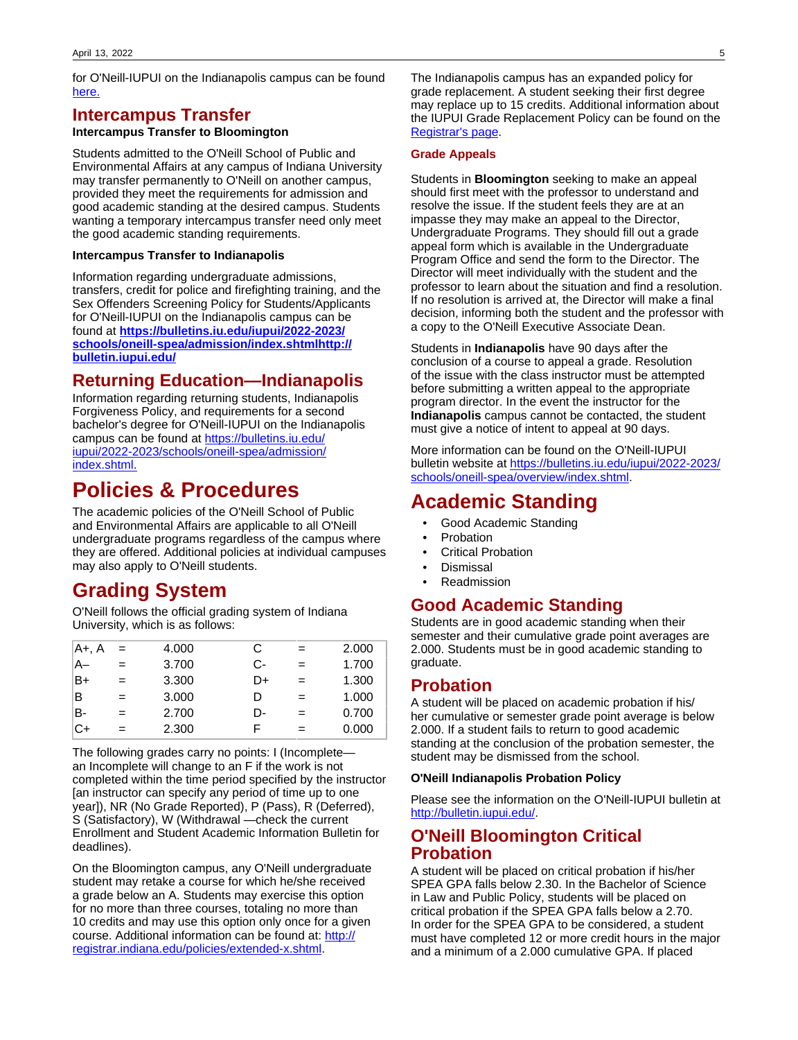for O'Neill-IUPUI on the Indianapolis campus can be found here.

## Intercampus Transfer

**Intercampus Transfer to Bloomington**

Students admitted to the O'Neill School of Public and Environmental Affairs at any campus of Indiana University may transfer permanently to O'Neill on another campus, provided they meet the requirements for admission and good academic standing at the desired campus. Students wanting a temporary intercampus transfer need only meet the good academic standing requirements.

**Intercampus Transfer to Indianapolis**

Information regarding undergraduate admissions, transfers, credit for police and firefighting training, and the Sex Offenders Screening Policy for Students/Applicants for O'Neill-IUPUI on the Indianapolis campus can be found at **https://bulletins.iu.edu/iupui/2022-2023/schools/oneill-spea/admission/index.shtmlhttp://bulletin.iupui.edu/**

## Returning Education—Indianapolis

Information regarding returning students, Indianapolis Forgiveness Policy, and requirements for a second bachelor's degree for O'Neill-IUPUI on the Indianapolis campus can be found at https://bulletins.iu.edu/iupui/2022-2023/schools/oneill-spea/admission/index.shtml.

# Policies & Procedures

The academic policies of the O'Neill School of Public and Environmental Affairs are applicable to all O'Neill undergraduate programs regardless of the campus where they are offered. Additional policies at individual campuses may also apply to O'Neill students.

## Grading System

O'Neill follows the official grading system of Indiana University, which is as follows:

| | | | | | |
|---|---|---|---|---|---|
| A+, A | = | 4.000 | C | = | 2.000 |
| A– | = | 3.700 | C- | = | 1.700 |
| B+ | = | 3.300 | D+ | = | 1.300 |
| B | = | 3.000 | D | = | 1.000 |
| B- | = | 2.700 | D- | = | 0.700 |
| C+ | = | 2.300 | F | = | 0.000 |

The following grades carry no points: I (Incomplete—an Incomplete will change to an F if the work is not completed within the time period specified by the instructor [an instructor can specify any period of time up to one year]), NR (No Grade Reported), P (Pass), R (Deferred), S (Satisfactory), W (Withdrawal —check the current Enrollment and Student Academic Information Bulletin for deadlines).

On the Bloomington campus, any O'Neill undergraduate student may retake a course for which he/she received a grade below an A. Students may exercise this option for no more than three courses, totaling no more than 10 credits and may use this option only once for a given course. Additional information can be found at: http://registrar.indiana.edu/policies/extended-x.shtml.

The Indianapolis campus has an expanded policy for grade replacement. A student seeking their first degree may replace up to 15 credits. Additional information about the IUPUI Grade Replacement Policy can be found on the Registrar's page.

#### Grade Appeals

Students in **Bloomington** seeking to make an appeal should first meet with the professor to understand and resolve the issue. If the student feels they are at an impasse they may make an appeal to the Director, Undergraduate Programs. They should fill out a grade appeal form which is available in the Undergraduate Program Office and send the form to the Director. The Director will meet individually with the student and the professor to learn about the situation and find a resolution. If no resolution is arrived at, the Director will make a final decision, informing both the student and the professor with a copy to the O'Neill Executive Associate Dean.

Students in **Indianapolis** have 90 days after the conclusion of a course to appeal a grade. Resolution of the issue with the class instructor must be attempted before submitting a written appeal to the appropriate program director. In the event the instructor for the **Indianapolis** campus cannot be contacted, the student must give a notice of intent to appeal at 90 days.

More information can be found on the O'Neill-IUPUI bulletin website at https://bulletins.iu.edu/iupui/2022-2023/schools/oneill-spea/overview/index.shtml.

# Academic Standing

- Good Academic Standing
- Probation
- Critical Probation
- Dismissal
- Readmission

## Good Academic Standing

Students are in good academic standing when their semester and their cumulative grade point averages are 2.000. Students must be in good academic standing to graduate.

## Probation

A student will be placed on academic probation if his/her cumulative or semester grade point average is below 2.000. If a student fails to return to good academic standing at the conclusion of the probation semester, the student may be dismissed from the school.

**O'Neill Indianapolis Probation Policy**

Please see the information on the O'Neill-IUPUI bulletin at http://bulletin.iupui.edu/.

## O'Neill Bloomington Critical Probation

A student will be placed on critical probation if his/her SPEA GPA falls below 2.30. In the Bachelor of Science in Law and Public Policy, students will be placed on critical probation if the SPEA GPA falls below a 2.70. In order for the SPEA GPA to be considered, a student must have completed 12 or more credit hours in the major and a minimum of a 2.000 cumulative GPA. If placed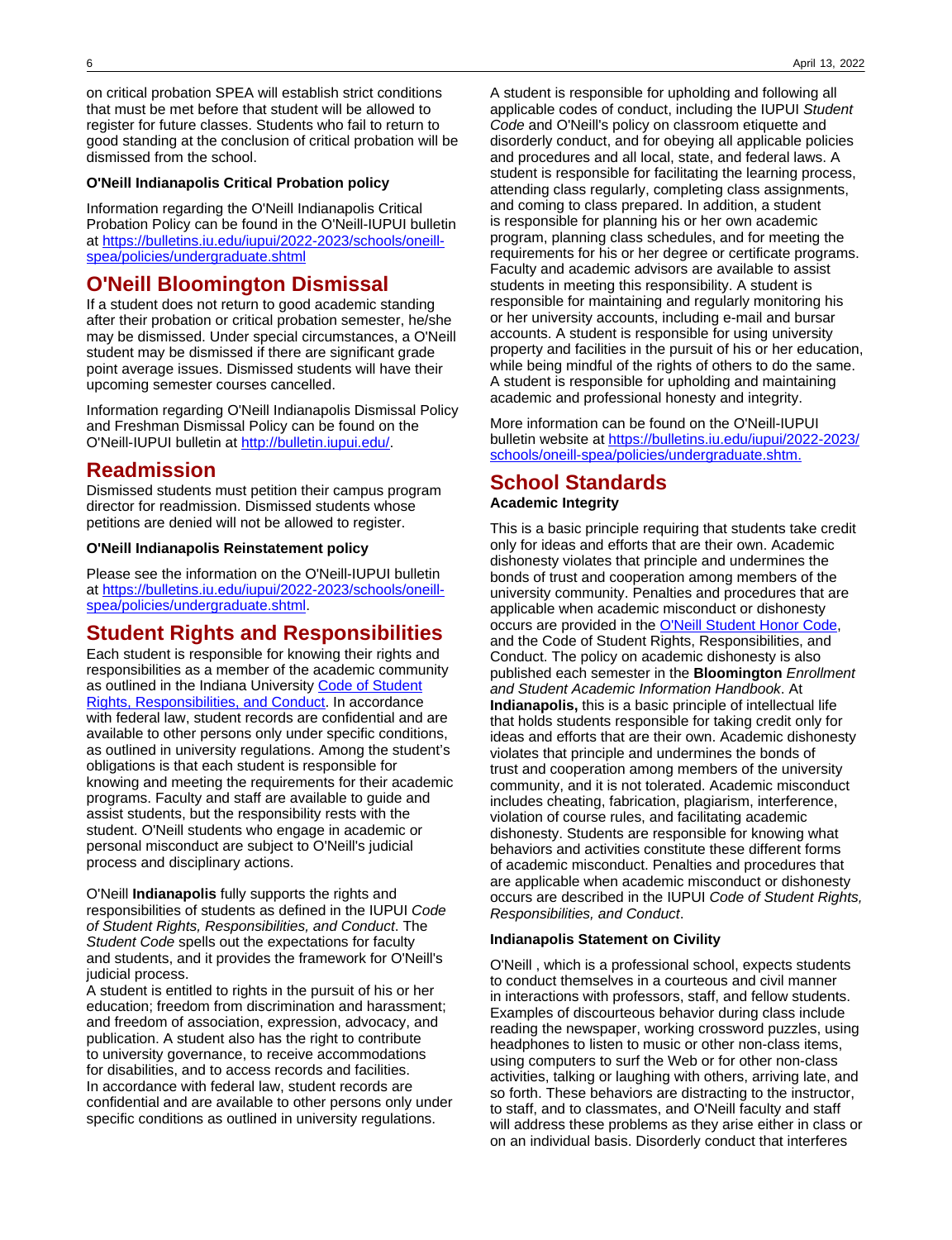on critical probation SPEA will establish strict conditions that must be met before that student will be allowed to register for future classes. Students who fail to return to good standing at the conclusion of critical probation will be dismissed from the school.

**O'Neill Indianapolis Critical Probation policy**

Information regarding the O'Neill Indianapolis Critical Probation Policy can be found in the O'Neill-IUPUI bulletin at [https://bulletins.iu.edu/iupui/2022-2023/schools/oneill-spea/policies/undergraduate.shtml](https://bulletins.iu.edu/iupui/2022-2023/schools/oneill-spea/policies/undergraduate.shtml)

## O'Neill Bloomington Dismissal

If a student does not return to good academic standing after their probation or critical probation semester, he/she may be dismissed. Under special circumstances, a O'Neill student may be dismissed if there are significant grade point average issues. Dismissed students will have their upcoming semester courses cancelled.

Information regarding O'Neill Indianapolis Dismissal Policy and Freshman Dismissal Policy can be found on the O'Neill-IUPUI bulletin at [http://bulletin.iupui.edu/](http://bulletin.iupui.edu/).

## Readmission

Dismissed students must petition their campus program director for readmission. Dismissed students whose petitions are denied will not be allowed to register.

**O'Neill Indianapolis Reinstatement policy**

Please see the information on the O'Neill-IUPUI bulletin at [https://bulletins.iu.edu/iupui/2022-2023/schools/oneill-spea/policies/undergraduate.shtml](https://bulletins.iu.edu/iupui/2022-2023/schools/oneill-spea/policies/undergraduate.shtml).

## Student Rights and Responsibilities

Each student is responsible for knowing their rights and responsibilities as a member of the academic community as outlined in the Indiana University Code of Student Rights, Responsibilities, and Conduct. In accordance with federal law, student records are confidential and are available to other persons only under specific conditions, as outlined in university regulations. Among the student's obligations is that each student is responsible for knowing and meeting the requirements for their academic programs. Faculty and staff are available to guide and assist students, but the responsibility rests with the student. O'Neill students who engage in academic or personal misconduct are subject to O'Neill's judicial process and disciplinary actions.

O'Neill **Indianapolis** fully supports the rights and responsibilities of students as defined in the IUPUI *Code of Student Rights, Responsibilities, and Conduct*. The *Student Code* spells out the expectations for faculty and students, and it provides the framework for O'Neill's judicial process.
A student is entitled to rights in the pursuit of his or her education; freedom from discrimination and harassment; and freedom of association, expression, advocacy, and publication. A student also has the right to contribute to university governance, to receive accommodations for disabilities, and to access records and facilities. In accordance with federal law, student records are confidential and are available to other persons only under specific conditions as outlined in university regulations.

A student is responsible for upholding and following all applicable codes of conduct, including the IUPUI *Student Code* and O'Neill's policy on classroom etiquette and disorderly conduct, and for obeying all applicable policies and procedures and all local, state, and federal laws. A student is responsible for facilitating the learning process, attending class regularly, completing class assignments, and coming to class prepared. In addition, a student is responsible for planning his or her own academic program, planning class schedules, and for meeting the requirements for his or her degree or certificate programs. Faculty and academic advisors are available to assist students in meeting this responsibility. A student is responsible for maintaining and regularly monitoring his or her university accounts, including e-mail and bursar accounts. A student is responsible for using university property and facilities in the pursuit of his or her education, while being mindful of the rights of others to do the same. A student is responsible for upholding and maintaining academic and professional honesty and integrity.

More information can be found on the O'Neill-IUPUI bulletin website at [https://bulletins.iu.edu/iupui/2022-2023/schools/oneill-spea/policies/undergraduate.shtm.](https://bulletins.iu.edu/iupui/2022-2023/schools/oneill-spea/policies/undergraduate.shtm)

## School Standards

**Academic Integrity**

This is a basic principle requiring that students take credit only for ideas and efforts that are their own. Academic dishonesty violates that principle and undermines the bonds of trust and cooperation among members of the university community. Penalties and procedures that are applicable when academic misconduct or dishonesty occurs are provided in the O'Neill Student Honor Code, and the Code of Student Rights, Responsibilities, and Conduct. The policy on academic dishonesty is also published each semester in the **Bloomington** *Enrollment and Student Academic Information Handbook*. At **Indianapolis,** this is a basic principle of intellectual life that holds students responsible for taking credit only for ideas and efforts that are their own. Academic dishonesty violates that principle and undermines the bonds of trust and cooperation among members of the university community, and it is not tolerated. Academic misconduct includes cheating, fabrication, plagiarism, interference, violation of course rules, and facilitating academic dishonesty. Students are responsible for knowing what behaviors and activities constitute these different forms of academic misconduct. Penalties and procedures that are applicable when academic misconduct or dishonesty occurs are described in the IUPUI *Code of Student Rights, Responsibilities, and Conduct*.

**Indianapolis Statement on Civility**

O'Neill , which is a professional school, expects students to conduct themselves in a courteous and civil manner in interactions with professors, staff, and fellow students. Examples of discourteous behavior during class include reading the newspaper, working crossword puzzles, using headphones to listen to music or other non-class items, using computers to surf the Web or for other non-class activities, talking or laughing with others, arriving late, and so forth. These behaviors are distracting to the instructor, to staff, and to classmates, and O'Neill faculty and staff will address these problems as they arise either in class or on an individual basis. Disorderly conduct that interferes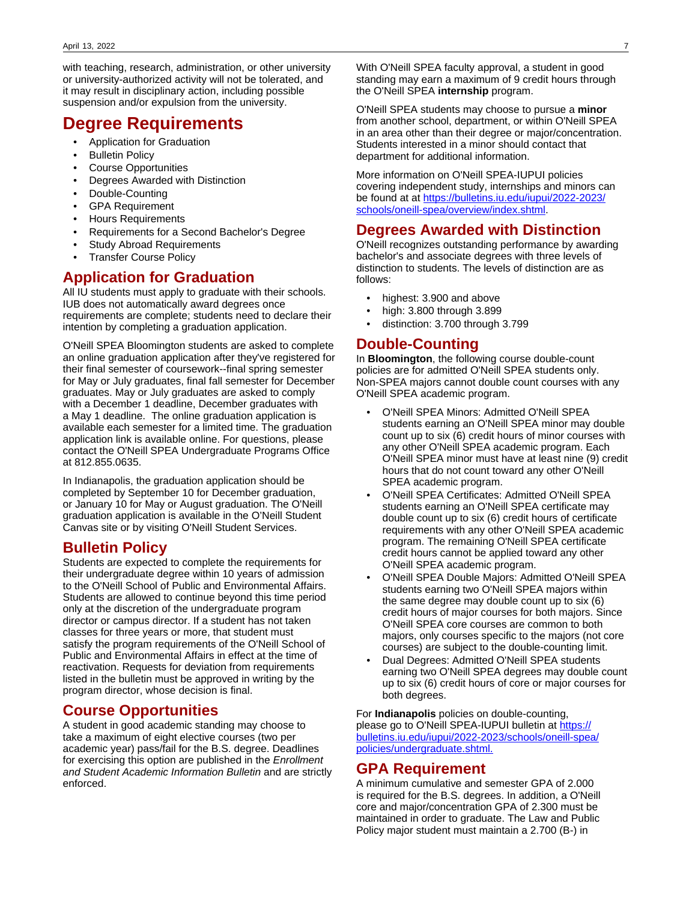with teaching, research, administration, or other university or university-authorized activity will not be tolerated, and it may result in disciplinary action, including possible suspension and/or expulsion from the university.

# Degree Requirements

- Application for Graduation
- Bulletin Policy
- Course Opportunities
- Degrees Awarded with Distinction
- Double-Counting
- GPA Requirement
- Hours Requirements
- Requirements for a Second Bachelor's Degree
- Study Abroad Requirements
- Transfer Course Policy

## Application for Graduation

All IU students must apply to graduate with their schools. IUB does not automatically award degrees once requirements are complete; students need to declare their intention by completing a graduation application.

O'Neill SPEA Bloomington students are asked to complete an online graduation application after they've registered for their final semester of coursework--final spring semester for May or July graduates, final fall semester for December graduates. May or July graduates are asked to comply with a December 1 deadline, December graduates with a May 1 deadline. The online graduation application is available each semester for a limited time. The graduation application link is available online. For questions, please contact the O'Neill SPEA Undergraduate Programs Office at 812.855.0635.

In Indianapolis, the graduation application should be completed by September 10 for December graduation, or January 10 for May or August graduation. The O'Neill graduation application is available in the O'Neill Student Canvas site or by visiting O'Neill Student Services.

## Bulletin Policy

Students are expected to complete the requirements for their undergraduate degree within 10 years of admission to the O'Neill School of Public and Environmental Affairs. Students are allowed to continue beyond this time period only at the discretion of the undergraduate program director or campus director. If a student has not taken classes for three years or more, that student must satisfy the program requirements of the O'Neill School of Public and Environmental Affairs in effect at the time of reactivation. Requests for deviation from requirements listed in the bulletin must be approved in writing by the program director, whose decision is final.

## Course Opportunities

A student in good academic standing may choose to take a maximum of eight elective courses (two per academic year) pass/fail for the B.S. degree. Deadlines for exercising this option are published in the *Enrollment and Student Academic Information Bulletin* and are strictly enforced.

With O'Neill SPEA faculty approval, a student in good standing may earn a maximum of 9 credit hours through the O'Neill SPEA **internship** program.

O'Neill SPEA students may choose to pursue a **minor** from another school, department, or within O'Neill SPEA in an area other than their degree or major/concentration. Students interested in a minor should contact that department for additional information.

More information on O'Neill SPEA-IUPUI policies covering independent study, internships and minors can be found at at [https://bulletins.iu.edu/iupui/2022-2023/schools/oneill-spea/overview/index.shtml](https://bulletins.iu.edu/iupui/2022-2023/schools/oneill-spea/overview/index.shtml).

## Degrees Awarded with Distinction

O'Neill recognizes outstanding performance by awarding bachelor's and associate degrees with three levels of distinction to students. The levels of distinction are as follows:

- highest: 3.900 and above
- high: 3.800 through 3.899
- distinction: 3.700 through 3.799

## Double-Counting

In **Bloomington**, the following course double-count policies are for admitted O'Neill SPEA students only. Non-SPEA majors cannot double count courses with any O'Neill SPEA academic program.

- O'Neill SPEA Minors: Admitted O'Neill SPEA students earning an O'Neill SPEA minor may double count up to six (6) credit hours of minor courses with any other O'Neill SPEA academic program. Each O'Neill SPEA minor must have at least nine (9) credit hours that do not count toward any other O'Neill SPEA academic program.
- O'Neill SPEA Certificates: Admitted O'Neill SPEA students earning an O'Neill SPEA certificate may double count up to six (6) credit hours of certificate requirements with any other O'Neill SPEA academic program. The remaining O'Neill SPEA certificate credit hours cannot be applied toward any other O'Neill SPEA academic program.
- O'Neill SPEA Double Majors: Admitted O'Neill SPEA students earning two O'Neill SPEA majors within the same degree may double count up to six (6) credit hours of major courses for both majors. Since O'Neill SPEA core courses are common to both majors, only courses specific to the majors (not core courses) are subject to the double-counting limit.
- Dual Degrees: Admitted O'Neill SPEA students earning two O'Neill SPEA degrees may double count up to six (6) credit hours of core or major courses for both degrees.

For **Indianapolis** policies on double-counting, please go to O'Neill SPEA-IUPUI bulletin at [https://bulletins.iu.edu/iupui/2022-2023/schools/oneill-spea/policies/undergraduate.shtml.](https://bulletins.iu.edu/iupui/2022-2023/schools/oneill-spea/policies/undergraduate.shtml)

## GPA Requirement

A minimum cumulative and semester GPA of 2.000 is required for the B.S. degrees. In addition, a O'Neill core and major/concentration GPA of 2.300 must be maintained in order to graduate. The Law and Public Policy major student must maintain a 2.700 (B-) in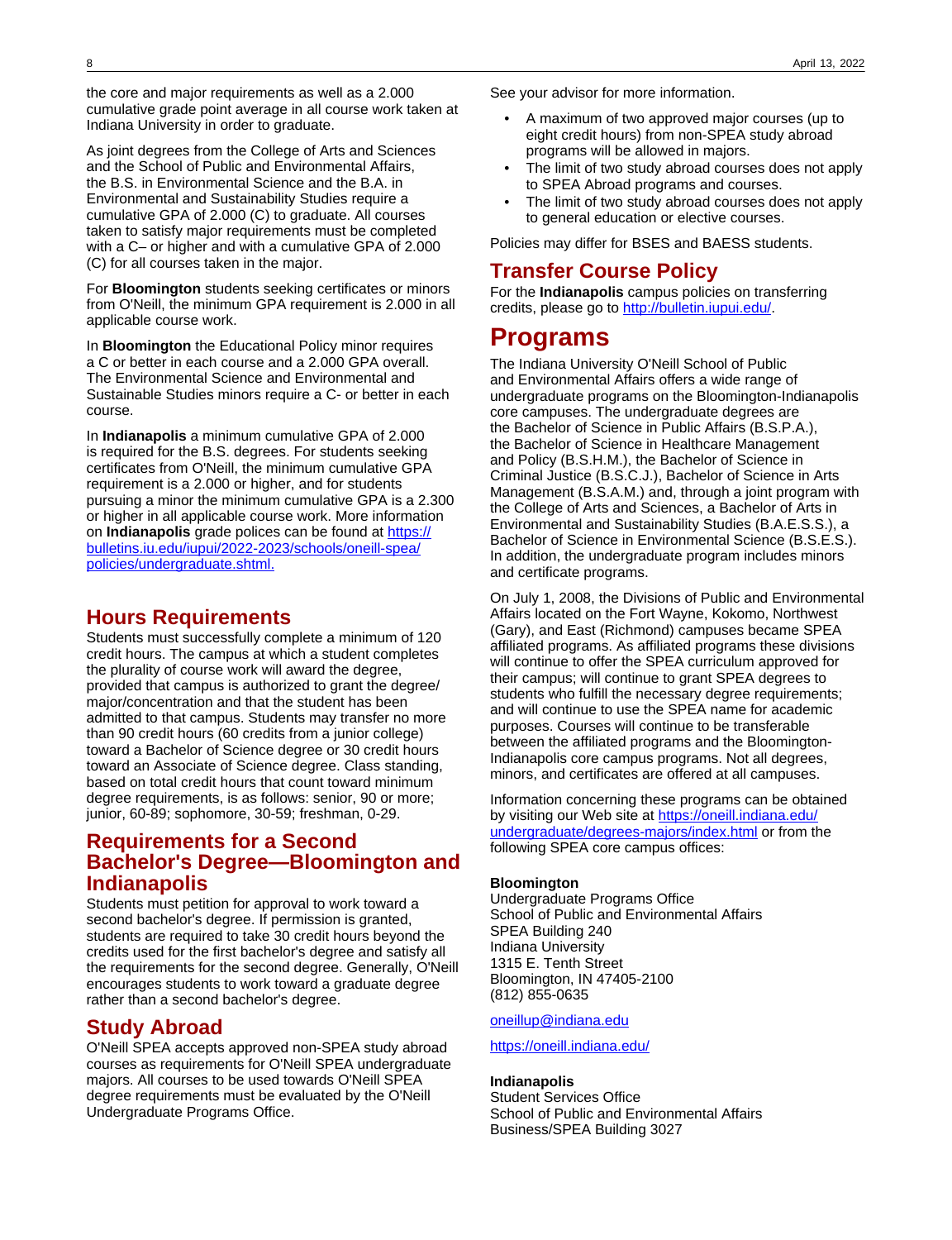the core and major requirements as well as a 2.000 cumulative grade point average in all course work taken at Indiana University in order to graduate.

As joint degrees from the College of Arts and Sciences and the School of Public and Environmental Affairs, the B.S. in Environmental Science and the B.A. in Environmental and Sustainability Studies require a cumulative GPA of 2.000 (C) to graduate. All courses taken to satisfy major requirements must be completed with a C– or higher and with a cumulative GPA of 2.000 (C) for all courses taken in the major.

For **Bloomington** students seeking certificates or minors from O'Neill, the minimum GPA requirement is 2.000 in all applicable course work.

In **Bloomington** the Educational Policy minor requires a C or better in each course and a 2.000 GPA overall. The Environmental Science and Environmental and Sustainable Studies minors require a C- or better in each course.

In **Indianapolis** a minimum cumulative GPA of 2.000 is required for the B.S. degrees. For students seeking certificates from O'Neill, the minimum cumulative GPA requirement is a 2.000 or higher, and for students pursuing a minor the minimum cumulative GPA is a 2.300 or higher in all applicable course work. More information on **Indianapolis** grade polices can be found at https://bulletins.iu.edu/iupui/2022-2023/schools/oneill-spea/policies/undergraduate.shtml.

## Hours Requirements

Students must successfully complete a minimum of 120 credit hours. The campus at which a student completes the plurality of course work will award the degree, provided that campus is authorized to grant the degree/major/concentration and that the student has been admitted to that campus. Students may transfer no more than 90 credit hours (60 credits from a junior college) toward a Bachelor of Science degree or 30 credit hours toward an Associate of Science degree. Class standing, based on total credit hours that count toward minimum degree requirements, is as follows: senior, 90 or more; junior, 60-89; sophomore, 30-59; freshman, 0-29.

## Requirements for a Second Bachelor's Degree—Bloomington and Indianapolis

Students must petition for approval to work toward a second bachelor's degree. If permission is granted, students are required to take 30 credit hours beyond the credits used for the first bachelor's degree and satisfy all the requirements for the second degree. Generally, O'Neill encourages students to work toward a graduate degree rather than a second bachelor's degree.

## Study Abroad

O'Neill SPEA accepts approved non-SPEA study abroad courses as requirements for O'Neill SPEA undergraduate majors. All courses to be used towards O'Neill SPEA degree requirements must be evaluated by the O'Neill Undergraduate Programs Office.

See your advisor for more information.

- A maximum of two approved major courses (up to eight credit hours) from non-SPEA study abroad programs will be allowed in majors.
- The limit of two study abroad courses does not apply to SPEA Abroad programs and courses.
- The limit of two study abroad courses does not apply to general education or elective courses.

Policies may differ for BSES and BAESS students.

## Transfer Course Policy

For the **Indianapolis** campus policies on transferring credits, please go to http://bulletin.iupui.edu/.

# Programs

The Indiana University O'Neill School of Public and Environmental Affairs offers a wide range of undergraduate programs on the Bloomington-Indianapolis core campuses. The undergraduate degrees are the Bachelor of Science in Public Affairs (B.S.P.A.), the Bachelor of Science in Healthcare Management and Policy (B.S.H.M.), the Bachelor of Science in Criminal Justice (B.S.C.J.), Bachelor of Science in Arts Management (B.S.A.M.) and, through a joint program with the College of Arts and Sciences, a Bachelor of Arts in Environmental and Sustainability Studies (B.A.E.S.S.), a Bachelor of Science in Environmental Science (B.S.E.S.). In addition, the undergraduate program includes minors and certificate programs.

On July 1, 2008, the Divisions of Public and Environmental Affairs located on the Fort Wayne, Kokomo, Northwest (Gary), and East (Richmond) campuses became SPEA affiliated programs. As affiliated programs these divisions will continue to offer the SPEA curriculum approved for their campus; will continue to grant SPEA degrees to students who fulfill the necessary degree requirements; and will continue to use the SPEA name for academic purposes. Courses will continue to be transferable between the affiliated programs and the Bloomington-Indianapolis core campus programs. Not all degrees, minors, and certificates are offered at all campuses.

Information concerning these programs can be obtained by visiting our Web site at https://oneill.indiana.edu/undergraduate/degrees-majors/index.html or from the following SPEA core campus offices:

**Bloomington**
Undergraduate Programs Office
School of Public and Environmental Affairs
SPEA Building 240
Indiana University
1315 E. Tenth Street
Bloomington, IN 47405-2100
(812) 855-0635

oneillup@indiana.edu

https://oneill.indiana.edu/

**Indianapolis**
Student Services Office
School of Public and Environmental Affairs
Business/SPEA Building 3027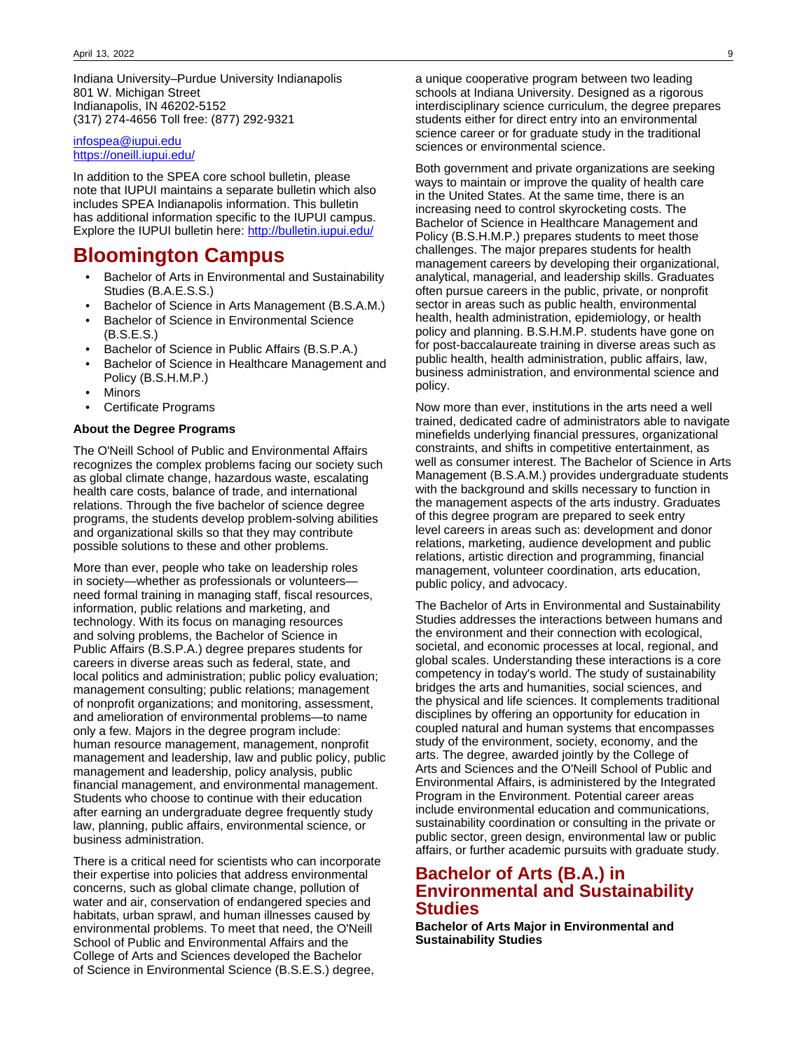Indiana University–Purdue University Indianapolis
801 W. Michigan Street
Indianapolis, IN 46202-5152
(317) 274-4656 Toll free: (877) 292-9321

[infospea@iupui.edu](mailto:infospea@iupui.edu)
[https://oneill.iupui.edu/](https://oneill.iupui.edu/)

In addition to the SPEA core school bulletin, please note that IUPUI maintains a separate bulletin which also includes SPEA Indianapolis information. This bulletin has additional information specific to the IUPUI campus. Explore the IUPUI bulletin here: [http://bulletin.iupui.edu/](http://bulletin.iupui.edu/)

# Bloomington Campus

- Bachelor of Arts in Environmental and Sustainability Studies (B.A.E.S.S.)
- Bachelor of Science in Arts Management (B.S.A.M.)
- Bachelor of Science in Environmental Science (B.S.E.S.)
- Bachelor of Science in Public Affairs (B.S.P.A.)
- Bachelor of Science in Healthcare Management and Policy (B.S.H.M.P.)
- Minors
- Certificate Programs

**About the Degree Programs**

The O'Neill School of Public and Environmental Affairs recognizes the complex problems facing our society such as global climate change, hazardous waste, escalating health care costs, balance of trade, and international relations. Through the five bachelor of science degree programs, the students develop problem-solving abilities and organizational skills so that they may contribute possible solutions to these and other problems.

More than ever, people who take on leadership roles in society—whether as professionals or volunteers—need formal training in managing staff, fiscal resources, information, public relations and marketing, and technology. With its focus on managing resources and solving problems, the Bachelor of Science in Public Affairs (B.S.P.A.) degree prepares students for careers in diverse areas such as federal, state, and local politics and administration; public policy evaluation; management consulting; public relations; management of nonprofit organizations; and monitoring, assessment, and amelioration of environmental problems—to name only a few. Majors in the degree program include: human resource management, management, nonprofit management and leadership, law and public policy, public management and leadership, policy analysis, public financial management, and environmental management. Students who choose to continue with their education after earning an undergraduate degree frequently study law, planning, public affairs, environmental science, or business administration.

There is a critical need for scientists who can incorporate their expertise into policies that address environmental concerns, such as global climate change, pollution of water and air, conservation of endangered species and habitats, urban sprawl, and human illnesses caused by environmental problems. To meet that need, the O'Neill School of Public and Environmental Affairs and the College of Arts and Sciences developed the Bachelor of Science in Environmental Science (B.S.E.S.) degree, a unique cooperative program between two leading schools at Indiana University. Designed as a rigorous interdisciplinary science curriculum, the degree prepares students either for direct entry into an environmental science career or for graduate study in the traditional sciences or environmental science.

Both government and private organizations are seeking ways to maintain or improve the quality of health care in the United States. At the same time, there is an increasing need to control skyrocketing costs. The Bachelor of Science in Healthcare Management and Policy (B.S.H.M.P.) prepares students to meet those challenges. The major prepares students for health management careers by developing their organizational, analytical, managerial, and leadership skills. Graduates often pursue careers in the public, private, or nonprofit sector in areas such as public health, environmental health, health administration, epidemiology, or health policy and planning. B.S.H.M.P. students have gone on for post-baccalaureate training in diverse areas such as public health, health administration, public affairs, law, business administration, and environmental science and policy.

Now more than ever, institutions in the arts need a well trained, dedicated cadre of administrators able to navigate minefields underlying financial pressures, organizational constraints, and shifts in competitive entertainment, as well as consumer interest. The Bachelor of Science in Arts Management (B.S.A.M.) provides undergraduate students with the background and skills necessary to function in the management aspects of the arts industry. Graduates of this degree program are prepared to seek entry level careers in areas such as: development and donor relations, marketing, audience development and public relations, artistic direction and programming, financial management, volunteer coordination, arts education, public policy, and advocacy.

The Bachelor of Arts in Environmental and Sustainability Studies addresses the interactions between humans and the environment and their connection with ecological, societal, and economic processes at local, regional, and global scales. Understanding these interactions is a core competency in today's world. The study of sustainability bridges the arts and humanities, social sciences, and the physical and life sciences. It complements traditional disciplines by offering an opportunity for education in coupled natural and human systems that encompasses study of the environment, society, economy, and the arts. The degree, awarded jointly by the College of Arts and Sciences and the O'Neill School of Public and Environmental Affairs, is administered by the Integrated Program in the Environment. Potential career areas include environmental education and communications, sustainability coordination or consulting in the private or public sector, green design, environmental law or public affairs, or further academic pursuits with graduate study.

## Bachelor of Arts (B.A.) in Environmental and Sustainability Studies

**Bachelor of Arts Major in Environmental and Sustainability Studies**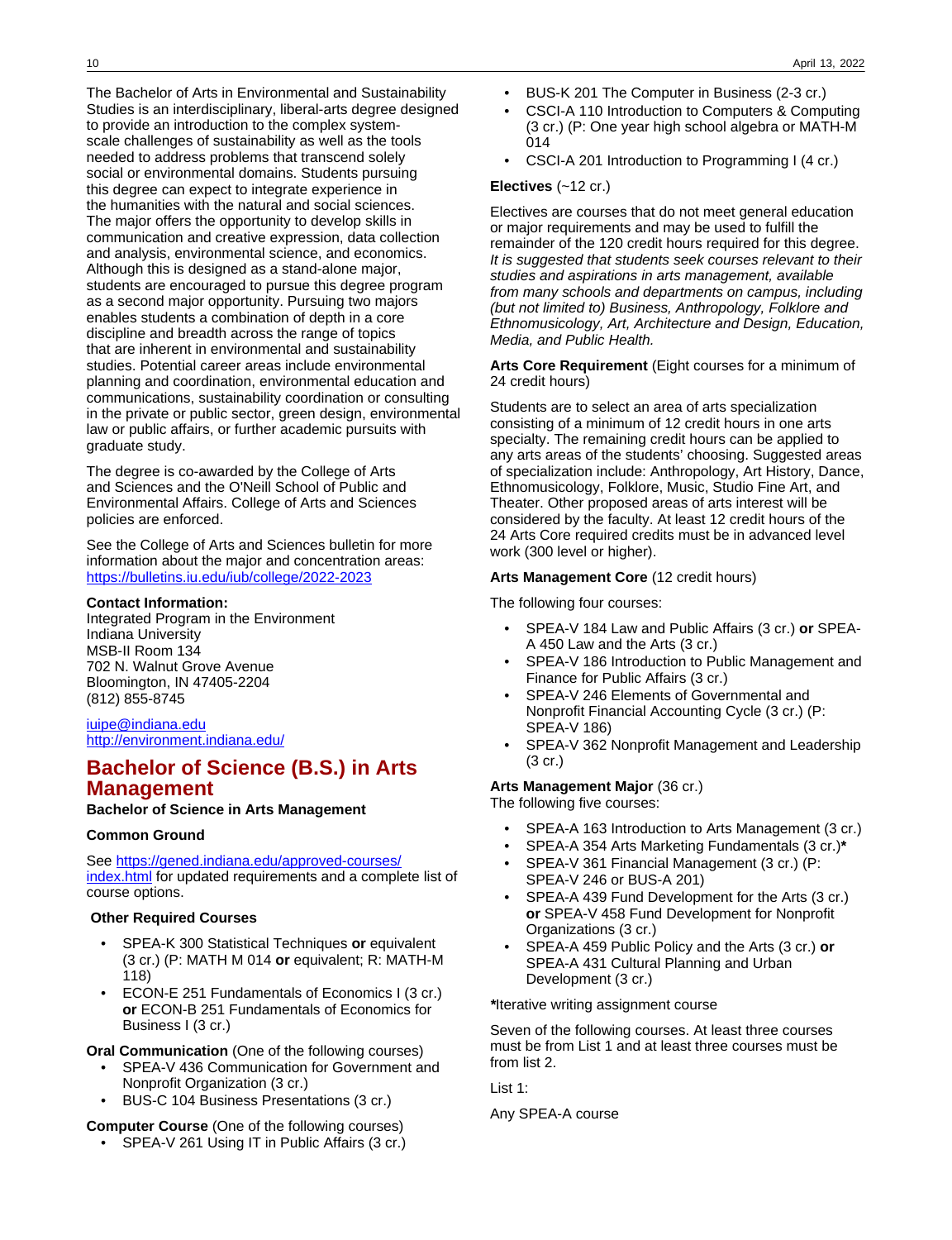The Bachelor of Arts in Environmental and Sustainability Studies is an interdisciplinary, liberal-arts degree designed to provide an introduction to the complex system-scale challenges of sustainability as well as the tools needed to address problems that transcend solely social or environmental domains. Students pursuing this degree can expect to integrate experience in the humanities with the natural and social sciences. The major offers the opportunity to develop skills in communication and creative expression, data collection and analysis, environmental science, and economics. Although this is designed as a stand-alone major, students are encouraged to pursue this degree program as a second major opportunity. Pursuing two majors enables students a combination of depth in a core discipline and breadth across the range of topics that are inherent in environmental and sustainability studies. Potential career areas include environmental planning and coordination, environmental education and communications, sustainability coordination or consulting in the private or public sector, green design, environmental law or public affairs, or further academic pursuits with graduate study.

The degree is co-awarded by the College of Arts and Sciences and the O'Neill School of Public and Environmental Affairs. College of Arts and Sciences policies are enforced.

See the College of Arts and Sciences bulletin for more information about the major and concentration areas: [https://bulletins.iu.edu/iub/college/2022-2023](https://bulletins.iu.edu/iub/college/2022-2023)

**Contact Information:**
Integrated Program in the Environment
Indiana University
MSB-II Room 134
702 N. Walnut Grove Avenue
Bloomington, IN 47405-2204
(812) 855-8745

[iuipe@indiana.edu](mailto:iuipe@indiana.edu)
[http://environment.indiana.edu/](http://environment.indiana.edu/)

## Bachelor of Science (B.S.) in Arts Management

**Bachelor of Science in Arts Management**

**Common Ground**

See [https://gened.indiana.edu/approved-courses/index.html](https://gened.indiana.edu/approved-courses/index.html) for updated requirements and a complete list of course options.

**Other Required Courses**

- SPEA-K 300 Statistical Techniques **or** equivalent (3 cr.) (P: MATH M 014 **or** equivalent; R: MATH-M 118)
- ECON-E 251 Fundamentals of Economics I (3 cr.) **or** ECON-B 251 Fundamentals of Economics for Business I (3 cr.)

**Oral Communication** (One of the following courses)

- SPEA-V 436 Communication for Government and Nonprofit Organization (3 cr.)
- BUS-C 104 Business Presentations (3 cr.)

**Computer Course** (One of the following courses)

- SPEA-V 261 Using IT in Public Affairs (3 cr.)
- BUS-K 201 The Computer in Business (2-3 cr.)
- CSCI-A 110 Introduction to Computers & Computing (3 cr.) (P: One year high school algebra or MATH-M 014
- CSCI-A 201 Introduction to Programming I (4 cr.)

**Electives** (~12 cr.)

Electives are courses that do not meet general education or major requirements and may be used to fulfill the remainder of the 120 credit hours required for this degree. *It is suggested that students seek courses relevant to their studies and aspirations in arts management, available from many schools and departments on campus, including (but not limited to) Business, Anthropology, Folklore and Ethnomusicology, Art, Architecture and Design, Education, Media, and Public Health.*

**Arts Core Requirement** (Eight courses for a minimum of 24 credit hours)

Students are to select an area of arts specialization consisting of a minimum of 12 credit hours in one arts specialty. The remaining credit hours can be applied to any arts areas of the students' choosing. Suggested areas of specialization include: Anthropology, Art History, Dance, Ethnomusicology, Folklore, Music, Studio Fine Art, and Theater. Other proposed areas of arts interest will be considered by the faculty. At least 12 credit hours of the 24 Arts Core required credits must be in advanced level work (300 level or higher).

**Arts Management Core** (12 credit hours)

The following four courses:

- SPEA-V 184 Law and Public Affairs (3 cr.) **or** SPEA-A 450 Law and the Arts (3 cr.)
- SPEA-V 186 Introduction to Public Management and Finance for Public Affairs (3 cr.)
- SPEA-V 246 Elements of Governmental and Nonprofit Financial Accounting Cycle (3 cr.) (P: SPEA-V 186)
- SPEA-V 362 Nonprofit Management and Leadership (3 cr.)

**Arts Management Major** (36 cr.)
The following five courses:

- SPEA-A 163 Introduction to Arts Management (3 cr.)
- SPEA-A 354 Arts Marketing Fundamentals (3 cr.)**\***
- SPEA-V 361 Financial Management (3 cr.) (P: SPEA-V 246 or BUS-A 201)
- SPEA-A 439 Fund Development for the Arts (3 cr.) **or** SPEA-V 458 Fund Development for Nonprofit Organizations (3 cr.)
- SPEA-A 459 Public Policy and the Arts (3 cr.) **or** SPEA-A 431 Cultural Planning and Urban Development (3 cr.)

**\***Iterative writing assignment course

Seven of the following courses. At least three courses must be from List 1 and at least three courses must be from list 2.

List 1:

Any SPEA-A course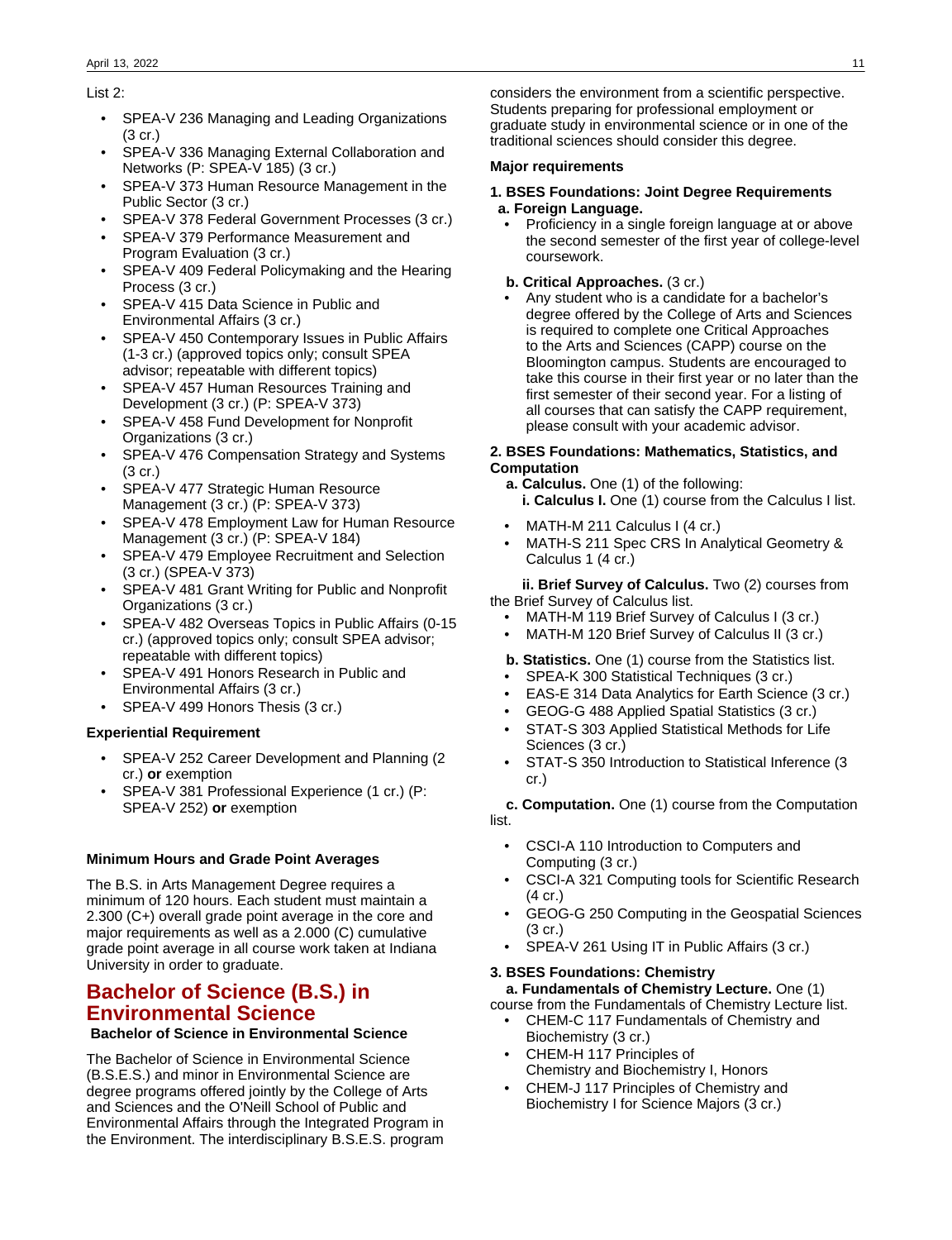List 2:

- SPEA-V 236 Managing and Leading Organizations (3 cr.)
- SPEA-V 336 Managing External Collaboration and Networks (P: SPEA-V 185) (3 cr.)
- SPEA-V 373 Human Resource Management in the Public Sector (3 cr.)
- SPEA-V 378 Federal Government Processes (3 cr.)
- SPEA-V 379 Performance Measurement and Program Evaluation (3 cr.)
- SPEA-V 409 Federal Policymaking and the Hearing Process (3 cr.)
- SPEA-V 415 Data Science in Public and Environmental Affairs (3 cr.)
- SPEA-V 450 Contemporary Issues in Public Affairs (1-3 cr.) (approved topics only; consult SPEA advisor; repeatable with different topics)
- SPEA-V 457 Human Resources Training and Development (3 cr.) (P: SPEA-V 373)
- SPEA-V 458 Fund Development for Nonprofit Organizations (3 cr.)
- SPEA-V 476 Compensation Strategy and Systems (3 cr.)
- SPEA-V 477 Strategic Human Resource Management (3 cr.) (P: SPEA-V 373)
- SPEA-V 478 Employment Law for Human Resource Management (3 cr.) (P: SPEA-V 184)
- SPEA-V 479 Employee Recruitment and Selection (3 cr.) (SPEA-V 373)
- SPEA-V 481 Grant Writing for Public and Nonprofit Organizations (3 cr.)
- SPEA-V 482 Overseas Topics in Public Affairs (0-15 cr.) (approved topics only; consult SPEA advisor; repeatable with different topics)
- SPEA-V 491 Honors Research in Public and Environmental Affairs (3 cr.)
- SPEA-V 499 Honors Thesis (3 cr.)

**Experiential Requirement**

- SPEA-V 252 Career Development and Planning (2 cr.) **or** exemption
- SPEA-V 381 Professional Experience (1 cr.) (P: SPEA-V 252) **or** exemption

**Minimum Hours and Grade Point Averages**

The B.S. in Arts Management Degree requires a minimum of 120 hours. Each student must maintain a 2.300 (C+) overall grade point average in the core and major requirements as well as a 2.000 (C) cumulative grade point average in all course work taken at Indiana University in order to graduate.

## Bachelor of Science (B.S.) in Environmental Science

**Bachelor of Science in Environmental Science**

The Bachelor of Science in Environmental Science (B.S.E.S.) and minor in Environmental Science are degree programs offered jointly by the College of Arts and Sciences and the O'Neill School of Public and Environmental Affairs through the Integrated Program in the Environment. The interdisciplinary B.S.E.S. program considers the environment from a scientific perspective. Students preparing for professional employment or graduate study in environmental science or in one of the traditional sciences should consider this degree.

**Major requirements**

**1. BSES Foundations: Joint Degree Requirements**

**a. Foreign Language.**

- Proficiency in a single foreign language at or above the second semester of the first year of college-level coursework.

**b. Critical Approaches.** (3 cr.)

- Any student who is a candidate for a bachelor's degree offered by the College of Arts and Sciences is required to complete one Critical Approaches to the Arts and Sciences (CAPP) course on the Bloomington campus. Students are encouraged to take this course in their first year or no later than the first semester of their second year. For a listing of all courses that can satisfy the CAPP requirement, please consult with your academic advisor.

**2. BSES Foundations: Mathematics, Statistics, and Computation**

**a. Calculus.** One (1) of the following:

**i. Calculus I.** One (1) course from the Calculus I list.

- MATH-M 211 Calculus I (4 cr.)
- MATH-S 211 Spec CRS In Analytical Geometry & Calculus 1 (4 cr.)

**ii. Brief Survey of Calculus.** Two (2) courses from the Brief Survey of Calculus list.

- MATH-M 119 Brief Survey of Calculus I (3 cr.)
- MATH-M 120 Brief Survey of Calculus II (3 cr.)

**b. Statistics.** One (1) course from the Statistics list.

- SPEA-K 300 Statistical Techniques (3 cr.)
- EAS-E 314 Data Analytics for Earth Science (3 cr.)
- GEOG-G 488 Applied Spatial Statistics (3 cr.)
- STAT-S 303 Applied Statistical Methods for Life Sciences (3 cr.)
- STAT-S 350 Introduction to Statistical Inference (3 cr.)

**c. Computation.** One (1) course from the Computation list.

- CSCI-A 110 Introduction to Computers and Computing (3 cr.)
- CSCI-A 321 Computing tools for Scientific Research (4 cr.)
- GEOG-G 250 Computing in the Geospatial Sciences (3 cr.)
- SPEA-V 261 Using IT in Public Affairs (3 cr.)

**3. BSES Foundations: Chemistry**

**a. Fundamentals of Chemistry Lecture.** One (1) course from the Fundamentals of Chemistry Lecture list.

- CHEM-C 117 Fundamentals of Chemistry and Biochemistry (3 cr.)
- CHEM-H 117 Principles of Chemistry and Biochemistry I, Honors
- CHEM-J 117 Principles of Chemistry and Biochemistry I for Science Majors (3 cr.)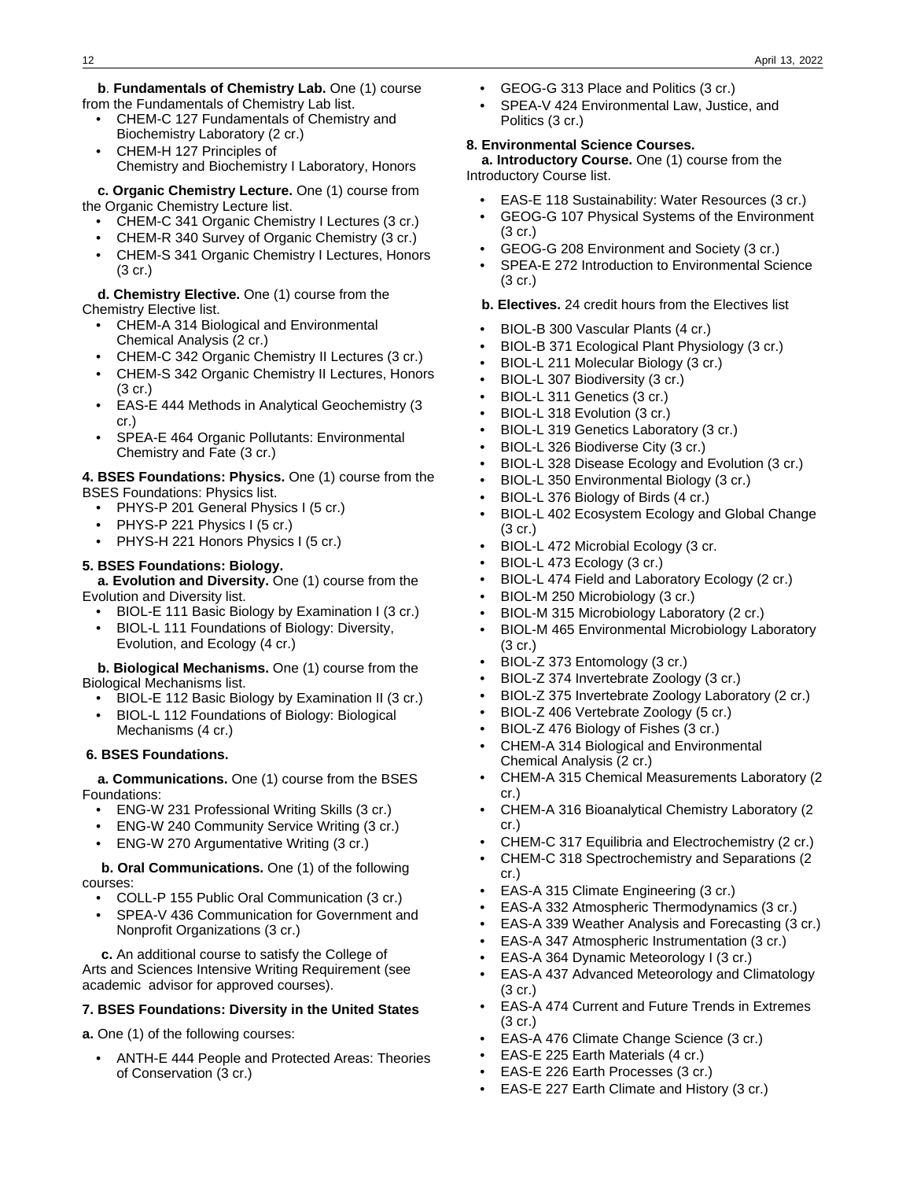**b**. **Fundamentals of Chemistry Lab.** One (1) course from the Fundamentals of Chemistry Lab list.

- CHEM-C 127 Fundamentals of Chemistry and Biochemistry Laboratory (2 cr.)
- CHEM-H 127 Principles of Chemistry and Biochemistry I Laboratory, Honors

**c. Organic Chemistry Lecture.** One (1) course from the Organic Chemistry Lecture list.

- CHEM-C 341 Organic Chemistry I Lectures (3 cr.)
- CHEM-R 340 Survey of Organic Chemistry (3 cr.)
- CHEM-S 341 Organic Chemistry I Lectures, Honors (3 cr.)

**d. Chemistry Elective.** One (1) course from the Chemistry Elective list.

- CHEM-A 314 Biological and Environmental Chemical Analysis (2 cr.)
- CHEM-C 342 Organic Chemistry II Lectures (3 cr.)
- CHEM-S 342 Organic Chemistry II Lectures, Honors (3 cr.)
- EAS-E 444 Methods in Analytical Geochemistry (3 cr.)
- SPEA-E 464 Organic Pollutants: Environmental Chemistry and Fate (3 cr.)

**4. BSES Foundations: Physics.** One (1) course from the BSES Foundations: Physics list.

- PHYS-P 201 General Physics I (5 cr.)
- PHYS-P 221 Physics I (5 cr.)
- PHYS-H 221 Honors Physics I (5 cr.)

**5. BSES Foundations: Biology.**

**a. Evolution and Diversity.** One (1) course from the Evolution and Diversity list.

- BIOL-E 111 Basic Biology by Examination I (3 cr.)
- BIOL-L 111 Foundations of Biology: Diversity, Evolution, and Ecology (4 cr.)

**b. Biological Mechanisms.** One (1) course from the Biological Mechanisms list.

- BIOL-E 112 Basic Biology by Examination II (3 cr.)
- BIOL-L 112 Foundations of Biology: Biological Mechanisms (4 cr.)

**6. BSES Foundations.**

**a. Communications.** One (1) course from the BSES Foundations:

- ENG-W 231 Professional Writing Skills (3 cr.)
- ENG-W 240 Community Service Writing (3 cr.)
- ENG-W 270 Argumentative Writing (3 cr.)

**b. Oral Communications.** One (1) of the following courses:

- COLL-P 155 Public Oral Communication (3 cr.)
- SPEA-V 436 Communication for Government and Nonprofit Organizations (3 cr.)

**c.** An additional course to satisfy the College of Arts and Sciences Intensive Writing Requirement (see academic advisor for approved courses).

**7. BSES Foundations: Diversity in the United States**

**a.** One (1) of the following courses:

- ANTH-E 444 People and Protected Areas: Theories of Conservation (3 cr.)
- GEOG-G 313 Place and Politics (3 cr.)
- SPEA-V 424 Environmental Law, Justice, and Politics (3 cr.)

**8. Environmental Science Courses.**

**a. Introductory Course.** One (1) course from the Introductory Course list.

- EAS-E 118 Sustainability: Water Resources (3 cr.)
- GEOG-G 107 Physical Systems of the Environment (3 cr.)
- GEOG-G 208 Environment and Society (3 cr.)
- SPEA-E 272 Introduction to Environmental Science (3 cr.)

**b. Electives.** 24 credit hours from the Electives list

- BIOL-B 300 Vascular Plants (4 cr.)
- BIOL-B 371 Ecological Plant Physiology (3 cr.)
- BIOL-L 211 Molecular Biology (3 cr.)
- BIOL-L 307 Biodiversity (3 cr.)
- BIOL-L 311 Genetics (3 cr.)
- BIOL-L 318 Evolution (3 cr.)
- BIOL-L 319 Genetics Laboratory (3 cr.)
- BIOL-L 326 Biodiverse City (3 cr.)
- BIOL-L 328 Disease Ecology and Evolution (3 cr.)
- BIOL-L 350 Environmental Biology (3 cr.)
- BIOL-L 376 Biology of Birds (4 cr.)
- BIOL-L 402 Ecosystem Ecology and Global Change (3 cr.)
- BIOL-L 472 Microbial Ecology (3 cr.
- BIOL-L 473 Ecology (3 cr.)
- BIOL-L 474 Field and Laboratory Ecology (2 cr.)
- BIOL-M 250 Microbiology (3 cr.)
- BIOL-M 315 Microbiology Laboratory (2 cr.)
- BIOL-M 465 Environmental Microbiology Laboratory (3 cr.)
- BIOL-Z 373 Entomology (3 cr.)
- BIOL-Z 374 Invertebrate Zoology (3 cr.)
- BIOL-Z 375 Invertebrate Zoology Laboratory (2 cr.)
- BIOL-Z 406 Vertebrate Zoology (5 cr.)
- BIOL-Z 476 Biology of Fishes (3 cr.)
- CHEM-A 314 Biological and Environmental Chemical Analysis (2 cr.)
- CHEM-A 315 Chemical Measurements Laboratory (2 cr.)
- CHEM-A 316 Bioanalytical Chemistry Laboratory (2 cr.)
- CHEM-C 317 Equilibria and Electrochemistry (2 cr.)
- CHEM-C 318 Spectrochemistry and Separations (2 cr.)
- EAS-A 315 Climate Engineering (3 cr.)
- EAS-A 332 Atmospheric Thermodynamics (3 cr.)
- EAS-A 339 Weather Analysis and Forecasting (3 cr.)
- EAS-A 347 Atmospheric Instrumentation (3 cr.)
- EAS-A 364 Dynamic Meteorology I (3 cr.)
- EAS-A 437 Advanced Meteorology and Climatology (3 cr.)
- EAS-A 474 Current and Future Trends in Extremes (3 cr.)
- EAS-A 476 Climate Change Science (3 cr.)
- EAS-E 225 Earth Materials (4 cr.)
- EAS-E 226 Earth Processes (3 cr.)
- EAS-E 227 Earth Climate and History (3 cr.)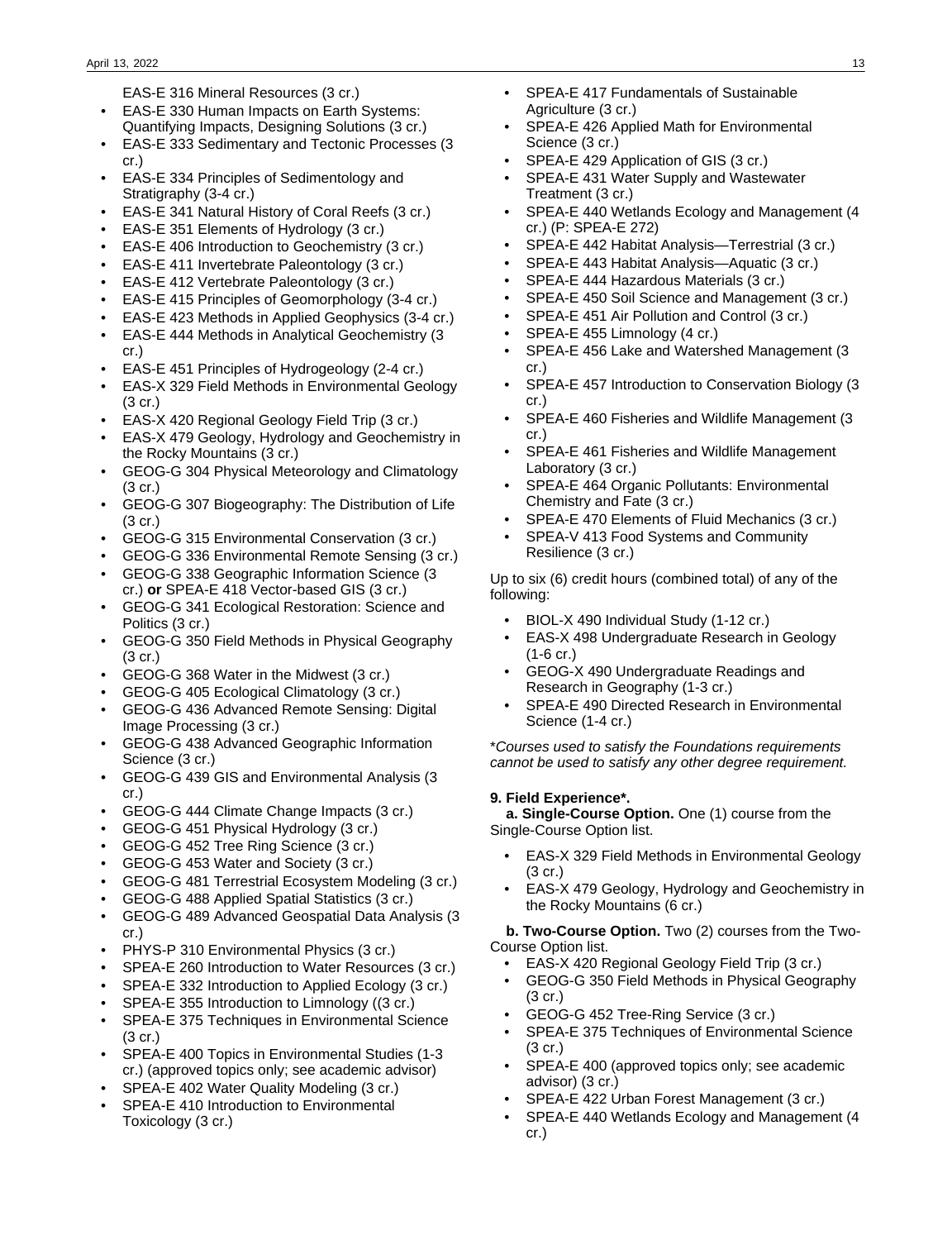EAS-E 316 Mineral Resources (3 cr.)

- EAS-E 330 Human Impacts on Earth Systems: Quantifying Impacts, Designing Solutions (3 cr.)
- EAS-E 333 Sedimentary and Tectonic Processes (3 cr.)
- EAS-E 334 Principles of Sedimentology and Stratigraphy (3-4 cr.)
- EAS-E 341 Natural History of Coral Reefs (3 cr.)
- EAS-E 351 Elements of Hydrology (3 cr.)
- EAS-E 406 Introduction to Geochemistry (3 cr.)
- EAS-E 411 Invertebrate Paleontology (3 cr.)
- EAS-E 412 Vertebrate Paleontology (3 cr.)
- EAS-E 415 Principles of Geomorphology (3-4 cr.)
- EAS-E 423 Methods in Applied Geophysics (3-4 cr.)
- EAS-E 444 Methods in Analytical Geochemistry (3 cr.)
- EAS-E 451 Principles of Hydrogeology (2-4 cr.)
- EAS-X 329 Field Methods in Environmental Geology (3 cr.)
- EAS-X 420 Regional Geology Field Trip (3 cr.)
- EAS-X 479 Geology, Hydrology and Geochemistry in the Rocky Mountains (3 cr.)
- GEOG-G 304 Physical Meteorology and Climatology (3 cr.)
- GEOG-G 307 Biogeography: The Distribution of Life (3 cr.)
- GEOG-G 315 Environmental Conservation (3 cr.)
- GEOG-G 336 Environmental Remote Sensing (3 cr.)
- GEOG-G 338 Geographic Information Science (3 cr.) **or** SPEA-E 418 Vector-based GIS (3 cr.)
- GEOG-G 341 Ecological Restoration: Science and Politics (3 cr.)
- GEOG-G 350 Field Methods in Physical Geography (3 cr.)
- GEOG-G 368 Water in the Midwest (3 cr.)
- GEOG-G 405 Ecological Climatology (3 cr.)
- GEOG-G 436 Advanced Remote Sensing: Digital Image Processing (3 cr.)
- GEOG-G 438 Advanced Geographic Information Science (3 cr.)
- GEOG-G 439 GIS and Environmental Analysis (3 cr.)
- GEOG-G 444 Climate Change Impacts (3 cr.)
- GEOG-G 451 Physical Hydrology (3 cr.)
- GEOG-G 452 Tree Ring Science (3 cr.)
- GEOG-G 453 Water and Society (3 cr.)
- GEOG-G 481 Terrestrial Ecosystem Modeling (3 cr.)
- GEOG-G 488 Applied Spatial Statistics (3 cr.)
- GEOG-G 489 Advanced Geospatial Data Analysis (3 cr.)
- PHYS-P 310 Environmental Physics (3 cr.)
- SPEA-E 260 Introduction to Water Resources (3 cr.)
- SPEA-E 332 Introduction to Applied Ecology (3 cr.)
- SPEA-E 355 Introduction to Limnology ((3 cr.)
- SPEA-E 375 Techniques in Environmental Science (3 cr.)
- SPEA-E 400 Topics in Environmental Studies (1-3 cr.) (approved topics only; see academic advisor)
- SPEA-E 402 Water Quality Modeling (3 cr.)
- SPEA-E 410 Introduction to Environmental Toxicology (3 cr.)
- SPEA-E 417 Fundamentals of Sustainable Agriculture (3 cr.)
- SPEA-E 426 Applied Math for Environmental Science (3 cr.)
- SPEA-E 429 Application of GIS (3 cr.)
- SPEA-E 431 Water Supply and Wastewater Treatment (3 cr.)
- SPEA-E 440 Wetlands Ecology and Management (4 cr.) (P: SPEA-E 272)
- SPEA-E 442 Habitat Analysis—Terrestrial (3 cr.)
- SPEA-E 443 Habitat Analysis—Aquatic (3 cr.)
- SPEA-E 444 Hazardous Materials (3 cr.)
- SPEA-E 450 Soil Science and Management (3 cr.)
- SPEA-E 451 Air Pollution and Control (3 cr.)
- SPEA-E 455 Limnology (4 cr.)
- SPEA-E 456 Lake and Watershed Management (3 cr.)
- SPEA-E 457 Introduction to Conservation Biology (3 cr.)
- SPEA-E 460 Fisheries and Wildlife Management (3 cr.)
- SPEA-E 461 Fisheries and Wildlife Management Laboratory (3 cr.)
- SPEA-E 464 Organic Pollutants: Environmental Chemistry and Fate (3 cr.)
- SPEA-E 470 Elements of Fluid Mechanics (3 cr.)
- SPEA-V 413 Food Systems and Community Resilience (3 cr.)

Up to six (6) credit hours (combined total) of any of the following:

- BIOL-X 490 Individual Study (1-12 cr.)
- EAS-X 498 Undergraduate Research in Geology (1-6 cr.)
- GEOG-X 490 Undergraduate Readings and Research in Geography (1-3 cr.)
- SPEA-E 490 Directed Research in Environmental Science (1-4 cr.)

*\*Courses used to satisfy the Foundations requirements cannot be used to satisfy any other degree requirement.*

**9. Field Experience\*.**

**a. Single-Course Option.** One (1) course from the Single-Course Option list.

- EAS-X 329 Field Methods in Environmental Geology (3 cr.)
- EAS-X 479 Geology, Hydrology and Geochemistry in the Rocky Mountains (6 cr.)

**b. Two-Course Option.** Two (2) courses from the Two-Course Option list.

- EAS-X 420 Regional Geology Field Trip (3 cr.)
- GEOG-G 350 Field Methods in Physical Geography (3 cr.)
- GEOG-G 452 Tree-Ring Service (3 cr.)
- SPEA-E 375 Techniques of Environmental Science (3 cr.)
- SPEA-E 400 (approved topics only; see academic advisor) (3 cr.)
- SPEA-E 422 Urban Forest Management (3 cr.)
- SPEA-E 440 Wetlands Ecology and Management (4 cr.)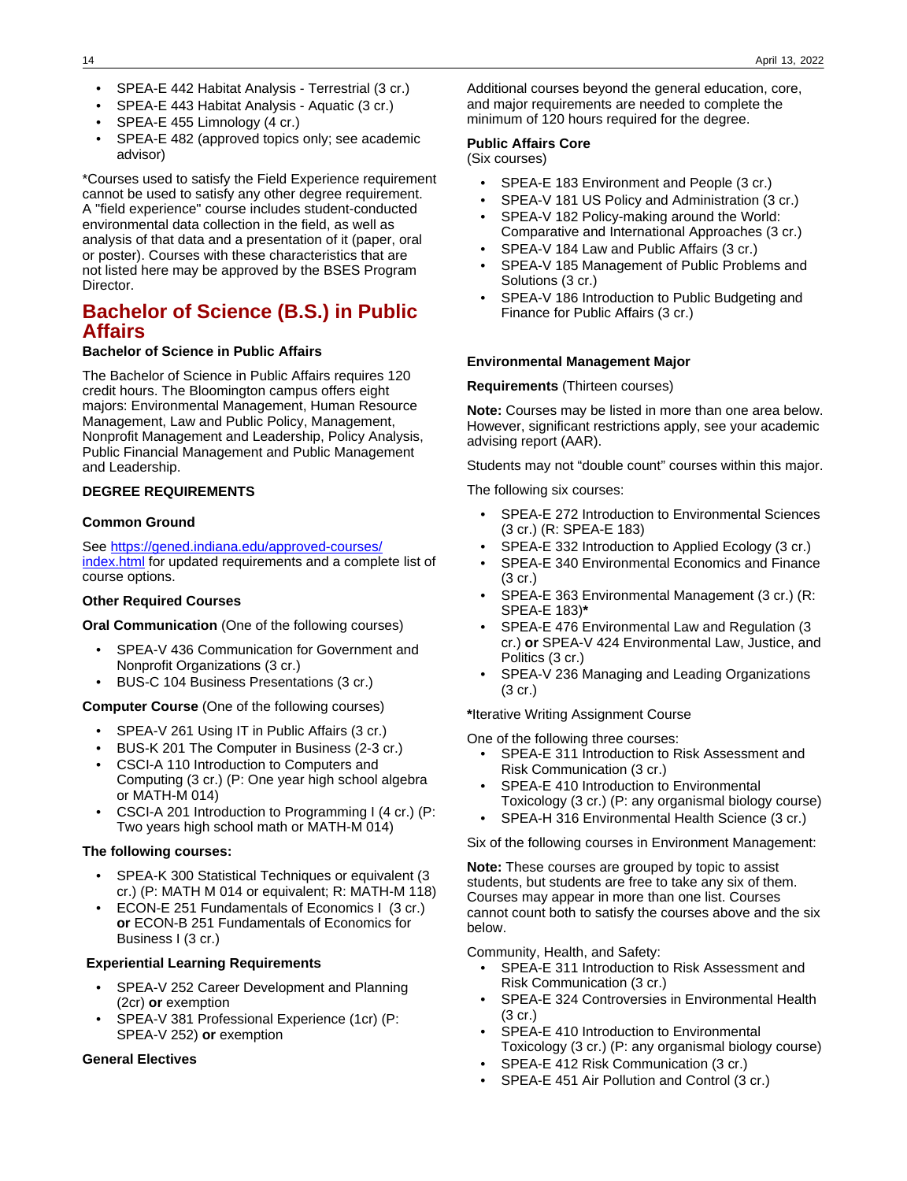- SPEA-E 442 Habitat Analysis - Terrestrial (3 cr.)
- SPEA-E 443 Habitat Analysis - Aquatic (3 cr.)
- SPEA-E 455 Limnology (4 cr.)
- SPEA-E 482 (approved topics only; see academic advisor)

*Courses used to satisfy the Field Experience requirement cannot be used to satisfy any other degree requirement. A "field experience" course includes student-conducted environmental data collection in the field, as well as analysis of that data and a presentation of it (paper, oral or poster). Courses with these characteristics that are not listed here may be approved by the BSES Program Director.

## Bachelor of Science (B.S.) in Public Affairs

**Bachelor of Science in Public Affairs**

The Bachelor of Science in Public Affairs requires 120 credit hours. The Bloomington campus offers eight majors: Environmental Management, Human Resource Management, Law and Public Policy, Management, Nonprofit Management and Leadership, Policy Analysis, Public Financial Management and Public Management and Leadership.

**DEGREE REQUIREMENTS**

**Common Ground**

See https://gened.indiana.edu/approved-courses/index.html for updated requirements and a complete list of course options.

**Other Required Courses**

**Oral Communication** (One of the following courses)

- SPEA-V 436 Communication for Government and Nonprofit Organizations (3 cr.)
- BUS-C 104 Business Presentations (3 cr.)

**Computer Course** (One of the following courses)

- SPEA-V 261 Using IT in Public Affairs (3 cr.)
- BUS-K 201 The Computer in Business (2-3 cr.)
- CSCI-A 110 Introduction to Computers and Computing (3 cr.) (P: One year high school algebra or MATH-M 014)
- CSCI-A 201 Introduction to Programming I (4 cr.) (P: Two years high school math or MATH-M 014)

**The following courses:**

- SPEA-K 300 Statistical Techniques or equivalent (3 cr.) (P: MATH M 014 or equivalent; R: MATH-M 118)
- ECON-E 251 Fundamentals of Economics I (3 cr.) **or** ECON-B 251 Fundamentals of Economics for Business I (3 cr.)

**Experiential Learning Requirements**

- SPEA-V 252 Career Development and Planning (2cr) **or** exemption
- SPEA-V 381 Professional Experience (1cr) (P: SPEA-V 252) **or** exemption

**General Electives**

Additional courses beyond the general education, core, and major requirements are needed to complete the minimum of 120 hours required for the degree.

**Public Affairs Core**
(Six courses)

- SPEA-E 183 Environment and People (3 cr.)
- SPEA-V 181 US Policy and Administration (3 cr.)
- SPEA-V 182 Policy-making around the World: Comparative and International Approaches (3 cr.)
- SPEA-V 184 Law and Public Affairs (3 cr.)
- SPEA-V 185 Management of Public Problems and Solutions (3 cr.)
- SPEA-V 186 Introduction to Public Budgeting and Finance for Public Affairs (3 cr.)

**Environmental Management Major**

**Requirements** (Thirteen courses)

**Note:** Courses may be listed in more than one area below. However, significant restrictions apply, see your academic advising report (AAR).

Students may not “double count” courses within this major.

The following six courses:

- SPEA-E 272 Introduction to Environmental Sciences (3 cr.) (R: SPEA-E 183)
- SPEA-E 332 Introduction to Applied Ecology (3 cr.)
- SPEA-E 340 Environmental Economics and Finance (3 cr.)
- SPEA-E 363 Environmental Management (3 cr.) (R: SPEA-E 183)**\***
- SPEA-E 476 Environmental Law and Regulation (3 cr.) **or** SPEA-V 424 Environmental Law, Justice, and Politics (3 cr.)
- SPEA-V 236 Managing and Leading Organizations (3 cr.)

**\***Iterative Writing Assignment Course

One of the following three courses:

- SPEA-E 311 Introduction to Risk Assessment and Risk Communication (3 cr.)
- SPEA-E 410 Introduction to Environmental Toxicology (3 cr.) (P: any organismal biology course)
- SPEA-H 316 Environmental Health Science (3 cr.)

Six of the following courses in Environment Management:

**Note:** These courses are grouped by topic to assist students, but students are free to take any six of them. Courses may appear in more than one list. Courses cannot count both to satisfy the courses above and the six below.

Community, Health, and Safety:

- SPEA-E 311 Introduction to Risk Assessment and Risk Communication (3 cr.)
- SPEA-E 324 Controversies in Environmental Health (3 cr.)
- SPEA-E 410 Introduction to Environmental Toxicology (3 cr.) (P: any organismal biology course)
- SPEA-E 412 Risk Communication (3 cr.)
- SPEA-E 451 Air Pollution and Control (3 cr.)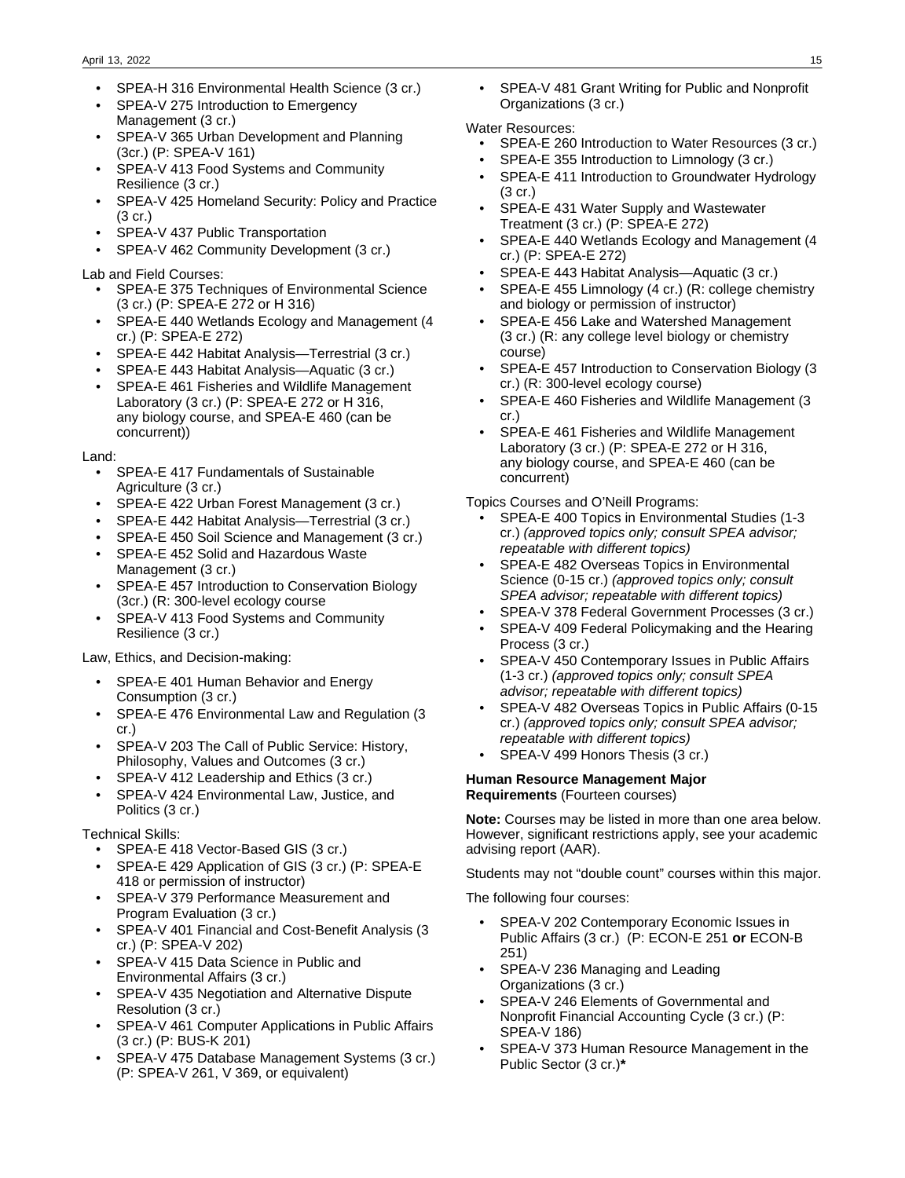- SPEA-H 316 Environmental Health Science (3 cr.)
- SPEA-V 275 Introduction to Emergency Management (3 cr.)
- SPEA-V 365 Urban Development and Planning (3cr.) (P: SPEA-V 161)
- SPEA-V 413 Food Systems and Community Resilience (3 cr.)
- SPEA-V 425 Homeland Security: Policy and Practice (3 cr.)
- SPEA-V 437 Public Transportation
- SPEA-V 462 Community Development (3 cr.)

Lab and Field Courses:

- SPEA-E 375 Techniques of Environmental Science (3 cr.) (P: SPEA-E 272 or H 316)
- SPEA-E 440 Wetlands Ecology and Management (4 cr.) (P: SPEA-E 272)
- SPEA-E 442 Habitat Analysis—Terrestrial (3 cr.)
- SPEA-E 443 Habitat Analysis—Aquatic (3 cr.)
- SPEA-E 461 Fisheries and Wildlife Management Laboratory (3 cr.) (P: SPEA-E 272 or H 316, any biology course, and SPEA-E 460 (can be concurrent))

Land:

- SPEA-E 417 Fundamentals of Sustainable Agriculture (3 cr.)
- SPEA-E 422 Urban Forest Management (3 cr.)
- SPEA-E 442 Habitat Analysis—Terrestrial (3 cr.)
- SPEA-E 450 Soil Science and Management (3 cr.)
- SPEA-E 452 Solid and Hazardous Waste Management (3 cr.)
- SPEA-E 457 Introduction to Conservation Biology (3cr.) (R: 300-level ecology course
- SPEA-V 413 Food Systems and Community Resilience (3 cr.)

Law, Ethics, and Decision-making:

- SPEA-E 401 Human Behavior and Energy Consumption (3 cr.)
- SPEA-E 476 Environmental Law and Regulation (3 cr.)
- SPEA-V 203 The Call of Public Service: History, Philosophy, Values and Outcomes (3 cr.)
- SPEA-V 412 Leadership and Ethics (3 cr.)
- SPEA-V 424 Environmental Law, Justice, and Politics (3 cr.)

Technical Skills:

- SPEA-E 418 Vector-Based GIS (3 cr.)
- SPEA-E 429 Application of GIS (3 cr.) (P: SPEA-E 418 or permission of instructor)
- SPEA-V 379 Performance Measurement and Program Evaluation (3 cr.)
- SPEA-V 401 Financial and Cost-Benefit Analysis (3 cr.) (P: SPEA-V 202)
- SPEA-V 415 Data Science in Public and Environmental Affairs (3 cr.)
- SPEA-V 435 Negotiation and Alternative Dispute Resolution (3 cr.)
- SPEA-V 461 Computer Applications in Public Affairs (3 cr.) (P: BUS-K 201)
- SPEA-V 475 Database Management Systems (3 cr.) (P: SPEA-V 261, V 369, or equivalent)
- SPEA-V 481 Grant Writing for Public and Nonprofit Organizations (3 cr.)

Water Resources:

- SPEA-E 260 Introduction to Water Resources (3 cr.)
- SPEA-E 355 Introduction to Limnology (3 cr.)
- SPEA-E 411 Introduction to Groundwater Hydrology (3 cr.)
- SPEA-E 431 Water Supply and Wastewater Treatment (3 cr.) (P: SPEA-E 272)
- SPEA-E 440 Wetlands Ecology and Management (4 cr.) (P: SPEA-E 272)
- SPEA-E 443 Habitat Analysis—Aquatic (3 cr.)
- SPEA-E 455 Limnology (4 cr.) (R: college chemistry and biology or permission of instructor)
- SPEA-E 456 Lake and Watershed Management (3 cr.) (R: any college level biology or chemistry course)
- SPEA-E 457 Introduction to Conservation Biology (3 cr.) (R: 300-level ecology course)
- SPEA-E 460 Fisheries and Wildlife Management (3 cr.)
- SPEA-E 461 Fisheries and Wildlife Management Laboratory (3 cr.) (P: SPEA-E 272 or H 316, any biology course, and SPEA-E 460 (can be concurrent)

Topics Courses and O'Neill Programs:

- SPEA-E 400 Topics in Environmental Studies (1-3 cr.) *(approved topics only; consult SPEA advisor; repeatable with different topics)*
- SPEA-E 482 Overseas Topics in Environmental Science (0-15 cr.) *(approved topics only; consult SPEA advisor; repeatable with different topics)*
- SPEA-V 378 Federal Government Processes (3 cr.)
- SPEA-V 409 Federal Policymaking and the Hearing Process (3 cr.)
- SPEA-V 450 Contemporary Issues in Public Affairs (1-3 cr.) *(approved topics only; consult SPEA advisor; repeatable with different topics)*
- SPEA-V 482 Overseas Topics in Public Affairs (0-15 cr.) *(approved topics only; consult SPEA advisor; repeatable with different topics)*
- SPEA-V 499 Honors Thesis (3 cr.)

**Human Resource Management Major Requirements** (Fourteen courses)

**Note:** Courses may be listed in more than one area below. However, significant restrictions apply, see your academic advising report (AAR).

Students may not "double count" courses within this major.

The following four courses:

- SPEA-V 202 Contemporary Economic Issues in Public Affairs (3 cr.) (P: ECON-E 251 **or** ECON-B 251)
- SPEA-V 236 Managing and Leading Organizations (3 cr.)
- SPEA-V 246 Elements of Governmental and Nonprofit Financial Accounting Cycle (3 cr.) (P: SPEA-V 186)
- SPEA-V 373 Human Resource Management in the Public Sector (3 cr.)**\***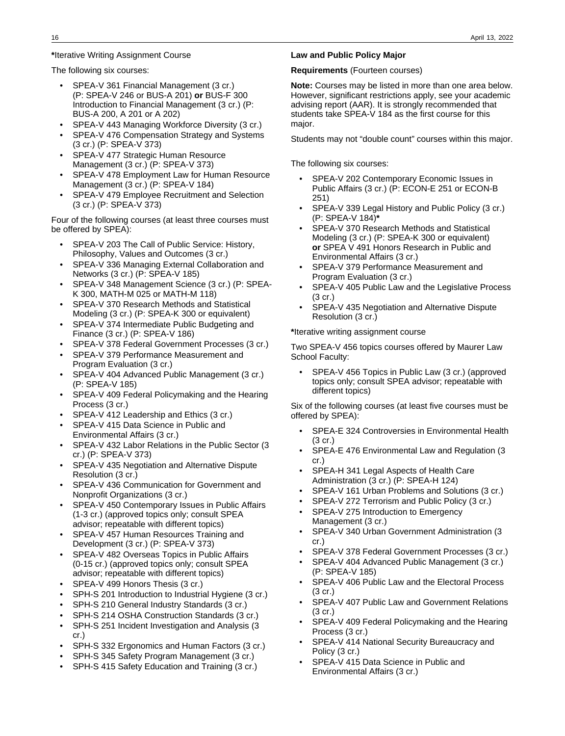**\***Iterative Writing Assignment Course

The following six courses:

- SPEA-V 361 Financial Management (3 cr.) (P: SPEA-V 246 or BUS-A 201) **or** BUS-F 300 Introduction to Financial Management (3 cr.) (P: BUS-A 200, A 201 or A 202)
- SPEA-V 443 Managing Workforce Diversity (3 cr.)
- SPEA-V 476 Compensation Strategy and Systems (3 cr.) (P: SPEA-V 373)
- SPEA-V 477 Strategic Human Resource Management (3 cr.) (P: SPEA-V 373)
- SPEA-V 478 Employment Law for Human Resource Management (3 cr.) (P: SPEA-V 184)
- SPEA-V 479 Employee Recruitment and Selection (3 cr.) (P: SPEA-V 373)

Four of the following courses (at least three courses must be offered by SPEA):

- SPEA-V 203 The Call of Public Service: History, Philosophy, Values and Outcomes (3 cr.)
- SPEA-V 336 Managing External Collaboration and Networks (3 cr.) (P: SPEA-V 185)
- SPEA-V 348 Management Science (3 cr.) (P: SPEA-K 300, MATH-M 025 or MATH-M 118)
- SPEA-V 370 Research Methods and Statistical Modeling (3 cr.) (P: SPEA-K 300 or equivalent)
- SPEA-V 374 Intermediate Public Budgeting and Finance (3 cr.) (P: SPEA-V 186)
- SPEA-V 378 Federal Government Processes (3 cr.)
- SPEA-V 379 Performance Measurement and Program Evaluation (3 cr.)
- SPEA-V 404 Advanced Public Management (3 cr.) (P: SPEA-V 185)
- SPEA-V 409 Federal Policymaking and the Hearing Process (3 cr.)
- SPEA-V 412 Leadership and Ethics (3 cr.)
- SPEA-V 415 Data Science in Public and Environmental Affairs (3 cr.)
- SPEA-V 432 Labor Relations in the Public Sector (3 cr.) (P: SPEA-V 373)
- SPEA-V 435 Negotiation and Alternative Dispute Resolution (3 cr.)
- SPEA-V 436 Communication for Government and Nonprofit Organizations (3 cr.)
- SPEA-V 450 Contemporary Issues in Public Affairs (1-3 cr.) (approved topics only; consult SPEA advisor; repeatable with different topics)
- SPEA-V 457 Human Resources Training and Development (3 cr.) (P: SPEA-V 373)
- SPEA-V 482 Overseas Topics in Public Affairs (0-15 cr.) (approved topics only; consult SPEA advisor; repeatable with different topics)
- SPEA-V 499 Honors Thesis (3 cr.)
- SPH-S 201 Introduction to Industrial Hygiene (3 cr.)
- SPH-S 210 General Industry Standards (3 cr.)
- SPH-S 214 OSHA Construction Standards (3 cr.)
- SPH-S 251 Incident Investigation and Analysis (3 cr.)
- SPH-S 332 Ergonomics and Human Factors (3 cr.)
- SPH-S 345 Safety Program Management (3 cr.)
- SPH-S 415 Safety Education and Training (3 cr.)

**Law and Public Policy Major**

**Requirements** (Fourteen courses)

**Note:** Courses may be listed in more than one area below. However, significant restrictions apply, see your academic advising report (AAR). It is strongly recommended that students take SPEA-V 184 as the first course for this major.

Students may not "double count" courses within this major.

The following six courses:

- SPEA-V 202 Contemporary Economic Issues in Public Affairs (3 cr.) (P: ECON-E 251 or ECON-B 251)
- SPEA-V 339 Legal History and Public Policy (3 cr.) (P: SPEA-V 184)**\***
- SPEA-V 370 Research Methods and Statistical Modeling (3 cr.) (P: SPEA-K 300 or equivalent) **or** SPEA V 491 Honors Research in Public and Environmental Affairs (3 cr.)
- SPEA-V 379 Performance Measurement and Program Evaluation (3 cr.)
- SPEA-V 405 Public Law and the Legislative Process (3 cr.)
- SPEA-V 435 Negotiation and Alternative Dispute Resolution (3 cr.)

**\***Iterative writing assignment course

Two SPEA-V 456 topics courses offered by Maurer Law School Faculty:

- SPEA-V 456 Topics in Public Law (3 cr.) (approved topics only; consult SPEA advisor; repeatable with different topics)

Six of the following courses (at least five courses must be offered by SPEA):

- SPEA-E 324 Controversies in Environmental Health (3 cr.)
- SPEA-E 476 Environmental Law and Regulation (3 cr.)
- SPEA-H 341 Legal Aspects of Health Care Administration (3 cr.) (P: SPEA-H 124)
- SPEA-V 161 Urban Problems and Solutions (3 cr.)
- SPEA-V 272 Terrorism and Public Policy (3 cr.)
- SPEA-V 275 Introduction to Emergency Management (3 cr.)
- SPEA-V 340 Urban Government Administration (3 cr.)
- SPEA-V 378 Federal Government Processes (3 cr.)
- SPEA-V 404 Advanced Public Management (3 cr.) (P: SPEA-V 185)
- SPEA-V 406 Public Law and the Electoral Process (3 cr.)
- SPEA-V 407 Public Law and Government Relations (3 cr.)
- SPEA-V 409 Federal Policymaking and the Hearing Process (3 cr.)
- SPEA-V 414 National Security Bureaucracy and Policy (3 cr.)
- SPEA-V 415 Data Science in Public and Environmental Affairs (3 cr.)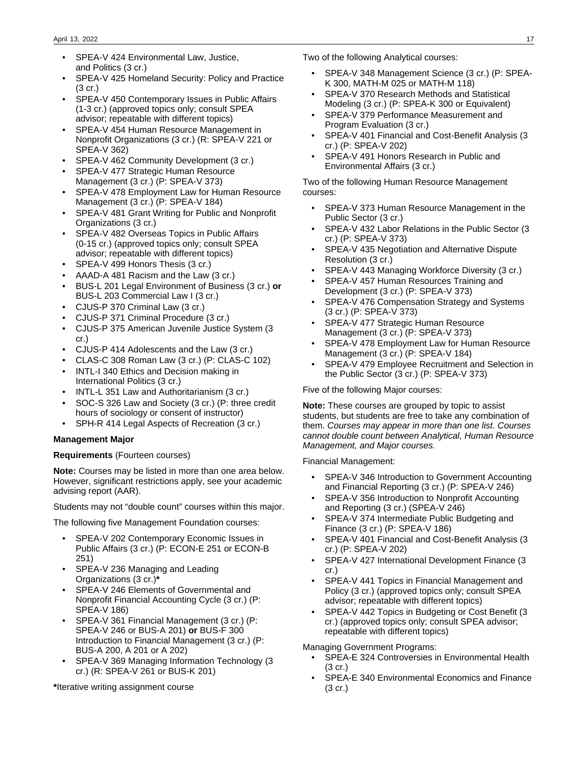- SPEA-V 424 Environmental Law, Justice, and Politics (3 cr.)
- SPEA-V 425 Homeland Security: Policy and Practice (3 cr.)
- SPEA-V 450 Contemporary Issues in Public Affairs (1-3 cr.) (approved topics only; consult SPEA advisor; repeatable with different topics)
- SPEA-V 454 Human Resource Management in Nonprofit Organizations (3 cr.) (R: SPEA-V 221 or SPEA-V 362)
- SPEA-V 462 Community Development (3 cr.)
- SPEA-V 477 Strategic Human Resource Management (3 cr.) (P: SPEA-V 373)
- SPEA-V 478 Employment Law for Human Resource Management (3 cr.) (P: SPEA-V 184)
- SPEA-V 481 Grant Writing for Public and Nonprofit Organizations (3 cr.)
- SPEA-V 482 Overseas Topics in Public Affairs (0-15 cr.) (approved topics only; consult SPEA advisor; repeatable with different topics)
- SPEA-V 499 Honors Thesis (3 cr.)
- AAAD-A 481 Racism and the Law (3 cr.)
- BUS-L 201 Legal Environment of Business (3 cr.) **or** BUS-L 203 Commercial Law I (3 cr.)
- CJUS-P 370 Criminal Law (3 cr.)
- CJUS-P 371 Criminal Procedure (3 cr.)
- CJUS-P 375 American Juvenile Justice System (3 cr.)
- CJUS-P 414 Adolescents and the Law (3 cr.)
- CLAS-C 308 Roman Law (3 cr.) (P: CLAS-C 102)
- INTL-I 340 Ethics and Decision making in International Politics (3 cr.)
- INTL-L 351 Law and Authoritarianism (3 cr.)
- SOC-S 326 Law and Society (3 cr.) (P: three credit hours of sociology or consent of instructor)
- SPH-R 414 Legal Aspects of Recreation (3 cr.)

**Management Major**

**Requirements** (Fourteen courses)

**Note:** Courses may be listed in more than one area below. However, significant restrictions apply, see your academic advising report (AAR).

Students may not "double count" courses within this major.

The following five Management Foundation courses:

- SPEA-V 202 Contemporary Economic Issues in Public Affairs (3 cr.) (P: ECON-E 251 or ECON-B 251)
- SPEA-V 236 Managing and Leading Organizations (3 cr.)**\***
- SPEA-V 246 Elements of Governmental and Nonprofit Financial Accounting Cycle (3 cr.) (P: SPEA-V 186)
- SPEA-V 361 Financial Management (3 cr.) (P: SPEA-V 246 or BUS-A 201) **or** BUS-F 300 Introduction to Financial Management (3 cr.) (P: BUS-A 200, A 201 or A 202)
- SPEA-V 369 Managing Information Technology (3 cr.) (R: SPEA-V 261 or BUS-K 201)

**\***Iterative writing assignment course

Two of the following Analytical courses:

- SPEA-V 348 Management Science (3 cr.) (P: SPEA-K 300, MATH-M 025 or MATH-M 118)
- SPEA-V 370 Research Methods and Statistical Modeling (3 cr.) (P: SPEA-K 300 or Equivalent)
- SPEA-V 379 Performance Measurement and Program Evaluation (3 cr.)
- SPEA-V 401 Financial and Cost-Benefit Analysis (3 cr.) (P: SPEA-V 202)
- SPEA-V 491 Honors Research in Public and Environmental Affairs (3 cr.)

Two of the following Human Resource Management courses:

- SPEA-V 373 Human Resource Management in the Public Sector (3 cr.)
- SPEA-V 432 Labor Relations in the Public Sector (3 cr.) (P: SPEA-V 373)
- SPEA-V 435 Negotiation and Alternative Dispute Resolution (3 cr.)
- SPEA-V 443 Managing Workforce Diversity (3 cr.)
- SPEA-V 457 Human Resources Training and Development (3 cr.) (P: SPEA-V 373)
- SPEA-V 476 Compensation Strategy and Systems (3 cr.) (P: SPEA-V 373)
- SPEA-V 477 Strategic Human Resource Management (3 cr.) (P: SPEA-V 373)
- SPEA-V 478 Employment Law for Human Resource Management (3 cr.) (P: SPEA-V 184)
- SPEA-V 479 Employee Recruitment and Selection in the Public Sector (3 cr.) (P: SPEA-V 373)

Five of the following Major courses:

**Note:** These courses are grouped by topic to assist students, but students are free to take any combination of them. *Courses may appear in more than one list. Courses cannot double count between Analytical, Human Resource Management, and Major courses.*

Financial Management:

- SPEA-V 346 Introduction to Government Accounting and Financial Reporting (3 cr.) (P: SPEA-V 246)
- SPEA-V 356 Introduction to Nonprofit Accounting and Reporting (3 cr.) (SPEA-V 246)
- SPEA-V 374 Intermediate Public Budgeting and Finance (3 cr.) (P: SPEA-V 186)
- SPEA-V 401 Financial and Cost-Benefit Analysis (3 cr.) (P: SPEA-V 202)
- SPEA-V 427 International Development Finance (3 cr.)
- SPEA-V 441 Topics in Financial Management and Policy (3 cr.) (approved topics only; consult SPEA advisor; repeatable with different topics)
- SPEA-V 442 Topics in Budgeting or Cost Benefit (3 cr.) (approved topics only; consult SPEA advisor; repeatable with different topics)

Managing Government Programs:

- SPEA-E 324 Controversies in Environmental Health (3 cr.)
- SPEA-E 340 Environmental Economics and Finance (3 cr.)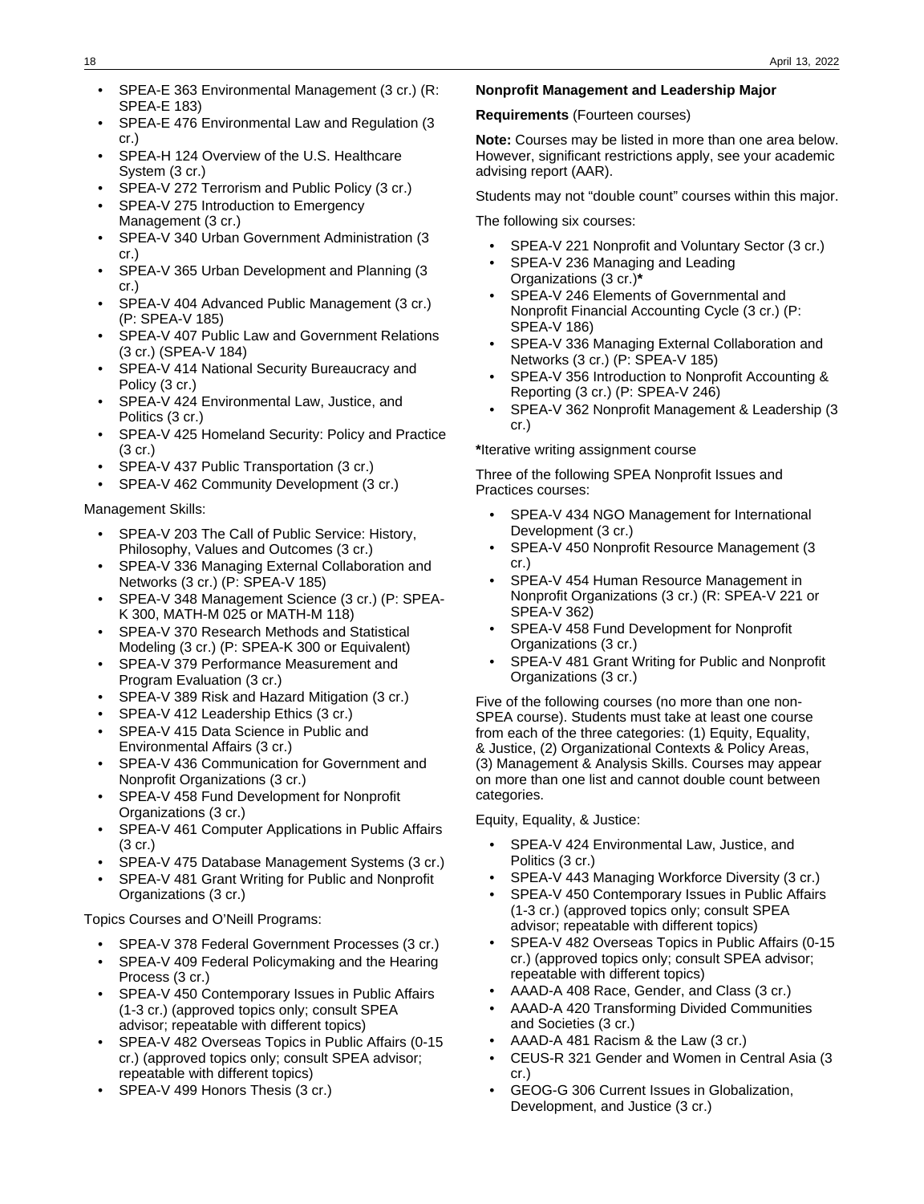- SPEA-E 363 Environmental Management (3 cr.) (R: SPEA-E 183)
- SPEA-E 476 Environmental Law and Regulation (3 cr.)
- SPEA-H 124 Overview of the U.S. Healthcare System (3 cr.)
- SPEA-V 272 Terrorism and Public Policy (3 cr.)
- SPEA-V 275 Introduction to Emergency Management (3 cr.)
- SPEA-V 340 Urban Government Administration (3 cr.)
- SPEA-V 365 Urban Development and Planning (3 cr.)
- SPEA-V 404 Advanced Public Management (3 cr.) (P: SPEA-V 185)
- SPEA-V 407 Public Law and Government Relations (3 cr.) (SPEA-V 184)
- SPEA-V 414 National Security Bureaucracy and Policy (3 cr.)
- SPEA-V 424 Environmental Law, Justice, and Politics (3 cr.)
- SPEA-V 425 Homeland Security: Policy and Practice (3 cr.)
- SPEA-V 437 Public Transportation (3 cr.)
- SPEA-V 462 Community Development (3 cr.)

Management Skills:

- SPEA-V 203 The Call of Public Service: History, Philosophy, Values and Outcomes (3 cr.)
- SPEA-V 336 Managing External Collaboration and Networks (3 cr.) (P: SPEA-V 185)
- SPEA-V 348 Management Science (3 cr.) (P: SPEA-K 300, MATH-M 025 or MATH-M 118)
- SPEA-V 370 Research Methods and Statistical Modeling (3 cr.) (P: SPEA-K 300 or Equivalent)
- SPEA-V 379 Performance Measurement and Program Evaluation (3 cr.)
- SPEA-V 389 Risk and Hazard Mitigation (3 cr.)
- SPEA-V 412 Leadership Ethics (3 cr.)
- SPEA-V 415 Data Science in Public and Environmental Affairs (3 cr.)
- SPEA-V 436 Communication for Government and Nonprofit Organizations (3 cr.)
- SPEA-V 458 Fund Development for Nonprofit Organizations (3 cr.)
- SPEA-V 461 Computer Applications in Public Affairs (3 cr.)
- SPEA-V 475 Database Management Systems (3 cr.)
- SPEA-V 481 Grant Writing for Public and Nonprofit Organizations (3 cr.)

Topics Courses and O'Neill Programs:

- SPEA-V 378 Federal Government Processes (3 cr.)
- SPEA-V 409 Federal Policymaking and the Hearing Process (3 cr.)
- SPEA-V 450 Contemporary Issues in Public Affairs (1-3 cr.) (approved topics only; consult SPEA advisor; repeatable with different topics)
- SPEA-V 482 Overseas Topics in Public Affairs (0-15 cr.) (approved topics only; consult SPEA advisor; repeatable with different topics)
- SPEA-V 499 Honors Thesis (3 cr.)

**Nonprofit Management and Leadership Major**

**Requirements** (Fourteen courses)

**Note:** Courses may be listed in more than one area below. However, significant restrictions apply, see your academic advising report (AAR).

Students may not "double count" courses within this major.

The following six courses:

- SPEA-V 221 Nonprofit and Voluntary Sector (3 cr.)
- SPEA-V 236 Managing and Leading Organizations (3 cr.)**\***
- SPEA-V 246 Elements of Governmental and Nonprofit Financial Accounting Cycle (3 cr.) (P: SPEA-V 186)
- SPEA-V 336 Managing External Collaboration and Networks (3 cr.) (P: SPEA-V 185)
- SPEA-V 356 Introduction to Nonprofit Accounting & Reporting (3 cr.) (P: SPEA-V 246)
- SPEA-V 362 Nonprofit Management & Leadership (3 cr.)

**\***Iterative writing assignment course

Three of the following SPEA Nonprofit Issues and Practices courses:

- SPEA-V 434 NGO Management for International Development (3 cr.)
- SPEA-V 450 Nonprofit Resource Management (3 cr.)
- SPEA-V 454 Human Resource Management in Nonprofit Organizations (3 cr.) (R: SPEA-V 221 or SPEA-V 362)
- SPEA-V 458 Fund Development for Nonprofit Organizations (3 cr.)
- SPEA-V 481 Grant Writing for Public and Nonprofit Organizations (3 cr.)

Five of the following courses (no more than one non-SPEA course). Students must take at least one course from each of the three categories: (1) Equity, Equality, & Justice, (2) Organizational Contexts & Policy Areas, (3) Management & Analysis Skills. Courses may appear on more than one list and cannot double count between categories.

Equity, Equality, & Justice:

- SPEA-V 424 Environmental Law, Justice, and Politics (3 cr.)
- SPEA-V 443 Managing Workforce Diversity (3 cr.)
- SPEA-V 450 Contemporary Issues in Public Affairs (1-3 cr.) (approved topics only; consult SPEA advisor; repeatable with different topics)
- SPEA-V 482 Overseas Topics in Public Affairs (0-15 cr.) (approved topics only; consult SPEA advisor; repeatable with different topics)
- AAAD-A 408 Race, Gender, and Class (3 cr.)
- AAAD-A 420 Transforming Divided Communities and Societies (3 cr.)
- AAAD-A 481 Racism & the Law (3 cr.)
- CEUS-R 321 Gender and Women in Central Asia (3 cr.)
- GEOG-G 306 Current Issues in Globalization, Development, and Justice (3 cr.)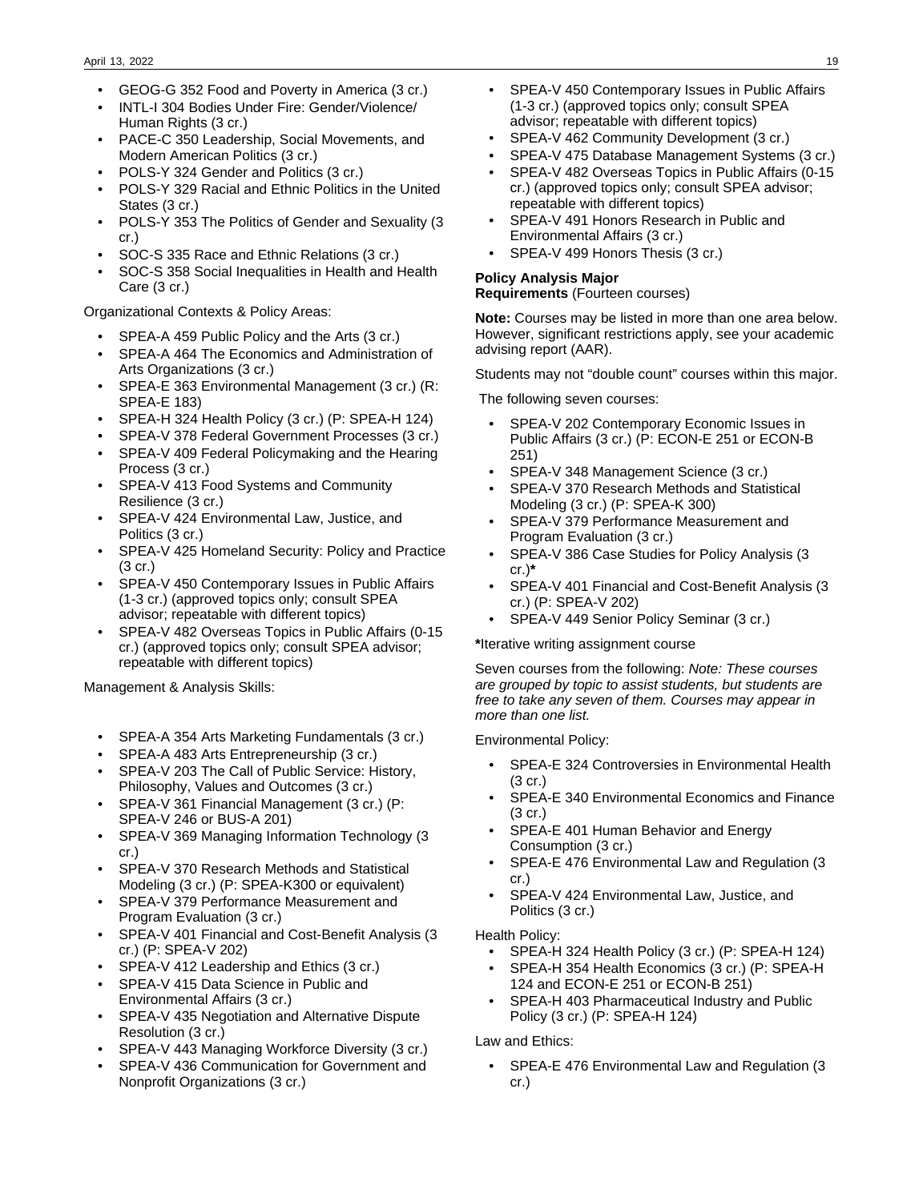- GEOG-G 352 Food and Poverty in America (3 cr.)
- INTL-I 304 Bodies Under Fire: Gender/Violence/ Human Rights (3 cr.)
- PACE-C 350 Leadership, Social Movements, and Modern American Politics (3 cr.)
- POLS-Y 324 Gender and Politics (3 cr.)
- POLS-Y 329 Racial and Ethnic Politics in the United States (3 cr.)
- POLS-Y 353 The Politics of Gender and Sexuality (3 cr.)
- SOC-S 335 Race and Ethnic Relations (3 cr.)
- SOC-S 358 Social Inequalities in Health and Health Care (3 cr.)

Organizational Contexts & Policy Areas:

- SPEA-A 459 Public Policy and the Arts (3 cr.)
- SPEA-A 464 The Economics and Administration of Arts Organizations (3 cr.)
- SPEA-E 363 Environmental Management (3 cr.) (R: SPEA-E 183)
- SPEA-H 324 Health Policy (3 cr.) (P: SPEA-H 124)
- SPEA-V 378 Federal Government Processes (3 cr.)
- SPEA-V 409 Federal Policymaking and the Hearing Process (3 cr.)
- SPEA-V 413 Food Systems and Community Resilience (3 cr.)
- SPEA-V 424 Environmental Law, Justice, and Politics (3 cr.)
- SPEA-V 425 Homeland Security: Policy and Practice (3 cr.)
- SPEA-V 450 Contemporary Issues in Public Affairs (1-3 cr.) (approved topics only; consult SPEA advisor; repeatable with different topics)
- SPEA-V 482 Overseas Topics in Public Affairs (0-15 cr.) (approved topics only; consult SPEA advisor; repeatable with different topics)

Management & Analysis Skills:

- SPEA-A 354 Arts Marketing Fundamentals (3 cr.)
- SPEA-A 483 Arts Entrepreneurship (3 cr.)
- SPEA-V 203 The Call of Public Service: History, Philosophy, Values and Outcomes (3 cr.)
- SPEA-V 361 Financial Management (3 cr.) (P: SPEA-V 246 or BUS-A 201)
- SPEA-V 369 Managing Information Technology (3 cr.)
- SPEA-V 370 Research Methods and Statistical Modeling (3 cr.) (P: SPEA-K300 or equivalent)
- SPEA-V 379 Performance Measurement and Program Evaluation (3 cr.)
- SPEA-V 401 Financial and Cost-Benefit Analysis (3 cr.) (P: SPEA-V 202)
- SPEA-V 412 Leadership and Ethics (3 cr.)
- SPEA-V 415 Data Science in Public and Environmental Affairs (3 cr.)
- SPEA-V 435 Negotiation and Alternative Dispute Resolution (3 cr.)
- SPEA-V 443 Managing Workforce Diversity (3 cr.)
- SPEA-V 436 Communication for Government and Nonprofit Organizations (3 cr.)
- SPEA-V 450 Contemporary Issues in Public Affairs (1-3 cr.) (approved topics only; consult SPEA advisor; repeatable with different topics)
- SPEA-V 462 Community Development (3 cr.)
- SPEA-V 475 Database Management Systems (3 cr.)
- SPEA-V 482 Overseas Topics in Public Affairs (0-15 cr.) (approved topics only; consult SPEA advisor; repeatable with different topics)
- SPEA-V 491 Honors Research in Public and Environmental Affairs (3 cr.)
- SPEA-V 499 Honors Thesis (3 cr.)

**Policy Analysis Major**
**Requirements** (Fourteen courses)

**Note:** Courses may be listed in more than one area below. However, significant restrictions apply, see your academic advising report (AAR).

Students may not "double count" courses within this major.

The following seven courses:

- SPEA-V 202 Contemporary Economic Issues in Public Affairs (3 cr.) (P: ECON-E 251 or ECON-B 251)
- SPEA-V 348 Management Science (3 cr.)
- SPEA-V 370 Research Methods and Statistical Modeling (3 cr.) (P: SPEA-K 300)
- SPEA-V 379 Performance Measurement and Program Evaluation (3 cr.)
- SPEA-V 386 Case Studies for Policy Analysis (3 cr.)**\***
- SPEA-V 401 Financial and Cost-Benefit Analysis (3 cr.) (P: SPEA-V 202)
- SPEA-V 449 Senior Policy Seminar (3 cr.)

**\***Iterative writing assignment course

Seven courses from the following: *Note: These courses are grouped by topic to assist students, but students are free to take any seven of them. Courses may appear in more than one list.*

Environmental Policy:

- SPEA-E 324 Controversies in Environmental Health (3 cr.)
- SPEA-E 340 Environmental Economics and Finance (3 cr.)
- SPEA-E 401 Human Behavior and Energy Consumption (3 cr.)
- SPEA-E 476 Environmental Law and Regulation (3 cr.)
- SPEA-V 424 Environmental Law, Justice, and Politics (3 cr.)

Health Policy:

- SPEA-H 324 Health Policy (3 cr.) (P: SPEA-H 124)
- SPEA-H 354 Health Economics (3 cr.) (P: SPEA-H 124 and ECON-E 251 or ECON-B 251)
- SPEA-H 403 Pharmaceutical Industry and Public Policy (3 cr.) (P: SPEA-H 124)

Law and Ethics:

- SPEA-E 476 Environmental Law and Regulation (3 cr.)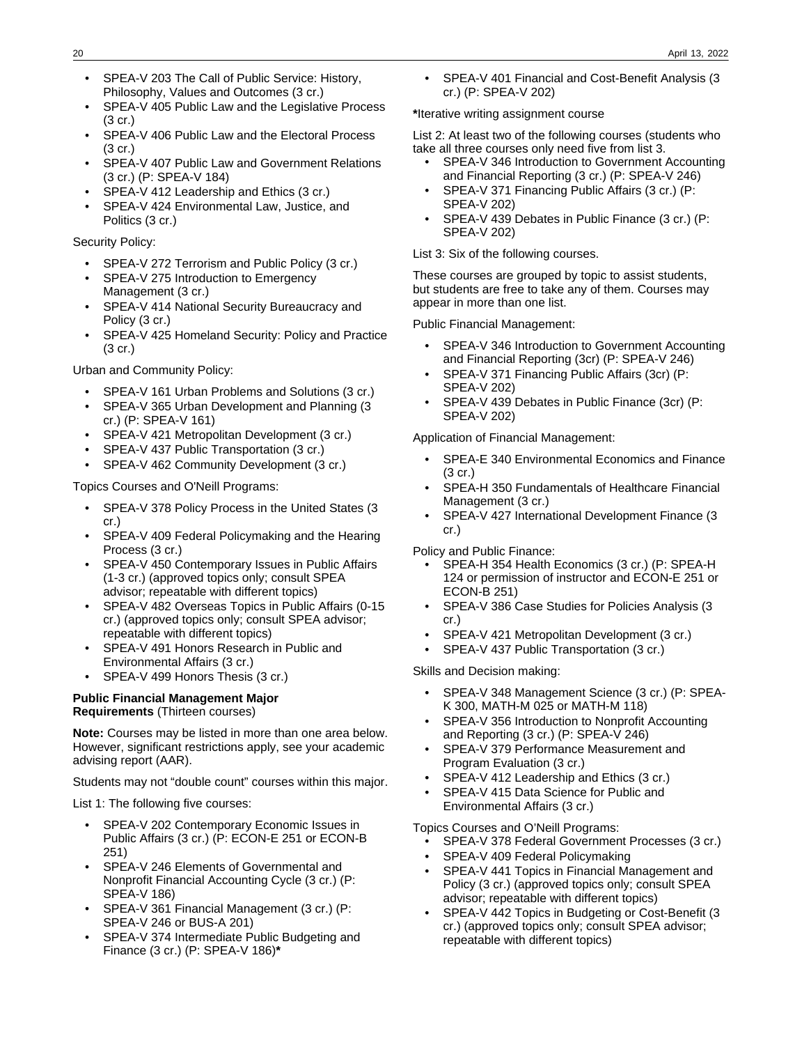- SPEA-V 203 The Call of Public Service: History, Philosophy, Values and Outcomes (3 cr.)
- SPEA-V 405 Public Law and the Legislative Process (3 cr.)
- SPEA-V 406 Public Law and the Electoral Process (3 cr.)
- SPEA-V 407 Public Law and Government Relations (3 cr.) (P: SPEA-V 184)
- SPEA-V 412 Leadership and Ethics (3 cr.)
- SPEA-V 424 Environmental Law, Justice, and Politics (3 cr.)

Security Policy:

- SPEA-V 272 Terrorism and Public Policy (3 cr.)
- SPEA-V 275 Introduction to Emergency Management (3 cr.)
- SPEA-V 414 National Security Bureaucracy and Policy (3 cr.)
- SPEA-V 425 Homeland Security: Policy and Practice (3 cr.)

Urban and Community Policy:

- SPEA-V 161 Urban Problems and Solutions (3 cr.)
- SPEA-V 365 Urban Development and Planning (3 cr.) (P: SPEA-V 161)
- SPEA-V 421 Metropolitan Development (3 cr.)
- SPEA-V 437 Public Transportation (3 cr.)
- SPEA-V 462 Community Development (3 cr.)

Topics Courses and O'Neill Programs:

- SPEA-V 378 Policy Process in the United States (3 cr.)
- SPEA-V 409 Federal Policymaking and the Hearing Process (3 cr.)
- SPEA-V 450 Contemporary Issues in Public Affairs (1-3 cr.) (approved topics only; consult SPEA advisor; repeatable with different topics)
- SPEA-V 482 Overseas Topics in Public Affairs (0-15 cr.) (approved topics only; consult SPEA advisor; repeatable with different topics)
- SPEA-V 491 Honors Research in Public and Environmental Affairs (3 cr.)
- SPEA-V 499 Honors Thesis (3 cr.)

**Public Financial Management Major Requirements** (Thirteen courses)

**Note:** Courses may be listed in more than one area below. However, significant restrictions apply, see your academic advising report (AAR).

Students may not "double count" courses within this major.

List 1: The following five courses:

- SPEA-V 202 Contemporary Economic Issues in Public Affairs (3 cr.) (P: ECON-E 251 or ECON-B 251)
- SPEA-V 246 Elements of Governmental and Nonprofit Financial Accounting Cycle (3 cr.) (P: SPEA-V 186)
- SPEA-V 361 Financial Management (3 cr.) (P: SPEA-V 246 or BUS-A 201)
- SPEA-V 374 Intermediate Public Budgeting and Finance (3 cr.) (P: SPEA-V 186)**\***
- SPEA-V 401 Financial and Cost-Benefit Analysis (3 cr.) (P: SPEA-V 202)

**\***Iterative writing assignment course

List 2: At least two of the following courses (students who take all three courses only need five from list 3.

- SPEA-V 346 Introduction to Government Accounting and Financial Reporting (3 cr.) (P: SPEA-V 246)
- SPEA-V 371 Financing Public Affairs (3 cr.) (P: SPEA-V 202)
- SPEA-V 439 Debates in Public Finance (3 cr.) (P: SPEA-V 202)

List 3: Six of the following courses.

These courses are grouped by topic to assist students, but students are free to take any of them. Courses may appear in more than one list.

Public Financial Management:

- SPEA-V 346 Introduction to Government Accounting and Financial Reporting (3cr) (P: SPEA-V 246)
- SPEA-V 371 Financing Public Affairs (3cr) (P: SPEA-V 202)
- SPEA-V 439 Debates in Public Finance (3cr) (P: SPEA-V 202)

Application of Financial Management:

- SPEA-E 340 Environmental Economics and Finance (3 cr.)
- SPEA-H 350 Fundamentals of Healthcare Financial Management (3 cr.)
- SPEA-V 427 International Development Finance (3 cr.)

Policy and Public Finance:

- SPEA-H 354 Health Economics (3 cr.) (P: SPEA-H 124 or permission of instructor and ECON-E 251 or ECON-B 251)
- SPEA-V 386 Case Studies for Policies Analysis (3 cr.)
- SPEA-V 421 Metropolitan Development (3 cr.)
- SPEA-V 437 Public Transportation (3 cr.)

Skills and Decision making:

- SPEA-V 348 Management Science (3 cr.) (P: SPEA-K 300, MATH-M 025 or MATH-M 118)
- SPEA-V 356 Introduction to Nonprofit Accounting and Reporting (3 cr.) (P: SPEA-V 246)
- SPEA-V 379 Performance Measurement and Program Evaluation (3 cr.)
- SPEA-V 412 Leadership and Ethics (3 cr.)
- SPEA-V 415 Data Science for Public and Environmental Affairs (3 cr.)

Topics Courses and O'Neill Programs:

- SPEA-V 378 Federal Government Processes (3 cr.)
- SPEA-V 409 Federal Policymaking
- SPEA-V 441 Topics in Financial Management and Policy (3 cr.) (approved topics only; consult SPEA advisor; repeatable with different topics)
- SPEA-V 442 Topics in Budgeting or Cost-Benefit (3 cr.) (approved topics only; consult SPEA advisor; repeatable with different topics)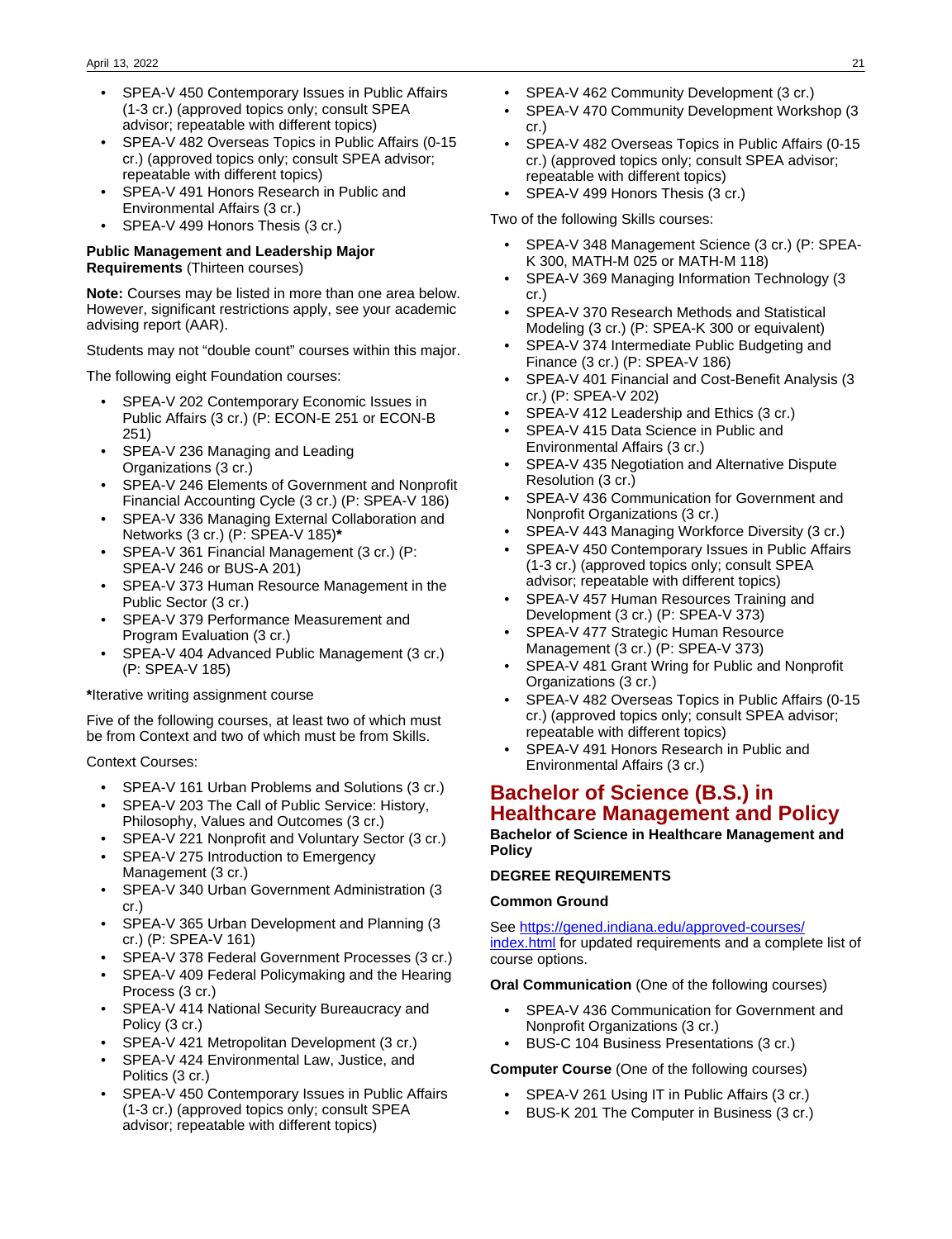- SPEA-V 450 Contemporary Issues in Public Affairs (1-3 cr.) (approved topics only; consult SPEA advisor; repeatable with different topics)
- SPEA-V 482 Overseas Topics in Public Affairs (0-15 cr.) (approved topics only; consult SPEA advisor; repeatable with different topics)
- SPEA-V 491 Honors Research in Public and Environmental Affairs (3 cr.)
- SPEA-V 499 Honors Thesis (3 cr.)

**Public Management and Leadership Major Requirements** (Thirteen courses)

**Note:** Courses may be listed in more than one area below. However, significant restrictions apply, see your academic advising report (AAR).

Students may not "double count" courses within this major.

The following eight Foundation courses:

- SPEA-V 202 Contemporary Economic Issues in Public Affairs (3 cr.) (P: ECON-E 251 or ECON-B 251)
- SPEA-V 236 Managing and Leading Organizations (3 cr.)
- SPEA-V 246 Elements of Government and Nonprofit Financial Accounting Cycle (3 cr.) (P: SPEA-V 186)
- SPEA-V 336 Managing External Collaboration and Networks (3 cr.) (P: SPEA-V 185)**\***
- SPEA-V 361 Financial Management (3 cr.) (P: SPEA-V 246 or BUS-A 201)
- SPEA-V 373 Human Resource Management in the Public Sector (3 cr.)
- SPEA-V 379 Performance Measurement and Program Evaluation (3 cr.)
- SPEA-V 404 Advanced Public Management (3 cr.) (P: SPEA-V 185)

**\***Iterative writing assignment course

Five of the following courses, at least two of which must be from Context and two of which must be from Skills.

Context Courses:

- SPEA-V 161 Urban Problems and Solutions (3 cr.)
- SPEA-V 203 The Call of Public Service: History, Philosophy, Values and Outcomes (3 cr.)
- SPEA-V 221 Nonprofit and Voluntary Sector (3 cr.)
- SPEA-V 275 Introduction to Emergency Management (3 cr.)
- SPEA-V 340 Urban Government Administration (3 cr.)
- SPEA-V 365 Urban Development and Planning (3 cr.) (P: SPEA-V 161)
- SPEA-V 378 Federal Government Processes (3 cr.)
- SPEA-V 409 Federal Policymaking and the Hearing Process (3 cr.)
- SPEA-V 414 National Security Bureaucracy and Policy (3 cr.)
- SPEA-V 421 Metropolitan Development (3 cr.)
- SPEA-V 424 Environmental Law, Justice, and Politics (3 cr.)
- SPEA-V 450 Contemporary Issues in Public Affairs (1-3 cr.) (approved topics only; consult SPEA advisor; repeatable with different topics)
- SPEA-V 462 Community Development (3 cr.)
- SPEA-V 470 Community Development Workshop (3 cr.)
- SPEA-V 482 Overseas Topics in Public Affairs (0-15 cr.) (approved topics only; consult SPEA advisor; repeatable with different topics)
- SPEA-V 499 Honors Thesis (3 cr.)

Two of the following Skills courses:

- SPEA-V 348 Management Science (3 cr.) (P: SPEA-K 300, MATH-M 025 or MATH-M 118)
- SPEA-V 369 Managing Information Technology (3 cr.)
- SPEA-V 370 Research Methods and Statistical Modeling (3 cr.) (P: SPEA-K 300 or equivalent)
- SPEA-V 374 Intermediate Public Budgeting and Finance (3 cr.) (P: SPEA-V 186)
- SPEA-V 401 Financial and Cost-Benefit Analysis (3 cr.) (P: SPEA-V 202)
- SPEA-V 412 Leadership and Ethics (3 cr.)
- SPEA-V 415 Data Science in Public and Environmental Affairs (3 cr.)
- SPEA-V 435 Negotiation and Alternative Dispute Resolution (3 cr.)
- SPEA-V 436 Communication for Government and Nonprofit Organizations (3 cr.)
- SPEA-V 443 Managing Workforce Diversity (3 cr.)
- SPEA-V 450 Contemporary Issues in Public Affairs (1-3 cr.) (approved topics only; consult SPEA advisor; repeatable with different topics)
- SPEA-V 457 Human Resources Training and Development (3 cr.) (P: SPEA-V 373)
- SPEA-V 477 Strategic Human Resource Management (3 cr.) (P: SPEA-V 373)
- SPEA-V 481 Grant Wring for Public and Nonprofit Organizations (3 cr.)
- SPEA-V 482 Overseas Topics in Public Affairs (0-15 cr.) (approved topics only; consult SPEA advisor; repeatable with different topics)
- SPEA-V 491 Honors Research in Public and Environmental Affairs (3 cr.)

# Bachelor of Science (B.S.) in Healthcare Management and Policy

**Bachelor of Science in Healthcare Management and Policy**

**DEGREE REQUIREMENTS**

**Common Ground**

See https://gened.indiana.edu/approved-courses/index.html for updated requirements and a complete list of course options.

**Oral Communication** (One of the following courses)

- SPEA-V 436 Communication for Government and Nonprofit Organizations (3 cr.)
- BUS-C 104 Business Presentations (3 cr.)

**Computer Course** (One of the following courses)

- SPEA-V 261 Using IT in Public Affairs (3 cr.)
- BUS-K 201 The Computer in Business (3 cr.)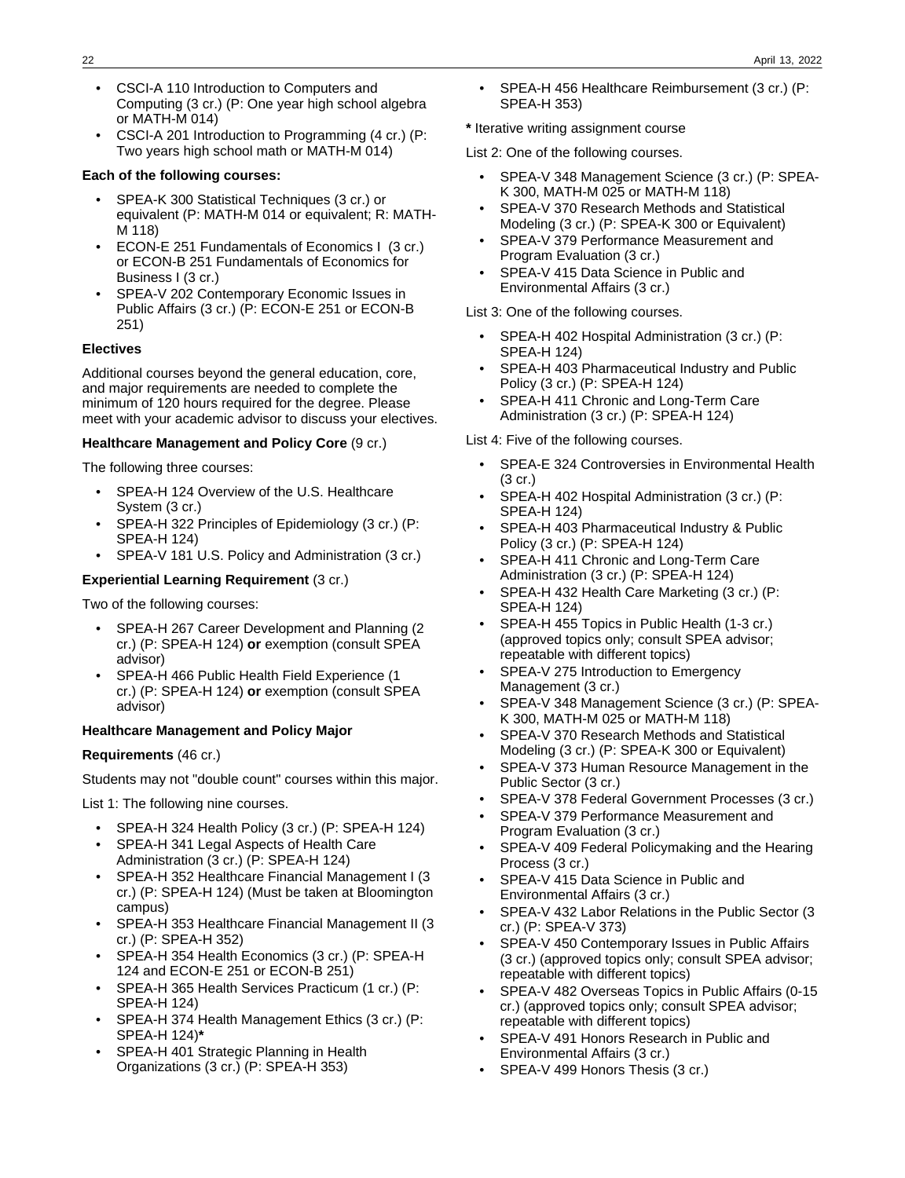- CSCI-A 110 Introduction to Computers and Computing (3 cr.) (P: One year high school algebra or MATH-M 014)
- CSCI-A 201 Introduction to Programming (4 cr.) (P: Two years high school math or MATH-M 014)

**Each of the following courses:**

- SPEA-K 300 Statistical Techniques (3 cr.) or equivalent (P: MATH-M 014 or equivalent; R: MATH-M 118)
- ECON-E 251 Fundamentals of Economics I (3 cr.) or ECON-B 251 Fundamentals of Economics for Business I (3 cr.)
- SPEA-V 202 Contemporary Economic Issues in Public Affairs (3 cr.) (P: ECON-E 251 or ECON-B 251)

**Electives**

Additional courses beyond the general education, core, and major requirements are needed to complete the minimum of 120 hours required for the degree. Please meet with your academic advisor to discuss your electives.

**Healthcare Management and Policy Core** (9 cr.)

The following three courses:

- SPEA-H 124 Overview of the U.S. Healthcare System (3 cr.)
- SPEA-H 322 Principles of Epidemiology (3 cr.) (P: SPEA-H 124)
- SPEA-V 181 U.S. Policy and Administration (3 cr.)

**Experiential Learning Requirement** (3 cr.)

Two of the following courses:

- SPEA-H 267 Career Development and Planning (2 cr.) (P: SPEA-H 124) **or** exemption (consult SPEA advisor)
- SPEA-H 466 Public Health Field Experience (1 cr.) (P: SPEA-H 124) **or** exemption (consult SPEA advisor)

**Healthcare Management and Policy Major**

**Requirements** (46 cr.)

Students may not "double count" courses within this major.

List 1: The following nine courses.

- SPEA-H 324 Health Policy (3 cr.) (P: SPEA-H 124)
- SPEA-H 341 Legal Aspects of Health Care Administration (3 cr.) (P: SPEA-H 124)
- SPEA-H 352 Healthcare Financial Management I (3 cr.) (P: SPEA-H 124) (Must be taken at Bloomington campus)
- SPEA-H 353 Healthcare Financial Management II (3 cr.) (P: SPEA-H 352)
- SPEA-H 354 Health Economics (3 cr.) (P: SPEA-H 124 and ECON-E 251 or ECON-B 251)
- SPEA-H 365 Health Services Practicum (1 cr.) (P: SPEA-H 124)
- SPEA-H 374 Health Management Ethics (3 cr.) (P: SPEA-H 124)**\***
- SPEA-H 401 Strategic Planning in Health Organizations (3 cr.) (P: SPEA-H 353)
- SPEA-H 456 Healthcare Reimbursement (3 cr.) (P: SPEA-H 353)

**\*** Iterative writing assignment course

List 2: One of the following courses.

- SPEA-V 348 Management Science (3 cr.) (P: SPEA-K 300, MATH-M 025 or MATH-M 118)
- SPEA-V 370 Research Methods and Statistical Modeling (3 cr.) (P: SPEA-K 300 or Equivalent)
- SPEA-V 379 Performance Measurement and Program Evaluation (3 cr.)
- SPEA-V 415 Data Science in Public and Environmental Affairs (3 cr.)

List 3: One of the following courses.

- SPEA-H 402 Hospital Administration (3 cr.) (P: SPEA-H 124)
- SPEA-H 403 Pharmaceutical Industry and Public Policy (3 cr.) (P: SPEA-H 124)
- SPEA-H 411 Chronic and Long-Term Care Administration (3 cr.) (P: SPEA-H 124)

List 4: Five of the following courses.

- SPEA-E 324 Controversies in Environmental Health (3 cr.)
- SPEA-H 402 Hospital Administration (3 cr.) (P: SPEA-H 124)
- SPEA-H 403 Pharmaceutical Industry & Public Policy (3 cr.) (P: SPEA-H 124)
- SPEA-H 411 Chronic and Long-Term Care Administration (3 cr.) (P: SPEA-H 124)
- SPEA-H 432 Health Care Marketing (3 cr.) (P: SPEA-H 124)
- SPEA-H 455 Topics in Public Health (1-3 cr.) (approved topics only; consult SPEA advisor; repeatable with different topics)
- SPEA-V 275 Introduction to Emergency Management (3 cr.)
- SPEA-V 348 Management Science (3 cr.) (P: SPEA-K 300, MATH-M 025 or MATH-M 118)
- SPEA-V 370 Research Methods and Statistical Modeling (3 cr.) (P: SPEA-K 300 or Equivalent)
- SPEA-V 373 Human Resource Management in the Public Sector (3 cr.)
- SPEA-V 378 Federal Government Processes (3 cr.)
- SPEA-V 379 Performance Measurement and Program Evaluation (3 cr.)
- SPEA-V 409 Federal Policymaking and the Hearing Process (3 cr.)
- SPEA-V 415 Data Science in Public and Environmental Affairs (3 cr.)
- SPEA-V 432 Labor Relations in the Public Sector (3 cr.) (P: SPEA-V 373)
- SPEA-V 450 Contemporary Issues in Public Affairs (3 cr.) (approved topics only; consult SPEA advisor; repeatable with different topics)
- SPEA-V 482 Overseas Topics in Public Affairs (0-15 cr.) (approved topics only; consult SPEA advisor; repeatable with different topics)
- SPEA-V 491 Honors Research in Public and Environmental Affairs (3 cr.)
- SPEA-V 499 Honors Thesis (3 cr.)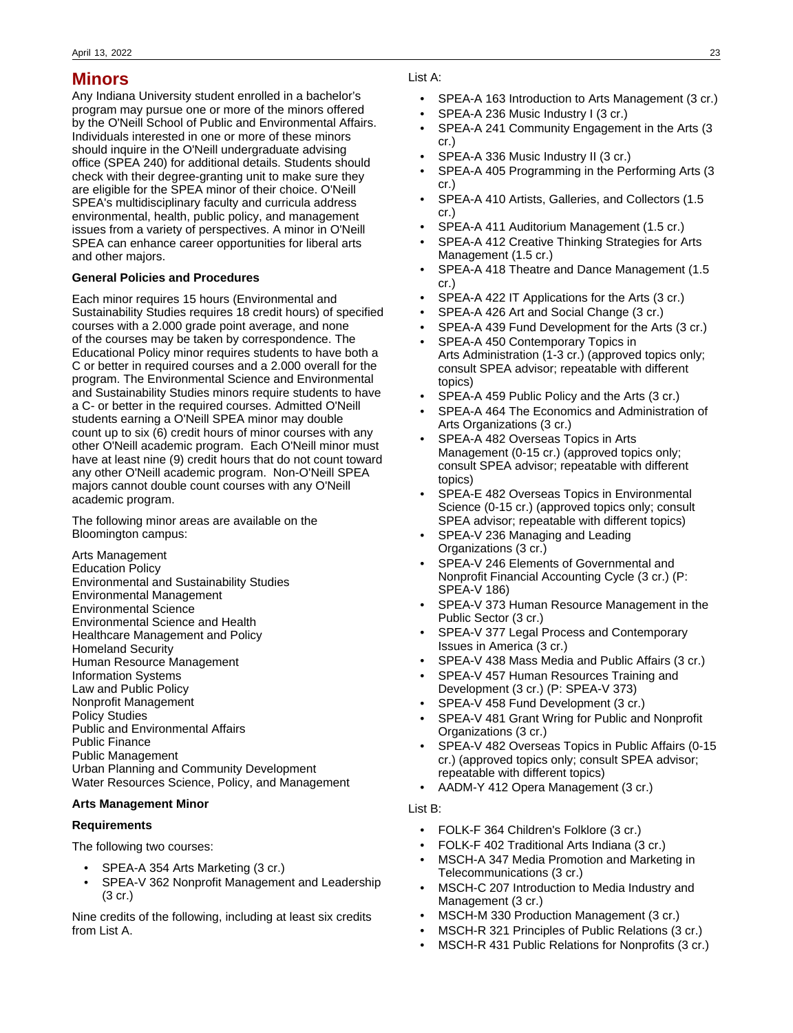# Minors

Any Indiana University student enrolled in a bachelor's program may pursue one or more of the minors offered by the O'Neill School of Public and Environmental Affairs. Individuals interested in one or more of these minors should inquire in the O'Neill undergraduate advising office (SPEA 240) for additional details. Students should check with their degree-granting unit to make sure they are eligible for the SPEA minor of their choice. O'Neill SPEA's multidisciplinary faculty and curricula address environmental, health, public policy, and management issues from a variety of perspectives. A minor in O'Neill SPEA can enhance career opportunities for liberal arts and other majors.

### General Policies and Procedures

Each minor requires 15 hours (Environmental and Sustainability Studies requires 18 credit hours) of specified courses with a 2.000 grade point average, and none of the courses may be taken by correspondence. The Educational Policy minor requires students to have both a C or better in required courses and a 2.000 overall for the program. The Environmental Science and Environmental and Sustainability Studies minors require students to have a C- or better in the required courses. Admitted O'Neill students earning a O'Neill SPEA minor may double count up to six (6) credit hours of minor courses with any other O'Neill academic program. Each O'Neill minor must have at least nine (9) credit hours that do not count toward any other O'Neill academic program. Non-O'Neill SPEA majors cannot double count courses with any O'Neill academic program.

The following minor areas are available on the Bloomington campus:

Arts Management
Education Policy
Environmental and Sustainability Studies
Environmental Management
Environmental Science
Environmental Science and Health
Healthcare Management and Policy
Homeland Security
Human Resource Management
Information Systems
Law and Public Policy
Nonprofit Management
Policy Studies
Public and Environmental Affairs
Public Finance
Public Management
Urban Planning and Community Development
Water Resources Science, Policy, and Management

### Arts Management Minor

#### Requirements

The following two courses:

- SPEA-A 354 Arts Marketing (3 cr.)
- SPEA-V 362 Nonprofit Management and Leadership (3 cr.)

Nine credits of the following, including at least six credits from List A.

List A:

- SPEA-A 163 Introduction to Arts Management (3 cr.)
- SPEA-A 236 Music Industry I (3 cr.)
- SPEA-A 241 Community Engagement in the Arts (3 cr.)
- SPEA-A 336 Music Industry II (3 cr.)
- SPEA-A 405 Programming in the Performing Arts (3 cr.)
- SPEA-A 410 Artists, Galleries, and Collectors (1.5 cr.)
- SPEA-A 411 Auditorium Management (1.5 cr.)
- SPEA-A 412 Creative Thinking Strategies for Arts Management (1.5 cr.)
- SPEA-A 418 Theatre and Dance Management (1.5 cr.)
- SPEA-A 422 IT Applications for the Arts (3 cr.)
- SPEA-A 426 Art and Social Change (3 cr.)
- SPEA-A 439 Fund Development for the Arts (3 cr.)
- SPEA-A 450 Contemporary Topics in Arts Administration (1-3 cr.) (approved topics only; consult SPEA advisor; repeatable with different topics)
- SPEA-A 459 Public Policy and the Arts (3 cr.)
- SPEA-A 464 The Economics and Administration of Arts Organizations (3 cr.)
- SPEA-A 482 Overseas Topics in Arts Management (0-15 cr.) (approved topics only; consult SPEA advisor; repeatable with different topics)
- SPEA-E 482 Overseas Topics in Environmental Science (0-15 cr.) (approved topics only; consult SPEA advisor; repeatable with different topics)
- SPEA-V 236 Managing and Leading Organizations (3 cr.)
- SPEA-V 246 Elements of Governmental and Nonprofit Financial Accounting Cycle (3 cr.) (P: SPEA-V 186)
- SPEA-V 373 Human Resource Management in the Public Sector (3 cr.)
- SPEA-V 377 Legal Process and Contemporary Issues in America (3 cr.)
- SPEA-V 438 Mass Media and Public Affairs (3 cr.)
- SPEA-V 457 Human Resources Training and Development (3 cr.) (P: SPEA-V 373)
- SPEA-V 458 Fund Development (3 cr.)
- SPEA-V 481 Grant Wring for Public and Nonprofit Organizations (3 cr.)
- SPEA-V 482 Overseas Topics in Public Affairs (0-15 cr.) (approved topics only; consult SPEA advisor; repeatable with different topics)
- AADM-Y 412 Opera Management (3 cr.)

List B:

- FOLK-F 364 Children's Folklore (3 cr.)
- FOLK-F 402 Traditional Arts Indiana (3 cr.)
- MSCH-A 347 Media Promotion and Marketing in Telecommunications (3 cr.)
- MSCH-C 207 Introduction to Media Industry and Management (3 cr.)
- MSCH-M 330 Production Management (3 cr.)
- MSCH-R 321 Principles of Public Relations (3 cr.)
- MSCH-R 431 Public Relations for Nonprofits (3 cr.)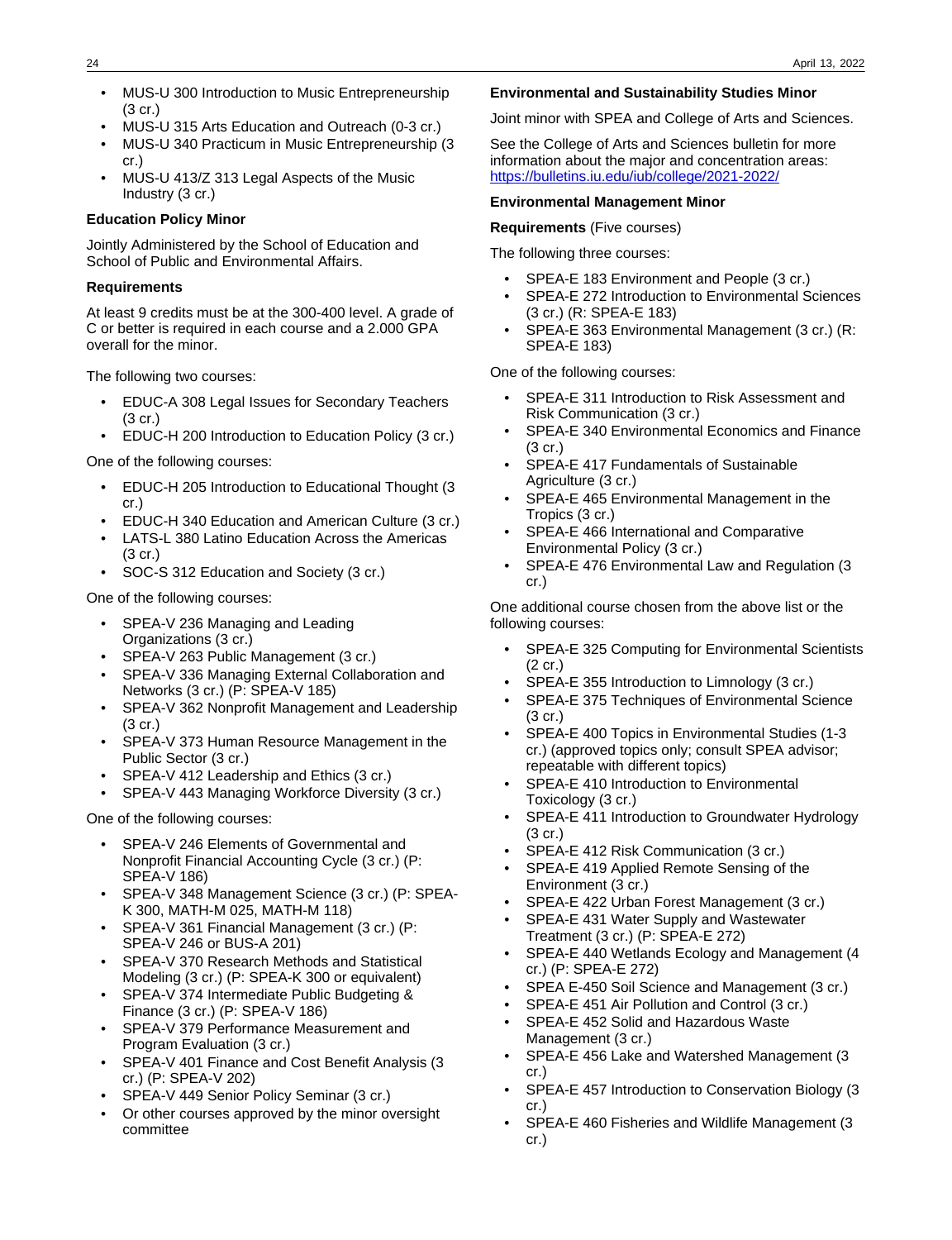- MUS-U 300 Introduction to Music Entrepreneurship (3 cr.)
- MUS-U 315 Arts Education and Outreach (0-3 cr.)
- MUS-U 340 Practicum in Music Entrepreneurship (3 cr.)
- MUS-U 413/Z 313 Legal Aspects of the Music Industry (3 cr.)

**Education Policy Minor**

Jointly Administered by the School of Education and School of Public and Environmental Affairs.

**Requirements**

At least 9 credits must be at the 300-400 level. A grade of C or better is required in each course and a 2.000 GPA overall for the minor.

The following two courses:

- EDUC-A 308 Legal Issues for Secondary Teachers (3 cr.)
- EDUC-H 200 Introduction to Education Policy (3 cr.)

One of the following courses:

- EDUC-H 205 Introduction to Educational Thought (3 cr.)
- EDUC-H 340 Education and American Culture (3 cr.)
- LATS-L 380 Latino Education Across the Americas (3 cr.)
- SOC-S 312 Education and Society (3 cr.)

One of the following courses:

- SPEA-V 236 Managing and Leading Organizations (3 cr.)
- SPEA-V 263 Public Management (3 cr.)
- SPEA-V 336 Managing External Collaboration and Networks (3 cr.) (P: SPEA-V 185)
- SPEA-V 362 Nonprofit Management and Leadership (3 cr.)
- SPEA-V 373 Human Resource Management in the Public Sector (3 cr.)
- SPEA-V 412 Leadership and Ethics (3 cr.)
- SPEA-V 443 Managing Workforce Diversity (3 cr.)

One of the following courses:

- SPEA-V 246 Elements of Governmental and Nonprofit Financial Accounting Cycle (3 cr.) (P: SPEA-V 186)
- SPEA-V 348 Management Science (3 cr.) (P: SPEA-K 300, MATH-M 025, MATH-M 118)
- SPEA-V 361 Financial Management (3 cr.) (P: SPEA-V 246 or BUS-A 201)
- SPEA-V 370 Research Methods and Statistical Modeling (3 cr.) (P: SPEA-K 300 or equivalent)
- SPEA-V 374 Intermediate Public Budgeting & Finance (3 cr.) (P: SPEA-V 186)
- SPEA-V 379 Performance Measurement and Program Evaluation (3 cr.)
- SPEA-V 401 Finance and Cost Benefit Analysis (3 cr.) (P: SPEA-V 202)
- SPEA-V 449 Senior Policy Seminar (3 cr.)
- Or other courses approved by the minor oversight committee

**Environmental and Sustainability Studies Minor**

Joint minor with SPEA and College of Arts and Sciences.

See the College of Arts and Sciences bulletin for more information about the major and concentration areas: https://bulletins.iu.edu/iub/college/2021-2022/

**Environmental Management Minor**

**Requirements** (Five courses)

The following three courses:

- SPEA-E 183 Environment and People (3 cr.)
- SPEA-E 272 Introduction to Environmental Sciences (3 cr.) (R: SPEA-E 183)
- SPEA-E 363 Environmental Management (3 cr.) (R: SPEA-E 183)

One of the following courses:

- SPEA-E 311 Introduction to Risk Assessment and Risk Communication (3 cr.)
- SPEA-E 340 Environmental Economics and Finance (3 cr.)
- SPEA-E 417 Fundamentals of Sustainable Agriculture (3 cr.)
- SPEA-E 465 Environmental Management in the Tropics (3 cr.)
- SPEA-E 466 International and Comparative Environmental Policy (3 cr.)
- SPEA-E 476 Environmental Law and Regulation (3 cr.)

One additional course chosen from the above list or the following courses:

- SPEA-E 325 Computing for Environmental Scientists (2 cr.)
- SPEA-E 355 Introduction to Limnology (3 cr.)
- SPEA-E 375 Techniques of Environmental Science (3 cr.)
- SPEA-E 400 Topics in Environmental Studies (1-3 cr.) (approved topics only; consult SPEA advisor; repeatable with different topics)
- SPEA-E 410 Introduction to Environmental Toxicology (3 cr.)
- SPEA-E 411 Introduction to Groundwater Hydrology (3 cr.)
- SPEA-E 412 Risk Communication (3 cr.)
- SPEA-E 419 Applied Remote Sensing of the Environment (3 cr.)
- SPEA-E 422 Urban Forest Management (3 cr.)
- SPEA-E 431 Water Supply and Wastewater Treatment (3 cr.) (P: SPEA-E 272)
- SPEA-E 440 Wetlands Ecology and Management (4 cr.) (P: SPEA-E 272)
- SPEA E-450 Soil Science and Management (3 cr.)
- SPEA-E 451 Air Pollution and Control (3 cr.)
- SPEA-E 452 Solid and Hazardous Waste Management (3 cr.)
- SPEA-E 456 Lake and Watershed Management (3 cr.)
- SPEA-E 457 Introduction to Conservation Biology (3 cr.)
- SPEA-E 460 Fisheries and Wildlife Management (3 cr.)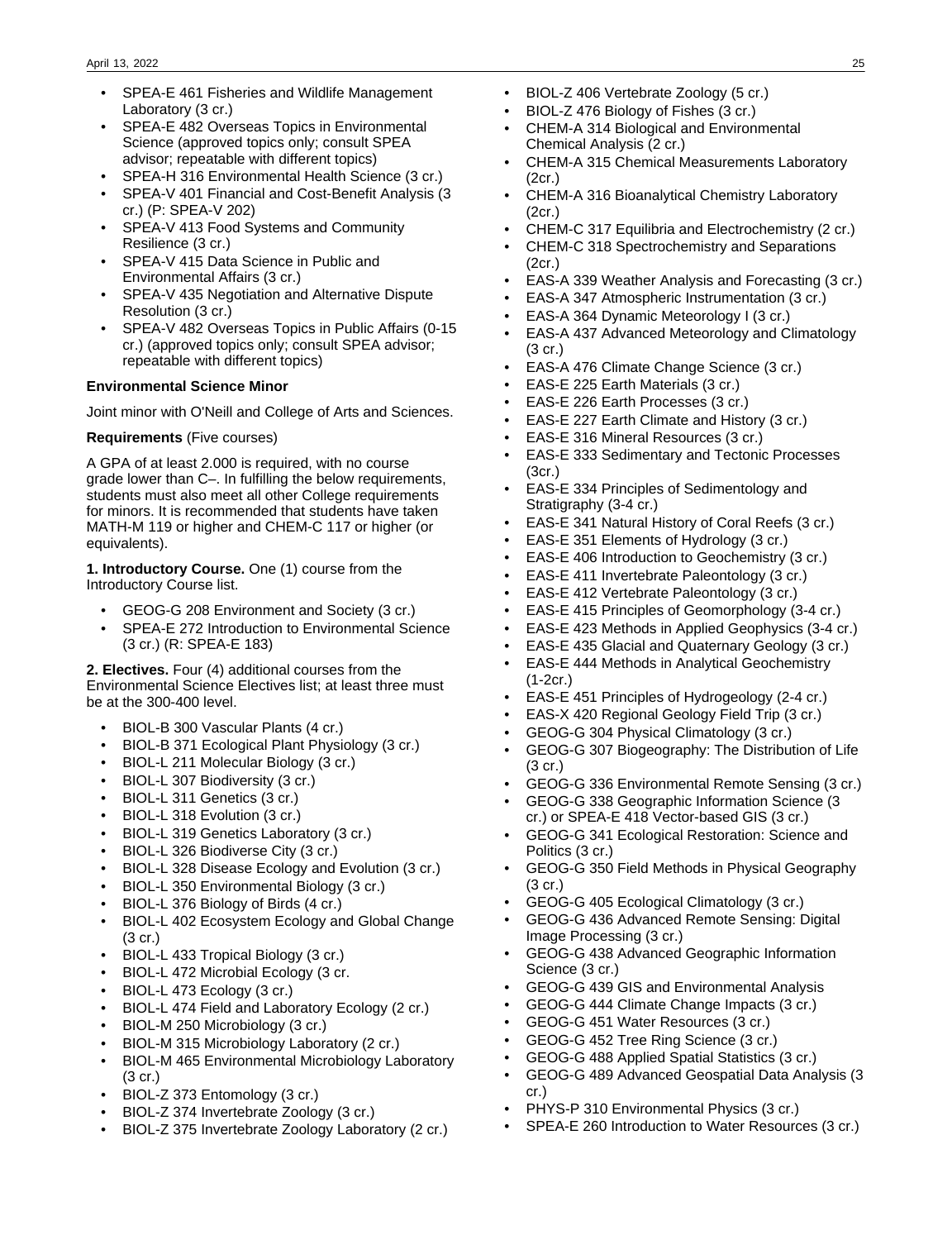- SPEA-E 461 Fisheries and Wildlife Management Laboratory (3 cr.)
- SPEA-E 482 Overseas Topics in Environmental Science (approved topics only; consult SPEA advisor; repeatable with different topics)
- SPEA-H 316 Environmental Health Science (3 cr.)
- SPEA-V 401 Financial and Cost-Benefit Analysis (3 cr.) (P: SPEA-V 202)
- SPEA-V 413 Food Systems and Community Resilience (3 cr.)
- SPEA-V 415 Data Science in Public and Environmental Affairs (3 cr.)
- SPEA-V 435 Negotiation and Alternative Dispute Resolution (3 cr.)
- SPEA-V 482 Overseas Topics in Public Affairs (0-15 cr.) (approved topics only; consult SPEA advisor; repeatable with different topics)

**Environmental Science Minor**

Joint minor with O'Neill and College of Arts and Sciences.

**Requirements** (Five courses)

A GPA of at least 2.000 is required, with no course grade lower than C–. In fulfilling the below requirements, students must also meet all other College requirements for minors. It is recommended that students have taken MATH-M 119 or higher and CHEM-C 117 or higher (or equivalents).

**1. Introductory Course.** One (1) course from the Introductory Course list.

- GEOG-G 208 Environment and Society (3 cr.)
- SPEA-E 272 Introduction to Environmental Science (3 cr.) (R: SPEA-E 183)

**2. Electives.** Four (4) additional courses from the Environmental Science Electives list; at least three must be at the 300-400 level.

- BIOL-B 300 Vascular Plants (4 cr.)
- BIOL-B 371 Ecological Plant Physiology (3 cr.)
- BIOL-L 211 Molecular Biology (3 cr.)
- BIOL-L 307 Biodiversity (3 cr.)
- BIOL-L 311 Genetics (3 cr.)
- BIOL-L 318 Evolution (3 cr.)
- BIOL-L 319 Genetics Laboratory (3 cr.)
- BIOL-L 326 Biodiverse City (3 cr.)
- BIOL-L 328 Disease Ecology and Evolution (3 cr.)
- BIOL-L 350 Environmental Biology (3 cr.)
- BIOL-L 376 Biology of Birds (4 cr.)
- BIOL-L 402 Ecosystem Ecology and Global Change (3 cr.)
- BIOL-L 433 Tropical Biology (3 cr.)
- BIOL-L 472 Microbial Ecology (3 cr.
- BIOL-L 473 Ecology (3 cr.)
- BIOL-L 474 Field and Laboratory Ecology (2 cr.)
- BIOL-M 250 Microbiology (3 cr.)
- BIOL-M 315 Microbiology Laboratory (2 cr.)
- BIOL-M 465 Environmental Microbiology Laboratory (3 cr.)
- BIOL-Z 373 Entomology (3 cr.)
- BIOL-Z 374 Invertebrate Zoology (3 cr.)
- BIOL-Z 375 Invertebrate Zoology Laboratory (2 cr.)
- BIOL-Z 406 Vertebrate Zoology (5 cr.)
- BIOL-Z 476 Biology of Fishes (3 cr.)
- CHEM-A 314 Biological and Environmental Chemical Analysis (2 cr.)
- CHEM-A 315 Chemical Measurements Laboratory (2cr.)
- CHEM-A 316 Bioanalytical Chemistry Laboratory (2cr.)
- CHEM-C 317 Equilibria and Electrochemistry (2 cr.)
- CHEM-C 318 Spectrochemistry and Separations (2cr.)
- EAS-A 339 Weather Analysis and Forecasting (3 cr.)
- EAS-A 347 Atmospheric Instrumentation (3 cr.)
- EAS-A 364 Dynamic Meteorology I (3 cr.)
- EAS-A 437 Advanced Meteorology and Climatology (3 cr.)
- EAS-A 476 Climate Change Science (3 cr.)
- EAS-E 225 Earth Materials (3 cr.)
- EAS-E 226 Earth Processes (3 cr.)
- EAS-E 227 Earth Climate and History (3 cr.)
- EAS-E 316 Mineral Resources (3 cr.)
- EAS-E 333 Sedimentary and Tectonic Processes (3cr.)
- EAS-E 334 Principles of Sedimentology and Stratigraphy (3-4 cr.)
- EAS-E 341 Natural History of Coral Reefs (3 cr.)
- EAS-E 351 Elements of Hydrology (3 cr.)
- EAS-E 406 Introduction to Geochemistry (3 cr.)
- EAS-E 411 Invertebrate Paleontology (3 cr.)
- EAS-E 412 Vertebrate Paleontology (3 cr.)
- EAS-E 415 Principles of Geomorphology (3-4 cr.)
- EAS-E 423 Methods in Applied Geophysics (3-4 cr.)
- EAS-E 435 Glacial and Quaternary Geology (3 cr.)
- EAS-E 444 Methods in Analytical Geochemistry (1-2cr.)
- EAS-E 451 Principles of Hydrogeology (2-4 cr.)
- EAS-X 420 Regional Geology Field Trip (3 cr.)
- GEOG-G 304 Physical Climatology (3 cr.)
- GEOG-G 307 Biogeography: The Distribution of Life (3 cr.)
- GEOG-G 336 Environmental Remote Sensing (3 cr.)
- GEOG-G 338 Geographic Information Science (3 cr.) or SPEA-E 418 Vector-based GIS (3 cr.)
- GEOG-G 341 Ecological Restoration: Science and Politics (3 cr.)
- GEOG-G 350 Field Methods in Physical Geography (3 cr.)
- GEOG-G 405 Ecological Climatology (3 cr.)
- GEOG-G 436 Advanced Remote Sensing: Digital Image Processing (3 cr.)
- GEOG-G 438 Advanced Geographic Information Science (3 cr.)
- GEOG-G 439 GIS and Environmental Analysis
- GEOG-G 444 Climate Change Impacts (3 cr.)
- GEOG-G 451 Water Resources (3 cr.)
- GEOG-G 452 Tree Ring Science (3 cr.)
- GEOG-G 488 Applied Spatial Statistics (3 cr.)
- GEOG-G 489 Advanced Geospatial Data Analysis (3 cr.)
- PHYS-P 310 Environmental Physics (3 cr.)
- SPEA-E 260 Introduction to Water Resources (3 cr.)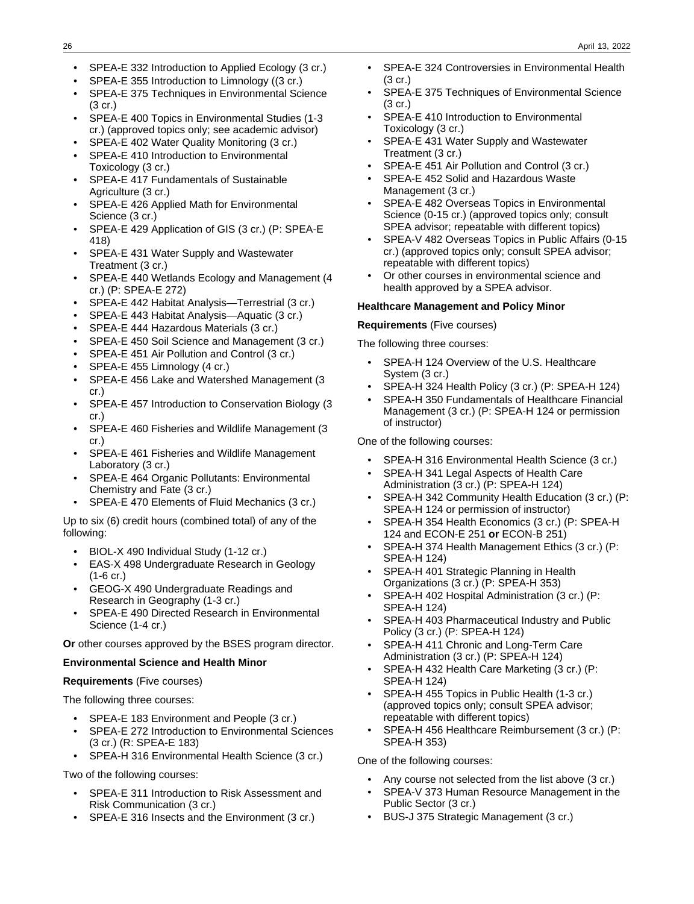- SPEA-E 332 Introduction to Applied Ecology (3 cr.)
- SPEA-E 355 Introduction to Limnology ((3 cr.)
- SPEA-E 375 Techniques in Environmental Science (3 cr.)
- SPEA-E 400 Topics in Environmental Studies (1-3 cr.) (approved topics only; see academic advisor)
- SPEA-E 402 Water Quality Monitoring (3 cr.)
- SPEA-E 410 Introduction to Environmental Toxicology (3 cr.)
- SPEA-E 417 Fundamentals of Sustainable Agriculture (3 cr.)
- SPEA-E 426 Applied Math for Environmental Science (3 cr.)
- SPEA-E 429 Application of GIS (3 cr.) (P: SPEA-E 418)
- SPEA-E 431 Water Supply and Wastewater Treatment (3 cr.)
- SPEA-E 440 Wetlands Ecology and Management (4 cr.) (P: SPEA-E 272)
- SPEA-E 442 Habitat Analysis—Terrestrial (3 cr.)
- SPEA-E 443 Habitat Analysis—Aquatic (3 cr.)
- SPEA-E 444 Hazardous Materials (3 cr.)
- SPEA-E 450 Soil Science and Management (3 cr.)
- SPEA-E 451 Air Pollution and Control (3 cr.)
- SPEA-E 455 Limnology (4 cr.)
- SPEA-E 456 Lake and Watershed Management (3 cr.)
- SPEA-E 457 Introduction to Conservation Biology (3 cr.)
- SPEA-E 460 Fisheries and Wildlife Management (3 cr.)
- SPEA-E 461 Fisheries and Wildlife Management Laboratory (3 cr.)
- SPEA-E 464 Organic Pollutants: Environmental Chemistry and Fate (3 cr.)
- SPEA-E 470 Elements of Fluid Mechanics (3 cr.)

Up to six (6) credit hours (combined total) of any of the following:

- BIOL-X 490 Individual Study (1-12 cr.)
- EAS-X 498 Undergraduate Research in Geology (1-6 cr.)
- GEOG-X 490 Undergraduate Readings and Research in Geography (1-3 cr.)
- SPEA-E 490 Directed Research in Environmental Science (1-4 cr.)

**Or** other courses approved by the BSES program director.

**Environmental Science and Health Minor**

**Requirements** (Five courses)

The following three courses:

- SPEA-E 183 Environment and People (3 cr.)
- SPEA-E 272 Introduction to Environmental Sciences (3 cr.) (R: SPEA-E 183)
- SPEA-H 316 Environmental Health Science (3 cr.)

Two of the following courses:

- SPEA-E 311 Introduction to Risk Assessment and Risk Communication (3 cr.)
- SPEA-E 316 Insects and the Environment (3 cr.)
- SPEA-E 324 Controversies in Environmental Health (3 cr.)
- SPEA-E 375 Techniques of Environmental Science (3 cr.)
- SPEA-E 410 Introduction to Environmental Toxicology (3 cr.)
- SPEA-E 431 Water Supply and Wastewater Treatment (3 cr.)
- SPEA-E 451 Air Pollution and Control (3 cr.)
- SPEA-E 452 Solid and Hazardous Waste Management (3 cr.)
- SPEA-E 482 Overseas Topics in Environmental Science (0-15 cr.) (approved topics only; consult SPEA advisor; repeatable with different topics)
- SPEA-V 482 Overseas Topics in Public Affairs (0-15 cr.) (approved topics only; consult SPEA advisor; repeatable with different topics)
- Or other courses in environmental science and health approved by a SPEA advisor.

**Healthcare Management and Policy Minor**

**Requirements** (Five courses)

The following three courses:

- SPEA-H 124 Overview of the U.S. Healthcare System (3 cr.)
- SPEA-H 324 Health Policy (3 cr.) (P: SPEA-H 124)
- SPEA-H 350 Fundamentals of Healthcare Financial Management (3 cr.) (P: SPEA-H 124 or permission of instructor)

One of the following courses:

- SPEA-H 316 Environmental Health Science (3 cr.)
- SPEA-H 341 Legal Aspects of Health Care Administration (3 cr.) (P: SPEA-H 124)
- SPEA-H 342 Community Health Education (3 cr.) (P: SPEA-H 124 or permission of instructor)
- SPEA-H 354 Health Economics (3 cr.) (P: SPEA-H 124 and ECON-E 251 **or** ECON-B 251)
- SPEA-H 374 Health Management Ethics (3 cr.) (P: SPEA-H 124)
- SPEA-H 401 Strategic Planning in Health Organizations (3 cr.) (P: SPEA-H 353)
- SPEA-H 402 Hospital Administration (3 cr.) (P: SPEA-H 124)
- SPEA-H 403 Pharmaceutical Industry and Public Policy (3 cr.) (P: SPEA-H 124)
- SPEA-H 411 Chronic and Long-Term Care Administration (3 cr.) (P: SPEA-H 124)
- SPEA-H 432 Health Care Marketing (3 cr.) (P: SPEA-H 124)
- SPEA-H 455 Topics in Public Health (1-3 cr.) (approved topics only; consult SPEA advisor; repeatable with different topics)
- SPEA-H 456 Healthcare Reimbursement (3 cr.) (P: SPEA-H 353)

One of the following courses:

- Any course not selected from the list above (3 cr.)
- SPEA-V 373 Human Resource Management in the Public Sector (3 cr.)
- BUS-J 375 Strategic Management (3 cr.)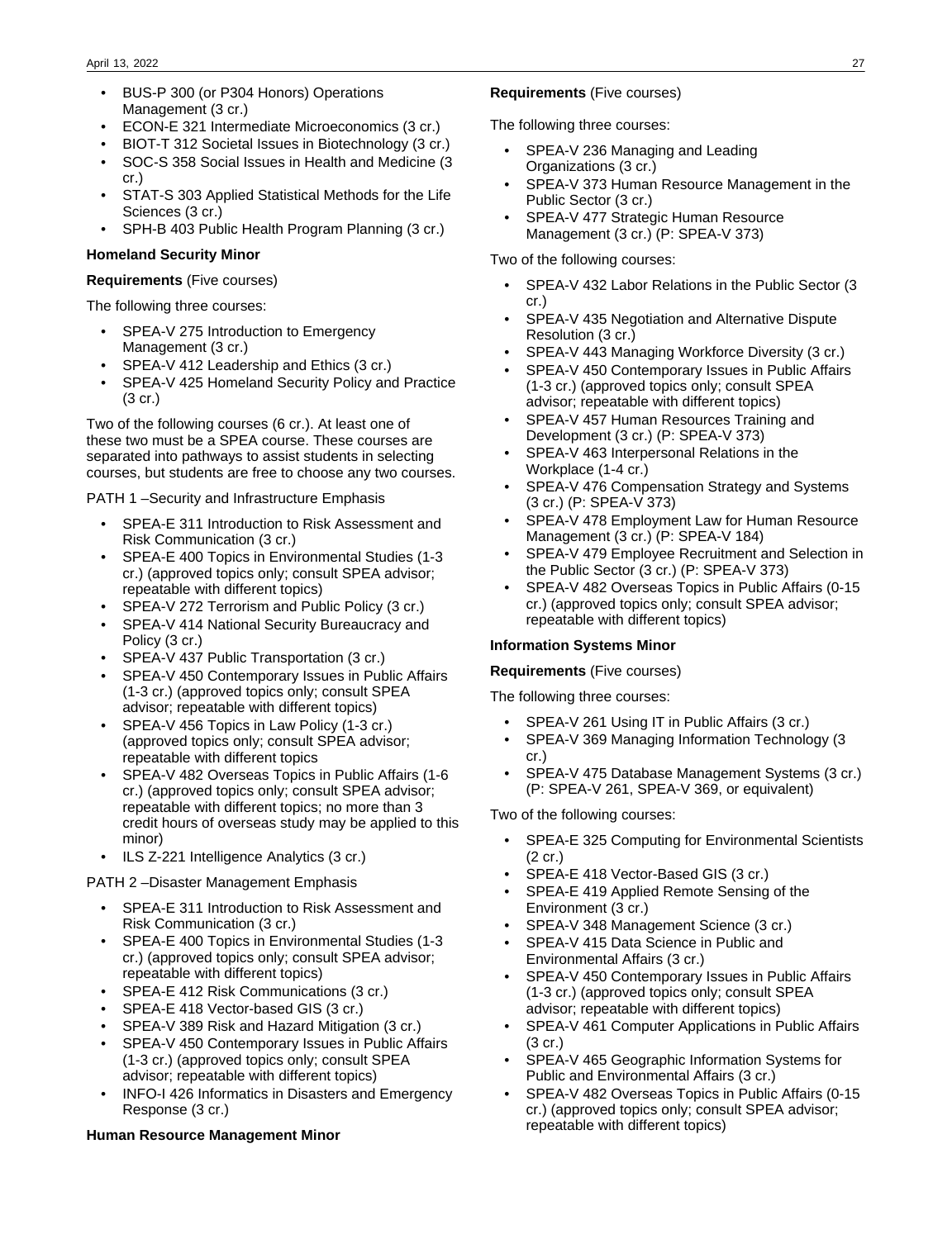- BUS-P 300 (or P304 Honors) Operations Management (3 cr.)
- ECON-E 321 Intermediate Microeconomics (3 cr.)
- BIOT-T 312 Societal Issues in Biotechnology (3 cr.)
- SOC-S 358 Social Issues in Health and Medicine (3 cr.)
- STAT-S 303 Applied Statistical Methods for the Life Sciences (3 cr.)
- SPH-B 403 Public Health Program Planning (3 cr.)

**Homeland Security Minor**

**Requirements** (Five courses)

The following three courses:

- SPEA-V 275 Introduction to Emergency Management (3 cr.)
- SPEA-V 412 Leadership and Ethics (3 cr.)
- SPEA-V 425 Homeland Security Policy and Practice (3 cr.)

Two of the following courses (6 cr.). At least one of these two must be a SPEA course. These courses are separated into pathways to assist students in selecting courses, but students are free to choose any two courses.

PATH 1 –Security and Infrastructure Emphasis

- SPEA-E 311 Introduction to Risk Assessment and Risk Communication (3 cr.)
- SPEA-E 400 Topics in Environmental Studies (1-3 cr.) (approved topics only; consult SPEA advisor; repeatable with different topics)
- SPEA-V 272 Terrorism and Public Policy (3 cr.)
- SPEA-V 414 National Security Bureaucracy and Policy (3 cr.)
- SPEA-V 437 Public Transportation (3 cr.)
- SPEA-V 450 Contemporary Issues in Public Affairs (1-3 cr.) (approved topics only; consult SPEA advisor; repeatable with different topics)
- SPEA-V 456 Topics in Law Policy (1-3 cr.) (approved topics only; consult SPEA advisor; repeatable with different topics
- SPEA-V 482 Overseas Topics in Public Affairs (1-6 cr.) (approved topics only; consult SPEA advisor; repeatable with different topics; no more than 3 credit hours of overseas study may be applied to this minor)
- ILS Z-221 Intelligence Analytics (3 cr.)

PATH 2 –Disaster Management Emphasis

- SPEA-E 311 Introduction to Risk Assessment and Risk Communication (3 cr.)
- SPEA-E 400 Topics in Environmental Studies (1-3 cr.) (approved topics only; consult SPEA advisor; repeatable with different topics)
- SPEA-E 412 Risk Communications (3 cr.)
- SPEA-E 418 Vector-based GIS (3 cr.)
- SPEA-V 389 Risk and Hazard Mitigation (3 cr.)
- SPEA-V 450 Contemporary Issues in Public Affairs (1-3 cr.) (approved topics only; consult SPEA advisor; repeatable with different topics)
- INFO-I 426 Informatics in Disasters and Emergency Response (3 cr.)

**Human Resource Management Minor**

**Requirements** (Five courses)

The following three courses:

- SPEA-V 236 Managing and Leading Organizations (3 cr.)
- SPEA-V 373 Human Resource Management in the Public Sector (3 cr.)
- SPEA-V 477 Strategic Human Resource Management (3 cr.) (P: SPEA-V 373)

Two of the following courses:

- SPEA-V 432 Labor Relations in the Public Sector (3 cr.)
- SPEA-V 435 Negotiation and Alternative Dispute Resolution (3 cr.)
- SPEA-V 443 Managing Workforce Diversity (3 cr.)
- SPEA-V 450 Contemporary Issues in Public Affairs (1-3 cr.) (approved topics only; consult SPEA advisor; repeatable with different topics)
- SPEA-V 457 Human Resources Training and Development (3 cr.) (P: SPEA-V 373)
- SPEA-V 463 Interpersonal Relations in the Workplace (1-4 cr.)
- SPEA-V 476 Compensation Strategy and Systems (3 cr.) (P: SPEA-V 373)
- SPEA-V 478 Employment Law for Human Resource Management (3 cr.) (P: SPEA-V 184)
- SPEA-V 479 Employee Recruitment and Selection in the Public Sector (3 cr.) (P: SPEA-V 373)
- SPEA-V 482 Overseas Topics in Public Affairs (0-15 cr.) (approved topics only; consult SPEA advisor; repeatable with different topics)

**Information Systems Minor**

**Requirements** (Five courses)

The following three courses:

- SPEA-V 261 Using IT in Public Affairs (3 cr.)
- SPEA-V 369 Managing Information Technology (3 cr.)
- SPEA-V 475 Database Management Systems (3 cr.) (P: SPEA-V 261, SPEA-V 369, or equivalent)

Two of the following courses:

- SPEA-E 325 Computing for Environmental Scientists (2 cr.)
- SPEA-E 418 Vector-Based GIS (3 cr.)
- SPEA-E 419 Applied Remote Sensing of the Environment (3 cr.)
- SPEA-V 348 Management Science (3 cr.)
- SPEA-V 415 Data Science in Public and Environmental Affairs (3 cr.)
- SPEA-V 450 Contemporary Issues in Public Affairs (1-3 cr.) (approved topics only; consult SPEA advisor; repeatable with different topics)
- SPEA-V 461 Computer Applications in Public Affairs (3 cr.)
- SPEA-V 465 Geographic Information Systems for Public and Environmental Affairs (3 cr.)
- SPEA-V 482 Overseas Topics in Public Affairs (0-15 cr.) (approved topics only; consult SPEA advisor; repeatable with different topics)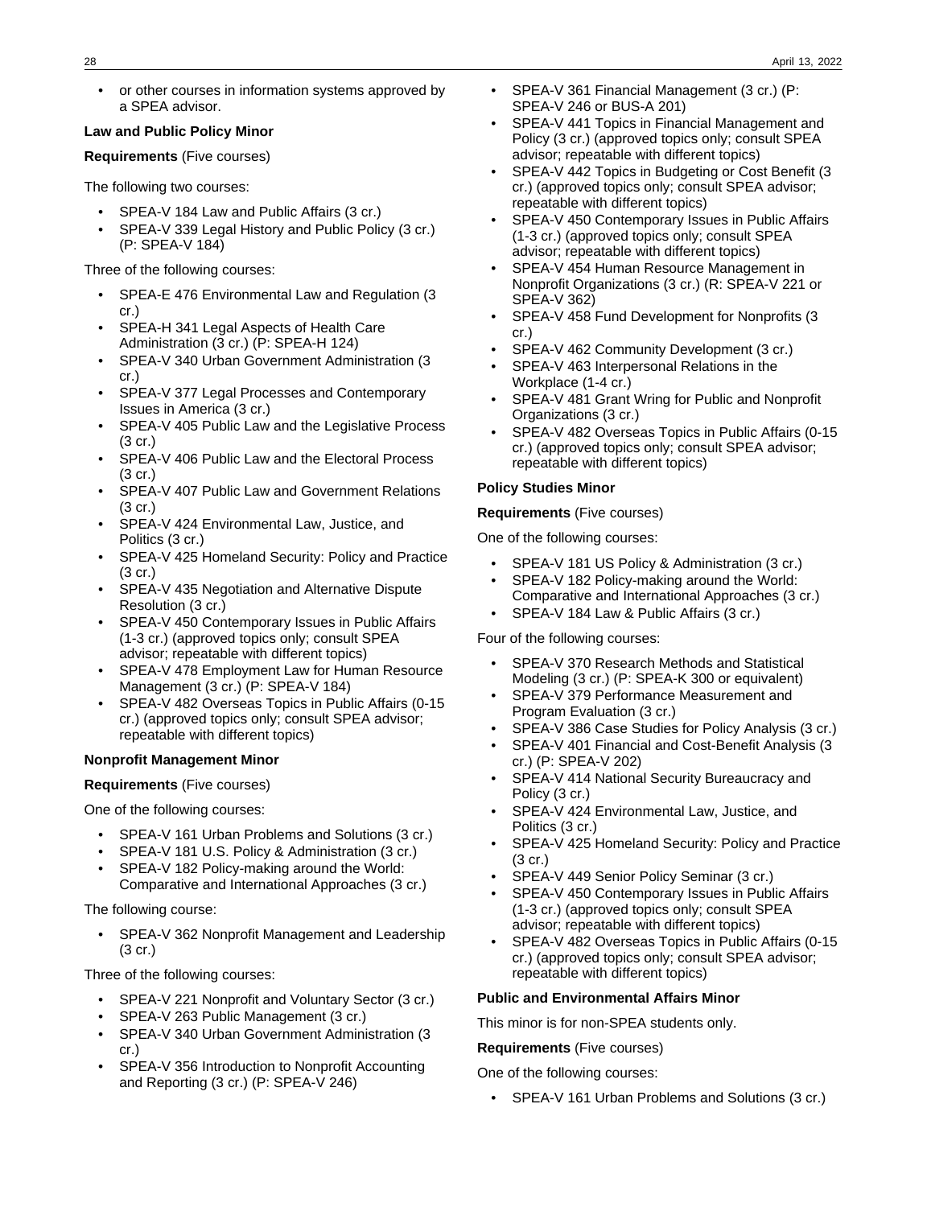- or other courses in information systems approved by a SPEA advisor.

**Law and Public Policy Minor**

**Requirements** (Five courses)

The following two courses:

- SPEA-V 184 Law and Public Affairs (3 cr.)
- SPEA-V 339 Legal History and Public Policy (3 cr.) (P: SPEA-V 184)

Three of the following courses:

- SPEA-E 476 Environmental Law and Regulation (3 cr.)
- SPEA-H 341 Legal Aspects of Health Care Administration (3 cr.) (P: SPEA-H 124)
- SPEA-V 340 Urban Government Administration (3 cr.)
- SPEA-V 377 Legal Processes and Contemporary Issues in America (3 cr.)
- SPEA-V 405 Public Law and the Legislative Process (3 cr.)
- SPEA-V 406 Public Law and the Electoral Process (3 cr.)
- SPEA-V 407 Public Law and Government Relations (3 cr.)
- SPEA-V 424 Environmental Law, Justice, and Politics (3 cr.)
- SPEA-V 425 Homeland Security: Policy and Practice (3 cr.)
- SPEA-V 435 Negotiation and Alternative Dispute Resolution (3 cr.)
- SPEA-V 450 Contemporary Issues in Public Affairs (1-3 cr.) (approved topics only; consult SPEA advisor; repeatable with different topics)
- SPEA-V 478 Employment Law for Human Resource Management (3 cr.) (P: SPEA-V 184)
- SPEA-V 482 Overseas Topics in Public Affairs (0-15 cr.) (approved topics only; consult SPEA advisor; repeatable with different topics)

**Nonprofit Management Minor**

**Requirements** (Five courses)

One of the following courses:

- SPEA-V 161 Urban Problems and Solutions (3 cr.)
- SPEA-V 181 U.S. Policy & Administration (3 cr.)
- SPEA-V 182 Policy-making around the World: Comparative and International Approaches (3 cr.)

The following course:

- SPEA-V 362 Nonprofit Management and Leadership (3 cr.)

Three of the following courses:

- SPEA-V 221 Nonprofit and Voluntary Sector (3 cr.)
- SPEA-V 263 Public Management (3 cr.)
- SPEA-V 340 Urban Government Administration (3 cr.)
- SPEA-V 356 Introduction to Nonprofit Accounting and Reporting (3 cr.) (P: SPEA-V 246)
- SPEA-V 361 Financial Management (3 cr.) (P: SPEA-V 246 or BUS-A 201)
- SPEA-V 441 Topics in Financial Management and Policy (3 cr.) (approved topics only; consult SPEA advisor; repeatable with different topics)
- SPEA-V 442 Topics in Budgeting or Cost Benefit (3 cr.) (approved topics only; consult SPEA advisor; repeatable with different topics)
- SPEA-V 450 Contemporary Issues in Public Affairs (1-3 cr.) (approved topics only; consult SPEA advisor; repeatable with different topics)
- SPEA-V 454 Human Resource Management in Nonprofit Organizations (3 cr.) (R: SPEA-V 221 or SPEA-V 362)
- SPEA-V 458 Fund Development for Nonprofits (3 cr.)
- SPEA-V 462 Community Development (3 cr.)
- SPEA-V 463 Interpersonal Relations in the Workplace (1-4 cr.)
- SPEA-V 481 Grant Wring for Public and Nonprofit Organizations (3 cr.)
- SPEA-V 482 Overseas Topics in Public Affairs (0-15 cr.) (approved topics only; consult SPEA advisor; repeatable with different topics)

**Policy Studies Minor**

**Requirements** (Five courses)

One of the following courses:

- SPEA-V 181 US Policy & Administration (3 cr.)
- SPEA-V 182 Policy-making around the World: Comparative and International Approaches (3 cr.)
- SPEA-V 184 Law & Public Affairs (3 cr.)

Four of the following courses:

- SPEA-V 370 Research Methods and Statistical Modeling (3 cr.) (P: SPEA-K 300 or equivalent)
- SPEA-V 379 Performance Measurement and Program Evaluation (3 cr.)
- SPEA-V 386 Case Studies for Policy Analysis (3 cr.)
- SPEA-V 401 Financial and Cost-Benefit Analysis (3 cr.) (P: SPEA-V 202)
- SPEA-V 414 National Security Bureaucracy and Policy (3 cr.)
- SPEA-V 424 Environmental Law, Justice, and Politics (3 cr.)
- SPEA-V 425 Homeland Security: Policy and Practice (3 cr.)
- SPEA-V 449 Senior Policy Seminar (3 cr.)
- SPEA-V 450 Contemporary Issues in Public Affairs (1-3 cr.) (approved topics only; consult SPEA advisor; repeatable with different topics)
- SPEA-V 482 Overseas Topics in Public Affairs (0-15 cr.) (approved topics only; consult SPEA advisor; repeatable with different topics)

**Public and Environmental Affairs Minor**

This minor is for non-SPEA students only.

**Requirements** (Five courses)

One of the following courses:

- SPEA-V 161 Urban Problems and Solutions (3 cr.)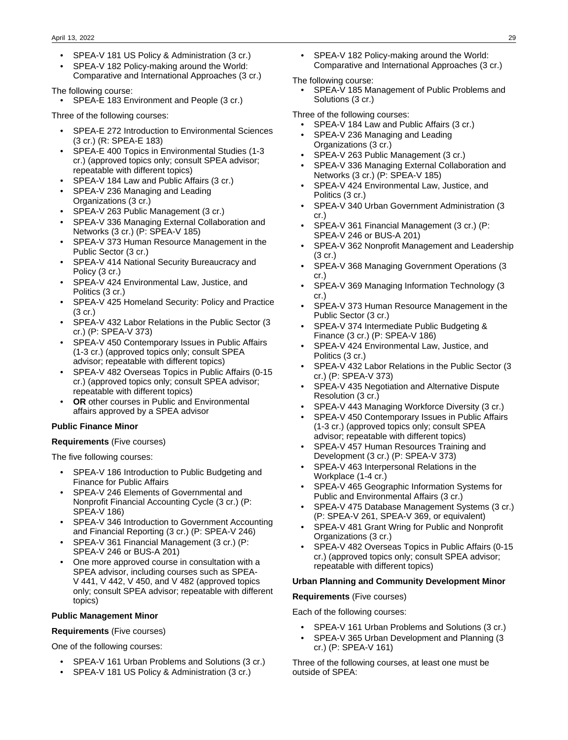- SPEA-V 181 US Policy & Administration (3 cr.)
- SPEA-V 182 Policy-making around the World: Comparative and International Approaches (3 cr.)

The following course:

- SPEA-E 183 Environment and People (3 cr.)

Three of the following courses:

- SPEA-E 272 Introduction to Environmental Sciences (3 cr.) (R: SPEA-E 183)
- SPEA-E 400 Topics in Environmental Studies (1-3 cr.) (approved topics only; consult SPEA advisor; repeatable with different topics)
- SPEA-V 184 Law and Public Affairs (3 cr.)
- SPEA-V 236 Managing and Leading Organizations (3 cr.)
- SPEA-V 263 Public Management (3 cr.)
- SPEA-V 336 Managing External Collaboration and Networks (3 cr.) (P: SPEA-V 185)
- SPEA-V 373 Human Resource Management in the Public Sector (3 cr.)
- SPEA-V 414 National Security Bureaucracy and Policy (3 cr.)
- SPEA-V 424 Environmental Law, Justice, and Politics (3 cr.)
- SPEA-V 425 Homeland Security: Policy and Practice (3 cr.)
- SPEA-V 432 Labor Relations in the Public Sector (3 cr.) (P: SPEA-V 373)
- SPEA-V 450 Contemporary Issues in Public Affairs (1-3 cr.) (approved topics only; consult SPEA advisor; repeatable with different topics)
- SPEA-V 482 Overseas Topics in Public Affairs (0-15 cr.) (approved topics only; consult SPEA advisor; repeatable with different topics)
- **OR** other courses in Public and Environmental affairs approved by a SPEA advisor

**Public Finance Minor**

**Requirements** (Five courses)

The five following courses:

- SPEA-V 186 Introduction to Public Budgeting and Finance for Public Affairs
- SPEA-V 246 Elements of Governmental and Nonprofit Financial Accounting Cycle (3 cr.) (P: SPEA-V 186)
- SPEA-V 346 Introduction to Government Accounting and Financial Reporting (3 cr.) (P: SPEA-V 246)
- SPEA-V 361 Financial Management (3 cr.) (P: SPEA-V 246 or BUS-A 201)
- One more approved course in consultation with a SPEA advisor, including courses such as SPEA-V 441, V 442, V 450, and V 482 (approved topics only; consult SPEA advisor; repeatable with different topics)

**Public Management Minor**

**Requirements** (Five courses)

One of the following courses:

- SPEA-V 161 Urban Problems and Solutions (3 cr.)
- SPEA-V 181 US Policy & Administration (3 cr.)
- SPEA-V 182 Policy-making around the World: Comparative and International Approaches (3 cr.)

The following course:

- SPEA-V 185 Management of Public Problems and Solutions (3 cr.)

Three of the following courses:

- SPEA-V 184 Law and Public Affairs (3 cr.)
- SPEA-V 236 Managing and Leading Organizations (3 cr.)
- SPEA-V 263 Public Management (3 cr.)
- SPEA-V 336 Managing External Collaboration and Networks (3 cr.) (P: SPEA-V 185)
- SPEA-V 424 Environmental Law, Justice, and Politics (3 cr.)
- SPEA-V 340 Urban Government Administration (3 cr.)
- SPEA-V 361 Financial Management (3 cr.) (P: SPEA-V 246 or BUS-A 201)
- SPEA-V 362 Nonprofit Management and Leadership (3 cr.)
- SPEA-V 368 Managing Government Operations (3 cr.)
- SPEA-V 369 Managing Information Technology (3 cr.)
- SPEA-V 373 Human Resource Management in the Public Sector (3 cr.)
- SPEA-V 374 Intermediate Public Budgeting & Finance (3 cr.) (P: SPEA-V 186)
- SPEA-V 424 Environmental Law, Justice, and Politics (3 cr.)
- SPEA-V 432 Labor Relations in the Public Sector (3 cr.) (P: SPEA-V 373)
- SPEA-V 435 Negotiation and Alternative Dispute Resolution (3 cr.)
- SPEA-V 443 Managing Workforce Diversity (3 cr.)
- SPEA-V 450 Contemporary Issues in Public Affairs (1-3 cr.) (approved topics only; consult SPEA advisor; repeatable with different topics)
- SPEA-V 457 Human Resources Training and Development (3 cr.) (P: SPEA-V 373)
- SPEA-V 463 Interpersonal Relations in the Workplace (1-4 cr.)
- SPEA-V 465 Geographic Information Systems for Public and Environmental Affairs (3 cr.)
- SPEA-V 475 Database Management Systems (3 cr.) (P: SPEA-V 261, SPEA-V 369, or equivalent)
- SPEA-V 481 Grant Wring for Public and Nonprofit Organizations (3 cr.)
- SPEA-V 482 Overseas Topics in Public Affairs (0-15 cr.) (approved topics only; consult SPEA advisor; repeatable with different topics)

**Urban Planning and Community Development Minor**

**Requirements** (Five courses)

Each of the following courses:

- SPEA-V 161 Urban Problems and Solutions (3 cr.)
- SPEA-V 365 Urban Development and Planning (3 cr.) (P: SPEA-V 161)

Three of the following courses, at least one must be outside of SPEA: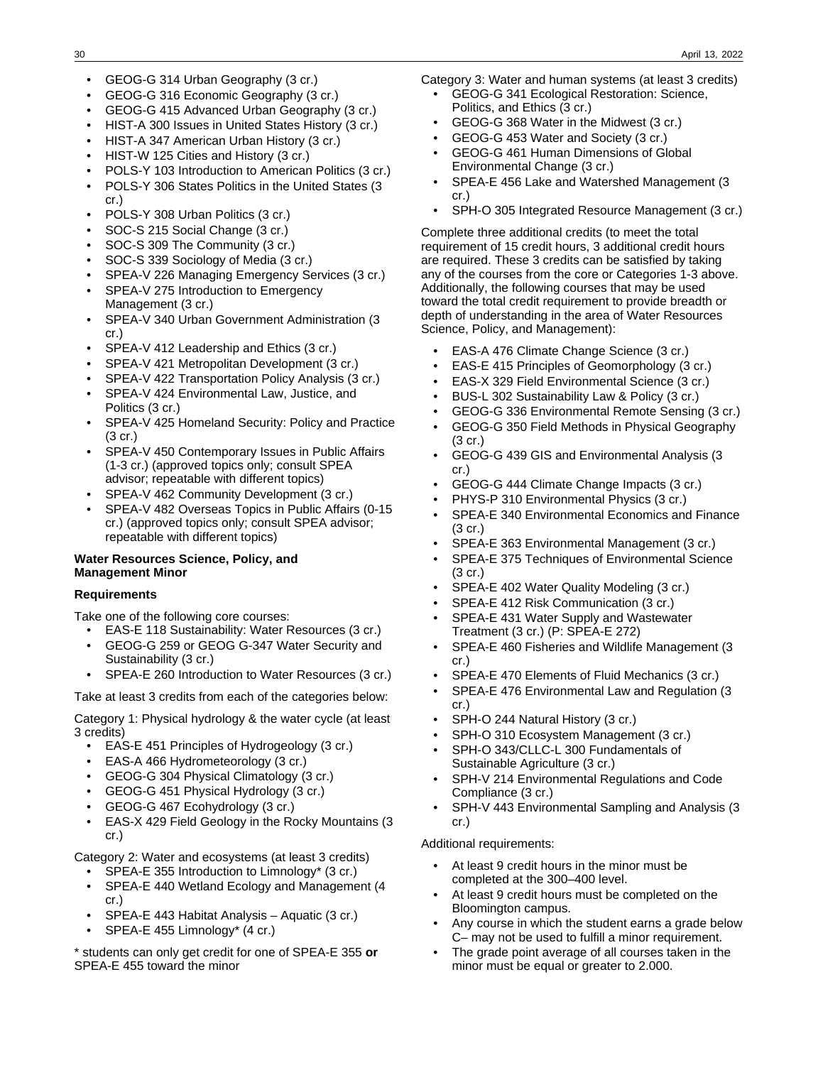- GEOG-G 314 Urban Geography (3 cr.)
- GEOG-G 316 Economic Geography (3 cr.)
- GEOG-G 415 Advanced Urban Geography (3 cr.)
- HIST-A 300 Issues in United States History (3 cr.)
- HIST-A 347 American Urban History (3 cr.)
- HIST-W 125 Cities and History (3 cr.)
- POLS-Y 103 Introduction to American Politics (3 cr.)
- POLS-Y 306 States Politics in the United States (3 cr.)
- POLS-Y 308 Urban Politics (3 cr.)
- SOC-S 215 Social Change (3 cr.)
- SOC-S 309 The Community (3 cr.)
- SOC-S 339 Sociology of Media (3 cr.)
- SPEA-V 226 Managing Emergency Services (3 cr.)
- SPEA-V 275 Introduction to Emergency Management (3 cr.)
- SPEA-V 340 Urban Government Administration (3 cr.)
- SPEA-V 412 Leadership and Ethics (3 cr.)
- SPEA-V 421 Metropolitan Development (3 cr.)
- SPEA-V 422 Transportation Policy Analysis (3 cr.)
- SPEA-V 424 Environmental Law, Justice, and Politics (3 cr.)
- SPEA-V 425 Homeland Security: Policy and Practice (3 cr.)
- SPEA-V 450 Contemporary Issues in Public Affairs (1-3 cr.) (approved topics only; consult SPEA advisor; repeatable with different topics)
- SPEA-V 462 Community Development (3 cr.)
- SPEA-V 482 Overseas Topics in Public Affairs (0-15 cr.) (approved topics only; consult SPEA advisor; repeatable with different topics)

**Water Resources Science, Policy, and Management Minor**

**Requirements**

Take one of the following core courses:

- EAS-E 118 Sustainability: Water Resources (3 cr.)
- GEOG-G 259 or GEOG G-347 Water Security and Sustainability (3 cr.)
- SPEA-E 260 Introduction to Water Resources (3 cr.)

Take at least 3 credits from each of the categories below:

Category 1: Physical hydrology & the water cycle (at least 3 credits)

- EAS-E 451 Principles of Hydrogeology (3 cr.)
- EAS-A 466 Hydrometeorology (3 cr.)
- GEOG-G 304 Physical Climatology (3 cr.)
- GEOG-G 451 Physical Hydrology (3 cr.)
- GEOG-G 467 Ecohydrology (3 cr.)
- EAS-X 429 Field Geology in the Rocky Mountains (3 cr.)

Category 2: Water and ecosystems (at least 3 credits)

- SPEA-E 355 Introduction to Limnology* (3 cr.)
- SPEA-E 440 Wetland Ecology and Management (4 cr.)
- SPEA-E 443 Habitat Analysis – Aquatic (3 cr.)
- SPEA-E 455 Limnology* (4 cr.)

* students can only get credit for one of SPEA-E 355 **or** SPEA-E 455 toward the minor

Category 3: Water and human systems (at least 3 credits)

- GEOG-G 341 Ecological Restoration: Science, Politics, and Ethics (3 cr.)
- GEOG-G 368 Water in the Midwest (3 cr.)
- GEOG-G 453 Water and Society (3 cr.)
- GEOG-G 461 Human Dimensions of Global Environmental Change (3 cr.)
- SPEA-E 456 Lake and Watershed Management (3 cr.)
- SPH-O 305 Integrated Resource Management (3 cr.)

Complete three additional credits (to meet the total requirement of 15 credit hours, 3 additional credit hours are required. These 3 credits can be satisfied by taking any of the courses from the core or Categories 1-3 above. Additionally, the following courses that may be used toward the total credit requirement to provide breadth or depth of understanding in the area of Water Resources Science, Policy, and Management):

- EAS-A 476 Climate Change Science (3 cr.)
- EAS-E 415 Principles of Geomorphology (3 cr.)
- EAS-X 329 Field Environmental Science (3 cr.)
- BUS-L 302 Sustainability Law & Policy (3 cr.)
- GEOG-G 336 Environmental Remote Sensing (3 cr.)
- GEOG-G 350 Field Methods in Physical Geography (3 cr.)
- GEOG-G 439 GIS and Environmental Analysis (3 cr.)
- GEOG-G 444 Climate Change Impacts (3 cr.)
- PHYS-P 310 Environmental Physics (3 cr.)
- SPEA-E 340 Environmental Economics and Finance (3 cr.)
- SPEA-E 363 Environmental Management (3 cr.)
- SPEA-E 375 Techniques of Environmental Science (3 cr.)
- SPEA-E 402 Water Quality Modeling (3 cr.)
- SPEA-E 412 Risk Communication (3 cr.)
- SPEA-E 431 Water Supply and Wastewater Treatment (3 cr.) (P: SPEA-E 272)
- SPEA-E 460 Fisheries and Wildlife Management (3 cr.)
- SPEA-E 470 Elements of Fluid Mechanics (3 cr.)
- SPEA-E 476 Environmental Law and Regulation (3 cr.)
- SPH-O 244 Natural History (3 cr.)
- SPH-O 310 Ecosystem Management (3 cr.)
- SPH-O 343/CLLC-L 300 Fundamentals of Sustainable Agriculture (3 cr.)
- SPH-V 214 Environmental Regulations and Code Compliance (3 cr.)
- SPH-V 443 Environmental Sampling and Analysis (3 cr.)

Additional requirements:

- At least 9 credit hours in the minor must be completed at the 300–400 level.
- At least 9 credit hours must be completed on the Bloomington campus.
- Any course in which the student earns a grade below C– may not be used to fulfill a minor requirement.
- The grade point average of all courses taken in the minor must be equal or greater to 2.000.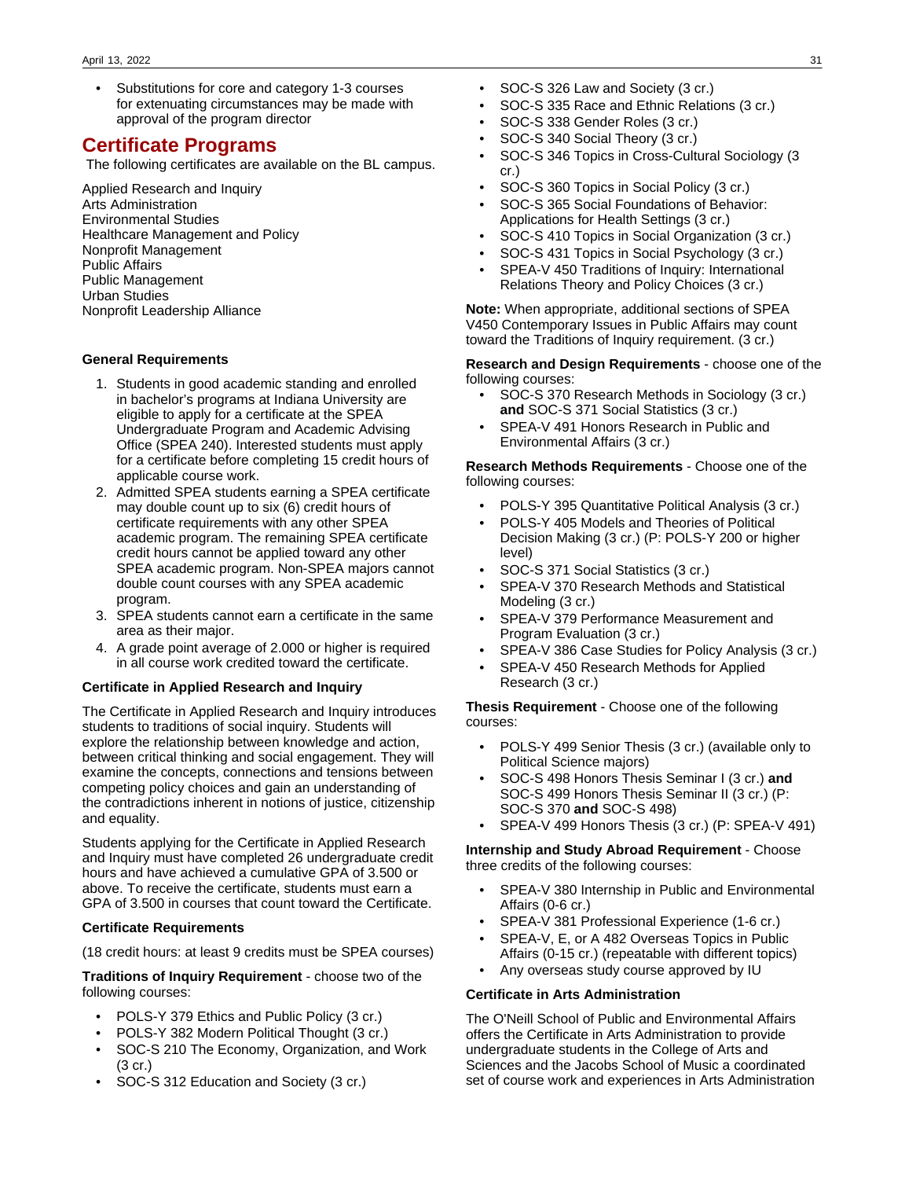- Substitutions for core and category 1-3 courses for extenuating circumstances may be made with approval of the program director

## Certificate Programs

The following certificates are available on the BL campus.

Applied Research and Inquiry
Arts Administration
Environmental Studies
Healthcare Management and Policy
Nonprofit Management
Public Affairs
Public Management
Urban Studies
Nonprofit Leadership Alliance

**General Requirements**

1. Students in good academic standing and enrolled in bachelor's programs at Indiana University are eligible to apply for a certificate at the SPEA Undergraduate Program and Academic Advising Office (SPEA 240). Interested students must apply for a certificate before completing 15 credit hours of applicable course work.
2. Admitted SPEA students earning a SPEA certificate may double count up to six (6) credit hours of certificate requirements with any other SPEA academic program. The remaining SPEA certificate credit hours cannot be applied toward any other SPEA academic program. Non-SPEA majors cannot double count courses with any SPEA academic program.
3. SPEA students cannot earn a certificate in the same area as their major.
4. A grade point average of 2.000 or higher is required in all course work credited toward the certificate.

**Certificate in Applied Research and Inquiry**

The Certificate in Applied Research and Inquiry introduces students to traditions of social inquiry. Students will explore the relationship between knowledge and action, between critical thinking and social engagement. They will examine the concepts, connections and tensions between competing policy choices and gain an understanding of the contradictions inherent in notions of justice, citizenship and equality.

Students applying for the Certificate in Applied Research and Inquiry must have completed 26 undergraduate credit hours and have achieved a cumulative GPA of 3.500 or above. To receive the certificate, students must earn a GPA of 3.500 in courses that count toward the Certificate.

**Certificate Requirements**

(18 credit hours: at least 9 credits must be SPEA courses)

**Traditions of Inquiry Requirement** - choose two of the following courses:

- POLS-Y 379 Ethics and Public Policy (3 cr.)
- POLS-Y 382 Modern Political Thought (3 cr.)
- SOC-S 210 The Economy, Organization, and Work (3 cr.)
- SOC-S 312 Education and Society (3 cr.)
- SOC-S 326 Law and Society (3 cr.)
- SOC-S 335 Race and Ethnic Relations (3 cr.)
- SOC-S 338 Gender Roles (3 cr.)
- SOC-S 340 Social Theory (3 cr.)
- SOC-S 346 Topics in Cross-Cultural Sociology (3 cr.)
- SOC-S 360 Topics in Social Policy (3 cr.)
- SOC-S 365 Social Foundations of Behavior: Applications for Health Settings (3 cr.)
- SOC-S 410 Topics in Social Organization (3 cr.)
- SOC-S 431 Topics in Social Psychology (3 cr.)
- SPEA-V 450 Traditions of Inquiry: International Relations Theory and Policy Choices (3 cr.)

**Note:** When appropriate, additional sections of SPEA V450 Contemporary Issues in Public Affairs may count toward the Traditions of Inquiry requirement. (3 cr.)

**Research and Design Requirements** - choose one of the following courses:

- SOC-S 370 Research Methods in Sociology (3 cr.) **and** SOC-S 371 Social Statistics (3 cr.)
- SPEA-V 491 Honors Research in Public and Environmental Affairs (3 cr.)

**Research Methods Requirements** - Choose one of the following courses:

- POLS-Y 395 Quantitative Political Analysis (3 cr.)
- POLS-Y 405 Models and Theories of Political Decision Making (3 cr.) (P: POLS-Y 200 or higher level)
- SOC-S 371 Social Statistics (3 cr.)
- SPEA-V 370 Research Methods and Statistical Modeling (3 cr.)
- SPEA-V 379 Performance Measurement and Program Evaluation (3 cr.)
- SPEA-V 386 Case Studies for Policy Analysis (3 cr.)
- SPEA-V 450 Research Methods for Applied Research (3 cr.)

**Thesis Requirement** - Choose one of the following courses:

- POLS-Y 499 Senior Thesis (3 cr.) (available only to Political Science majors)
- SOC-S 498 Honors Thesis Seminar I (3 cr.) **and** SOC-S 499 Honors Thesis Seminar II (3 cr.) (P: SOC-S 370 **and** SOC-S 498)
- SPEA-V 499 Honors Thesis (3 cr.) (P: SPEA-V 491)

**Internship and Study Abroad Requirement** - Choose three credits of the following courses:

- SPEA-V 380 Internship in Public and Environmental Affairs (0-6 cr.)
- SPEA-V 381 Professional Experience (1-6 cr.)
- SPEA-V, E, or A 482 Overseas Topics in Public Affairs (0-15 cr.) (repeatable with different topics)
- Any overseas study course approved by IU

**Certificate in Arts Administration**

The O'Neill School of Public and Environmental Affairs offers the Certificate in Arts Administration to provide undergraduate students in the College of Arts and Sciences and the Jacobs School of Music a coordinated set of course work and experiences in Arts Administration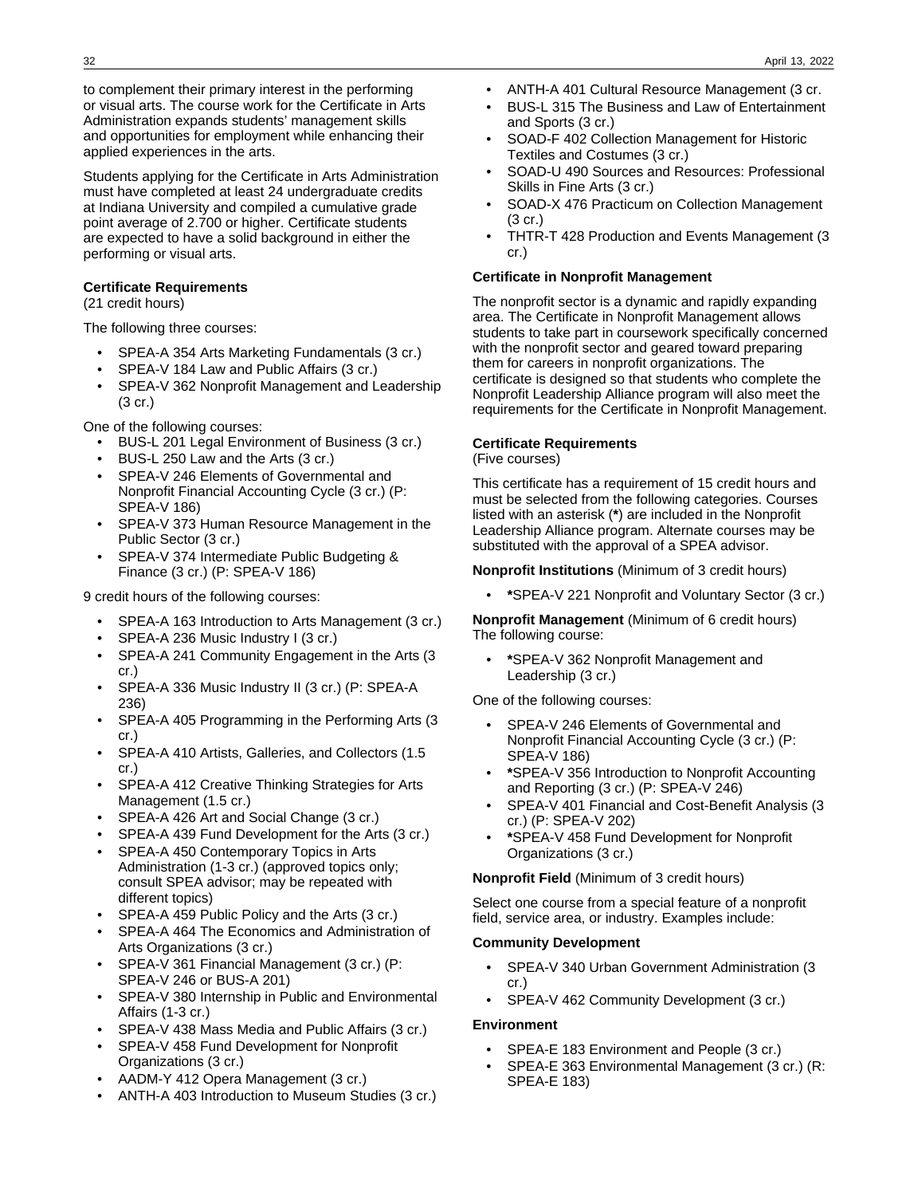to complement their primary interest in the performing or visual arts. The course work for the Certificate in Arts Administration expands students' management skills and opportunities for employment while enhancing their applied experiences in the arts.

Students applying for the Certificate in Arts Administration must have completed at least 24 undergraduate credits at Indiana University and compiled a cumulative grade point average of 2.700 or higher. Certificate students are expected to have a solid background in either the performing or visual arts.

**Certificate Requirements**
(21 credit hours)

The following three courses:

- SPEA-A 354 Arts Marketing Fundamentals (3 cr.)
- SPEA-V 184 Law and Public Affairs (3 cr.)
- SPEA-V 362 Nonprofit Management and Leadership (3 cr.)

One of the following courses:

- BUS-L 201 Legal Environment of Business (3 cr.)
- BUS-L 250 Law and the Arts (3 cr.)
- SPEA-V 246 Elements of Governmental and Nonprofit Financial Accounting Cycle (3 cr.) (P: SPEA-V 186)
- SPEA-V 373 Human Resource Management in the Public Sector (3 cr.)
- SPEA-V 374 Intermediate Public Budgeting & Finance (3 cr.) (P: SPEA-V 186)

9 credit hours of the following courses:

- SPEA-A 163 Introduction to Arts Management (3 cr.)
- SPEA-A 236 Music Industry I (3 cr.)
- SPEA-A 241 Community Engagement in the Arts (3 cr.)
- SPEA-A 336 Music Industry II (3 cr.) (P: SPEA-A 236)
- SPEA-A 405 Programming in the Performing Arts (3 cr.)
- SPEA-A 410 Artists, Galleries, and Collectors (1.5 cr.)
- SPEA-A 412 Creative Thinking Strategies for Arts Management (1.5 cr.)
- SPEA-A 426 Art and Social Change (3 cr.)
- SPEA-A 439 Fund Development for the Arts (3 cr.)
- SPEA-A 450 Contemporary Topics in Arts Administration (1-3 cr.) (approved topics only; consult SPEA advisor; may be repeated with different topics)
- SPEA-A 459 Public Policy and the Arts (3 cr.)
- SPEA-A 464 The Economics and Administration of Arts Organizations (3 cr.)
- SPEA-V 361 Financial Management (3 cr.) (P: SPEA-V 246 or BUS-A 201)
- SPEA-V 380 Internship in Public and Environmental Affairs (1-3 cr.)
- SPEA-V 438 Mass Media and Public Affairs (3 cr.)
- SPEA-V 458 Fund Development for Nonprofit Organizations (3 cr.)
- AADM-Y 412 Opera Management (3 cr.)
- ANTH-A 403 Introduction to Museum Studies (3 cr.)
- ANTH-A 401 Cultural Resource Management (3 cr.
- BUS-L 315 The Business and Law of Entertainment and Sports (3 cr.)
- SOAD-F 402 Collection Management for Historic Textiles and Costumes (3 cr.)
- SOAD-U 490 Sources and Resources: Professional Skills in Fine Arts (3 cr.)
- SOAD-X 476 Practicum on Collection Management (3 cr.)
- THTR-T 428 Production and Events Management (3 cr.)

**Certificate in Nonprofit Management**

The nonprofit sector is a dynamic and rapidly expanding area. The Certificate in Nonprofit Management allows students to take part in coursework specifically concerned with the nonprofit sector and geared toward preparing them for careers in nonprofit organizations. The certificate is designed so that students who complete the Nonprofit Leadership Alliance program will also meet the requirements for the Certificate in Nonprofit Management.

**Certificate Requirements**
(Five courses)

This certificate has a requirement of 15 credit hours and must be selected from the following categories. Courses listed with an asterisk (**\***) are included in the Nonprofit Leadership Alliance program. Alternate courses may be substituted with the approval of a SPEA advisor.

**Nonprofit Institutions** (Minimum of 3 credit hours)

- **\***SPEA-V 221 Nonprofit and Voluntary Sector (3 cr.)

**Nonprofit Management** (Minimum of 6 credit hours)
The following course:

- **\***SPEA-V 362 Nonprofit Management and Leadership (3 cr.)

One of the following courses:

- SPEA-V 246 Elements of Governmental and Nonprofit Financial Accounting Cycle (3 cr.) (P: SPEA-V 186)
- **\***SPEA-V 356 Introduction to Nonprofit Accounting and Reporting (3 cr.) (P: SPEA-V 246)
- SPEA-V 401 Financial and Cost-Benefit Analysis (3 cr.) (P: SPEA-V 202)
- **\***SPEA-V 458 Fund Development for Nonprofit Organizations (3 cr.)

**Nonprofit Field** (Minimum of 3 credit hours)

Select one course from a special feature of a nonprofit field, service area, or industry. Examples include:

**Community Development**

- SPEA-V 340 Urban Government Administration (3 cr.)
- SPEA-V 462 Community Development (3 cr.)

**Environment**

- SPEA-E 183 Environment and People (3 cr.)
- SPEA-E 363 Environmental Management (3 cr.) (R: SPEA-E 183)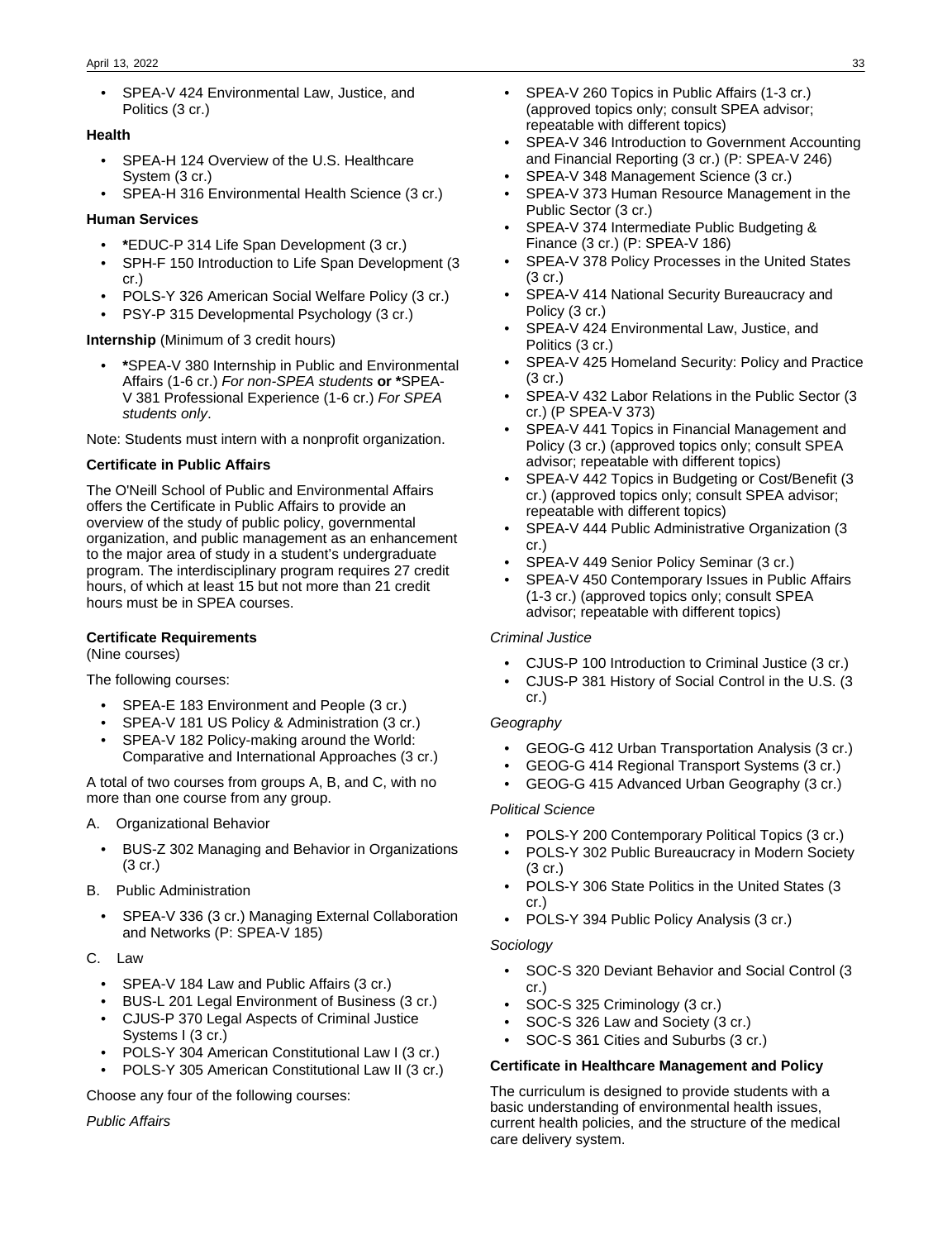- SPEA-V 424 Environmental Law, Justice, and Politics (3 cr.)

**Health**

- SPEA-H 124 Overview of the U.S. Healthcare System (3 cr.)
- SPEA-H 316 Environmental Health Science (3 cr.)

**Human Services**

- ***EDUC-P 314 Life Span Development (3 cr.)**
- SPH-F 150 Introduction to Life Span Development (3 cr.)
- POLS-Y 326 American Social Welfare Policy (3 cr.)
- PSY-P 315 Developmental Psychology (3 cr.)

**Internship** (Minimum of 3 credit hours)

- ***SPEA-V 380** Internship in Public and Environmental Affairs (1-6 cr.) *For non-SPEA students* **or *SPEA-**V 381 Professional Experience (1-6 cr.) *For SPEA students only*.

Note: Students must intern with a nonprofit organization.

**Certificate in Public Affairs**

The O'Neill School of Public and Environmental Affairs offers the Certificate in Public Affairs to provide an overview of the study of public policy, governmental organization, and public management as an enhancement to the major area of study in a student's undergraduate program. The interdisciplinary program requires 27 credit hours, of which at least 15 but not more than 21 credit hours must be in SPEA courses.

**Certificate Requirements**
(Nine courses)

The following courses:

- SPEA-E 183 Environment and People (3 cr.)
- SPEA-V 181 US Policy & Administration (3 cr.)
- SPEA-V 182 Policy-making around the World: Comparative and International Approaches (3 cr.)

A total of two courses from groups A, B, and C, with no more than one course from any group.

A. Organizational Behavior

- BUS-Z 302 Managing and Behavior in Organizations (3 cr.)

B. Public Administration

- SPEA-V 336 (3 cr.) Managing External Collaboration and Networks (P: SPEA-V 185)

C. Law

- SPEA-V 184 Law and Public Affairs (3 cr.)
- BUS-L 201 Legal Environment of Business (3 cr.)
- CJUS-P 370 Legal Aspects of Criminal Justice Systems I (3 cr.)
- POLS-Y 304 American Constitutional Law I (3 cr.)
- POLS-Y 305 American Constitutional Law II (3 cr.)

Choose any four of the following courses:

*Public Affairs*

- SPEA-V 260 Topics in Public Affairs (1-3 cr.) (approved topics only; consult SPEA advisor; repeatable with different topics)
- SPEA-V 346 Introduction to Government Accounting and Financial Reporting (3 cr.) (P: SPEA-V 246)
- SPEA-V 348 Management Science (3 cr.)
- SPEA-V 373 Human Resource Management in the Public Sector (3 cr.)
- SPEA-V 374 Intermediate Public Budgeting & Finance (3 cr.) (P: SPEA-V 186)
- SPEA-V 378 Policy Processes in the United States (3 cr.)
- SPEA-V 414 National Security Bureaucracy and Policy (3 cr.)
- SPEA-V 424 Environmental Law, Justice, and Politics (3 cr.)
- SPEA-V 425 Homeland Security: Policy and Practice (3 cr.)
- SPEA-V 432 Labor Relations in the Public Sector (3 cr.) (P SPEA-V 373)
- SPEA-V 441 Topics in Financial Management and Policy (3 cr.) (approved topics only; consult SPEA advisor; repeatable with different topics)
- SPEA-V 442 Topics in Budgeting or Cost/Benefit (3 cr.) (approved topics only; consult SPEA advisor; repeatable with different topics)
- SPEA-V 444 Public Administrative Organization (3 cr.)
- SPEA-V 449 Senior Policy Seminar (3 cr.)
- SPEA-V 450 Contemporary Issues in Public Affairs (1-3 cr.) (approved topics only; consult SPEA advisor; repeatable with different topics)

*Criminal Justice*

- CJUS-P 100 Introduction to Criminal Justice (3 cr.)
- CJUS-P 381 History of Social Control in the U.S. (3 cr.)

*Geography*

- GEOG-G 412 Urban Transportation Analysis (3 cr.)
- GEOG-G 414 Regional Transport Systems (3 cr.)
- GEOG-G 415 Advanced Urban Geography (3 cr.)

*Political Science*

- POLS-Y 200 Contemporary Political Topics (3 cr.)
- POLS-Y 302 Public Bureaucracy in Modern Society (3 cr.)
- POLS-Y 306 State Politics in the United States (3 cr.)
- POLS-Y 394 Public Policy Analysis (3 cr.)

*Sociology*

- SOC-S 320 Deviant Behavior and Social Control (3 cr.)
- SOC-S 325 Criminology (3 cr.)
- SOC-S 326 Law and Society (3 cr.)
- SOC-S 361 Cities and Suburbs (3 cr.)

**Certificate in Healthcare Management and Policy**

The curriculum is designed to provide students with a basic understanding of environmental health issues, current health policies, and the structure of the medical care delivery system.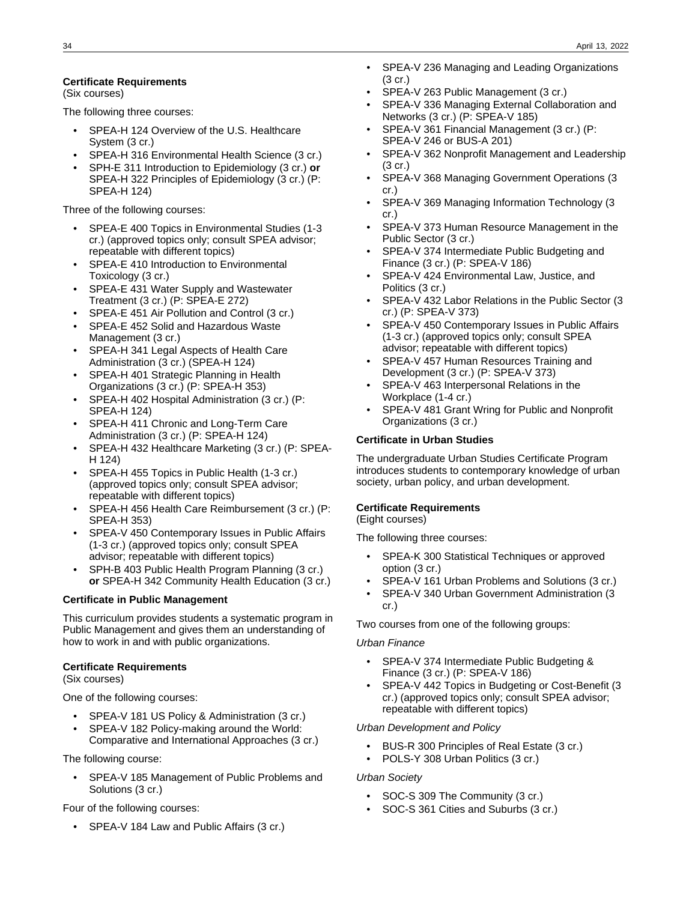**Certificate Requirements**
(Six courses)

The following three courses:

- SPEA-H 124 Overview of the U.S. Healthcare System (3 cr.)
- SPEA-H 316 Environmental Health Science (3 cr.)
- SPH-E 311 Introduction to Epidemiology (3 cr.) **or** SPEA-H 322 Principles of Epidemiology (3 cr.) (P: SPEA-H 124)

Three of the following courses:

- SPEA-E 400 Topics in Environmental Studies (1-3 cr.) (approved topics only; consult SPEA advisor; repeatable with different topics)
- SPEA-E 410 Introduction to Environmental Toxicology (3 cr.)
- SPEA-E 431 Water Supply and Wastewater Treatment (3 cr.) (P: SPEA-E 272)
- SPEA-E 451 Air Pollution and Control (3 cr.)
- SPEA-E 452 Solid and Hazardous Waste Management (3 cr.)
- SPEA-H 341 Legal Aspects of Health Care Administration (3 cr.) (SPEA-H 124)
- SPEA-H 401 Strategic Planning in Health Organizations (3 cr.) (P: SPEA-H 353)
- SPEA-H 402 Hospital Administration (3 cr.) (P: SPEA-H 124)
- SPEA-H 411 Chronic and Long-Term Care Administration (3 cr.) (P: SPEA-H 124)
- SPEA-H 432 Healthcare Marketing (3 cr.) (P: SPEA-H 124)
- SPEA-H 455 Topics in Public Health (1-3 cr.) (approved topics only; consult SPEA advisor; repeatable with different topics)
- SPEA-H 456 Health Care Reimbursement (3 cr.) (P: SPEA-H 353)
- SPEA-V 450 Contemporary Issues in Public Affairs (1-3 cr.) (approved topics only; consult SPEA advisor; repeatable with different topics)
- SPH-B 403 Public Health Program Planning (3 cr.) **or** SPEA-H 342 Community Health Education (3 cr.)

**Certificate in Public Management**

This curriculum provides students a systematic program in Public Management and gives them an understanding of how to work in and with public organizations.

**Certificate Requirements**
(Six courses)

One of the following courses:

- SPEA-V 181 US Policy & Administration (3 cr.)
- SPEA-V 182 Policy-making around the World: Comparative and International Approaches (3 cr.)

The following course:

- SPEA-V 185 Management of Public Problems and Solutions (3 cr.)

Four of the following courses:

- SPEA-V 184 Law and Public Affairs (3 cr.)
- SPEA-V 236 Managing and Leading Organizations (3 cr.)
- SPEA-V 263 Public Management (3 cr.)
- SPEA-V 336 Managing External Collaboration and Networks (3 cr.) (P: SPEA-V 185)
- SPEA-V 361 Financial Management (3 cr.) (P: SPEA-V 246 or BUS-A 201)
- SPEA-V 362 Nonprofit Management and Leadership (3 cr.)
- SPEA-V 368 Managing Government Operations (3 cr.)
- SPEA-V 369 Managing Information Technology (3 cr.)
- SPEA-V 373 Human Resource Management in the Public Sector (3 cr.)
- SPEA-V 374 Intermediate Public Budgeting and Finance (3 cr.) (P: SPEA-V 186)
- SPEA-V 424 Environmental Law, Justice, and Politics (3 cr.)
- SPEA-V 432 Labor Relations in the Public Sector (3 cr.) (P: SPEA-V 373)
- SPEA-V 450 Contemporary Issues in Public Affairs (1-3 cr.) (approved topics only; consult SPEA advisor; repeatable with different topics)
- SPEA-V 457 Human Resources Training and Development (3 cr.) (P: SPEA-V 373)
- SPEA-V 463 Interpersonal Relations in the Workplace (1-4 cr.)
- SPEA-V 481 Grant Wring for Public and Nonprofit Organizations (3 cr.)

**Certificate in Urban Studies**

The undergraduate Urban Studies Certificate Program introduces students to contemporary knowledge of urban society, urban policy, and urban development.

**Certificate Requirements**
(Eight courses)

The following three courses:

- SPEA-K 300 Statistical Techniques or approved option (3 cr.)
- SPEA-V 161 Urban Problems and Solutions (3 cr.)
- SPEA-V 340 Urban Government Administration (3 cr.)

Two courses from one of the following groups:

*Urban Finance*

- SPEA-V 374 Intermediate Public Budgeting & Finance (3 cr.) (P: SPEA-V 186)
- SPEA-V 442 Topics in Budgeting or Cost-Benefit (3 cr.) (approved topics only; consult SPEA advisor; repeatable with different topics)

*Urban Development and Policy*

- BUS-R 300 Principles of Real Estate (3 cr.)
- POLS-Y 308 Urban Politics (3 cr.)

*Urban Society*

- SOC-S 309 The Community (3 cr.)
- SOC-S 361 Cities and Suburbs (3 cr.)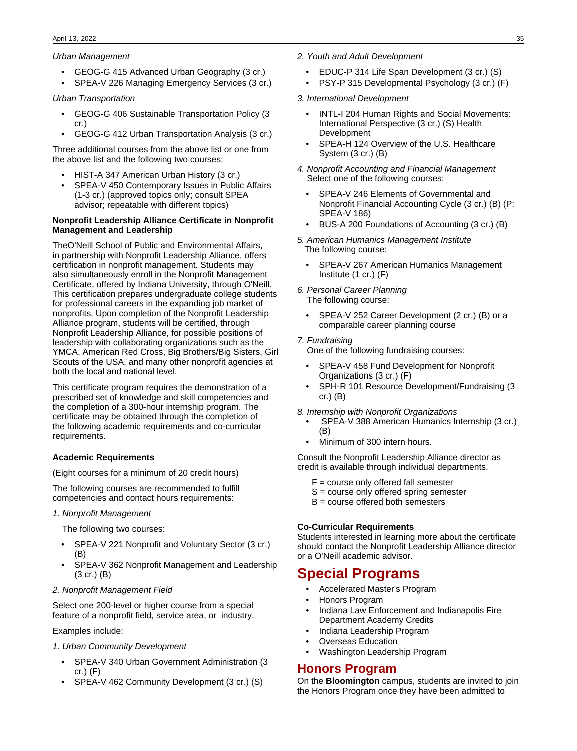*Urban Management*

- GEOG-G 415 Advanced Urban Geography (3 cr.)
- SPEA-V 226 Managing Emergency Services (3 cr.)

*Urban Transportation*

- GEOG-G 406 Sustainable Transportation Policy (3 cr.)
- GEOG-G 412 Urban Transportation Analysis (3 cr.)

Three additional courses from the above list or one from the above list and the following two courses:

- HIST-A 347 American Urban History (3 cr.)
- SPEA-V 450 Contemporary Issues in Public Affairs (1-3 cr.) (approved topics only; consult SPEA advisor; repeatable with different topics)

**Nonprofit Leadership Alliance Certificate in Nonprofit Management and Leadership**

TheO'Neill School of Public and Environmental Affairs, in partnership with Nonprofit Leadership Alliance, offers certification in nonprofit management. Students may also simultaneously enroll in the Nonprofit Management Certificate, offered by Indiana University, through O'Neill. This certification prepares undergraduate college students for professional careers in the expanding job market of nonprofits. Upon completion of the Nonprofit Leadership Alliance program, students will be certified, through Nonprofit Leadership Alliance, for possible positions of leadership with collaborating organizations such as the YMCA, American Red Cross, Big Brothers/Big Sisters, Girl Scouts of the USA, and many other nonprofit agencies at both the local and national level.

This certificate program requires the demonstration of a prescribed set of knowledge and skill competencies and the completion of a 300-hour internship program. The certificate may be obtained through the completion of the following academic requirements and co-curricular requirements.

**Academic Requirements**

(Eight courses for a minimum of 20 credit hours)

The following courses are recommended to fulfill competencies and contact hours requirements:

*1. Nonprofit Management*

The following two courses:

- SPEA-V 221 Nonprofit and Voluntary Sector (3 cr.) (B)
- SPEA-V 362 Nonprofit Management and Leadership (3 cr.) (B)

*2. Nonprofit Management Field*

Select one 200-level or higher course from a special feature of a nonprofit field, service area, or industry.

Examples include:

*1. Urban Community Development*

- SPEA-V 340 Urban Government Administration (3 cr.) (F)
- SPEA-V 462 Community Development (3 cr.) (S)

*2. Youth and Adult Development*

- EDUC-P 314 Life Span Development (3 cr.) (S)
- PSY-P 315 Developmental Psychology (3 cr.) (F)

*3. International Development*

- INTL-I 204 Human Rights and Social Movements: International Perspective (3 cr.) (S) Health Development
- SPEA-H 124 Overview of the U.S. Healthcare System (3 cr.) (B)

*4. Nonprofit Accounting and Financial Management*
Select one of the following courses:

- SPEA-V 246 Elements of Governmental and Nonprofit Financial Accounting Cycle (3 cr.) (B) (P: SPEA-V 186)
- BUS-A 200 Foundations of Accounting (3 cr.) (B)

*5. American Humanics Management Institute*
The following course:

- SPEA-V 267 American Humanics Management Institute (1 cr.) (F)

*6. Personal Career Planning*
The following course:

- SPEA-V 252 Career Development (2 cr.) (B) or a comparable career planning course

*7. Fundraising*
One of the following fundraising courses:

- SPEA-V 458 Fund Development for Nonprofit Organizations (3 cr.) (F)
- SPH-R 101 Resource Development/Fundraising (3 cr.) (B)

*8. Internship with Nonprofit Organizations*

- SPEA-V 388 American Humanics Internship (3 cr.) (B)
- Minimum of 300 intern hours.

Consult the Nonprofit Leadership Alliance director as credit is available through individual departments.

F = course only offered fall semester
S = course only offered spring semester
B = course offered both semesters

**Co-Curricular Requirements**
Students interested in learning more about the certificate should contact the Nonprofit Leadership Alliance director or a O'Neill academic advisor.

# Special Programs

- Accelerated Master's Program
- Honors Program
- Indiana Law Enforcement and Indianapolis Fire Department Academy Credits
- Indiana Leadership Program
- Overseas Education
- Washington Leadership Program

## Honors Program

On the **Bloomington** campus, students are invited to join the Honors Program once they have been admitted to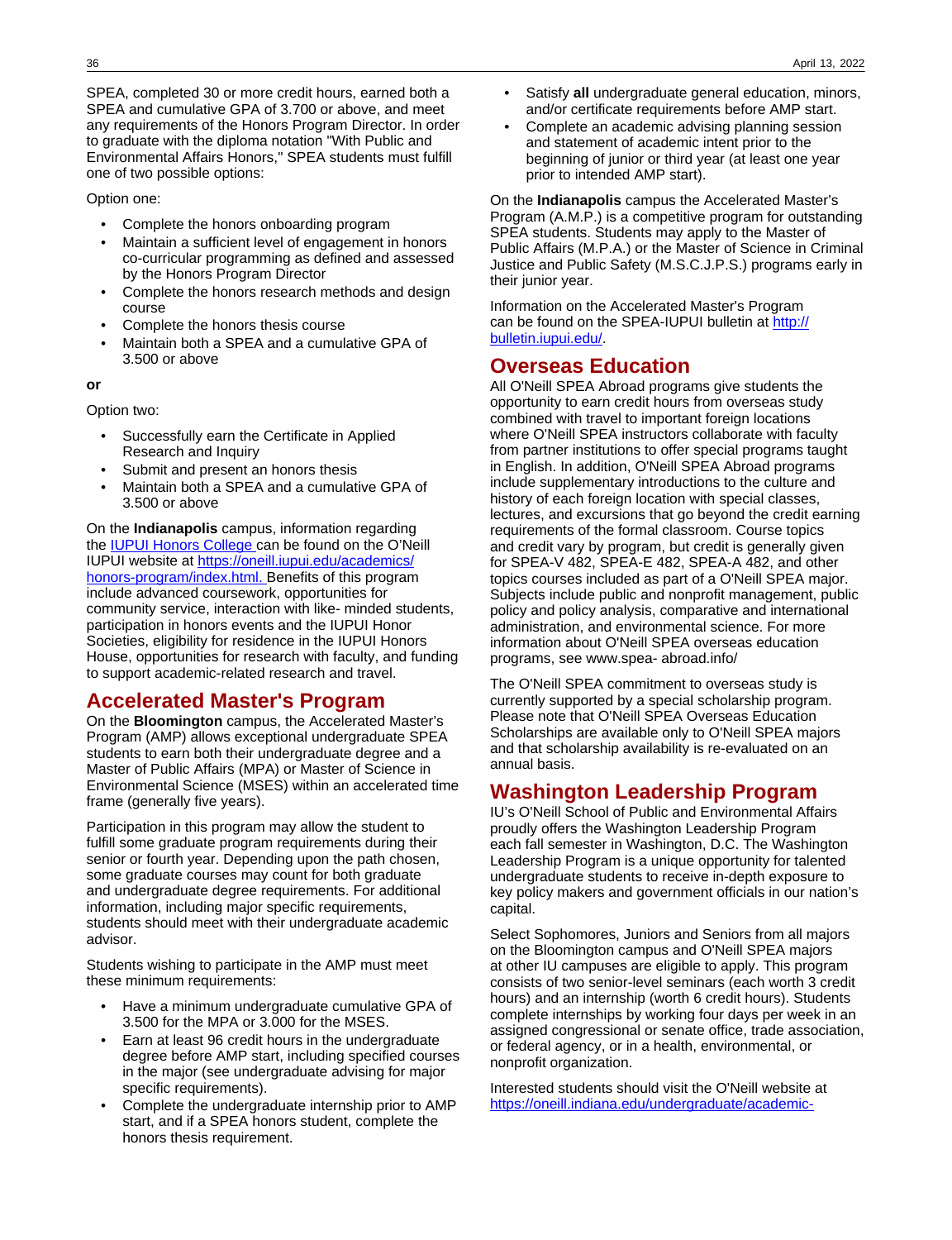SPEA, completed 30 or more credit hours, earned both a SPEA and cumulative GPA of 3.700 or above, and meet any requirements of the Honors Program Director. In order to graduate with the diploma notation "With Public and Environmental Affairs Honors," SPEA students must fulfill one of two possible options:

Option one:

- Complete the honors onboarding program
- Maintain a sufficient level of engagement in honors co-curricular programming as defined and assessed by the Honors Program Director
- Complete the honors research methods and design course
- Complete the honors thesis course
- Maintain both a SPEA and a cumulative GPA of 3.500 or above

**or**

Option two:

- Successfully earn the Certificate in Applied Research and Inquiry
- Submit and present an honors thesis
- Maintain both a SPEA and a cumulative GPA of 3.500 or above

On the **Indianapolis** campus, information regarding the IUPUI Honors College can be found on the O'Neill IUPUI website at https://oneill.iupui.edu/academics/honors-program/index.html. Benefits of this program include advanced coursework, opportunities for community service, interaction with like- minded students, participation in honors events and the IUPUI Honor Societies, eligibility for residence in the IUPUI Honors House, opportunities for research with faculty, and funding to support academic-related research and travel.

## Accelerated Master's Program

On the **Bloomington** campus, the Accelerated Master's Program (AMP) allows exceptional undergraduate SPEA students to earn both their undergraduate degree and a Master of Public Affairs (MPA) or Master of Science in Environmental Science (MSES) within an accelerated time frame (generally five years).

Participation in this program may allow the student to fulfill some graduate program requirements during their senior or fourth year. Depending upon the path chosen, some graduate courses may count for both graduate and undergraduate degree requirements. For additional information, including major specific requirements, students should meet with their undergraduate academic advisor.

Students wishing to participate in the AMP must meet these minimum requirements:

- Have a minimum undergraduate cumulative GPA of 3.500 for the MPA or 3.000 for the MSES.
- Earn at least 96 credit hours in the undergraduate degree before AMP start, including specified courses in the major (see undergraduate advising for major specific requirements).
- Complete the undergraduate internship prior to AMP start, and if a SPEA honors student, complete the honors thesis requirement.
- Satisfy **all** undergraduate general education, minors, and/or certificate requirements before AMP start.
- Complete an academic advising planning session and statement of academic intent prior to the beginning of junior or third year (at least one year prior to intended AMP start).

On the **Indianapolis** campus the Accelerated Master's Program (A.M.P.) is a competitive program for outstanding SPEA students. Students may apply to the Master of Public Affairs (M.P.A.) or the Master of Science in Criminal Justice and Public Safety (M.S.C.J.P.S.) programs early in their junior year.

Information on the Accelerated Master's Program can be found on the SPEA-IUPUI bulletin at http://bulletin.iupui.edu/.

## Overseas Education

All O'Neill SPEA Abroad programs give students the opportunity to earn credit hours from overseas study combined with travel to important foreign locations where O'Neill SPEA instructors collaborate with faculty from partner institutions to offer special programs taught in English. In addition, O'Neill SPEA Abroad programs include supplementary introductions to the culture and history of each foreign location with special classes, lectures, and excursions that go beyond the credit earning requirements of the formal classroom. Course topics and credit vary by program, but credit is generally given for SPEA-V 482, SPEA-E 482, SPEA-A 482, and other topics courses included as part of a O'Neill SPEA major. Subjects include public and nonprofit management, public policy and policy analysis, comparative and international administration, and environmental science. For more information about O'Neill SPEA overseas education programs, see www.spea- abroad.info/

The O'Neill SPEA commitment to overseas study is currently supported by a special scholarship program. Please note that O'Neill SPEA Overseas Education Scholarships are available only to O'Neill SPEA majors and that scholarship availability is re-evaluated on an annual basis.

## Washington Leadership Program

IU's O'Neill School of Public and Environmental Affairs proudly offers the Washington Leadership Program each fall semester in Washington, D.C. The Washington Leadership Program is a unique opportunity for talented undergraduate students to receive in-depth exposure to key policy makers and government officials in our nation's capital.

Select Sophomores, Juniors and Seniors from all majors on the Bloomington campus and O'Neill SPEA majors at other IU campuses are eligible to apply. This program consists of two senior-level seminars (each worth 3 credit hours) and an internship (worth 6 credit hours). Students complete internships by working four days per week in an assigned congressional or senate office, trade association, or federal agency, or in a health, environmental, or nonprofit organization.

Interested students should visit the O'Neill website at https://oneill.indiana.edu/undergraduate/academic-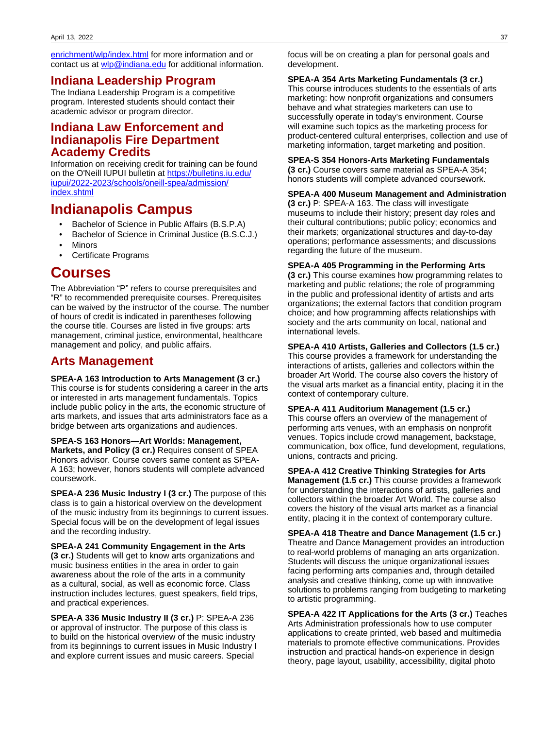enrichment/wlp/index.html for more information and or contact us at wlp@indiana.edu for additional information.

## Indiana Leadership Program

The Indiana Leadership Program is a competitive program. Interested students should contact their academic advisor or program director.

## Indiana Law Enforcement and Indianapolis Fire Department Academy Credits

Information on receiving credit for training can be found on the O'Neill IUPUI bulletin at https://bulletins.iu.edu/iupui/2022-2023/schools/oneill-spea/admission/index.shtml

# Indianapolis Campus

- Bachelor of Science in Public Affairs (B.S.P.A)
- Bachelor of Science in Criminal Justice (B.S.C.J.)
- Minors
- Certificate Programs

# Courses

The Abbreviation "P" refers to course prerequisites and "R" to recommended prerequisite courses. Prerequisites can be waived by the instructor of the course. The number of hours of credit is indicated in parentheses following the course title. Courses are listed in five groups: arts management, criminal justice, environmental, healthcare management and policy, and public affairs.

## Arts Management

**SPEA-A 163 Introduction to Arts Management (3 cr.)** This course is for students considering a career in the arts or interested in arts management fundamentals. Topics include public policy in the arts, the economic structure of arts markets, and issues that arts administrators face as a bridge between arts organizations and audiences.

**SPEA-S 163 Honors—Art Worlds: Management, Markets, and Policy (3 cr.)** Requires consent of SPEA Honors advisor. Course covers same content as SPEA-A 163; however, honors students will complete advanced coursework.

**SPEA-A 236 Music Industry I (3 cr.)** The purpose of this class is to gain a historical overview on the development of the music industry from its beginnings to current issues. Special focus will be on the development of legal issues and the recording industry.

**SPEA-A 241 Community Engagement in the Arts (3 cr.)** Students will get to know arts organizations and music business entities in the area in order to gain awareness about the role of the arts in a community as a cultural, social, as well as economic force. Class instruction includes lectures, guest speakers, field trips, and practical experiences.

**SPEA-A 336 Music Industry II (3 cr.)** P: SPEA-A 236 or approval of instructor. The purpose of this class is to build on the historical overview of the music industry from its beginnings to current issues in Music Industry I and explore current issues and music careers. Special focus will be on creating a plan for personal goals and development.

**SPEA-A 354 Arts Marketing Fundamentals (3 cr.)** This course introduces students to the essentials of arts marketing: how nonprofit organizations and consumers behave and what strategies marketers can use to successfully operate in today's environment. Course will examine such topics as the marketing process for product-centered cultural enterprises, collection and use of marketing information, target marketing and position.

**SPEA-S 354 Honors-Arts Marketing Fundamentals (3 cr.)** Course covers same material as SPEA-A 354; honors students will complete advanced coursework.

**SPEA-A 400 Museum Management and Administration (3 cr.)** P: SPEA-A 163. The class will investigate museums to include their history; present day roles and their cultural contributions; public policy; economics and their markets; organizational structures and day-to-day operations; performance assessments; and discussions regarding the future of the museum.

**SPEA-A 405 Programming in the Performing Arts (3 cr.)** This course examines how programming relates to marketing and public relations; the role of programming in the public and professional identity of artists and arts organizations; the external factors that condition program choice; and how programming affects relationships with society and the arts community on local, national and international levels.

**SPEA-A 410 Artists, Galleries and Collectors (1.5 cr.)** This course provides a framework for understanding the interactions of artists, galleries and collectors within the broader Art World. The course also covers the history of the visual arts market as a financial entity, placing it in the context of contemporary culture.

**SPEA-A 411 Auditorium Management (1.5 cr.)** This course offers an overview of the management of performing arts venues, with an emphasis on nonprofit venues. Topics include crowd management, backstage, communication, box office, fund development, regulations, unions, contracts and pricing.

**SPEA-A 412 Creative Thinking Strategies for Arts Management (1.5 cr.)** This course provides a framework for understanding the interactions of artists, galleries and collectors within the broader Art World. The course also covers the history of the visual arts market as a financial entity, placing it in the context of contemporary culture.

**SPEA-A 418 Theatre and Dance Management (1.5 cr.)** Theatre and Dance Management provides an introduction to real-world problems of managing an arts organization. Students will discuss the unique organizational issues facing performing arts companies and, through detailed analysis and creative thinking, come up with innovative solutions to problems ranging from budgeting to marketing to artistic programming.

**SPEA-A 422 IT Applications for the Arts (3 cr.)** Teaches Arts Administration professionals how to use computer applications to create printed, web based and multimedia materials to promote effective communications. Provides instruction and practical hands-on experience in design theory, page layout, usability, accessibility, digital photo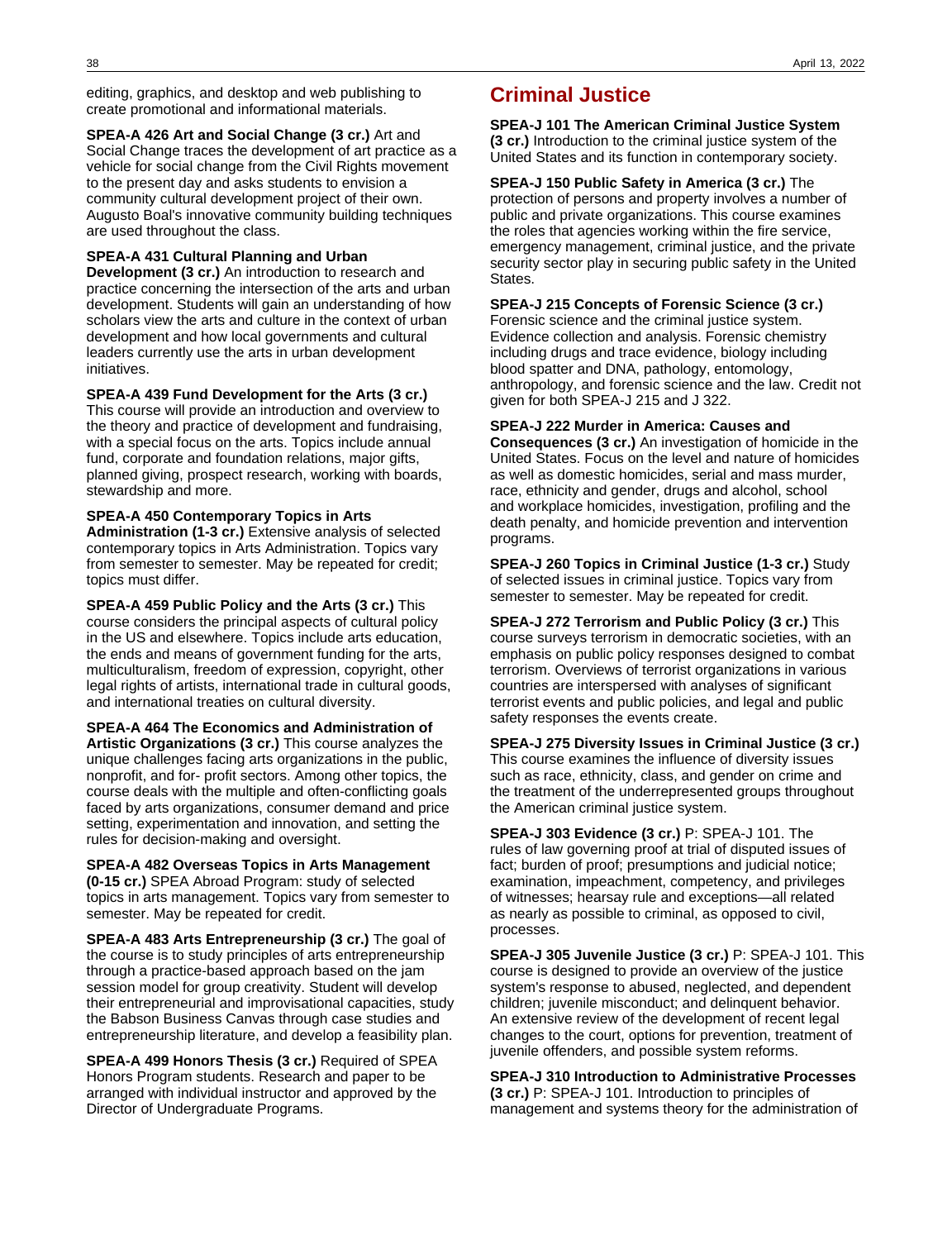editing, graphics, and desktop and web publishing to create promotional and informational materials.

**SPEA-A 426 Art and Social Change (3 cr.)** Art and Social Change traces the development of art practice as a vehicle for social change from the Civil Rights movement to the present day and asks students to envision a community cultural development project of their own. Augusto Boal's innovative community building techniques are used throughout the class.

**SPEA-A 431 Cultural Planning and Urban Development (3 cr.)** An introduction to research and practice concerning the intersection of the arts and urban development. Students will gain an understanding of how scholars view the arts and culture in the context of urban development and how local governments and cultural leaders currently use the arts in urban development initiatives.

**SPEA-A 439 Fund Development for the Arts (3 cr.)** This course will provide an introduction and overview to the theory and practice of development and fundraising, with a special focus on the arts. Topics include annual fund, corporate and foundation relations, major gifts, planned giving, prospect research, working with boards, stewardship and more.

**SPEA-A 450 Contemporary Topics in Arts Administration (1-3 cr.)** Extensive analysis of selected contemporary topics in Arts Administration. Topics vary from semester to semester. May be repeated for credit; topics must differ.

**SPEA-A 459 Public Policy and the Arts (3 cr.)** This course considers the principal aspects of cultural policy in the US and elsewhere. Topics include arts education, the ends and means of government funding for the arts, multiculturalism, freedom of expression, copyright, other legal rights of artists, international trade in cultural goods, and international treaties on cultural diversity.

**SPEA-A 464 The Economics and Administration of Artistic Organizations (3 cr.)** This course analyzes the unique challenges facing arts organizations in the public, nonprofit, and for- profit sectors. Among other topics, the course deals with the multiple and often-conflicting goals faced by arts organizations, consumer demand and price setting, experimentation and innovation, and setting the rules for decision-making and oversight.

**SPEA-A 482 Overseas Topics in Arts Management (0-15 cr.)** SPEA Abroad Program: study of selected topics in arts management. Topics vary from semester to semester. May be repeated for credit.

**SPEA-A 483 Arts Entrepreneurship (3 cr.)** The goal of the course is to study principles of arts entrepreneurship through a practice-based approach based on the jam session model for group creativity. Student will develop their entrepreneurial and improvisational capacities, study the Babson Business Canvas through case studies and entrepreneurship literature, and develop a feasibility plan.

**SPEA-A 499 Honors Thesis (3 cr.)** Required of SPEA Honors Program students. Research and paper to be arranged with individual instructor and approved by the Director of Undergraduate Programs.

## Criminal Justice

**SPEA-J 101 The American Criminal Justice System (3 cr.)** Introduction to the criminal justice system of the United States and its function in contemporary society.

**SPEA-J 150 Public Safety in America (3 cr.)** The protection of persons and property involves a number of public and private organizations. This course examines the roles that agencies working within the fire service, emergency management, criminal justice, and the private security sector play in securing public safety in the United States.

**SPEA-J 215 Concepts of Forensic Science (3 cr.)** Forensic science and the criminal justice system. Evidence collection and analysis. Forensic chemistry including drugs and trace evidence, biology including blood spatter and DNA, pathology, entomology, anthropology, and forensic science and the law. Credit not given for both SPEA-J 215 and J 322.

**SPEA-J 222 Murder in America: Causes and Consequences (3 cr.)** An investigation of homicide in the United States. Focus on the level and nature of homicides as well as domestic homicides, serial and mass murder, race, ethnicity and gender, drugs and alcohol, school and workplace homicides, investigation, profiling and the death penalty, and homicide prevention and intervention programs.

**SPEA-J 260 Topics in Criminal Justice (1-3 cr.)** Study of selected issues in criminal justice. Topics vary from semester to semester. May be repeated for credit.

**SPEA-J 272 Terrorism and Public Policy (3 cr.)** This course surveys terrorism in democratic societies, with an emphasis on public policy responses designed to combat terrorism. Overviews of terrorist organizations in various countries are interspersed with analyses of significant terrorist events and public policies, and legal and public safety responses the events create.

**SPEA-J 275 Diversity Issues in Criminal Justice (3 cr.)** This course examines the influence of diversity issues such as race, ethnicity, class, and gender on crime and the treatment of the underrepresented groups throughout the American criminal justice system.

**SPEA-J 303 Evidence (3 cr.)** P: SPEA-J 101. The rules of law governing proof at trial of disputed issues of fact; burden of proof; presumptions and judicial notice; examination, impeachment, competency, and privileges of witnesses; hearsay rule and exceptions—all related as nearly as possible to criminal, as opposed to civil, processes.

**SPEA-J 305 Juvenile Justice (3 cr.)** P: SPEA-J 101. This course is designed to provide an overview of the justice system's response to abused, neglected, and dependent children; juvenile misconduct; and delinquent behavior. An extensive review of the development of recent legal changes to the court, options for prevention, treatment of juvenile offenders, and possible system reforms.

**SPEA-J 310 Introduction to Administrative Processes (3 cr.)** P: SPEA-J 101. Introduction to principles of management and systems theory for the administration of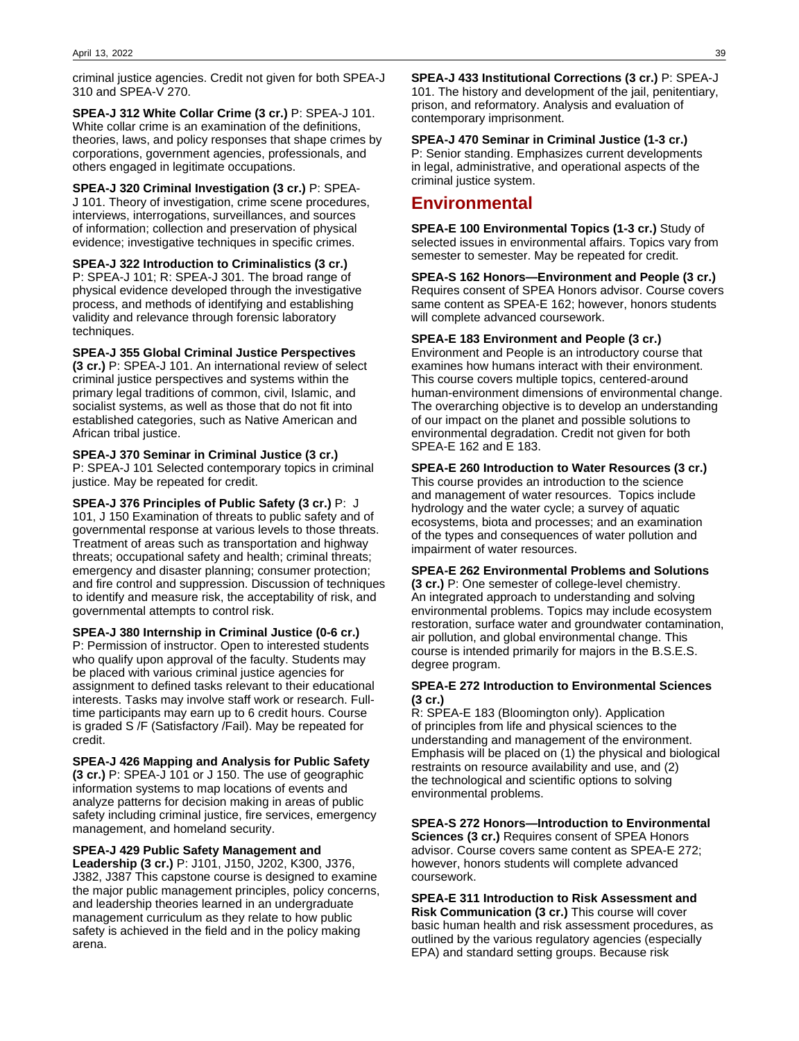criminal justice agencies. Credit not given for both SPEA-J 310 and SPEA-V 270.

**SPEA-J 312 White Collar Crime (3 cr.)** P: SPEA-J 101. White collar crime is an examination of the definitions, theories, laws, and policy responses that shape crimes by corporations, government agencies, professionals, and others engaged in legitimate occupations.

**SPEA-J 320 Criminal Investigation (3 cr.)** P: SPEA-J 101. Theory of investigation, crime scene procedures, interviews, interrogations, surveillances, and sources of information; collection and preservation of physical evidence; investigative techniques in specific crimes.

**SPEA-J 322 Introduction to Criminalistics (3 cr.)** P: SPEA-J 101; R: SPEA-J 301. The broad range of physical evidence developed through the investigative process, and methods of identifying and establishing validity and relevance through forensic laboratory techniques.

**SPEA-J 355 Global Criminal Justice Perspectives (3 cr.)** P: SPEA-J 101. An international review of select criminal justice perspectives and systems within the primary legal traditions of common, civil, Islamic, and socialist systems, as well as those that do not fit into established categories, such as Native American and African tribal justice.

**SPEA-J 370 Seminar in Criminal Justice (3 cr.)** P: SPEA-J 101 Selected contemporary topics in criminal justice. May be repeated for credit.

**SPEA-J 376 Principles of Public Safety (3 cr.)** P: J 101, J 150 Examination of threats to public safety and of governmental response at various levels to those threats. Treatment of areas such as transportation and highway threats; occupational safety and health; criminal threats; emergency and disaster planning; consumer protection; and fire control and suppression. Discussion of techniques to identify and measure risk, the acceptability of risk, and governmental attempts to control risk.

**SPEA-J 380 Internship in Criminal Justice (0-6 cr.)** P: Permission of instructor. Open to interested students who qualify upon approval of the faculty. Students may be placed with various criminal justice agencies for assignment to defined tasks relevant to their educational interests. Tasks may involve staff work or research. Full-time participants may earn up to 6 credit hours. Course is graded S /F (Satisfactory /Fail). May be repeated for credit.

**SPEA-J 426 Mapping and Analysis for Public Safety (3 cr.)** P: SPEA-J 101 or J 150. The use of geographic information systems to map locations of events and analyze patterns for decision making in areas of public safety including criminal justice, fire services, emergency management, and homeland security.

**SPEA-J 429 Public Safety Management and Leadership (3 cr.)** P: J101, J150, J202, K300, J376, J382, J387 This capstone course is designed to examine the major public management principles, policy concerns, and leadership theories learned in an undergraduate management curriculum as they relate to how public safety is achieved in the field and in the policy making arena.

**SPEA-J 433 Institutional Corrections (3 cr.)** P: SPEA-J 101. The history and development of the jail, penitentiary, prison, and reformatory. Analysis and evaluation of contemporary imprisonment.

**SPEA-J 470 Seminar in Criminal Justice (1-3 cr.)** P: Senior standing. Emphasizes current developments in legal, administrative, and operational aspects of the criminal justice system.

## Environmental

**SPEA-E 100 Environmental Topics (1-3 cr.)** Study of selected issues in environmental affairs. Topics vary from semester to semester. May be repeated for credit.

**SPEA-S 162 Honors—Environment and People (3 cr.)** Requires consent of SPEA Honors advisor. Course covers same content as SPEA-E 162; however, honors students will complete advanced coursework.

**SPEA-E 183 Environment and People (3 cr.)** Environment and People is an introductory course that examines how humans interact with their environment. This course covers multiple topics, centered-around human-environment dimensions of environmental change. The overarching objective is to develop an understanding of our impact on the planet and possible solutions to environmental degradation. Credit not given for both SPEA-E 162 and E 183.

**SPEA-E 260 Introduction to Water Resources (3 cr.)** This course provides an introduction to the science and management of water resources. Topics include hydrology and the water cycle; a survey of aquatic ecosystems, biota and processes; and an examination of the types and consequences of water pollution and impairment of water resources.

**SPEA-E 262 Environmental Problems and Solutions (3 cr.)** P: One semester of college-level chemistry. An integrated approach to understanding and solving environmental problems. Topics may include ecosystem restoration, surface water and groundwater contamination, air pollution, and global environmental change. This course is intended primarily for majors in the B.S.E.S. degree program.

**SPEA-E 272 Introduction to Environmental Sciences (3 cr.)** R: SPEA-E 183 (Bloomington only). Application of principles from life and physical sciences to the understanding and management of the environment. Emphasis will be placed on (1) the physical and biological restraints on resource availability and use, and (2) the technological and scientific options to solving environmental problems.

**SPEA-S 272 Honors—Introduction to Environmental Sciences (3 cr.)** Requires consent of SPEA Honors advisor. Course covers same content as SPEA-E 272; however, honors students will complete advanced coursework.

**SPEA-E 311 Introduction to Risk Assessment and Risk Communication (3 cr.)** This course will cover basic human health and risk assessment procedures, as outlined by the various regulatory agencies (especially EPA) and standard setting groups. Because risk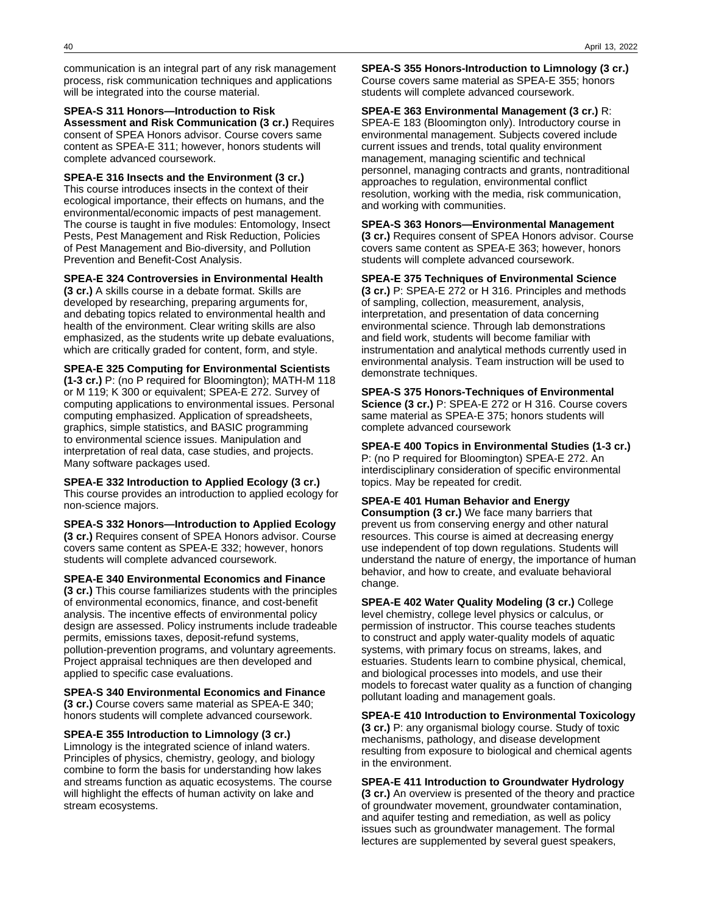communication is an integral part of any risk management process, risk communication techniques and applications will be integrated into the course material.

**SPEA-S 311 Honors—Introduction to Risk Assessment and Risk Communication (3 cr.)** Requires consent of SPEA Honors advisor. Course covers same content as SPEA-E 311; however, honors students will complete advanced coursework.

**SPEA-E 316 Insects and the Environment (3 cr.)** This course introduces insects in the context of their ecological importance, their effects on humans, and the environmental/economic impacts of pest management. The course is taught in five modules: Entomology, Insect Pests, Pest Management and Risk Reduction, Policies of Pest Management and Bio-diversity, and Pollution Prevention and Benefit-Cost Analysis.

**SPEA-E 324 Controversies in Environmental Health (3 cr.)** A skills course in a debate format. Skills are developed by researching, preparing arguments for, and debating topics related to environmental health and health of the environment. Clear writing skills are also emphasized, as the students write up debate evaluations, which are critically graded for content, form, and style.

**SPEA-E 325 Computing for Environmental Scientists (1-3 cr.)** P: (no P required for Bloomington); MATH-M 118 or M 119; K 300 or equivalent; SPEA-E 272. Survey of computing applications to environmental issues. Personal computing emphasized. Application of spreadsheets, graphics, simple statistics, and BASIC programming to environmental science issues. Manipulation and interpretation of real data, case studies, and projects. Many software packages used.

**SPEA-E 332 Introduction to Applied Ecology (3 cr.)** This course provides an introduction to applied ecology for non-science majors.

**SPEA-S 332 Honors—Introduction to Applied Ecology (3 cr.)** Requires consent of SPEA Honors advisor. Course covers same content as SPEA-E 332; however, honors students will complete advanced coursework.

**SPEA-E 340 Environmental Economics and Finance (3 cr.)** This course familiarizes students with the principles of environmental economics, finance, and cost-benefit analysis. The incentive effects of environmental policy design are assessed. Policy instruments include tradeable permits, emissions taxes, deposit-refund systems, pollution-prevention programs, and voluntary agreements. Project appraisal techniques are then developed and applied to specific case evaluations.

**SPEA-S 340 Environmental Economics and Finance (3 cr.)** Course covers same material as SPEA-E 340; honors students will complete advanced coursework.

**SPEA-E 355 Introduction to Limnology (3 cr.)** Limnology is the integrated science of inland waters. Principles of physics, chemistry, geology, and biology combine to form the basis for understanding how lakes and streams function as aquatic ecosystems. The course will highlight the effects of human activity on lake and stream ecosystems.

**SPEA-S 355 Honors-Introduction to Limnology (3 cr.)** Course covers same material as SPEA-E 355; honors students will complete advanced coursework.

**SPEA-E 363 Environmental Management (3 cr.)** R: SPEA-E 183 (Bloomington only). Introductory course in environmental management. Subjects covered include current issues and trends, total quality environment management, managing scientific and technical personnel, managing contracts and grants, nontraditional approaches to regulation, environmental conflict resolution, working with the media, risk communication, and working with communities.

**SPEA-S 363 Honors—Environmental Management (3 cr.)** Requires consent of SPEA Honors advisor. Course covers same content as SPEA-E 363; however, honors students will complete advanced coursework.

**SPEA-E 375 Techniques of Environmental Science (3 cr.)** P: SPEA-E 272 or H 316. Principles and methods of sampling, collection, measurement, analysis, interpretation, and presentation of data concerning environmental science. Through lab demonstrations and field work, students will become familiar with instrumentation and analytical methods currently used in environmental analysis. Team instruction will be used to demonstrate techniques.

**SPEA-S 375 Honors-Techniques of Environmental Science (3 cr.)** P: SPEA-E 272 or H 316. Course covers same material as SPEA-E 375; honors students will complete advanced coursework

**SPEA-E 400 Topics in Environmental Studies (1-3 cr.)** P: (no P required for Bloomington) SPEA-E 272. An interdisciplinary consideration of specific environmental topics. May be repeated for credit.

**SPEA-E 401 Human Behavior and Energy Consumption (3 cr.)** We face many barriers that prevent us from conserving energy and other natural resources. This course is aimed at decreasing energy use independent of top down regulations. Students will understand the nature of energy, the importance of human behavior, and how to create, and evaluate behavioral change.

**SPEA-E 402 Water Quality Modeling (3 cr.)** College level chemistry, college level physics or calculus, or permission of instructor. This course teaches students to construct and apply water-quality models of aquatic systems, with primary focus on streams, lakes, and estuaries. Students learn to combine physical, chemical, and biological processes into models, and use their models to forecast water quality as a function of changing pollutant loading and management goals.

**SPEA-E 410 Introduction to Environmental Toxicology (3 cr.)** P: any organismal biology course. Study of toxic mechanisms, pathology, and disease development resulting from exposure to biological and chemical agents in the environment.

**SPEA-E 411 Introduction to Groundwater Hydrology (3 cr.)** An overview is presented of the theory and practice of groundwater movement, groundwater contamination, and aquifer testing and remediation, as well as policy issues such as groundwater management. The formal lectures are supplemented by several guest speakers,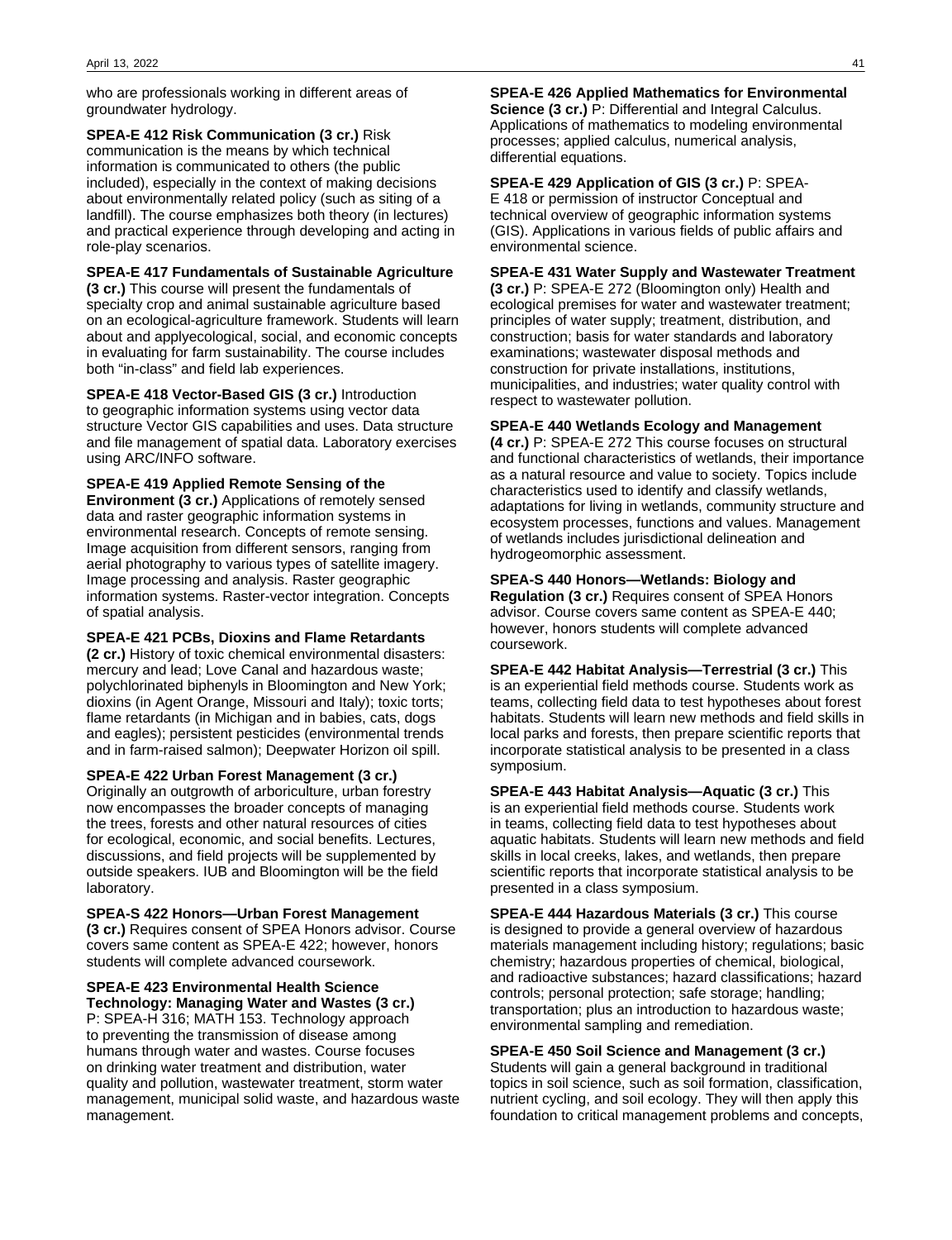who are professionals working in different areas of groundwater hydrology.

**SPEA-E 412 Risk Communication (3 cr.)** Risk communication is the means by which technical information is communicated to others (the public included), especially in the context of making decisions about environmentally related policy (such as siting of a landfill). The course emphasizes both theory (in lectures) and practical experience through developing and acting in role-play scenarios.

**SPEA-E 417 Fundamentals of Sustainable Agriculture (3 cr.)** This course will present the fundamentals of specialty crop and animal sustainable agriculture based on an ecological-agriculture framework. Students will learn about and applyecological, social, and economic concepts in evaluating for farm sustainability. The course includes both "in-class" and field lab experiences.

**SPEA-E 418 Vector-Based GIS (3 cr.)** Introduction to geographic information systems using vector data structure Vector GIS capabilities and uses. Data structure and file management of spatial data. Laboratory exercises using ARC/INFO software.

**SPEA-E 419 Applied Remote Sensing of the Environment (3 cr.)** Applications of remotely sensed data and raster geographic information systems in environmental research. Concepts of remote sensing. Image acquisition from different sensors, ranging from aerial photography to various types of satellite imagery. Image processing and analysis. Raster geographic information systems. Raster-vector integration. Concepts of spatial analysis.

**SPEA-E 421 PCBs, Dioxins and Flame Retardants (2 cr.)** History of toxic chemical environmental disasters: mercury and lead; Love Canal and hazardous waste; polychlorinated biphenyls in Bloomington and New York; dioxins (in Agent Orange, Missouri and Italy); toxic torts; flame retardants (in Michigan and in babies, cats, dogs and eagles); persistent pesticides (environmental trends and in farm-raised salmon); Deepwater Horizon oil spill.

**SPEA-E 422 Urban Forest Management (3 cr.)** Originally an outgrowth of arboriculture, urban forestry now encompasses the broader concepts of managing the trees, forests and other natural resources of cities for ecological, economic, and social benefits. Lectures, discussions, and field projects will be supplemented by outside speakers. IUB and Bloomington will be the field laboratory.

**SPEA-S 422 Honors—Urban Forest Management (3 cr.)** Requires consent of SPEA Honors advisor. Course covers same content as SPEA-E 422; however, honors students will complete advanced coursework.

**SPEA-E 423 Environmental Health Science Technology: Managing Water and Wastes (3 cr.)** P: SPEA-H 316; MATH 153. Technology approach to preventing the transmission of disease among humans through water and wastes. Course focuses on drinking water treatment and distribution, water quality and pollution, wastewater treatment, storm water management, municipal solid waste, and hazardous waste management.

**SPEA-E 426 Applied Mathematics for Environmental Science (3 cr.)** P: Differential and Integral Calculus. Applications of mathematics to modeling environmental processes; applied calculus, numerical analysis, differential equations.

**SPEA-E 429 Application of GIS (3 cr.)** P: SPEA-E 418 or permission of instructor Conceptual and technical overview of geographic information systems (GIS). Applications in various fields of public affairs and environmental science.

**SPEA-E 431 Water Supply and Wastewater Treatment (3 cr.)** P: SPEA-E 272 (Bloomington only) Health and ecological premises for water and wastewater treatment; principles of water supply; treatment, distribution, and construction; basis for water standards and laboratory examinations; wastewater disposal methods and construction for private installations, institutions, municipalities, and industries; water quality control with respect to wastewater pollution.

**SPEA-E 440 Wetlands Ecology and Management (4 cr.)** P: SPEA-E 272 This course focuses on structural and functional characteristics of wetlands, their importance as a natural resource and value to society. Topics include characteristics used to identify and classify wetlands, adaptations for living in wetlands, community structure and ecosystem processes, functions and values. Management of wetlands includes jurisdictional delineation and hydrogeomorphic assessment.

**SPEA-S 440 Honors—Wetlands: Biology and Regulation (3 cr.)** Requires consent of SPEA Honors advisor. Course covers same content as SPEA-E 440; however, honors students will complete advanced coursework.

**SPEA-E 442 Habitat Analysis—Terrestrial (3 cr.)** This is an experiential field methods course. Students work as teams, collecting field data to test hypotheses about forest habitats. Students will learn new methods and field skills in local parks and forests, then prepare scientific reports that incorporate statistical analysis to be presented in a class symposium.

**SPEA-E 443 Habitat Analysis—Aquatic (3 cr.)** This is an experiential field methods course. Students work in teams, collecting field data to test hypotheses about aquatic habitats. Students will learn new methods and field skills in local creeks, lakes, and wetlands, then prepare scientific reports that incorporate statistical analysis to be presented in a class symposium.

**SPEA-E 444 Hazardous Materials (3 cr.)** This course is designed to provide a general overview of hazardous materials management including history; regulations; basic chemistry; hazardous properties of chemical, biological, and radioactive substances; hazard classifications; hazard controls; personal protection; safe storage; handling; transportation; plus an introduction to hazardous waste; environmental sampling and remediation.

**SPEA-E 450 Soil Science and Management (3 cr.)** Students will gain a general background in traditional topics in soil science, such as soil formation, classification, nutrient cycling, and soil ecology. They will then apply this foundation to critical management problems and concepts,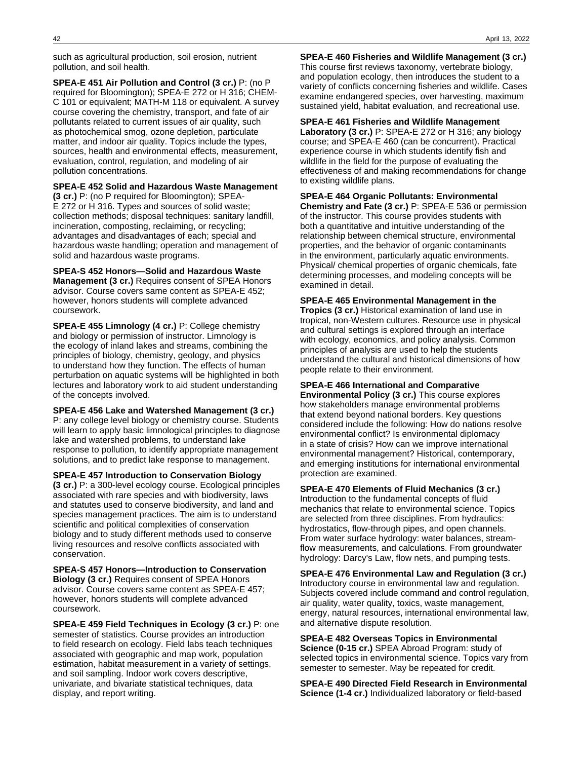such as agricultural production, soil erosion, nutrient pollution, and soil health.

**SPEA-E 451 Air Pollution and Control (3 cr.)** P: (no P required for Bloomington); SPEA-E 272 or H 316; CHEM-C 101 or equivalent; MATH-M 118 or equivalent. A survey course covering the chemistry, transport, and fate of air pollutants related to current issues of air quality, such as photochemical smog, ozone depletion, particulate matter, and indoor air quality. Topics include the types, sources, health and environmental effects, measurement, evaluation, control, regulation, and modeling of air pollution concentrations.

**SPEA-E 452 Solid and Hazardous Waste Management (3 cr.)** P: (no P required for Bloomington); SPEA-E 272 or H 316. Types and sources of solid waste; collection methods; disposal techniques: sanitary landfill, incineration, composting, reclaiming, or recycling; advantages and disadvantages of each; special and hazardous waste handling; operation and management of solid and hazardous waste programs.

**SPEA-S 452 Honors—Solid and Hazardous Waste Management (3 cr.)** Requires consent of SPEA Honors advisor. Course covers same content as SPEA-E 452; however, honors students will complete advanced coursework.

**SPEA-E 455 Limnology (4 cr.)** P: College chemistry and biology or permission of instructor. Limnology is the ecology of inland lakes and streams, combining the principles of biology, chemistry, geology, and physics to understand how they function. The effects of human perturbation on aquatic systems will be highlighted in both lectures and laboratory work to aid student understanding of the concepts involved.

**SPEA-E 456 Lake and Watershed Management (3 cr.)** P: any college level biology or chemistry course. Students will learn to apply basic limnological principles to diagnose lake and watershed problems, to understand lake response to pollution, to identify appropriate management solutions, and to predict lake response to management.

**SPEA-E 457 Introduction to Conservation Biology (3 cr.)** P: a 300-level ecology course. Ecological principles associated with rare species and with biodiversity, laws and statutes used to conserve biodiversity, and land and species management practices. The aim is to understand scientific and political complexities of conservation biology and to study different methods used to conserve living resources and resolve conflicts associated with conservation.

**SPEA-S 457 Honors—Introduction to Conservation Biology (3 cr.)** Requires consent of SPEA Honors advisor. Course covers same content as SPEA-E 457; however, honors students will complete advanced coursework.

**SPEA-E 459 Field Techniques in Ecology (3 cr.)** P: one semester of statistics. Course provides an introduction to field research on ecology. Field labs teach techniques associated with geographic and map work, population estimation, habitat measurement in a variety of settings, and soil sampling. Indoor work covers descriptive, univariate, and bivariate statistical techniques, data display, and report writing.

**SPEA-E 460 Fisheries and Wildlife Management (3 cr.)** This course first reviews taxonomy, vertebrate biology, and population ecology, then introduces the student to a variety of conflicts concerning fisheries and wildlife. Cases examine endangered species, over harvesting, maximum sustained yield, habitat evaluation, and recreational use.

**SPEA-E 461 Fisheries and Wildlife Management Laboratory (3 cr.)** P: SPEA-E 272 or H 316; any biology course; and SPEA-E 460 (can be concurrent). Practical experience course in which students identify fish and wildlife in the field for the purpose of evaluating the effectiveness of and making recommendations for change to existing wildlife plans.

**SPEA-E 464 Organic Pollutants: Environmental Chemistry and Fate (3 cr.)** P: SPEA-E 536 or permission of the instructor. This course provides students with both a quantitative and intuitive understanding of the relationship between chemical structure, environmental properties, and the behavior of organic contaminants in the environment, particularly aquatic environments. Physical/ chemical properties of organic chemicals, fate determining processes, and modeling concepts will be examined in detail.

**SPEA-E 465 Environmental Management in the Tropics (3 cr.)** Historical examination of land use in tropical, non-Western cultures. Resource use in physical and cultural settings is explored through an interface with ecology, economics, and policy analysis. Common principles of analysis are used to help the students understand the cultural and historical dimensions of how people relate to their environment.

**SPEA-E 466 International and Comparative Environmental Policy (3 cr.)** This course explores how stakeholders manage environmental problems that extend beyond national borders. Key questions considered include the following: How do nations resolve environmental conflict? Is environmental diplomacy in a state of crisis? How can we improve international environmental management? Historical, contemporary, and emerging institutions for international environmental protection are examined.

**SPEA-E 470 Elements of Fluid Mechanics (3 cr.)** Introduction to the fundamental concepts of fluid mechanics that relate to environmental science. Topics are selected from three disciplines. From hydraulics: hydrostatics, flow-through pipes, and open channels. From water surface hydrology: water balances, stream-flow measurements, and calculations. From groundwater hydrology: Darcy's Law, flow nets, and pumping tests.

**SPEA-E 476 Environmental Law and Regulation (3 cr.)** Introductory course in environmental law and regulation. Subjects covered include command and control regulation, air quality, water quality, toxics, waste management, energy, natural resources, international environmental law, and alternative dispute resolution.

**SPEA-E 482 Overseas Topics in Environmental Science (0-15 cr.)** SPEA Abroad Program: study of selected topics in environmental science. Topics vary from semester to semester. May be repeated for credit.

**SPEA-E 490 Directed Field Research in Environmental Science (1-4 cr.)** Individualized laboratory or field-based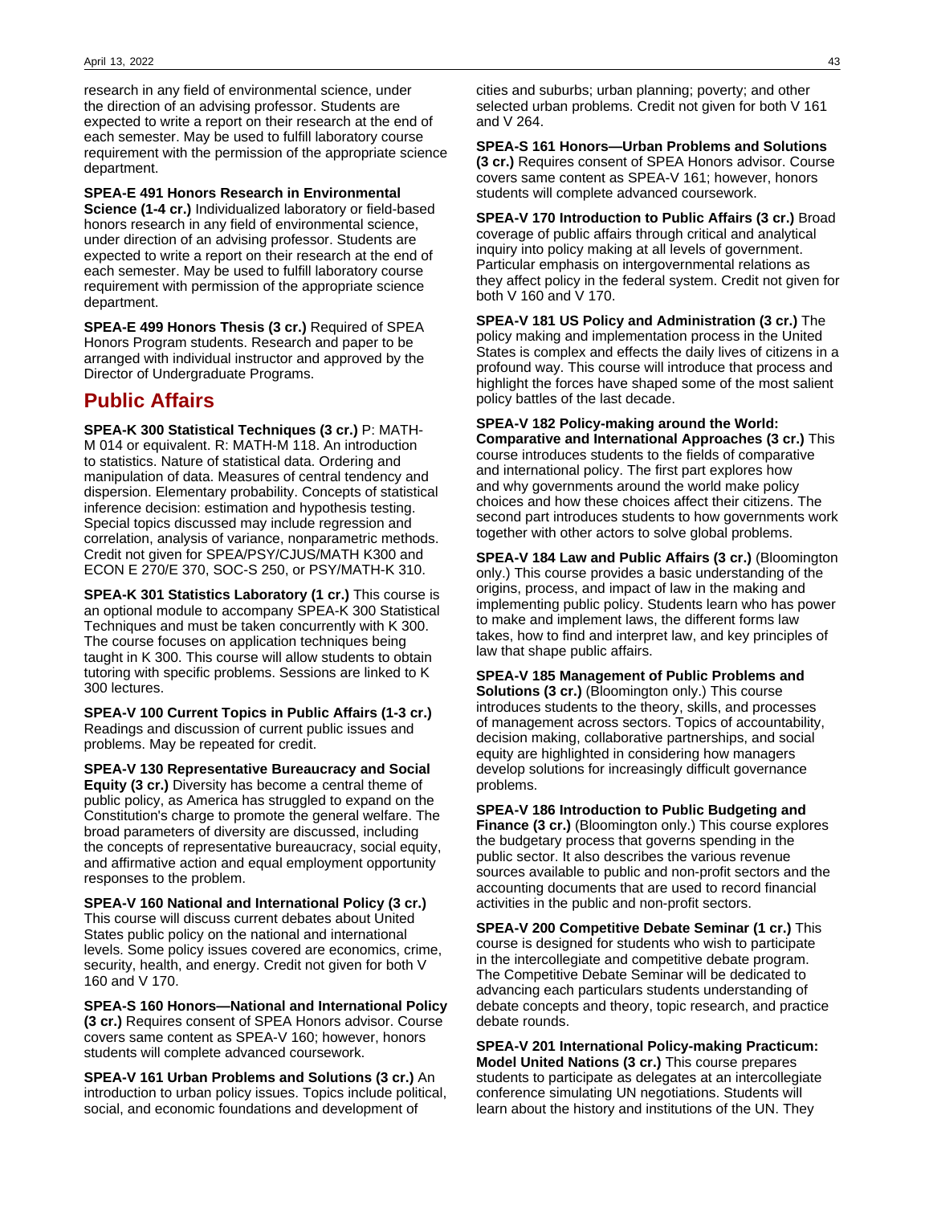research in any field of environmental science, under the direction of an advising professor. Students are expected to write a report on their research at the end of each semester. May be used to fulfill laboratory course requirement with the permission of the appropriate science department.

**SPEA-E 491 Honors Research in Environmental Science (1-4 cr.)** Individualized laboratory or field-based honors research in any field of environmental science, under direction of an advising professor. Students are expected to write a report on their research at the end of each semester. May be used to fulfill laboratory course requirement with permission of the appropriate science department.

**SPEA-E 499 Honors Thesis (3 cr.)** Required of SPEA Honors Program students. Research and paper to be arranged with individual instructor and approved by the Director of Undergraduate Programs.

## Public Affairs

**SPEA-K 300 Statistical Techniques (3 cr.)** P: MATH-M 014 or equivalent. R: MATH-M 118. An introduction to statistics. Nature of statistical data. Ordering and manipulation of data. Measures of central tendency and dispersion. Elementary probability. Concepts of statistical inference decision: estimation and hypothesis testing. Special topics discussed may include regression and correlation, analysis of variance, nonparametric methods. Credit not given for SPEA/PSY/CJUS/MATH K300 and ECON E 270/E 370, SOC-S 250, or PSY/MATH-K 310.

**SPEA-K 301 Statistics Laboratory (1 cr.)** This course is an optional module to accompany SPEA-K 300 Statistical Techniques and must be taken concurrently with K 300. The course focuses on application techniques being taught in K 300. This course will allow students to obtain tutoring with specific problems. Sessions are linked to K 300 lectures.

**SPEA-V 100 Current Topics in Public Affairs (1-3 cr.)** Readings and discussion of current public issues and problems. May be repeated for credit.

**SPEA-V 130 Representative Bureaucracy and Social Equity (3 cr.)** Diversity has become a central theme of public policy, as America has struggled to expand on the Constitution's charge to promote the general welfare. The broad parameters of diversity are discussed, including the concepts of representative bureaucracy, social equity, and affirmative action and equal employment opportunity responses to the problem.

**SPEA-V 160 National and International Policy (3 cr.)** This course will discuss current debates about United States public policy on the national and international levels. Some policy issues covered are economics, crime, security, health, and energy. Credit not given for both V 160 and V 170.

**SPEA-S 160 Honors—National and International Policy (3 cr.)** Requires consent of SPEA Honors advisor. Course covers same content as SPEA-V 160; however, honors students will complete advanced coursework.

**SPEA-V 161 Urban Problems and Solutions (3 cr.)** An introduction to urban policy issues. Topics include political, social, and economic foundations and development of cities and suburbs; urban planning; poverty; and other selected urban problems. Credit not given for both V 161 and V 264.

**SPEA-S 161 Honors—Urban Problems and Solutions (3 cr.)** Requires consent of SPEA Honors advisor. Course covers same content as SPEA-V 161; however, honors students will complete advanced coursework.

**SPEA-V 170 Introduction to Public Affairs (3 cr.)** Broad coverage of public affairs through critical and analytical inquiry into policy making at all levels of government. Particular emphasis on intergovernmental relations as they affect policy in the federal system. Credit not given for both V 160 and V 170.

**SPEA-V 181 US Policy and Administration (3 cr.)** The policy making and implementation process in the United States is complex and effects the daily lives of citizens in a profound way. This course will introduce that process and highlight the forces have shaped some of the most salient policy battles of the last decade.

**SPEA-V 182 Policy-making around the World: Comparative and International Approaches (3 cr.)** This course introduces students to the fields of comparative and international policy. The first part explores how and why governments around the world make policy choices and how these choices affect their citizens. The second part introduces students to how governments work together with other actors to solve global problems.

**SPEA-V 184 Law and Public Affairs (3 cr.)** (Bloomington only.) This course provides a basic understanding of the origins, process, and impact of law in the making and implementing public policy. Students learn who has power to make and implement laws, the different forms law takes, how to find and interpret law, and key principles of law that shape public affairs.

**SPEA-V 185 Management of Public Problems and Solutions (3 cr.)** (Bloomington only.) This course introduces students to the theory, skills, and processes of management across sectors. Topics of accountability, decision making, collaborative partnerships, and social equity are highlighted in considering how managers develop solutions for increasingly difficult governance problems.

**SPEA-V 186 Introduction to Public Budgeting and Finance (3 cr.)** (Bloomington only.) This course explores the budgetary process that governs spending in the public sector. It also describes the various revenue sources available to public and non-profit sectors and the accounting documents that are used to record financial activities in the public and non-profit sectors.

**SPEA-V 200 Competitive Debate Seminar (1 cr.)** This course is designed for students who wish to participate in the intercollegiate and competitive debate program. The Competitive Debate Seminar will be dedicated to advancing each particulars students understanding of debate concepts and theory, topic research, and practice debate rounds.

**SPEA-V 201 International Policy-making Practicum: Model United Nations (3 cr.)** This course prepares students to participate as delegates at an intercollegiate conference simulating UN negotiations. Students will learn about the history and institutions of the UN. They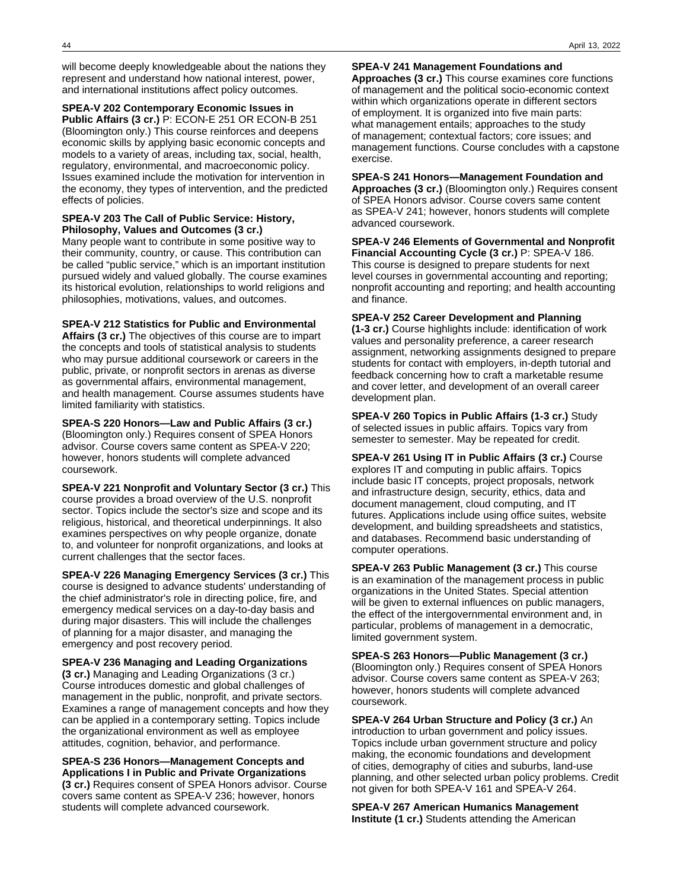will become deeply knowledgeable about the nations they represent and understand how national interest, power, and international institutions affect policy outcomes.

**SPEA-V 202 Contemporary Economic Issues in Public Affairs (3 cr.)** P: ECON-E 251 OR ECON-B 251 (Bloomington only.) This course reinforces and deepens economic skills by applying basic economic concepts and models to a variety of areas, including tax, social, health, regulatory, environmental, and macroeconomic policy. Issues examined include the motivation for intervention in the economy, they types of intervention, and the predicted effects of policies.

**SPEA-V 203 The Call of Public Service: History, Philosophy, Values and Outcomes (3 cr.)** Many people want to contribute in some positive way to their community, country, or cause. This contribution can be called "public service," which is an important institution pursued widely and valued globally. The course examines its historical evolution, relationships to world religions and philosophies, motivations, values, and outcomes.

**SPEA-V 212 Statistics for Public and Environmental Affairs (3 cr.)** The objectives of this course are to impart the concepts and tools of statistical analysis to students who may pursue additional coursework or careers in the public, private, or nonprofit sectors in arenas as diverse as governmental affairs, environmental management, and health management. Course assumes students have limited familiarity with statistics.

**SPEA-S 220 Honors—Law and Public Affairs (3 cr.)** (Bloomington only.) Requires consent of SPEA Honors advisor. Course covers same content as SPEA-V 220; however, honors students will complete advanced coursework.

**SPEA-V 221 Nonprofit and Voluntary Sector (3 cr.)** This course provides a broad overview of the U.S. nonprofit sector. Topics include the sector's size and scope and its religious, historical, and theoretical underpinnings. It also examines perspectives on why people organize, donate to, and volunteer for nonprofit organizations, and looks at current challenges that the sector faces.

**SPEA-V 226 Managing Emergency Services (3 cr.)** This course is designed to advance students' understanding of the chief administrator's role in directing police, fire, and emergency medical services on a day-to-day basis and during major disasters. This will include the challenges of planning for a major disaster, and managing the emergency and post recovery period.

**SPEA-V 236 Managing and Leading Organizations (3 cr.)** Managing and Leading Organizations (3 cr.) Course introduces domestic and global challenges of management in the public, nonprofit, and private sectors. Examines a range of management concepts and how they can be applied in a contemporary setting. Topics include the organizational environment as well as employee attitudes, cognition, behavior, and performance.

**SPEA-S 236 Honors—Management Concepts and Applications I in Public and Private Organizations (3 cr.)** Requires consent of SPEA Honors advisor. Course covers same content as SPEA-V 236; however, honors students will complete advanced coursework.

**SPEA-V 241 Management Foundations and Approaches (3 cr.)** This course examines core functions of management and the political socio-economic context within which organizations operate in different sectors of employment. It is organized into five main parts: what management entails; approaches to the study of management; contextual factors; core issues; and management functions. Course concludes with a capstone exercise.

**SPEA-S 241 Honors—Management Foundation and Approaches (3 cr.)** (Bloomington only.) Requires consent of SPEA Honors advisor. Course covers same content as SPEA-V 241; however, honors students will complete advanced coursework.

**SPEA-V 246 Elements of Governmental and Nonprofit Financial Accounting Cycle (3 cr.)** P: SPEA-V 186. This course is designed to prepare students for next level courses in governmental accounting and reporting; nonprofit accounting and reporting; and health accounting and finance.

**SPEA-V 252 Career Development and Planning (1-3 cr.)** Course highlights include: identification of work values and personality preference, a career research assignment, networking assignments designed to prepare students for contact with employers, in-depth tutorial and feedback concerning how to craft a marketable resume and cover letter, and development of an overall career development plan.

**SPEA-V 260 Topics in Public Affairs (1-3 cr.)** Study of selected issues in public affairs. Topics vary from semester to semester. May be repeated for credit.

**SPEA-V 261 Using IT in Public Affairs (3 cr.)** Course explores IT and computing in public affairs. Topics include basic IT concepts, project proposals, network and infrastructure design, security, ethics, data and document management, cloud computing, and IT futures. Applications include using office suites, website development, and building spreadsheets and statistics, and databases. Recommend basic understanding of computer operations.

**SPEA-V 263 Public Management (3 cr.)** This course is an examination of the management process in public organizations in the United States. Special attention will be given to external influences on public managers, the effect of the intergovernmental environment and, in particular, problems of management in a democratic, limited government system.

**SPEA-S 263 Honors—Public Management (3 cr.)** (Bloomington only.) Requires consent of SPEA Honors advisor. Course covers same content as SPEA-V 263; however, honors students will complete advanced coursework.

**SPEA-V 264 Urban Structure and Policy (3 cr.)** An introduction to urban government and policy issues. Topics include urban government structure and policy making, the economic foundations and development of cities, demography of cities and suburbs, land-use planning, and other selected urban policy problems. Credit not given for both SPEA-V 161 and SPEA-V 264.

**SPEA-V 267 American Humanics Management Institute (1 cr.)** Students attending the American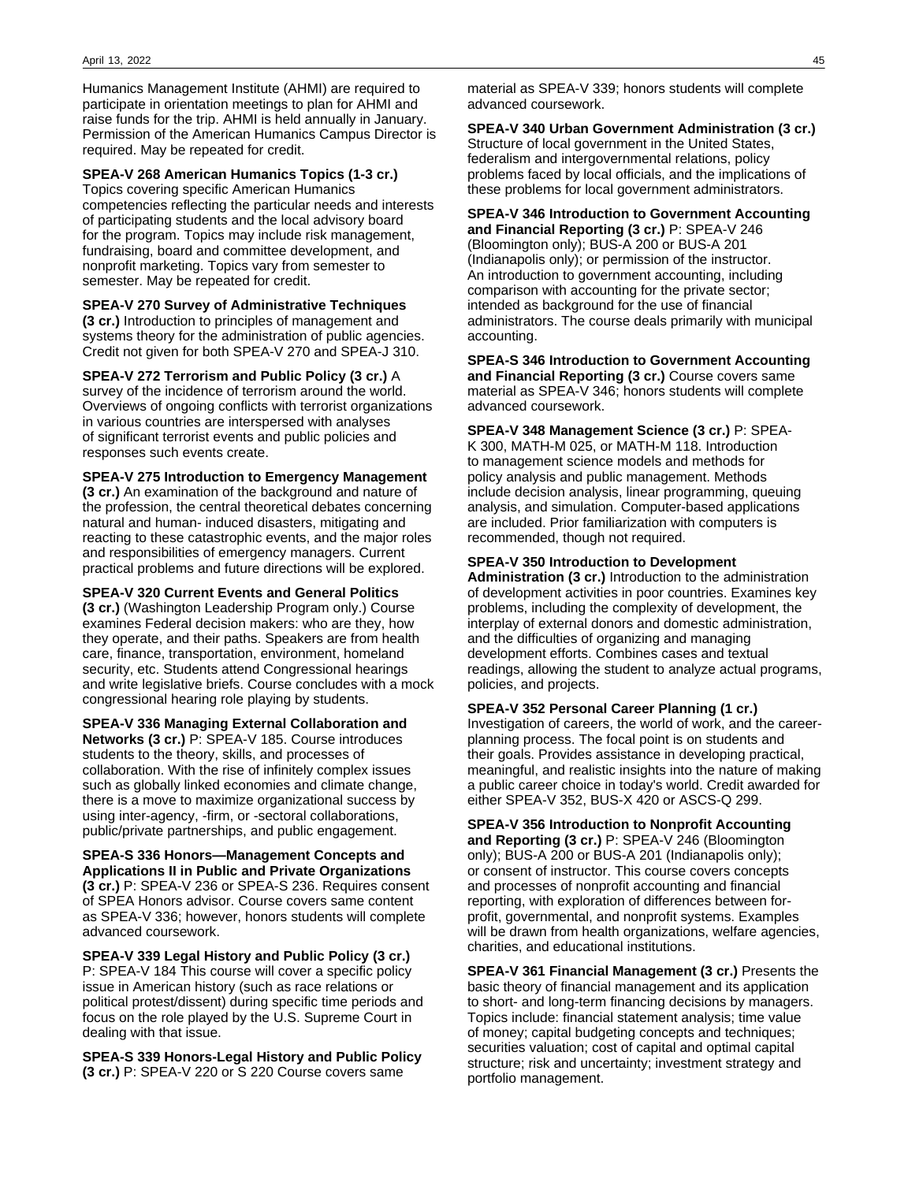Humanics Management Institute (AHMI) are required to participate in orientation meetings to plan for AHMI and raise funds for the trip. AHMI is held annually in January. Permission of the American Humanics Campus Director is required. May be repeated for credit.

**SPEA-V 268 American Humanics Topics (1-3 cr.)** Topics covering specific American Humanics competencies reflecting the particular needs and interests of participating students and the local advisory board for the program. Topics may include risk management, fundraising, board and committee development, and nonprofit marketing. Topics vary from semester to semester. May be repeated for credit.

**SPEA-V 270 Survey of Administrative Techniques (3 cr.)** Introduction to principles of management and systems theory for the administration of public agencies. Credit not given for both SPEA-V 270 and SPEA-J 310.

**SPEA-V 272 Terrorism and Public Policy (3 cr.)** A survey of the incidence of terrorism around the world. Overviews of ongoing conflicts with terrorist organizations in various countries are interspersed with analyses of significant terrorist events and public policies and responses such events create.

**SPEA-V 275 Introduction to Emergency Management (3 cr.)** An examination of the background and nature of the profession, the central theoretical debates concerning natural and human- induced disasters, mitigating and reacting to these catastrophic events, and the major roles and responsibilities of emergency managers. Current practical problems and future directions will be explored.

**SPEA-V 320 Current Events and General Politics (3 cr.)** (Washington Leadership Program only.) Course examines Federal decision makers: who are they, how they operate, and their paths. Speakers are from health care, finance, transportation, environment, homeland security, etc. Students attend Congressional hearings and write legislative briefs. Course concludes with a mock congressional hearing role playing by students.

**SPEA-V 336 Managing External Collaboration and Networks (3 cr.)** P: SPEA-V 185. Course introduces students to the theory, skills, and processes of collaboration. With the rise of infinitely complex issues such as globally linked economies and climate change, there is a move to maximize organizational success by using inter-agency, -firm, or -sectoral collaborations, public/private partnerships, and public engagement.

**SPEA-S 336 Honors—Management Concepts and Applications II in Public and Private Organizations (3 cr.)** P: SPEA-V 236 or SPEA-S 236. Requires consent of SPEA Honors advisor. Course covers same content as SPEA-V 336; however, honors students will complete advanced coursework.

**SPEA-V 339 Legal History and Public Policy (3 cr.)** P: SPEA-V 184 This course will cover a specific policy issue in American history (such as race relations or political protest/dissent) during specific time periods and focus on the role played by the U.S. Supreme Court in dealing with that issue.

**SPEA-S 339 Honors-Legal History and Public Policy (3 cr.)** P: SPEA-V 220 or S 220 Course covers same material as SPEA-V 339; honors students will complete advanced coursework.

**SPEA-V 340 Urban Government Administration (3 cr.)** Structure of local government in the United States, federalism and intergovernmental relations, policy problems faced by local officials, and the implications of these problems for local government administrators.

**SPEA-V 346 Introduction to Government Accounting and Financial Reporting (3 cr.)** P: SPEA-V 246 (Bloomington only); BUS-A 200 or BUS-A 201 (Indianapolis only); or permission of the instructor. An introduction to government accounting, including comparison with accounting for the private sector; intended as background for the use of financial administrators. The course deals primarily with municipal accounting.

**SPEA-S 346 Introduction to Government Accounting and Financial Reporting (3 cr.)** Course covers same material as SPEA-V 346; honors students will complete advanced coursework.

**SPEA-V 348 Management Science (3 cr.)** P: SPEA-K 300, MATH-M 025, or MATH-M 118. Introduction to management science models and methods for policy analysis and public management. Methods include decision analysis, linear programming, queuing analysis, and simulation. Computer-based applications are included. Prior familiarization with computers is recommended, though not required.

**SPEA-V 350 Introduction to Development Administration (3 cr.)** Introduction to the administration of development activities in poor countries. Examines key problems, including the complexity of development, the interplay of external donors and domestic administration, and the difficulties of organizing and managing development efforts. Combines cases and textual readings, allowing the student to analyze actual programs, policies, and projects.

**SPEA-V 352 Personal Career Planning (1 cr.)** Investigation of careers, the world of work, and the career-planning process. The focal point is on students and their goals. Provides assistance in developing practical, meaningful, and realistic insights into the nature of making a public career choice in today's world. Credit awarded for either SPEA-V 352, BUS-X 420 or ASCS-Q 299.

**SPEA-V 356 Introduction to Nonprofit Accounting and Reporting (3 cr.)** P: SPEA-V 246 (Bloomington only); BUS-A 200 or BUS-A 201 (Indianapolis only); or consent of instructor. This course covers concepts and processes of nonprofit accounting and financial reporting, with exploration of differences between for-profit, governmental, and nonprofit systems. Examples will be drawn from health organizations, welfare agencies, charities, and educational institutions.

**SPEA-V 361 Financial Management (3 cr.)** Presents the basic theory of financial management and its application to short- and long-term financing decisions by managers. Topics include: financial statement analysis; time value of money; capital budgeting concepts and techniques; securities valuation; cost of capital and optimal capital structure; risk and uncertainty; investment strategy and portfolio management.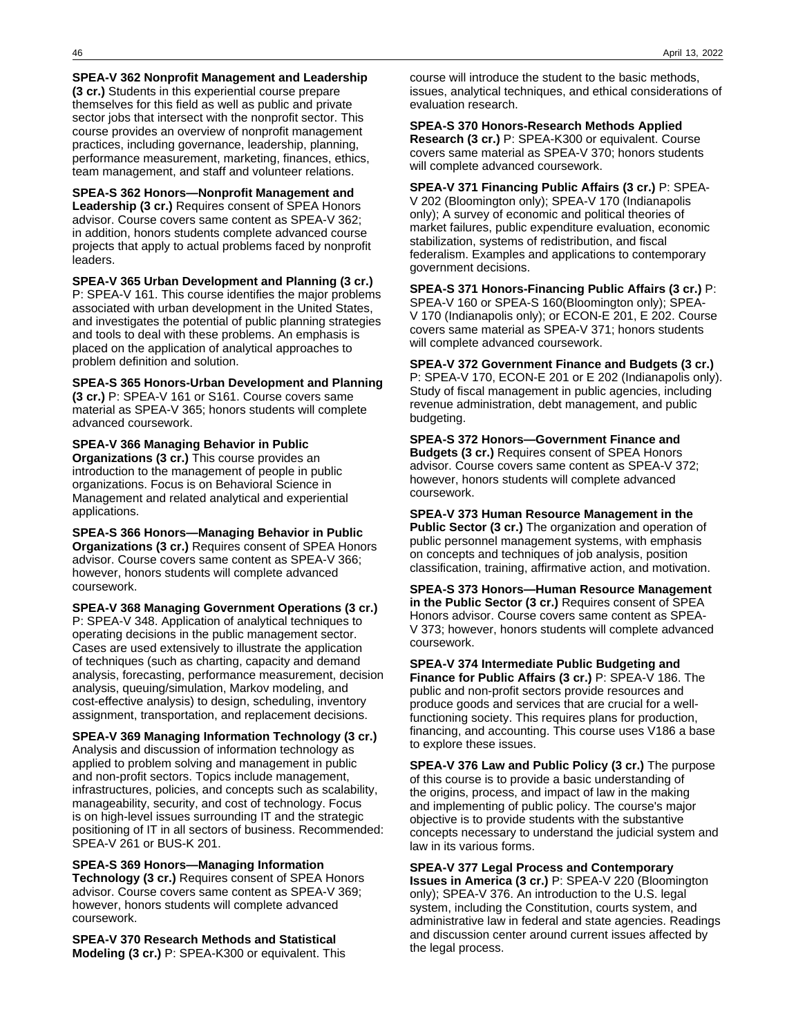**SPEA-V 362 Nonprofit Management and Leadership (3 cr.)** Students in this experiential course prepare themselves for this field as well as public and private sector jobs that intersect with the nonprofit sector. This course provides an overview of nonprofit management practices, including governance, leadership, planning, performance measurement, marketing, finances, ethics, team management, and staff and volunteer relations.

**SPEA-S 362 Honors—Nonprofit Management and Leadership (3 cr.)** Requires consent of SPEA Honors advisor. Course covers same content as SPEA-V 362; in addition, honors students complete advanced course projects that apply to actual problems faced by nonprofit leaders.

**SPEA-V 365 Urban Development and Planning (3 cr.)** P: SPEA-V 161. This course identifies the major problems associated with urban development in the United States, and investigates the potential of public planning strategies and tools to deal with these problems. An emphasis is placed on the application of analytical approaches to problem definition and solution.

**SPEA-S 365 Honors-Urban Development and Planning (3 cr.)** P: SPEA-V 161 or S161. Course covers same material as SPEA-V 365; honors students will complete advanced coursework.

**SPEA-V 366 Managing Behavior in Public Organizations (3 cr.)** This course provides an introduction to the management of people in public organizations. Focus is on Behavioral Science in Management and related analytical and experiential applications.

**SPEA-S 366 Honors—Managing Behavior in Public Organizations (3 cr.)** Requires consent of SPEA Honors advisor. Course covers same content as SPEA-V 366; however, honors students will complete advanced coursework.

**SPEA-V 368 Managing Government Operations (3 cr.)** P: SPEA-V 348. Application of analytical techniques to operating decisions in the public management sector. Cases are used extensively to illustrate the application of techniques (such as charting, capacity and demand analysis, forecasting, performance measurement, decision analysis, queuing/simulation, Markov modeling, and cost-effective analysis) to design, scheduling, inventory assignment, transportation, and replacement decisions.

**SPEA-V 369 Managing Information Technology (3 cr.)** Analysis and discussion of information technology as applied to problem solving and management in public and non-profit sectors. Topics include management, infrastructures, policies, and concepts such as scalability, manageability, security, and cost of technology. Focus is on high-level issues surrounding IT and the strategic positioning of IT in all sectors of business. Recommended: SPEA-V 261 or BUS-K 201.

**SPEA-S 369 Honors—Managing Information Technology (3 cr.)** Requires consent of SPEA Honors advisor. Course covers same content as SPEA-V 369; however, honors students will complete advanced coursework.

**SPEA-V 370 Research Methods and Statistical Modeling (3 cr.)** P: SPEA-K300 or equivalent. This course will introduce the student to the basic methods, issues, analytical techniques, and ethical considerations of evaluation research.

**SPEA-S 370 Honors-Research Methods Applied Research (3 cr.)** P: SPEA-K300 or equivalent. Course covers same material as SPEA-V 370; honors students will complete advanced coursework.

**SPEA-V 371 Financing Public Affairs (3 cr.)** P: SPEA-V 202 (Bloomington only); SPEA-V 170 (Indianapolis only); A survey of economic and political theories of market failures, public expenditure evaluation, economic stabilization, systems of redistribution, and fiscal federalism. Examples and applications to contemporary government decisions.

**SPEA-S 371 Honors-Financing Public Affairs (3 cr.)** P: SPEA-V 160 or SPEA-S 160(Bloomington only); SPEA-V 170 (Indianapolis only); or ECON-E 201, E 202. Course covers same material as SPEA-V 371; honors students will complete advanced coursework.

**SPEA-V 372 Government Finance and Budgets (3 cr.)** P: SPEA-V 170, ECON-E 201 or E 202 (Indianapolis only). Study of fiscal management in public agencies, including revenue administration, debt management, and public budgeting.

**SPEA-S 372 Honors—Government Finance and Budgets (3 cr.)** Requires consent of SPEA Honors advisor. Course covers same content as SPEA-V 372; however, honors students will complete advanced coursework.

**SPEA-V 373 Human Resource Management in the Public Sector (3 cr.)** The organization and operation of public personnel management systems, with emphasis on concepts and techniques of job analysis, position classification, training, affirmative action, and motivation.

**SPEA-S 373 Honors—Human Resource Management in the Public Sector (3 cr.)** Requires consent of SPEA Honors advisor. Course covers same content as SPEA-V 373; however, honors students will complete advanced coursework.

**SPEA-V 374 Intermediate Public Budgeting and Finance for Public Affairs (3 cr.)** P: SPEA-V 186. The public and non-profit sectors provide resources and produce goods and services that are crucial for a well-functioning society. This requires plans for production, financing, and accounting. This course uses V186 a base to explore these issues.

**SPEA-V 376 Law and Public Policy (3 cr.)** The purpose of this course is to provide a basic understanding of the origins, process, and impact of law in the making and implementing of public policy. The course's major objective is to provide students with the substantive concepts necessary to understand the judicial system and law in its various forms.

**SPEA-V 377 Legal Process and Contemporary Issues in America (3 cr.)** P: SPEA-V 220 (Bloomington only); SPEA-V 376. An introduction to the U.S. legal system, including the Constitution, courts system, and administrative law in federal and state agencies. Readings and discussion center around current issues affected by the legal process.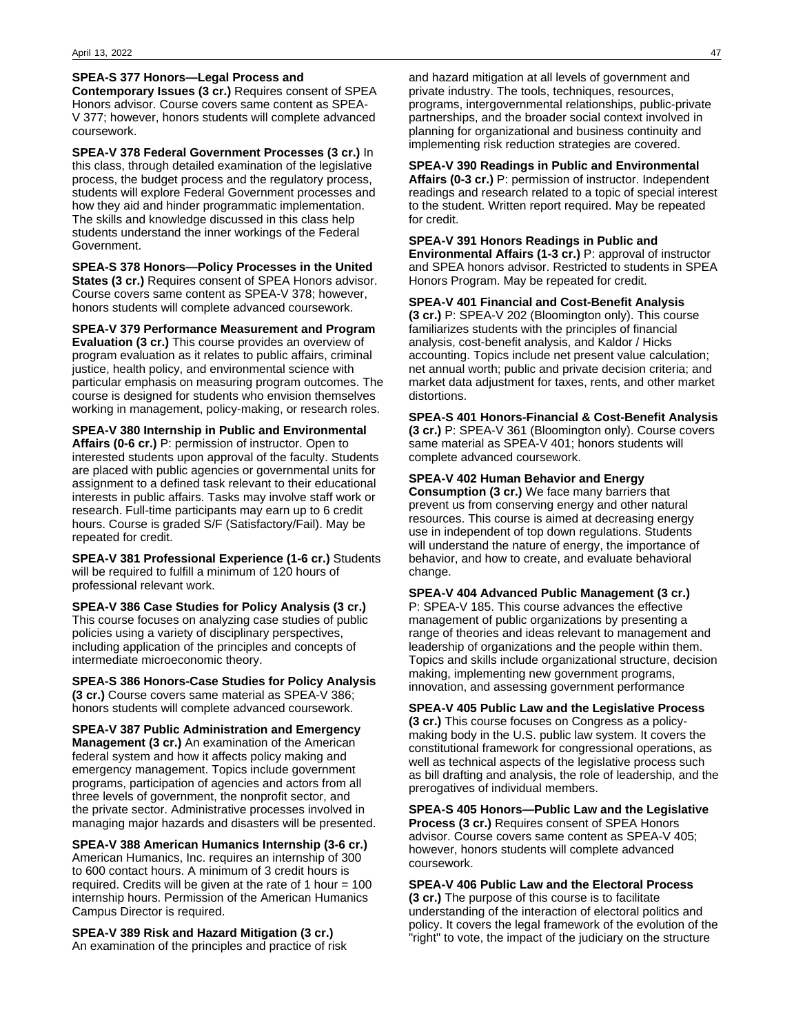**SPEA-S 377 Honors—Legal Process and Contemporary Issues (3 cr.)** Requires consent of SPEA Honors advisor. Course covers same content as SPEA-V 377; however, honors students will complete advanced coursework.

**SPEA-V 378 Federal Government Processes (3 cr.)** In this class, through detailed examination of the legislative process, the budget process and the regulatory process, students will explore Federal Government processes and how they aid and hinder programmatic implementation. The skills and knowledge discussed in this class help students understand the inner workings of the Federal Government.

**SPEA-S 378 Honors—Policy Processes in the United States (3 cr.)** Requires consent of SPEA Honors advisor. Course covers same content as SPEA-V 378; however, honors students will complete advanced coursework.

**SPEA-V 379 Performance Measurement and Program Evaluation (3 cr.)** This course provides an overview of program evaluation as it relates to public affairs, criminal justice, health policy, and environmental science with particular emphasis on measuring program outcomes. The course is designed for students who envision themselves working in management, policy-making, or research roles.

**SPEA-V 380 Internship in Public and Environmental Affairs (0-6 cr.)** P: permission of instructor. Open to interested students upon approval of the faculty. Students are placed with public agencies or governmental units for assignment to a defined task relevant to their educational interests in public affairs. Tasks may involve staff work or research. Full-time participants may earn up to 6 credit hours. Course is graded S/F (Satisfactory/Fail). May be repeated for credit.

**SPEA-V 381 Professional Experience (1-6 cr.)** Students will be required to fulfill a minimum of 120 hours of professional relevant work.

**SPEA-V 386 Case Studies for Policy Analysis (3 cr.)** This course focuses on analyzing case studies of public policies using a variety of disciplinary perspectives, including application of the principles and concepts of intermediate microeconomic theory.

**SPEA-S 386 Honors-Case Studies for Policy Analysis (3 cr.)** Course covers same material as SPEA-V 386; honors students will complete advanced coursework.

**SPEA-V 387 Public Administration and Emergency Management (3 cr.)** An examination of the American federal system and how it affects policy making and emergency management. Topics include government programs, participation of agencies and actors from all three levels of government, the nonprofit sector, and the private sector. Administrative processes involved in managing major hazards and disasters will be presented.

**SPEA-V 388 American Humanics Internship (3-6 cr.)** American Humanics, Inc. requires an internship of 300 to 600 contact hours. A minimum of 3 credit hours is required. Credits will be given at the rate of 1 hour = 100 internship hours. Permission of the American Humanics Campus Director is required.

**SPEA-V 389 Risk and Hazard Mitigation (3 cr.)** An examination of the principles and practice of risk and hazard mitigation at all levels of government and private industry. The tools, techniques, resources, programs, intergovernmental relationships, public-private partnerships, and the broader social context involved in planning for organizational and business continuity and implementing risk reduction strategies are covered.

**SPEA-V 390 Readings in Public and Environmental Affairs (0-3 cr.)** P: permission of instructor. Independent readings and research related to a topic of special interest to the student. Written report required. May be repeated for credit.

**SPEA-V 391 Honors Readings in Public and Environmental Affairs (1-3 cr.)** P: approval of instructor and SPEA honors advisor. Restricted to students in SPEA Honors Program. May be repeated for credit.

**SPEA-V 401 Financial and Cost-Benefit Analysis (3 cr.)** P: SPEA-V 202 (Bloomington only). This course familiarizes students with the principles of financial analysis, cost-benefit analysis, and Kaldor / Hicks accounting. Topics include net present value calculation; net annual worth; public and private decision criteria; and market data adjustment for taxes, rents, and other market distortions.

**SPEA-S 401 Honors-Financial & Cost-Benefit Analysis (3 cr.)** P: SPEA-V 361 (Bloomington only). Course covers same material as SPEA-V 401; honors students will complete advanced coursework.

**SPEA-V 402 Human Behavior and Energy Consumption (3 cr.)** We face many barriers that prevent us from conserving energy and other natural resources. This course is aimed at decreasing energy use in independent of top down regulations. Students will understand the nature of energy, the importance of behavior, and how to create, and evaluate behavioral change.

**SPEA-V 404 Advanced Public Management (3 cr.)** P: SPEA-V 185. This course advances the effective management of public organizations by presenting a range of theories and ideas relevant to management and leadership of organizations and the people within them. Topics and skills include organizational structure, decision making, implementing new government programs, innovation, and assessing government performance

**SPEA-V 405 Public Law and the Legislative Process (3 cr.)** This course focuses on Congress as a policy-making body in the U.S. public law system. It covers the constitutional framework for congressional operations, as well as technical aspects of the legislative process such as bill drafting and analysis, the role of leadership, and the prerogatives of individual members.

**SPEA-S 405 Honors—Public Law and the Legislative Process (3 cr.)** Requires consent of SPEA Honors advisor. Course covers same content as SPEA-V 405; however, honors students will complete advanced coursework.

**SPEA-V 406 Public Law and the Electoral Process (3 cr.)** The purpose of this course is to facilitate understanding of the interaction of electoral politics and policy. It covers the legal framework of the evolution of the "right" to vote, the impact of the judiciary on the structure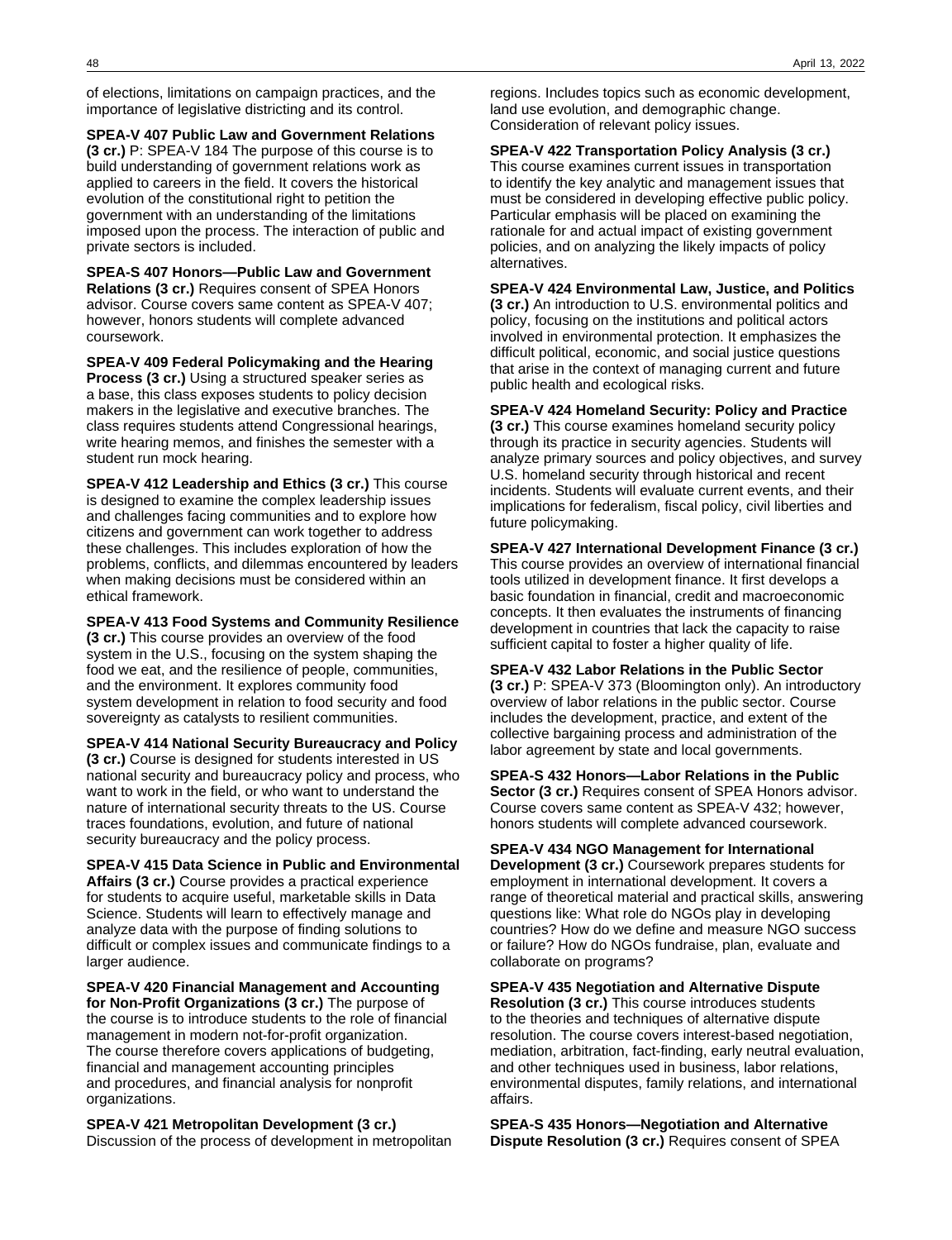of elections, limitations on campaign practices, and the importance of legislative districting and its control.

**SPEA-V 407 Public Law and Government Relations (3 cr.)** P: SPEA-V 184 The purpose of this course is to build understanding of government relations work as applied to careers in the field. It covers the historical evolution of the constitutional right to petition the government with an understanding of the limitations imposed upon the process. The interaction of public and private sectors is included.

**SPEA-S 407 Honors—Public Law and Government Relations (3 cr.)** Requires consent of SPEA Honors advisor. Course covers same content as SPEA-V 407; however, honors students will complete advanced coursework.

**SPEA-V 409 Federal Policymaking and the Hearing Process (3 cr.)** Using a structured speaker series as a base, this class exposes students to policy decision makers in the legislative and executive branches. The class requires students attend Congressional hearings, write hearing memos, and finishes the semester with a student run mock hearing.

**SPEA-V 412 Leadership and Ethics (3 cr.)** This course is designed to examine the complex leadership issues and challenges facing communities and to explore how citizens and government can work together to address these challenges. This includes exploration of how the problems, conflicts, and dilemmas encountered by leaders when making decisions must be considered within an ethical framework.

**SPEA-V 413 Food Systems and Community Resilience (3 cr.)** This course provides an overview of the food system in the U.S., focusing on the system shaping the food we eat, and the resilience of people, communities, and the environment. It explores community food system development in relation to food security and food sovereignty as catalysts to resilient communities.

**SPEA-V 414 National Security Bureaucracy and Policy (3 cr.)** Course is designed for students interested in US national security and bureaucracy policy and process, who want to work in the field, or who want to understand the nature of international security threats to the US. Course traces foundations, evolution, and future of national security bureaucracy and the policy process.

**SPEA-V 415 Data Science in Public and Environmental Affairs (3 cr.)** Course provides a practical experience for students to acquire useful, marketable skills in Data Science. Students will learn to effectively manage and analyze data with the purpose of finding solutions to difficult or complex issues and communicate findings to a larger audience.

**SPEA-V 420 Financial Management and Accounting for Non-Profit Organizations (3 cr.)** The purpose of the course is to introduce students to the role of financial management in modern not-for-profit organization. The course therefore covers applications of budgeting, financial and management accounting principles and procedures, and financial analysis for nonprofit organizations.

**SPEA-V 421 Metropolitan Development (3 cr.)** Discussion of the process of development in metropolitan regions. Includes topics such as economic development, land use evolution, and demographic change. Consideration of relevant policy issues.

**SPEA-V 422 Transportation Policy Analysis (3 cr.)** This course examines current issues in transportation to identify the key analytic and management issues that must be considered in developing effective public policy. Particular emphasis will be placed on examining the rationale for and actual impact of existing government policies, and on analyzing the likely impacts of policy alternatives.

**SPEA-V 424 Environmental Law, Justice, and Politics (3 cr.)** An introduction to U.S. environmental politics and policy, focusing on the institutions and political actors involved in environmental protection. It emphasizes the difficult political, economic, and social justice questions that arise in the context of managing current and future public health and ecological risks.

**SPEA-V 424 Homeland Security: Policy and Practice (3 cr.)** This course examines homeland security policy through its practice in security agencies. Students will analyze primary sources and policy objectives, and survey U.S. homeland security through historical and recent incidents. Students will evaluate current events, and their implications for federalism, fiscal policy, civil liberties and future policymaking.

**SPEA-V 427 International Development Finance (3 cr.)** This course provides an overview of international financial tools utilized in development finance. It first develops a basic foundation in financial, credit and macroeconomic concepts. It then evaluates the instruments of financing development in countries that lack the capacity to raise sufficient capital to foster a higher quality of life.

**SPEA-V 432 Labor Relations in the Public Sector (3 cr.)** P: SPEA-V 373 (Bloomington only). An introductory overview of labor relations in the public sector. Course includes the development, practice, and extent of the collective bargaining process and administration of the labor agreement by state and local governments.

**SPEA-S 432 Honors—Labor Relations in the Public Sector (3 cr.)** Requires consent of SPEA Honors advisor. Course covers same content as SPEA-V 432; however, honors students will complete advanced coursework.

**SPEA-V 434 NGO Management for International Development (3 cr.)** Coursework prepares students for employment in international development. It covers a range of theoretical material and practical skills, answering questions like: What role do NGOs play in developing countries? How do we define and measure NGO success or failure? How do NGOs fundraise, plan, evaluate and collaborate on programs?

**SPEA-V 435 Negotiation and Alternative Dispute Resolution (3 cr.)** This course introduces students to the theories and techniques of alternative dispute resolution. The course covers interest-based negotiation, mediation, arbitration, fact-finding, early neutral evaluation, and other techniques used in business, labor relations, environmental disputes, family relations, and international affairs.

**SPEA-S 435 Honors—Negotiation and Alternative Dispute Resolution (3 cr.)** Requires consent of SPEA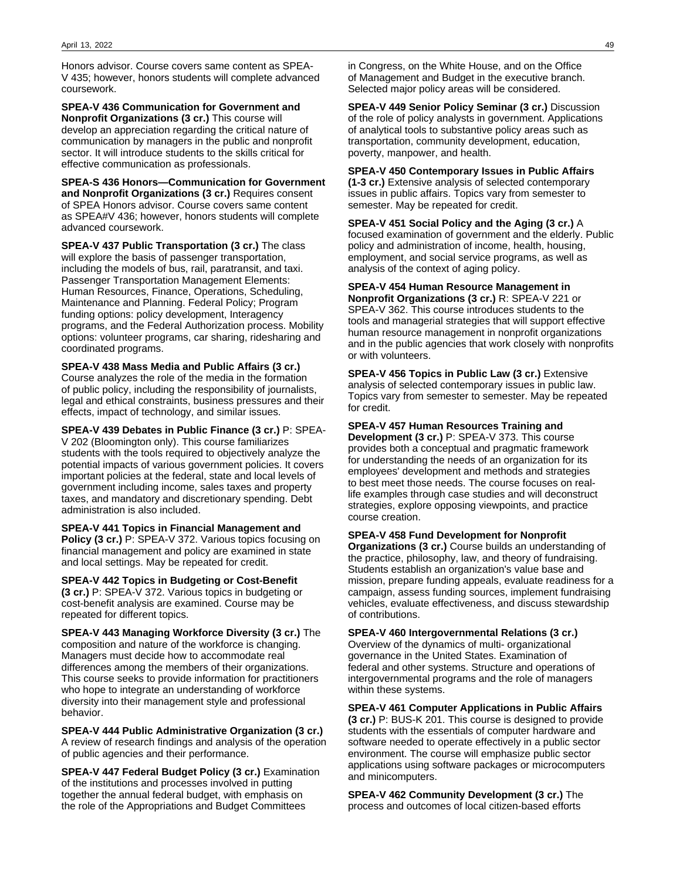Honors advisor. Course covers same content as SPEA-V 435; however, honors students will complete advanced coursework.

**SPEA-V 436 Communication for Government and Nonprofit Organizations (3 cr.)** This course will develop an appreciation regarding the critical nature of communication by managers in the public and nonprofit sector. It will introduce students to the skills critical for effective communication as professionals.

**SPEA-S 436 Honors—Communication for Government and Nonprofit Organizations (3 cr.)** Requires consent of SPEA Honors advisor. Course covers same content as SPEA#V 436; however, honors students will complete advanced coursework.

**SPEA-V 437 Public Transportation (3 cr.)** The class will explore the basis of passenger transportation, including the models of bus, rail, paratransit, and taxi. Passenger Transportation Management Elements: Human Resources, Finance, Operations, Scheduling, Maintenance and Planning. Federal Policy; Program funding options: policy development, Interagency programs, and the Federal Authorization process. Mobility options: volunteer programs, car sharing, ridesharing and coordinated programs.

**SPEA-V 438 Mass Media and Public Affairs (3 cr.)** Course analyzes the role of the media in the formation of public policy, including the responsibility of journalists, legal and ethical constraints, business pressures and their effects, impact of technology, and similar issues.

**SPEA-V 439 Debates in Public Finance (3 cr.)** P: SPEA-V 202 (Bloomington only). This course familiarizes students with the tools required to objectively analyze the potential impacts of various government policies. It covers important policies at the federal, state and local levels of government including income, sales taxes and property taxes, and mandatory and discretionary spending. Debt administration is also included.

**SPEA-V 441 Topics in Financial Management and Policy (3 cr.)** P: SPEA-V 372. Various topics focusing on financial management and policy are examined in state and local settings. May be repeated for credit.

**SPEA-V 442 Topics in Budgeting or Cost-Benefit (3 cr.)** P: SPEA-V 372. Various topics in budgeting or cost-benefit analysis are examined. Course may be repeated for different topics.

**SPEA-V 443 Managing Workforce Diversity (3 cr.)** The composition and nature of the workforce is changing. Managers must decide how to accommodate real differences among the members of their organizations. This course seeks to provide information for practitioners who hope to integrate an understanding of workforce diversity into their management style and professional behavior.

**SPEA-V 444 Public Administrative Organization (3 cr.)** A review of research findings and analysis of the operation of public agencies and their performance.

**SPEA-V 447 Federal Budget Policy (3 cr.)** Examination of the institutions and processes involved in putting together the annual federal budget, with emphasis on the role of the Appropriations and Budget Committees in Congress, on the White House, and on the Office of Management and Budget in the executive branch. Selected major policy areas will be considered.

**SPEA-V 449 Senior Policy Seminar (3 cr.)** Discussion of the role of policy analysts in government. Applications of analytical tools to substantive policy areas such as transportation, community development, education, poverty, manpower, and health.

**SPEA-V 450 Contemporary Issues in Public Affairs (1-3 cr.)** Extensive analysis of selected contemporary issues in public affairs. Topics vary from semester to semester. May be repeated for credit.

**SPEA-V 451 Social Policy and the Aging (3 cr.)** A focused examination of government and the elderly. Public policy and administration of income, health, housing, employment, and social service programs, as well as analysis of the context of aging policy.

**SPEA-V 454 Human Resource Management in Nonprofit Organizations (3 cr.)** R: SPEA-V 221 or SPEA-V 362. This course introduces students to the tools and managerial strategies that will support effective human resource management in nonprofit organizations and in the public agencies that work closely with nonprofits or with volunteers.

**SPEA-V 456 Topics in Public Law (3 cr.)** Extensive analysis of selected contemporary issues in public law. Topics vary from semester to semester. May be repeated for credit.

**SPEA-V 457 Human Resources Training and Development (3 cr.)** P: SPEA-V 373. This course provides both a conceptual and pragmatic framework for understanding the needs of an organization for its employees' development and methods and strategies to best meet those needs. The course focuses on real-life examples through case studies and will deconstruct strategies, explore opposing viewpoints, and practice course creation.

**SPEA-V 458 Fund Development for Nonprofit Organizations (3 cr.)** Course builds an understanding of the practice, philosophy, law, and theory of fundraising. Students establish an organization's value base and mission, prepare funding appeals, evaluate readiness for a campaign, assess funding sources, implement fundraising vehicles, evaluate effectiveness, and discuss stewardship of contributions.

**SPEA-V 460 Intergovernmental Relations (3 cr.)** Overview of the dynamics of multi- organizational governance in the United States. Examination of federal and other systems. Structure and operations of intergovernmental programs and the role of managers within these systems.

**SPEA-V 461 Computer Applications in Public Affairs (3 cr.)** P: BUS-K 201. This course is designed to provide students with the essentials of computer hardware and software needed to operate effectively in a public sector environment. The course will emphasize public sector applications using software packages or microcomputers and minicomputers.

**SPEA-V 462 Community Development (3 cr.)** The process and outcomes of local citizen-based efforts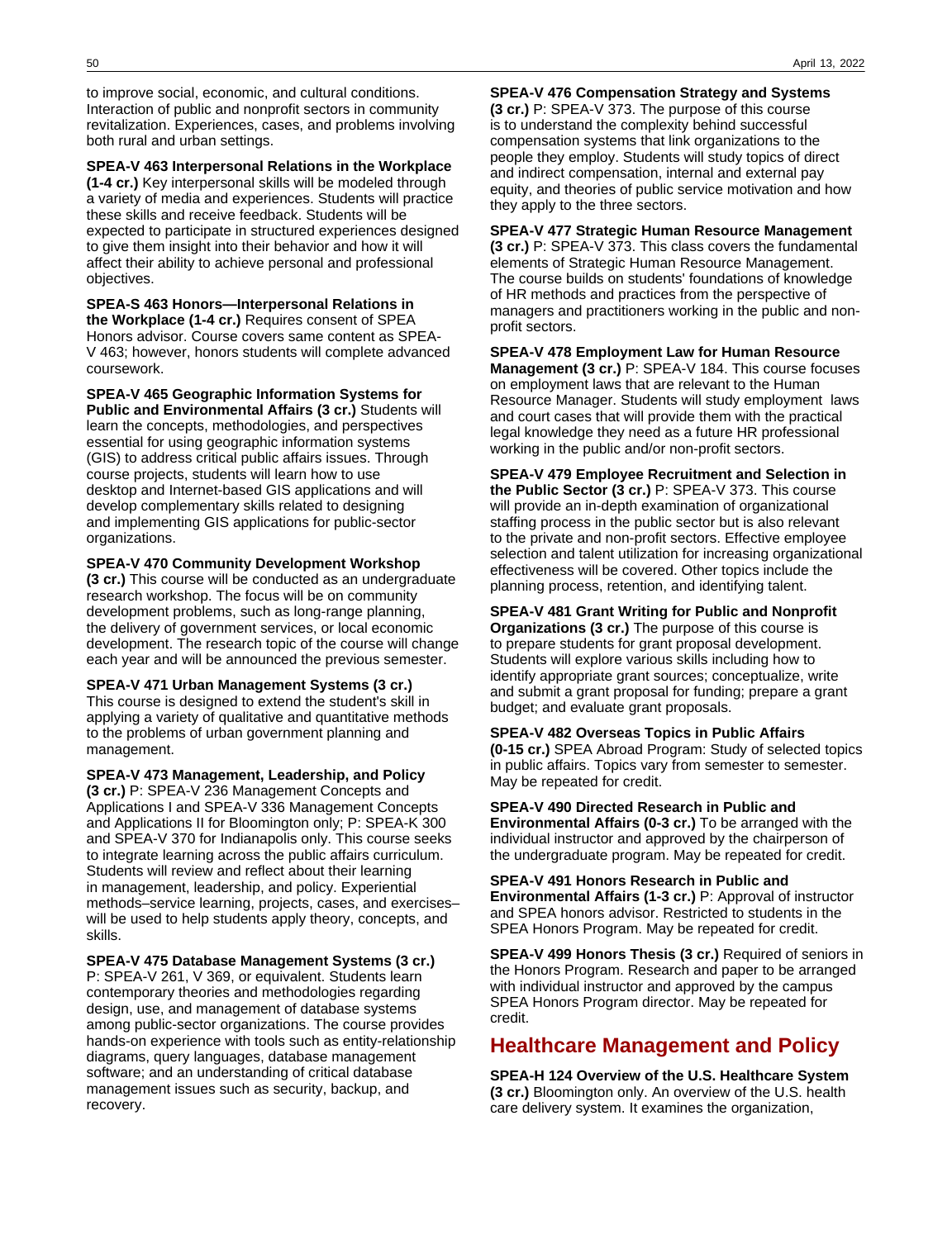to improve social, economic, and cultural conditions. Interaction of public and nonprofit sectors in community revitalization. Experiences, cases, and problems involving both rural and urban settings.

**SPEA-V 463 Interpersonal Relations in the Workplace (1-4 cr.)** Key interpersonal skills will be modeled through a variety of media and experiences. Students will practice these skills and receive feedback. Students will be expected to participate in structured experiences designed to give them insight into their behavior and how it will affect their ability to achieve personal and professional objectives.

**SPEA-S 463 Honors—Interpersonal Relations in the Workplace (1-4 cr.)** Requires consent of SPEA Honors advisor. Course covers same content as SPEA-V 463; however, honors students will complete advanced coursework.

**SPEA-V 465 Geographic Information Systems for Public and Environmental Affairs (3 cr.)** Students will learn the concepts, methodologies, and perspectives essential for using geographic information systems (GIS) to address critical public affairs issues. Through course projects, students will learn how to use desktop and Internet-based GIS applications and will develop complementary skills related to designing and implementing GIS applications for public-sector organizations.

**SPEA-V 470 Community Development Workshop (3 cr.)** This course will be conducted as an undergraduate research workshop. The focus will be on community development problems, such as long-range planning, the delivery of government services, or local economic development. The research topic of the course will change each year and will be announced the previous semester.

**SPEA-V 471 Urban Management Systems (3 cr.)** This course is designed to extend the student's skill in applying a variety of qualitative and quantitative methods to the problems of urban government planning and management.

**SPEA-V 473 Management, Leadership, and Policy (3 cr.)** P: SPEA-V 236 Management Concepts and Applications I and SPEA-V 336 Management Concepts and Applications II for Bloomington only; P: SPEA-K 300 and SPEA-V 370 for Indianapolis only. This course seeks to integrate learning across the public affairs curriculum. Students will review and reflect about their learning in management, leadership, and policy. Experiential methods–service learning, projects, cases, and exercises–will be used to help students apply theory, concepts, and skills.

**SPEA-V 475 Database Management Systems (3 cr.)** P: SPEA-V 261, V 369, or equivalent. Students learn contemporary theories and methodologies regarding design, use, and management of database systems among public-sector organizations. The course provides hands-on experience with tools such as entity-relationship diagrams, query languages, database management software; and an understanding of critical database management issues such as security, backup, and recovery.

**SPEA-V 476 Compensation Strategy and Systems (3 cr.)** P: SPEA-V 373. The purpose of this course is to understand the complexity behind successful compensation systems that link organizations to the people they employ. Students will study topics of direct and indirect compensation, internal and external pay equity, and theories of public service motivation and how they apply to the three sectors.

**SPEA-V 477 Strategic Human Resource Management (3 cr.)** P: SPEA-V 373. This class covers the fundamental elements of Strategic Human Resource Management. The course builds on students' foundations of knowledge of HR methods and practices from the perspective of managers and practitioners working in the public and non-profit sectors.

**SPEA-V 478 Employment Law for Human Resource Management (3 cr.)** P: SPEA-V 184. This course focuses on employment laws that are relevant to the Human Resource Manager. Students will study employment laws and court cases that will provide them with the practical legal knowledge they need as a future HR professional working in the public and/or non-profit sectors.

**SPEA-V 479 Employee Recruitment and Selection in the Public Sector (3 cr.)** P: SPEA-V 373. This course will provide an in-depth examination of organizational staffing process in the public sector but is also relevant to the private and non-profit sectors. Effective employee selection and talent utilization for increasing organizational effectiveness will be covered. Other topics include the planning process, retention, and identifying talent.

**SPEA-V 481 Grant Writing for Public and Nonprofit Organizations (3 cr.)** The purpose of this course is to prepare students for grant proposal development. Students will explore various skills including how to identify appropriate grant sources; conceptualize, write and submit a grant proposal for funding; prepare a grant budget; and evaluate grant proposals.

**SPEA-V 482 Overseas Topics in Public Affairs (0-15 cr.)** SPEA Abroad Program: Study of selected topics in public affairs. Topics vary from semester to semester. May be repeated for credit.

**SPEA-V 490 Directed Research in Public and Environmental Affairs (0-3 cr.)** To be arranged with the individual instructor and approved by the chairperson of the undergraduate program. May be repeated for credit.

**SPEA-V 491 Honors Research in Public and Environmental Affairs (1-3 cr.)** P: Approval of instructor and SPEA honors advisor. Restricted to students in the SPEA Honors Program. May be repeated for credit.

**SPEA-V 499 Honors Thesis (3 cr.)** Required of seniors in the Honors Program. Research and paper to be arranged with individual instructor and approved by the campus SPEA Honors Program director. May be repeated for credit.

## Healthcare Management and Policy

**SPEA-H 124 Overview of the U.S. Healthcare System (3 cr.)** Bloomington only. An overview of the U.S. health care delivery system. It examines the organization,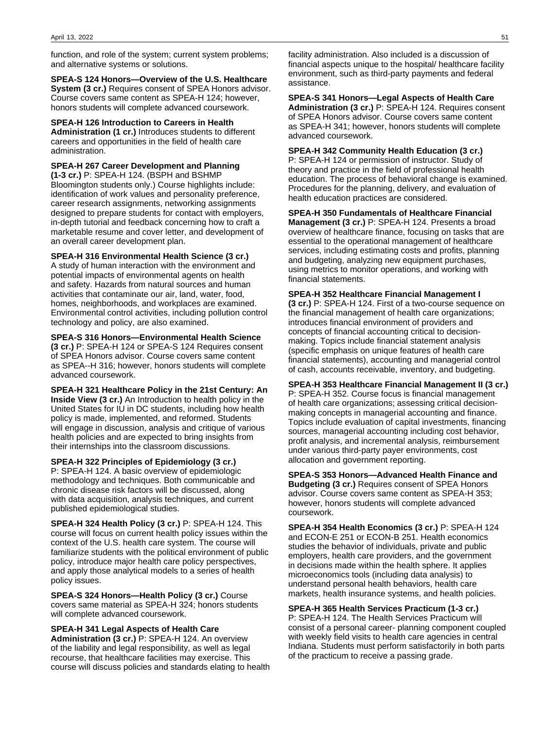function, and role of the system; current system problems; and alternative systems or solutions.

**SPEA-S 124 Honors—Overview of the U.S. Healthcare System (3 cr.)** Requires consent of SPEA Honors advisor. Course covers same content as SPEA-H 124; however, honors students will complete advanced coursework.

**SPEA-H 126 Introduction to Careers in Health Administration (1 cr.)** Introduces students to different careers and opportunities in the field of health care administration.

**SPEA-H 267 Career Development and Planning (1-3 cr.)** P: SPEA-H 124. (BSPH and BSHMP Bloomington students only.) Course highlights include: identification of work values and personality preference, career research assignments, networking assignments designed to prepare students for contact with employers, in-depth tutorial and feedback concerning how to craft a marketable resume and cover letter, and development of an overall career development plan.

**SPEA-H 316 Environmental Health Science (3 cr.)** A study of human interaction with the environment and potential impacts of environmental agents on health and safety. Hazards from natural sources and human activities that contaminate our air, land, water, food, homes, neighborhoods, and workplaces are examined. Environmental control activities, including pollution control technology and policy, are also examined.

**SPEA-S 316 Honors—Environmental Health Science (3 cr.)** P: SPEA-H 124 or SPEA-S 124 Requires consent of SPEA Honors advisor. Course covers same content as SPEA--H 316; however, honors students will complete advanced coursework.

**SPEA-H 321 Healthcare Policy in the 21st Century: An Inside View (3 cr.)** An Introduction to health policy in the United States for IU in DC students, including how health policy is made, implemented, and reformed. Students will engage in discussion, analysis and critique of various health policies and are expected to bring insights from their internships into the classroom discussions.

**SPEA-H 322 Principles of Epidemiology (3 cr.)** P: SPEA-H 124. A basic overview of epidemiologic methodology and techniques. Both communicable and chronic disease risk factors will be discussed, along with data acquisition, analysis techniques, and current published epidemiological studies.

**SPEA-H 324 Health Policy (3 cr.)** P: SPEA-H 124. This course will focus on current health policy issues within the context of the U.S. health care system. The course will familiarize students with the political environment of public policy, introduce major health care policy perspectives, and apply those analytical models to a series of health policy issues.

**SPEA-S 324 Honors—Health Policy (3 cr.)** Course covers same material as SPEA-H 324; honors students will complete advanced coursework.

**SPEA-H 341 Legal Aspects of Health Care Administration (3 cr.)** P: SPEA-H 124. An overview of the liability and legal responsibility, as well as legal recourse, that healthcare facilities may exercise. This course will discuss policies and standards elating to health facility administration. Also included is a discussion of financial aspects unique to the hospital/ healthcare facility environment, such as third-party payments and federal assistance.

**SPEA-S 341 Honors—Legal Aspects of Health Care Administration (3 cr.)** P: SPEA-H 124. Requires consent of SPEA Honors advisor. Course covers same content as SPEA-H 341; however, honors students will complete advanced coursework.

**SPEA-H 342 Community Health Education (3 cr.)** P: SPEA-H 124 or permission of instructor. Study of theory and practice in the field of professional health education. The process of behavioral change is examined. Procedures for the planning, delivery, and evaluation of health education practices are considered.

**SPEA-H 350 Fundamentals of Healthcare Financial Management (3 cr.)** P: SPEA-H 124. Presents a broad overview of healthcare finance, focusing on tasks that are essential to the operational management of healthcare services, including estimating costs and profits, planning and budgeting, analyzing new equipment purchases, using metrics to monitor operations, and working with financial statements.

**SPEA-H 352 Healthcare Financial Management I (3 cr.)** P: SPEA-H 124. First of a two-course sequence on the financial management of health care organizations; introduces financial environment of providers and concepts of financial accounting critical to decision-making. Topics include financial statement analysis (specific emphasis on unique features of health care financial statements), accounting and managerial control of cash, accounts receivable, inventory, and budgeting.

**SPEA-H 353 Healthcare Financial Management II (3 cr.)** P: SPEA-H 352. Course focus is financial management of health care organizations; assessing critical decision-making concepts in managerial accounting and finance. Topics include evaluation of capital investments, financing sources, managerial accounting including cost behavior, profit analysis, and incremental analysis, reimbursement under various third-party payer environments, cost allocation and government reporting.

**SPEA-S 353 Honors—Advanced Health Finance and Budgeting (3 cr.)** Requires consent of SPEA Honors advisor. Course covers same content as SPEA-H 353; however, honors students will complete advanced coursework.

**SPEA-H 354 Health Economics (3 cr.)** P: SPEA-H 124 and ECON-E 251 or ECON-B 251. Health economics studies the behavior of individuals, private and public employers, health care providers, and the government in decisions made within the health sphere. It applies microeconomics tools (including data analysis) to understand personal health behaviors, health care markets, health insurance systems, and health policies.

**SPEA-H 365 Health Services Practicum (1-3 cr.)** P: SPEA-H 124. The Health Services Practicum will consist of a personal career- planning component coupled with weekly field visits to health care agencies in central Indiana. Students must perform satisfactorily in both parts of the practicum to receive a passing grade.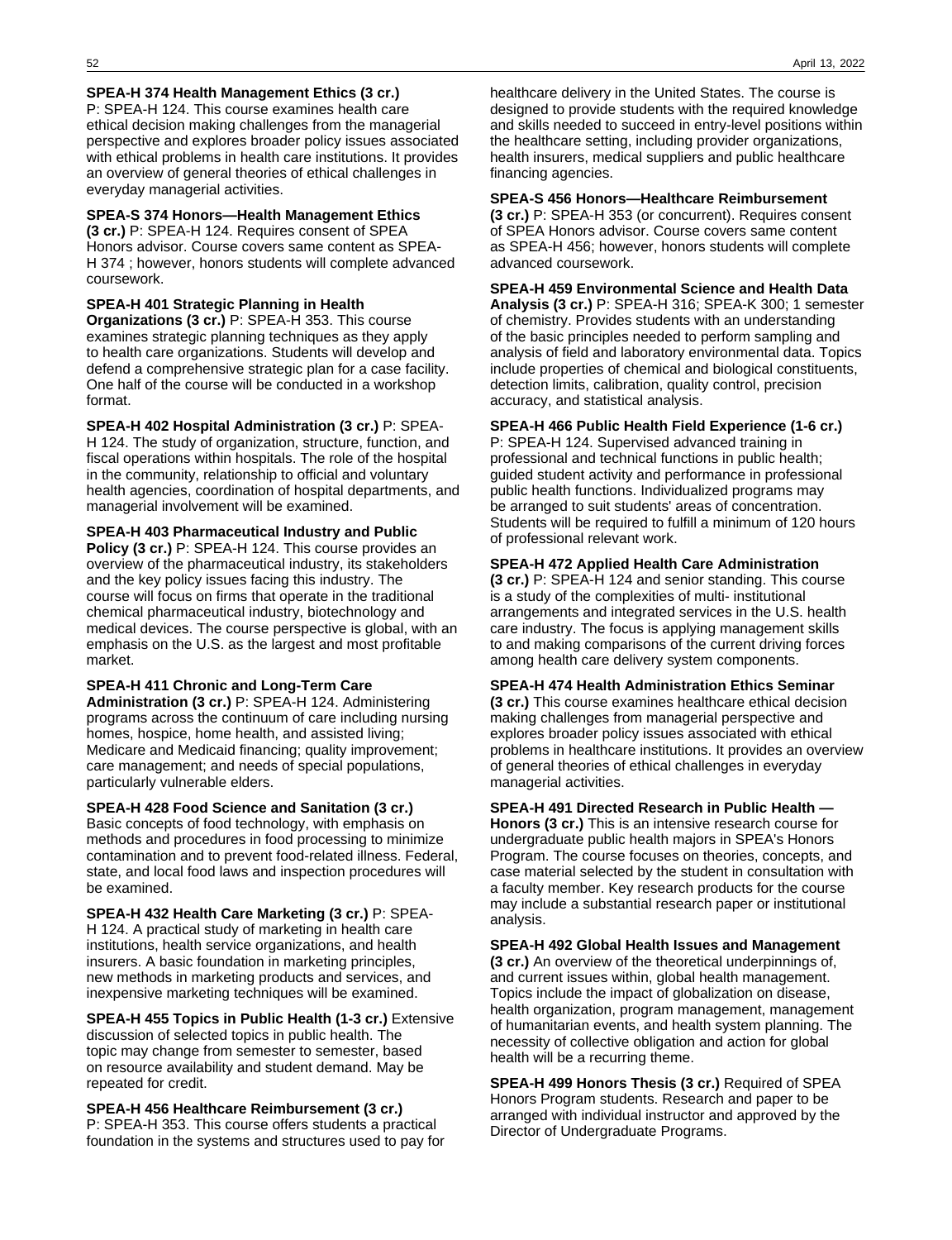**SPEA-H 374 Health Management Ethics (3 cr.)** P: SPEA-H 124. This course examines health care ethical decision making challenges from the managerial perspective and explores broader policy issues associated with ethical problems in health care institutions. It provides an overview of general theories of ethical challenges in everyday managerial activities.

**SPEA-S 374 Honors—Health Management Ethics (3 cr.)** P: SPEA-H 124. Requires consent of SPEA Honors advisor. Course covers same content as SPEA-H 374 ; however, honors students will complete advanced coursework.

**SPEA-H 401 Strategic Planning in Health Organizations (3 cr.)** P: SPEA-H 353. This course examines strategic planning techniques as they apply to health care organizations. Students will develop and defend a comprehensive strategic plan for a case facility. One half of the course will be conducted in a workshop format.

**SPEA-H 402 Hospital Administration (3 cr.)** P: SPEA-H 124. The study of organization, structure, function, and fiscal operations within hospitals. The role of the hospital in the community, relationship to official and voluntary health agencies, coordination of hospital departments, and managerial involvement will be examined.

**SPEA-H 403 Pharmaceutical Industry and Public Policy (3 cr.)** P: SPEA-H 124. This course provides an overview of the pharmaceutical industry, its stakeholders and the key policy issues facing this industry. The course will focus on firms that operate in the traditional chemical pharmaceutical industry, biotechnology and medical devices. The course perspective is global, with an emphasis on the U.S. as the largest and most profitable market.

**SPEA-H 411 Chronic and Long-Term Care Administration (3 cr.)** P: SPEA-H 124. Administering programs across the continuum of care including nursing homes, hospice, home health, and assisted living; Medicare and Medicaid financing; quality improvement; care management; and needs of special populations, particularly vulnerable elders.

**SPEA-H 428 Food Science and Sanitation (3 cr.)** Basic concepts of food technology, with emphasis on methods and procedures in food processing to minimize contamination and to prevent food-related illness. Federal, state, and local food laws and inspection procedures will be examined.

**SPEA-H 432 Health Care Marketing (3 cr.)** P: SPEA-H 124. A practical study of marketing in health care institutions, health service organizations, and health insurers. A basic foundation in marketing principles, new methods in marketing products and services, and inexpensive marketing techniques will be examined.

**SPEA-H 455 Topics in Public Health (1-3 cr.)** Extensive discussion of selected topics in public health. The topic may change from semester to semester, based on resource availability and student demand. May be repeated for credit.

**SPEA-H 456 Healthcare Reimbursement (3 cr.)** P: SPEA-H 353. This course offers students a practical foundation in the systems and structures used to pay for healthcare delivery in the United States. The course is designed to provide students with the required knowledge and skills needed to succeed in entry-level positions within the healthcare setting, including provider organizations, health insurers, medical suppliers and public healthcare financing agencies.

**SPEA-S 456 Honors—Healthcare Reimbursement (3 cr.)** P: SPEA-H 353 (or concurrent). Requires consent of SPEA Honors advisor. Course covers same content as SPEA-H 456; however, honors students will complete advanced coursework.

**SPEA-H 459 Environmental Science and Health Data Analysis (3 cr.)** P: SPEA-H 316; SPEA-K 300; 1 semester of chemistry. Provides students with an understanding of the basic principles needed to perform sampling and analysis of field and laboratory environmental data. Topics include properties of chemical and biological constituents, detection limits, calibration, quality control, precision accuracy, and statistical analysis.

**SPEA-H 466 Public Health Field Experience (1-6 cr.)** P: SPEA-H 124. Supervised advanced training in professional and technical functions in public health; guided student activity and performance in professional public health functions. Individualized programs may be arranged to suit students' areas of concentration. Students will be required to fulfill a minimum of 120 hours of professional relevant work.

**SPEA-H 472 Applied Health Care Administration (3 cr.)** P: SPEA-H 124 and senior standing. This course is a study of the complexities of multi- institutional arrangements and integrated services in the U.S. health care industry. The focus is applying management skills to and making comparisons of the current driving forces among health care delivery system components.

**SPEA-H 474 Health Administration Ethics Seminar (3 cr.)** This course examines healthcare ethical decision making challenges from managerial perspective and explores broader policy issues associated with ethical problems in healthcare institutions. It provides an overview of general theories of ethical challenges in everyday managerial activities.

**SPEA-H 491 Directed Research in Public Health — Honors (3 cr.)** This is an intensive research course for undergraduate public health majors in SPEA's Honors Program. The course focuses on theories, concepts, and case material selected by the student in consultation with a faculty member. Key research products for the course may include a substantial research paper or institutional analysis.

**SPEA-H 492 Global Health Issues and Management (3 cr.)** An overview of the theoretical underpinnings of, and current issues within, global health management. Topics include the impact of globalization on disease, health organization, program management, management of humanitarian events, and health system planning. The necessity of collective obligation and action for global health will be a recurring theme.

**SPEA-H 499 Honors Thesis (3 cr.)** Required of SPEA Honors Program students. Research and paper to be arranged with individual instructor and approved by the Director of Undergraduate Programs.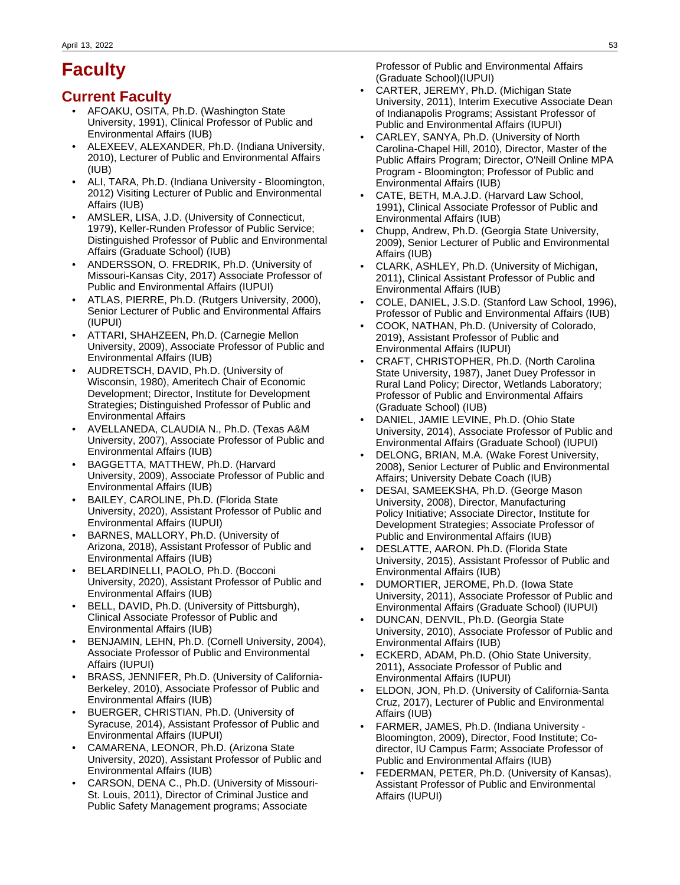# Faculty

## Current Faculty

- AFOAKU, OSITA, Ph.D. (Washington State University, 1991), Clinical Professor of Public and Environmental Affairs (IUB)
- ALEXEEV, ALEXANDER, Ph.D. (Indiana University, 2010), Lecturer of Public and Environmental Affairs (IUB)
- ALI, TARA, Ph.D. (Indiana University - Bloomington, 2012) Visiting Lecturer of Public and Environmental Affairs (IUB)
- AMSLER, LISA, J.D. (University of Connecticut, 1979), Keller-Runden Professor of Public Service; Distinguished Professor of Public and Environmental Affairs (Graduate School) (IUB)
- ANDERSSON, O. FREDRIK, Ph.D. (University of Missouri-Kansas City, 2017) Associate Professor of Public and Environmental Affairs (IUPUI)
- ATLAS, PIERRE, Ph.D. (Rutgers University, 2000), Senior Lecturer of Public and Environmental Affairs (IUPUI)
- ATTARI, SHAHZEEN, Ph.D. (Carnegie Mellon University, 2009), Associate Professor of Public and Environmental Affairs (IUB)
- AUDRETSCH, DAVID, Ph.D. (University of Wisconsin, 1980), Ameritech Chair of Economic Development; Director, Institute for Development Strategies; Distinguished Professor of Public and Environmental Affairs
- AVELLANEDA, CLAUDIA N., Ph.D. (Texas A&M University, 2007), Associate Professor of Public and Environmental Affairs (IUB)
- BAGGETTA, MATTHEW, Ph.D. (Harvard University, 2009), Associate Professor of Public and Environmental Affairs (IUB)
- BAILEY, CAROLINE, Ph.D. (Florida State University, 2020), Assistant Professor of Public and Environmental Affairs (IUPUI)
- BARNES, MALLORY, Ph.D. (University of Arizona, 2018), Assistant Professor of Public and Environmental Affairs (IUB)
- BELARDINELLI, PAOLO, Ph.D. (Bocconi University, 2020), Assistant Professor of Public and Environmental Affairs (IUB)
- BELL, DAVID, Ph.D. (University of Pittsburgh), Clinical Associate Professor of Public and Environmental Affairs (IUB)
- BENJAMIN, LEHN, Ph.D. (Cornell University, 2004), Associate Professor of Public and Environmental Affairs (IUPUI)
- BRASS, JENNIFER, Ph.D. (University of California-Berkeley, 2010), Associate Professor of Public and Environmental Affairs (IUB)
- BUERGER, CHRISTIAN, Ph.D. (University of Syracuse, 2014), Assistant Professor of Public and Environmental Affairs (IUPUI)
- CAMARENA, LEONOR, Ph.D. (Arizona State University, 2020), Assistant Professor of Public and Environmental Affairs (IUB)
- CARSON, DENA C., Ph.D. (University of Missouri-St. Louis, 2011), Director of Criminal Justice and Public Safety Management programs; Associate Professor of Public and Environmental Affairs (Graduate School)(IUPUI)
- CARTER, JEREMY, Ph.D. (Michigan State University, 2011), Interim Executive Associate Dean of Indianapolis Programs; Assistant Professor of Public and Environmental Affairs (IUPUI)
- CARLEY, SANYA, Ph.D. (University of North Carolina-Chapel Hill, 2010), Director, Master of the Public Affairs Program; Director, O'Neill Online MPA Program - Bloomington; Professor of Public and Environmental Affairs (IUB)
- CATE, BETH, M.A.J.D. (Harvard Law School, 1991), Clinical Associate Professor of Public and Environmental Affairs (IUB)
- Chupp, Andrew, Ph.D. (Georgia State University, 2009), Senior Lecturer of Public and Environmental Affairs (IUB)
- CLARK, ASHLEY, Ph.D. (University of Michigan, 2011), Clinical Assistant Professor of Public and Environmental Affairs (IUB)
- COLE, DANIEL, J.S.D. (Stanford Law School, 1996), Professor of Public and Environmental Affairs (IUB)
- COOK, NATHAN, Ph.D. (University of Colorado, 2019), Assistant Professor of Public and Environmental Affairs (IUPUI)
- CRAFT, CHRISTOPHER, Ph.D. (North Carolina State University, 1987), Janet Duey Professor in Rural Land Policy; Director, Wetlands Laboratory; Professor of Public and Environmental Affairs (Graduate School) (IUB)
- DANIEL, JAMIE LEVINE, Ph.D. (Ohio State University, 2014), Associate Professor of Public and Environmental Affairs (Graduate School) (IUPUI)
- DELONG, BRIAN, M.A. (Wake Forest University, 2008), Senior Lecturer of Public and Environmental Affairs; University Debate Coach (IUB)
- DESAI, SAMEEKSHA, Ph.D. (George Mason University, 2008), Director, Manufacturing Policy Initiative; Associate Director, Institute for Development Strategies; Associate Professor of Public and Environmental Affairs (IUB)
- DESLATTE, AARON. Ph.D. (Florida State University, 2015), Assistant Professor of Public and Environmental Affairs (IUB)
- DUMORTIER, JEROME, Ph.D. (Iowa State University, 2011), Associate Professor of Public and Environmental Affairs (Graduate School) (IUPUI)
- DUNCAN, DENVIL, Ph.D. (Georgia State University, 2010), Associate Professor of Public and Environmental Affairs (IUB)
- ECKERD, ADAM, Ph.D. (Ohio State University, 2011), Associate Professor of Public and Environmental Affairs (IUPUI)
- ELDON, JON, Ph.D. (University of California-Santa Cruz, 2017), Lecturer of Public and Environmental Affairs (IUB)
- FARMER, JAMES, Ph.D. (Indiana University - Bloomington, 2009), Director, Food Institute; Co-director, IU Campus Farm; Associate Professor of Public and Environmental Affairs (IUB)
- FEDERMAN, PETER, Ph.D. (University of Kansas), Assistant Professor of Public and Environmental Affairs (IUPUI)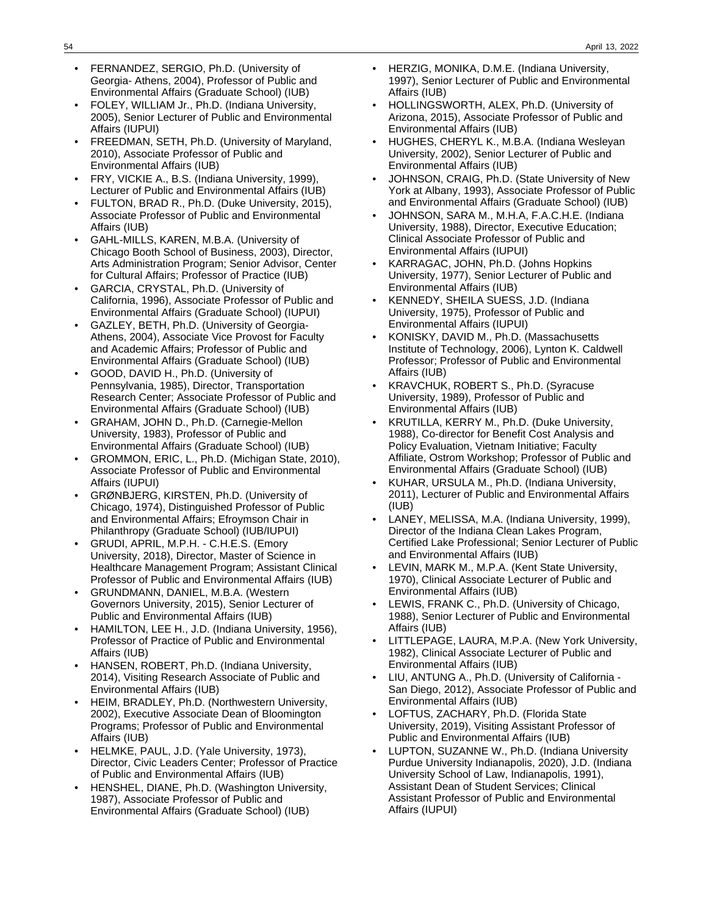- FERNANDEZ, SERGIO, Ph.D. (University of Georgia- Athens, 2004), Professor of Public and Environmental Affairs (Graduate School) (IUB)
- FOLEY, WILLIAM Jr., Ph.D. (Indiana University, 2005), Senior Lecturer of Public and Environmental Affairs (IUPUI)
- FREEDMAN, SETH, Ph.D. (University of Maryland, 2010), Associate Professor of Public and Environmental Affairs (IUB)
- FRY, VICKIE A., B.S. (Indiana University, 1999), Lecturer of Public and Environmental Affairs (IUB)
- FULTON, BRAD R., Ph.D. (Duke University, 2015), Associate Professor of Public and Environmental Affairs (IUB)
- GAHL-MILLS, KAREN, M.B.A. (University of Chicago Booth School of Business, 2003), Director, Arts Administration Program; Senior Advisor, Center for Cultural Affairs; Professor of Practice (IUB)
- GARCIA, CRYSTAL, Ph.D. (University of California, 1996), Associate Professor of Public and Environmental Affairs (Graduate School) (IUPUI)
- GAZLEY, BETH, Ph.D. (University of Georgia-Athens, 2004), Associate Vice Provost for Faculty and Academic Affairs; Professor of Public and Environmental Affairs (Graduate School) (IUB)
- GOOD, DAVID H., Ph.D. (University of Pennsylvania, 1985), Director, Transportation Research Center; Associate Professor of Public and Environmental Affairs (Graduate School) (IUB)
- GRAHAM, JOHN D., Ph.D. (Carnegie-Mellon University, 1983), Professor of Public and Environmental Affairs (Graduate School) (IUB)
- GROMMON, ERIC, L., Ph.D. (Michigan State, 2010), Associate Professor of Public and Environmental Affairs (IUPUI)
- GRØNBJERG, KIRSTEN, Ph.D. (University of Chicago, 1974), Distinguished Professor of Public and Environmental Affairs; Efroymson Chair in Philanthropy (Graduate School) (IUB/IUPUI)
- GRUDI, APRIL, M.P.H. - C.H.E.S. (Emory University, 2018), Director, Master of Science in Healthcare Management Program; Assistant Clinical Professor of Public and Environmental Affairs (IUB)
- GRUNDMANN, DANIEL, M.B.A. (Western Governors University, 2015), Senior Lecturer of Public and Environmental Affairs (IUB)
- HAMILTON, LEE H., J.D. (Indiana University, 1956), Professor of Practice of Public and Environmental Affairs (IUB)
- HANSEN, ROBERT, Ph.D. (Indiana University, 2014), Visiting Research Associate of Public and Environmental Affairs (IUB)
- HEIM, BRADLEY, Ph.D. (Northwestern University, 2002), Executive Associate Dean of Bloomington Programs; Professor of Public and Environmental Affairs (IUB)
- HELMKE, PAUL, J.D. (Yale University, 1973), Director, Civic Leaders Center; Professor of Practice of Public and Environmental Affairs (IUB)
- HENSHEL, DIANE, Ph.D. (Washington University, 1987), Associate Professor of Public and Environmental Affairs (Graduate School) (IUB)
- HERZIG, MONIKA, D.M.E. (Indiana University, 1997), Senior Lecturer of Public and Environmental Affairs (IUB)
- HOLLINGSWORTH, ALEX, Ph.D. (University of Arizona, 2015), Associate Professor of Public and Environmental Affairs (IUB)
- HUGHES, CHERYL K., M.B.A. (Indiana Wesleyan University, 2002), Senior Lecturer of Public and Environmental Affairs (IUB)
- JOHNSON, CRAIG, Ph.D. (State University of New York at Albany, 1993), Associate Professor of Public and Environmental Affairs (Graduate School) (IUB)
- JOHNSON, SARA M., M.H.A, F.A.C.H.E. (Indiana University, 1988), Director, Executive Education; Clinical Associate Professor of Public and Environmental Affairs (IUPUI)
- KARRAGAC, JOHN, Ph.D. (Johns Hopkins University, 1977), Senior Lecturer of Public and Environmental Affairs (IUB)
- KENNEDY, SHEILA SUESS, J.D. (Indiana University, 1975), Professor of Public and Environmental Affairs (IUPUI)
- KONISKY, DAVID M., Ph.D. (Massachusetts Institute of Technology, 2006), Lynton K. Caldwell Professor; Professor of Public and Environmental Affairs (IUB)
- KRAVCHUK, ROBERT S., Ph.D. (Syracuse University, 1989), Professor of Public and Environmental Affairs (IUB)
- KRUTILLA, KERRY M., Ph.D. (Duke University, 1988), Co-director for Benefit Cost Analysis and Policy Evaluation, Vietnam Initiative; Faculty Affiliate, Ostrom Workshop; Professor of Public and Environmental Affairs (Graduate School) (IUB)
- KUHAR, URSULA M., Ph.D. (Indiana University, 2011), Lecturer of Public and Environmental Affairs (IUB)
- LANEY, MELISSA, M.A. (Indiana University, 1999), Director of the Indiana Clean Lakes Program, Certified Lake Professional; Senior Lecturer of Public and Environmental Affairs (IUB)
- LEVIN, MARK M., M.P.A. (Kent State University, 1970), Clinical Associate Lecturer of Public and Environmental Affairs (IUB)
- LEWIS, FRANK C., Ph.D. (University of Chicago, 1988), Senior Lecturer of Public and Environmental Affairs (IUB)
- LITTLEPAGE, LAURA, M.P.A. (New York University, 1982), Clinical Associate Lecturer of Public and Environmental Affairs (IUB)
- LIU, ANTUNG A., Ph.D. (University of California - San Diego, 2012), Associate Professor of Public and Environmental Affairs (IUB)
- LOFTUS, ZACHARY, Ph.D. (Florida State University, 2019), Visiting Assistant Professor of Public and Environmental Affairs (IUB)
- LUPTON, SUZANNE W., Ph.D. (Indiana University Purdue University Indianapolis, 2020), J.D. (Indiana University School of Law, Indianapolis, 1991), Assistant Dean of Student Services; Clinical Assistant Professor of Public and Environmental Affairs (IUPUI)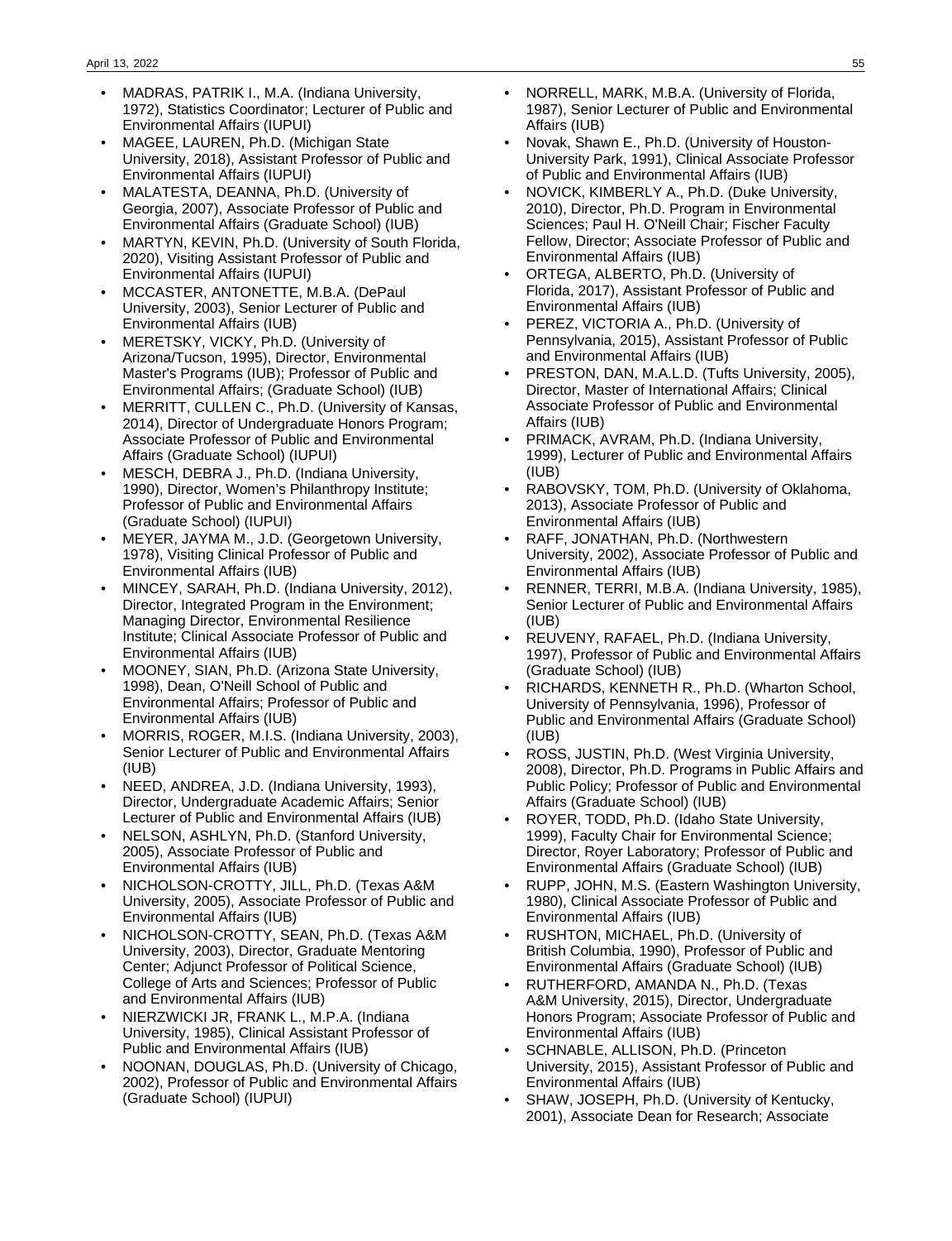- MADRAS, PATRIK I., M.A. (Indiana University, 1972), Statistics Coordinator; Lecturer of Public and Environmental Affairs (IUPUI)
- MAGEE, LAUREN, Ph.D. (Michigan State University, 2018), Assistant Professor of Public and Environmental Affairs (IUPUI)
- MALATESTA, DEANNA, Ph.D. (University of Georgia, 2007), Associate Professor of Public and Environmental Affairs (Graduate School) (IUB)
- MARTYN, KEVIN, Ph.D. (University of South Florida, 2020), Visiting Assistant Professor of Public and Environmental Affairs (IUPUI)
- MCCASTER, ANTONETTE, M.B.A. (DePaul University, 2003), Senior Lecturer of Public and Environmental Affairs (IUB)
- MERETSKY, VICKY, Ph.D. (University of Arizona/Tucson, 1995), Director, Environmental Master's Programs (IUB); Professor of Public and Environmental Affairs; (Graduate School) (IUB)
- MERRITT, CULLEN C., Ph.D. (University of Kansas, 2014), Director of Undergraduate Honors Program; Associate Professor of Public and Environmental Affairs (Graduate School) (IUPUI)
- MESCH, DEBRA J., Ph.D. (Indiana University, 1990), Director, Women's Philanthropy Institute; Professor of Public and Environmental Affairs (Graduate School) (IUPUI)
- MEYER, JAYMA M., J.D. (Georgetown University, 1978), Visiting Clinical Professor of Public and Environmental Affairs (IUB)
- MINCEY, SARAH, Ph.D. (Indiana University, 2012), Director, Integrated Program in the Environment; Managing Director, Environmental Resilience Institute; Clinical Associate Professor of Public and Environmental Affairs (IUB)
- MOONEY, SIAN, Ph.D. (Arizona State University, 1998), Dean, O'Neill School of Public and Environmental Affairs; Professor of Public and Environmental Affairs (IUB)
- MORRIS, ROGER, M.I.S. (Indiana University, 2003), Senior Lecturer of Public and Environmental Affairs (IUB)
- NEED, ANDREA, J.D. (Indiana University, 1993), Director, Undergraduate Academic Affairs; Senior Lecturer of Public and Environmental Affairs (IUB)
- NELSON, ASHLYN, Ph.D. (Stanford University, 2005), Associate Professor of Public and Environmental Affairs (IUB)
- NICHOLSON-CROTTY, JILL, Ph.D. (Texas A&M University, 2005), Associate Professor of Public and Environmental Affairs (IUB)
- NICHOLSON-CROTTY, SEAN, Ph.D. (Texas A&M University, 2003), Director, Graduate Mentoring Center; Adjunct Professor of Political Science, College of Arts and Sciences; Professor of Public and Environmental Affairs (IUB)
- NIERZWICKI JR, FRANK L., M.P.A. (Indiana University, 1985), Clinical Assistant Professor of Public and Environmental Affairs (IUB)
- NOONAN, DOUGLAS, Ph.D. (University of Chicago, 2002), Professor of Public and Environmental Affairs (Graduate School) (IUPUI)
- NORRELL, MARK, M.B.A. (University of Florida, 1987), Senior Lecturer of Public and Environmental Affairs (IUB)
- Novak, Shawn E., Ph.D. (University of Houston-University Park, 1991), Clinical Associate Professor of Public and Environmental Affairs (IUB)
- NOVICK, KIMBERLY A., Ph.D. (Duke University, 2010), Director, Ph.D. Program in Environmental Sciences; Paul H. O'Neill Chair; Fischer Faculty Fellow, Director; Associate Professor of Public and Environmental Affairs (IUB)
- ORTEGA, ALBERTO, Ph.D. (University of Florida, 2017), Assistant Professor of Public and Environmental Affairs (IUB)
- PEREZ, VICTORIA A., Ph.D. (University of Pennsylvania, 2015), Assistant Professor of Public and Environmental Affairs (IUB)
- PRESTON, DAN, M.A.L.D. (Tufts University, 2005), Director, Master of International Affairs; Clinical Associate Professor of Public and Environmental Affairs (IUB)
- PRIMACK, AVRAM, Ph.D. (Indiana University, 1999), Lecturer of Public and Environmental Affairs (IUB)
- RABOVSKY, TOM, Ph.D. (University of Oklahoma, 2013), Associate Professor of Public and Environmental Affairs (IUB)
- RAFF, JONATHAN, Ph.D. (Northwestern University, 2002), Associate Professor of Public and Environmental Affairs (IUB)
- RENNER, TERRI, M.B.A. (Indiana University, 1985), Senior Lecturer of Public and Environmental Affairs (IUB)
- REUVENY, RAFAEL, Ph.D. (Indiana University, 1997), Professor of Public and Environmental Affairs (Graduate School) (IUB)
- RICHARDS, KENNETH R., Ph.D. (Wharton School, University of Pennsylvania, 1996), Professor of Public and Environmental Affairs (Graduate School) (IUB)
- ROSS, JUSTIN, Ph.D. (West Virginia University, 2008), Director, Ph.D. Programs in Public Affairs and Public Policy; Professor of Public and Environmental Affairs (Graduate School) (IUB)
- ROYER, TODD, Ph.D. (Idaho State University, 1999), Faculty Chair for Environmental Science; Director, Royer Laboratory; Professor of Public and Environmental Affairs (Graduate School) (IUB)
- RUPP, JOHN, M.S. (Eastern Washington University, 1980), Clinical Associate Professor of Public and Environmental Affairs (IUB)
- RUSHTON, MICHAEL, Ph.D. (University of British Columbia, 1990), Professor of Public and Environmental Affairs (Graduate School) (IUB)
- RUTHERFORD, AMANDA N., Ph.D. (Texas A&M University, 2015), Director, Undergraduate Honors Program; Associate Professor of Public and Environmental Affairs (IUB)
- SCHNABLE, ALLISON, Ph.D. (Princeton University, 2015), Assistant Professor of Public and Environmental Affairs (IUB)
- SHAW, JOSEPH, Ph.D. (University of Kentucky, 2001), Associate Dean for Research; Associate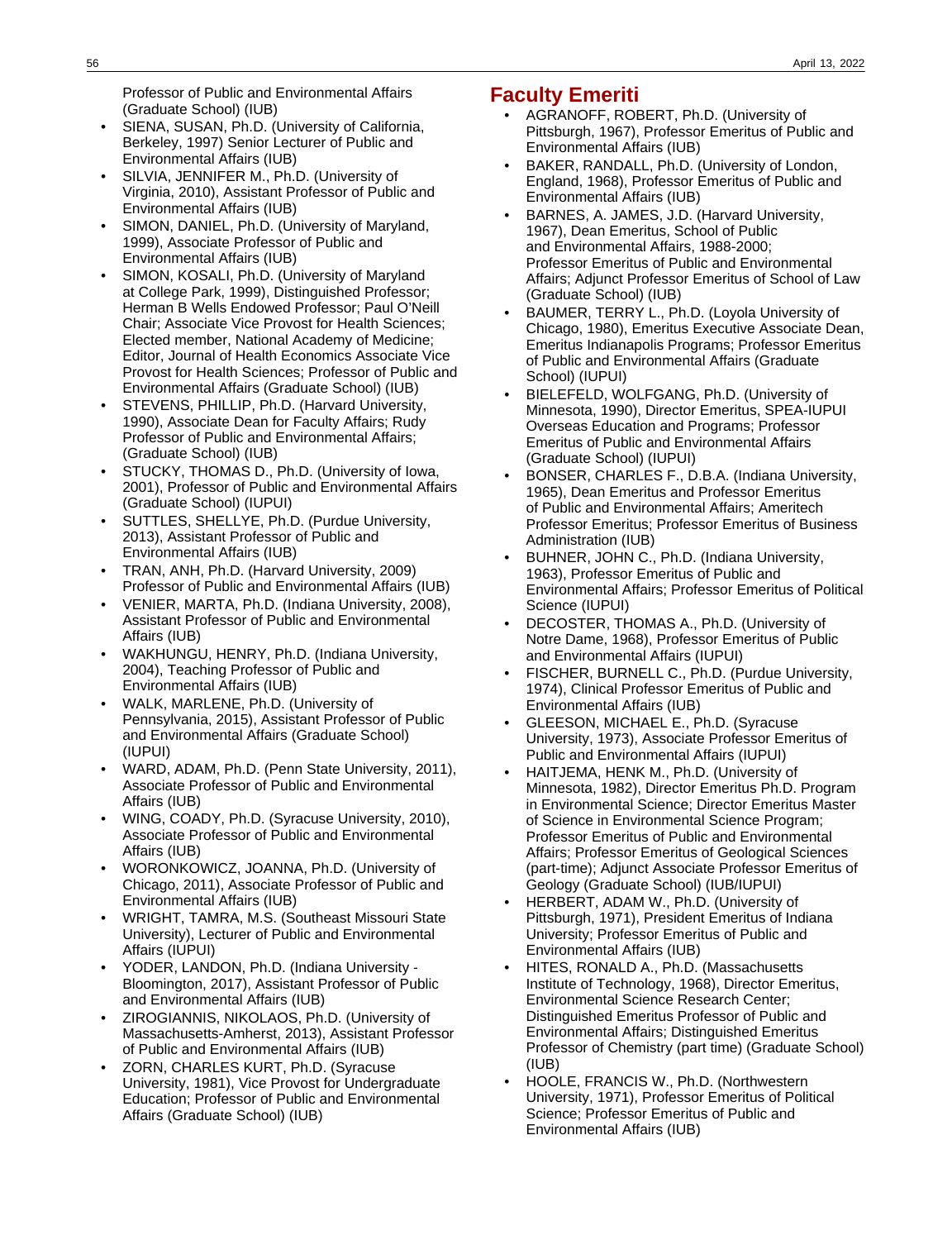Professor of Public and Environmental Affairs (Graduate School) (IUB)

- SIENA, SUSAN, Ph.D. (University of California, Berkeley, 1997) Senior Lecturer of Public and Environmental Affairs (IUB)
- SILVIA, JENNIFER M., Ph.D. (University of Virginia, 2010), Assistant Professor of Public and Environmental Affairs (IUB)
- SIMON, DANIEL, Ph.D. (University of Maryland, 1999), Associate Professor of Public and Environmental Affairs (IUB)
- SIMON, KOSALI, Ph.D. (University of Maryland at College Park, 1999), Distinguished Professor; Herman B Wells Endowed Professor; Paul O'Neill Chair; Associate Vice Provost for Health Sciences; Elected member, National Academy of Medicine; Editor, Journal of Health Economics Associate Vice Provost for Health Sciences; Professor of Public and Environmental Affairs (Graduate School) (IUB)
- STEVENS, PHILLIP, Ph.D. (Harvard University, 1990), Associate Dean for Faculty Affairs; Rudy Professor of Public and Environmental Affairs; (Graduate School) (IUB)
- STUCKY, THOMAS D., Ph.D. (University of Iowa, 2001), Professor of Public and Environmental Affairs (Graduate School) (IUPUI)
- SUTTLES, SHELLYE, Ph.D. (Purdue University, 2013), Assistant Professor of Public and Environmental Affairs (IUB)
- TRAN, ANH, Ph.D. (Harvard University, 2009) Professor of Public and Environmental Affairs (IUB)
- VENIER, MARTA, Ph.D. (Indiana University, 2008), Assistant Professor of Public and Environmental Affairs (IUB)
- WAKHUNGU, HENRY, Ph.D. (Indiana University, 2004), Teaching Professor of Public and Environmental Affairs (IUB)
- WALK, MARLENE, Ph.D. (University of Pennsylvania, 2015), Assistant Professor of Public and Environmental Affairs (Graduate School) (IUPUI)
- WARD, ADAM, Ph.D. (Penn State University, 2011), Associate Professor of Public and Environmental Affairs (IUB)
- WING, COADY, Ph.D. (Syracuse University, 2010), Associate Professor of Public and Environmental Affairs (IUB)
- WORONKOWICZ, JOANNA, Ph.D. (University of Chicago, 2011), Associate Professor of Public and Environmental Affairs (IUB)
- WRIGHT, TAMRA, M.S. (Southeast Missouri State University), Lecturer of Public and Environmental Affairs (IUPUI)
- YODER, LANDON, Ph.D. (Indiana University - Bloomington, 2017), Assistant Professor of Public and Environmental Affairs (IUB)
- ZIROGIANNIS, NIKOLAOS, Ph.D. (University of Massachusetts-Amherst, 2013), Assistant Professor of Public and Environmental Affairs (IUB)
- ZORN, CHARLES KURT, Ph.D. (Syracuse University, 1981), Vice Provost for Undergraduate Education; Professor of Public and Environmental Affairs (Graduate School) (IUB)

## Faculty Emeriti

- AGRANOFF, ROBERT, Ph.D. (University of Pittsburgh, 1967), Professor Emeritus of Public and Environmental Affairs (IUB)
- BAKER, RANDALL, Ph.D. (University of London, England, 1968), Professor Emeritus of Public and Environmental Affairs (IUB)
- BARNES, A. JAMES, J.D. (Harvard University, 1967), Dean Emeritus, School of Public and Environmental Affairs, 1988-2000; Professor Emeritus of Public and Environmental Affairs; Adjunct Professor Emeritus of School of Law (Graduate School) (IUB)
- BAUMER, TERRY L., Ph.D. (Loyola University of Chicago, 1980), Emeritus Executive Associate Dean, Emeritus Indianapolis Programs; Professor Emeritus of Public and Environmental Affairs (Graduate School) (IUPUI)
- BIELEFELD, WOLFGANG, Ph.D. (University of Minnesota, 1990), Director Emeritus, SPEA-IUPUI Overseas Education and Programs; Professor Emeritus of Public and Environmental Affairs (Graduate School) (IUPUI)
- BONSER, CHARLES F., D.B.A. (Indiana University, 1965), Dean Emeritus and Professor Emeritus of Public and Environmental Affairs; Ameritech Professor Emeritus; Professor Emeritus of Business Administration (IUB)
- BUHNER, JOHN C., Ph.D. (Indiana University, 1963), Professor Emeritus of Public and Environmental Affairs; Professor Emeritus of Political Science (IUPUI)
- DECOSTER, THOMAS A., Ph.D. (University of Notre Dame, 1968), Professor Emeritus of Public and Environmental Affairs (IUPUI)
- FISCHER, BURNELL C., Ph.D. (Purdue University, 1974), Clinical Professor Emeritus of Public and Environmental Affairs (IUB)
- GLEESON, MICHAEL E., Ph.D. (Syracuse University, 1973), Associate Professor Emeritus of Public and Environmental Affairs (IUPUI)
- HAITJEMA, HENK M., Ph.D. (University of Minnesota, 1982), Director Emeritus Ph.D. Program in Environmental Science; Director Emeritus Master of Science in Environmental Science Program; Professor Emeritus of Public and Environmental Affairs; Professor Emeritus of Geological Sciences (part-time); Adjunct Associate Professor Emeritus of Geology (Graduate School) (IUB/IUPUI)
- HERBERT, ADAM W., Ph.D. (University of Pittsburgh, 1971), President Emeritus of Indiana University; Professor Emeritus of Public and Environmental Affairs (IUB)
- HITES, RONALD A., Ph.D. (Massachusetts Institute of Technology, 1968), Director Emeritus, Environmental Science Research Center; Distinguished Emeritus Professor of Public and Environmental Affairs; Distinguished Emeritus Professor of Chemistry (part time) (Graduate School) (IUB)
- HOOLE, FRANCIS W., Ph.D. (Northwestern University, 1971), Professor Emeritus of Political Science; Professor Emeritus of Public and Environmental Affairs (IUB)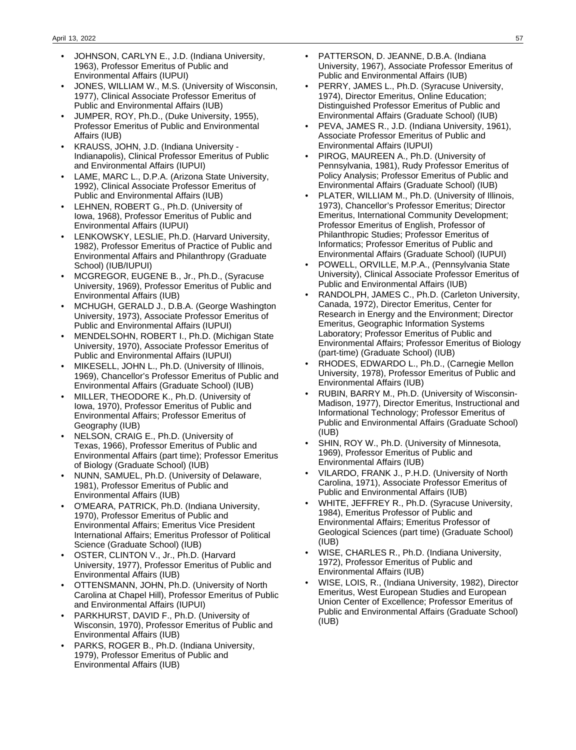- JOHNSON, CARLYN E., J.D. (Indiana University, 1963), Professor Emeritus of Public and Environmental Affairs (IUPUI)
- JONES, WILLIAM W., M.S. (University of Wisconsin, 1977), Clinical Associate Professor Emeritus of Public and Environmental Affairs (IUB)
- JUMPER, ROY, Ph.D., (Duke University, 1955), Professor Emeritus of Public and Environmental Affairs (IUB)
- KRAUSS, JOHN, J.D. (Indiana University - Indianapolis), Clinical Professor Emeritus of Public and Environmental Affairs (IUPUI)
- LAME, MARC L., D.P.A. (Arizona State University, 1992), Clinical Associate Professor Emeritus of Public and Environmental Affairs (IUB)
- LEHNEN, ROBERT G., Ph.D. (University of Iowa, 1968), Professor Emeritus of Public and Environmental Affairs (IUPUI)
- LENKOWSKY, LESLIE, Ph.D. (Harvard University, 1982), Professor Emeritus of Practice of Public and Environmental Affairs and Philanthropy (Graduate School) (IUB/IUPUI)
- MCGREGOR, EUGENE B., Jr., Ph.D., (Syracuse University, 1969), Professor Emeritus of Public and Environmental Affairs (IUB)
- MCHUGH, GERALD J., D.B.A. (George Washington University, 1973), Associate Professor Emeritus of Public and Environmental Affairs (IUPUI)
- MENDELSOHN, ROBERT I., Ph.D. (Michigan State University, 1970), Associate Professor Emeritus of Public and Environmental Affairs (IUPUI)
- MIKESELL, JOHN L., Ph.D. (University of Illinois, 1969), Chancellor's Professor Emeritus of Public and Environmental Affairs (Graduate School) (IUB)
- MILLER, THEODORE K., Ph.D. (University of Iowa, 1970), Professor Emeritus of Public and Environmental Affairs; Professor Emeritus of Geography (IUB)
- NELSON, CRAIG E., Ph.D. (University of Texas, 1966), Professor Emeritus of Public and Environmental Affairs (part time); Professor Emeritus of Biology (Graduate School) (IUB)
- NUNN, SAMUEL, Ph.D. (University of Delaware, 1981), Professor Emeritus of Public and Environmental Affairs (IUB)
- O'MEARA, PATRICK, Ph.D. (Indiana University, 1970), Professor Emeritus of Public and Environmental Affairs; Emeritus Vice President International Affairs; Emeritus Professor of Political Science (Graduate School) (IUB)
- OSTER, CLINTON V., Jr., Ph.D. (Harvard University, 1977), Professor Emeritus of Public and Environmental Affairs (IUB)
- OTTENSMANN, JOHN, Ph.D. (University of North Carolina at Chapel Hill), Professor Emeritus of Public and Environmental Affairs (IUPUI)
- PARKHURST, DAVID F., Ph.D. (University of Wisconsin, 1970), Professor Emeritus of Public and Environmental Affairs (IUB)
- PARKS, ROGER B., Ph.D. (Indiana University, 1979), Professor Emeritus of Public and Environmental Affairs (IUB)
- PATTERSON, D. JEANNE, D.B.A. (Indiana University, 1967), Associate Professor Emeritus of Public and Environmental Affairs (IUB)
- PERRY, JAMES L., Ph.D. (Syracuse University, 1974), Director Emeritus, Online Education; Distinguished Professor Emeritus of Public and Environmental Affairs (Graduate School) (IUB)
- PEVA, JAMES R., J.D. (Indiana University, 1961), Associate Professor Emeritus of Public and Environmental Affairs (IUPUI)
- PIROG, MAUREEN A., Ph.D. (University of Pennsylvania, 1981), Rudy Professor Emeritus of Policy Analysis; Professor Emeritus of Public and Environmental Affairs (Graduate School) (IUB)
- PLATER, WILLIAM M., Ph.D. (University of Illinois, 1973), Chancellor's Professor Emeritus; Director Emeritus, International Community Development; Professor Emeritus of English, Professor of Philanthropic Studies; Professor Emeritus of Informatics; Professor Emeritus of Public and Environmental Affairs (Graduate School) (IUPUI)
- POWELL, ORVILLE, M.P.A., (Pennsylvania State University), Clinical Associate Professor Emeritus of Public and Environmental Affairs (IUB)
- RANDOLPH, JAMES C., Ph.D. (Carleton University, Canada, 1972), Director Emeritus, Center for Research in Energy and the Environment; Director Emeritus, Geographic Information Systems Laboratory; Professor Emeritus of Public and Environmental Affairs; Professor Emeritus of Biology (part-time) (Graduate School) (IUB)
- RHODES, EDWARDO L., Ph.D., (Carnegie Mellon University, 1978), Professor Emeritus of Public and Environmental Affairs (IUB)
- RUBIN, BARRY M., Ph.D. (University of Wisconsin-Madison, 1977), Director Emeritus, Instructional and Informational Technology; Professor Emeritus of Public and Environmental Affairs (Graduate School) (IUB)
- SHIN, ROY W., Ph.D. (University of Minnesota, 1969), Professor Emeritus of Public and Environmental Affairs (IUB)
- VILARDO, FRANK J., P.H.D. (University of North Carolina, 1971), Associate Professor Emeritus of Public and Environmental Affairs (IUB)
- WHITE, JEFFREY R., Ph.D. (Syracuse University, 1984), Emeritus Professor of Public and Environmental Affairs; Emeritus Professor of Geological Sciences (part time) (Graduate School) (IUB)
- WISE, CHARLES R., Ph.D. (Indiana University, 1972), Professor Emeritus of Public and Environmental Affairs (IUB)
- WISE, LOIS, R., (Indiana University, 1982), Director Emeritus, West European Studies and European Union Center of Excellence; Professor Emeritus of Public and Environmental Affairs (Graduate School) (IUB)